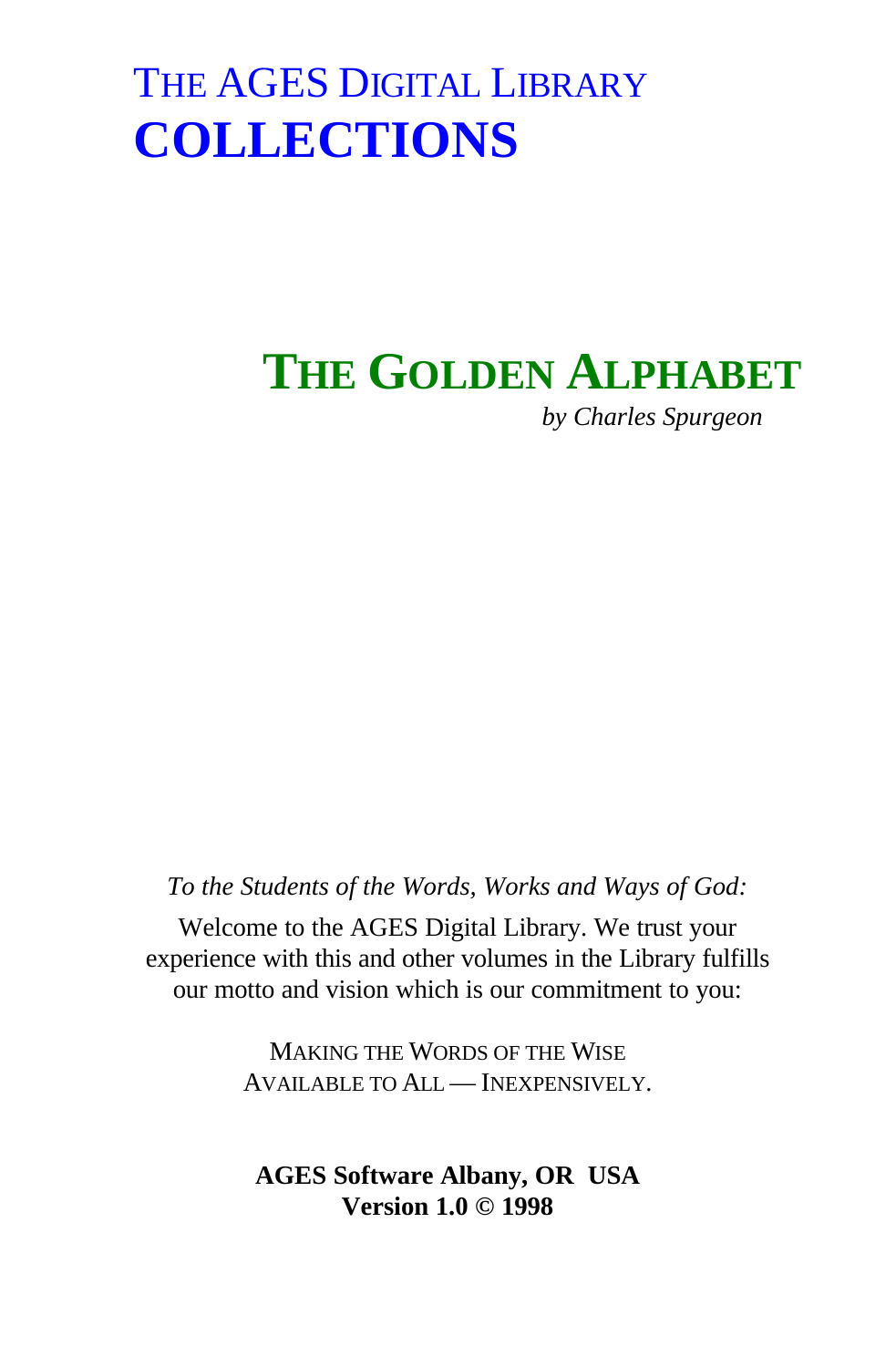# THE AGES DIGITAL LIBRARY
# COLLECTIONS

## THE GOLDEN ALPHABET

*by Charles Spurgeon*

*To the Students of the Words, Works and Ways of God:*

Welcome to the AGES Digital Library. We trust your experience with this and other volumes in the Library fulfills our motto and vision which is our commitment to you:

MAKING THE WORDS OF THE WISE
AVAILABLE TO ALL — INEXPENSIVELY.

**AGES Software Albany, OR USA**
**Version 1.0 © 1998**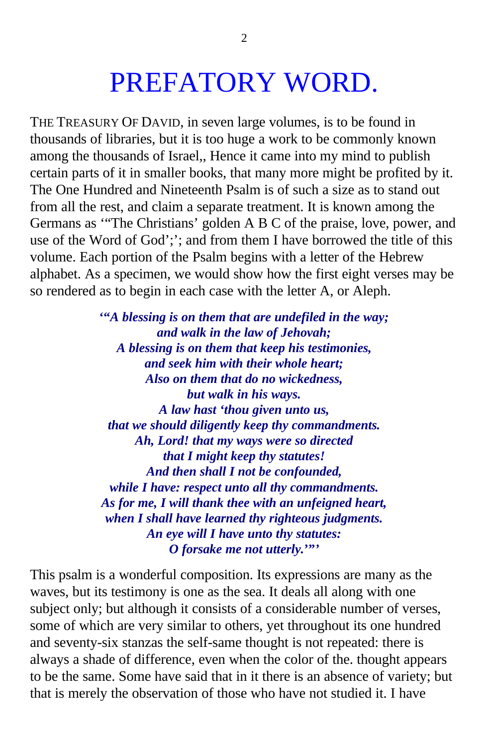# PREFATORY WORD.

THE TREASURY OF DAVID, in seven large volumes, is to be found in thousands of libraries, but it is too huge a work to be commonly known among the thousands of Israel,, Hence it came into my mind to publish certain parts of it in smaller books, that many more might be profited by it. The One Hundred and Nineteenth Psalm is of such a size as to stand out from all the rest, and claim a separate treatment. It is known among the Germans as '"The Christians' golden A B C of the praise, love, power, and use of the Word of God';'; and from them I have borrowed the title of this volume. Each portion of the Psalm begins with a letter of the Hebrew alphabet. As a specimen, we would show how the first eight verses may be so rendered as to begin in each case with the letter A, or Aleph.

***'"A blessing is on them that are undefiled in the way;***
***and walk in the law of Jehovah;***
***A blessing is on them that keep his testimonies,***
***and seek him with their whole heart;***
***Also on them that do no wickedness,***
***but walk in his ways.***
***A law hast 'thou given unto us,***
***that we should diligently keep thy commandments.***
***Ah, Lord! that my ways were so directed***
***that I might keep thy statutes!***
***And then shall I not be confounded,***
***while I have: respect unto all thy commandments.***
***As for me, I will thank thee with an unfeigned heart,***
***when I shall have learned thy righteous judgments.***
***An eye will I have unto thy statutes:***
***O forsake me not utterly.'"'***

This psalm is a wonderful composition. Its expressions are many as the waves, but its testimony is one as the sea. It deals all along with one subject only; but although it consists of a considerable number of verses, some of which are very similar to others, yet throughout its one hundred and seventy-six stanzas the self-same thought is not repeated: there is always a shade of difference, even when the color of the. thought appears to be the same. Some have said that in it there is an absence of variety; but that is merely the observation of those who have not studied it. I have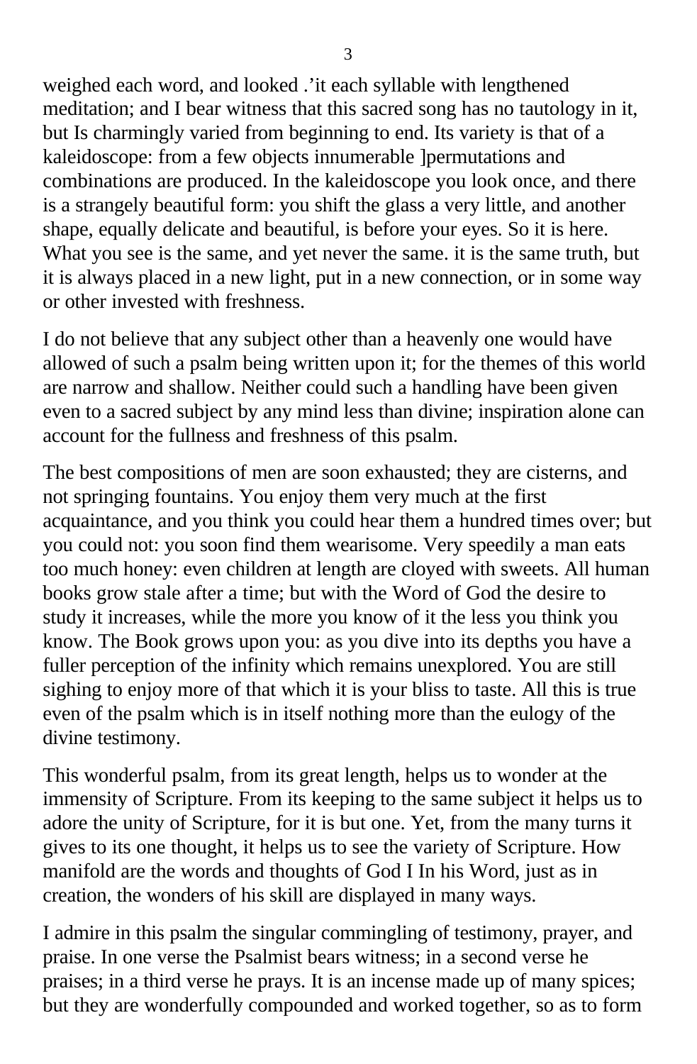weighed each word, and looked .'it each syllable with lengthened meditation; and I bear witness that this sacred song has no tautology in it, but Is charmingly varied from beginning to end. Its variety is that of a kaleidoscope: from a few objects innumerable ]permutations and combinations are produced. In the kaleidoscope you look once, and there is a strangely beautiful form: you shift the glass a very little, and another shape, equally delicate and beautiful, is before your eyes. So it is here. What you see is the same, and yet never the same. it is the same truth, but it is always placed in a new light, put in a new connection, or in some way or other invested with freshness.

I do not believe that any subject other than a heavenly one would have allowed of such a psalm being written upon it; for the themes of this world are narrow and shallow. Neither could such a handling have been given even to a sacred subject by any mind less than divine; inspiration alone can account for the fullness and freshness of this psalm.

The best compositions of men are soon exhausted; they are cisterns, and not springing fountains. You enjoy them very much at the first acquaintance, and you think you could hear them a hundred times over; but you could not: you soon find them wearisome. Very speedily a man eats too much honey: even children at length are cloyed with sweets. All human books grow stale after a time; but with the Word of God the desire to study it increases, while the more you know of it the less you think you know. The Book grows upon you: as you dive into its depths you have a fuller perception of the infinity which remains unexplored. You are still sighing to enjoy more of that which it is your bliss to taste. All this is true even of the psalm which is in itself nothing more than the eulogy of the divine testimony.

This wonderful psalm, from its great length, helps us to wonder at the immensity of Scripture. From its keeping to the same subject it helps us to adore the unity of Scripture, for it is but one. Yet, from the many turns it gives to its one thought, it helps us to see the variety of Scripture. How manifold are the words and thoughts of God I In his Word, just as in creation, the wonders of his skill are displayed in many ways.

I admire in this psalm the singular commingling of testimony, prayer, and praise. In one verse the Psalmist bears witness; in a second verse he praises; in a third verse he prays. It is an incense made up of many spices; but they are wonderfully compounded and worked together, so as to form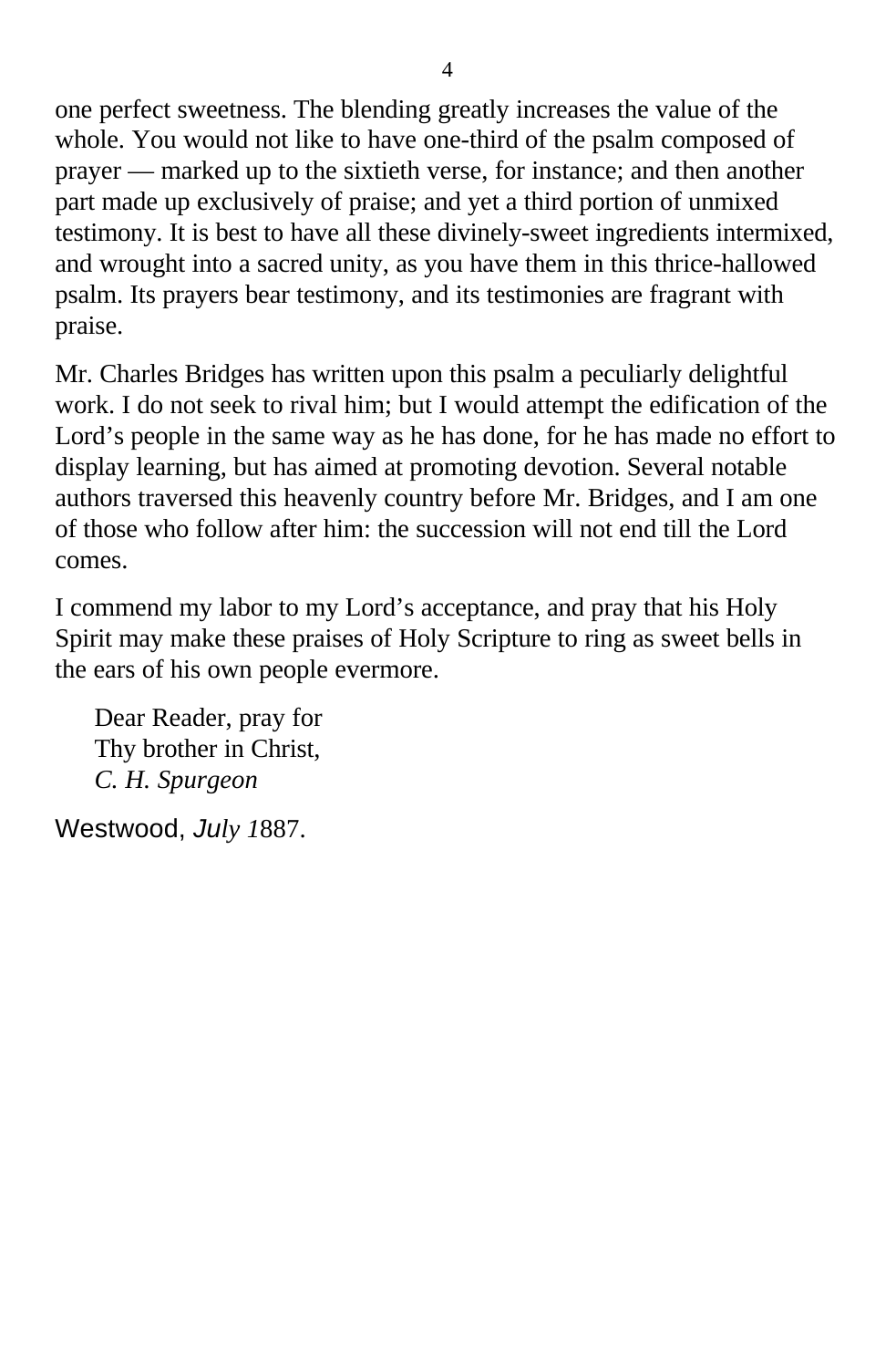one perfect sweetness. The blending greatly increases the value of the whole. You would not like to have one-third of the psalm composed of prayer — marked up to the sixtieth verse, for instance; and then another part made up exclusively of praise; and yet a third portion of unmixed testimony. It is best to have all these divinely-sweet ingredients intermixed, and wrought into a sacred unity, as you have them in this thrice-hallowed psalm. Its prayers bear testimony, and its testimonies are fragrant with praise.

Mr. Charles Bridges has written upon this psalm a peculiarly delightful work. I do not seek to rival him; but I would attempt the edification of the Lord's people in the same way as he has done, for he has made no effort to display learning, but has aimed at promoting devotion. Several notable authors traversed this heavenly country before Mr. Bridges, and I am one of those who follow after him: the succession will not end till the Lord comes.

I commend my labor to my Lord's acceptance, and pray that his Holy Spirit may make these praises of Holy Scripture to ring as sweet bells in the ears of his own people evermore.

Dear Reader, pray for
Thy brother in Christ,
*C. H. Spurgeon*

Westwood, *July 1*887.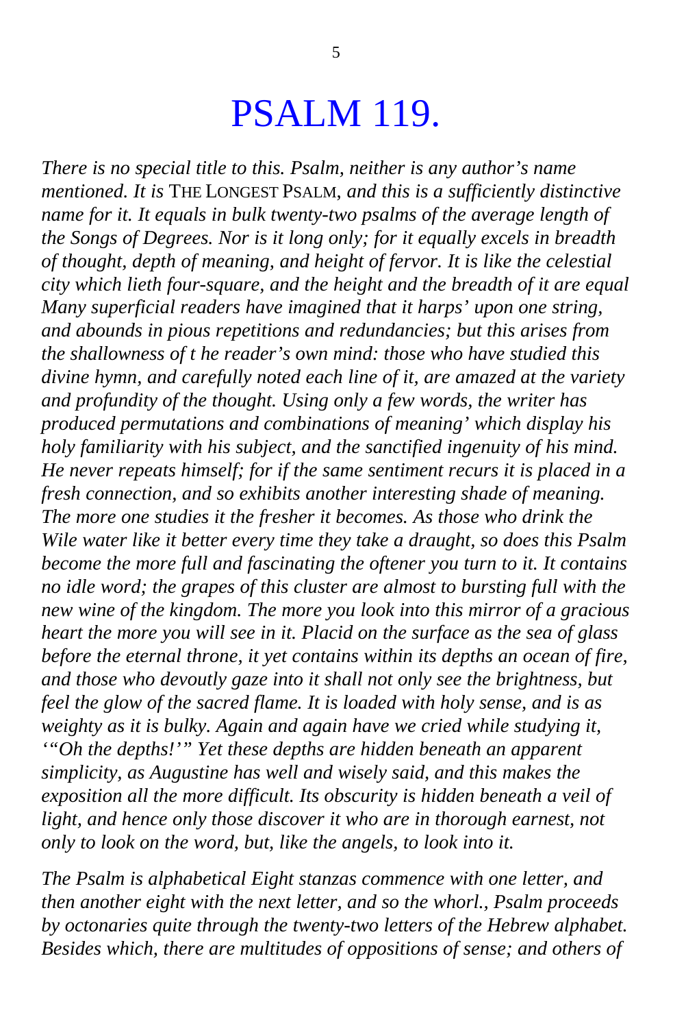# PSALM 119.

*There is no special title to this. Psalm, neither is any author's name mentioned. It is* THE LONGEST PSALM, *and this is a sufficiently distinctive name for it. It equals in bulk twenty-two psalms of the average length of the Songs of Degrees. Nor is it long only; for it equally excels in breadth of thought, depth of meaning, and height of fervor. It is like the celestial city which lieth four-square, and the height and the breadth of it are equal Many superficial readers have imagined that it harps' upon one string, and abounds in pious repetitions and redundancies; but this arises from the shallowness of t he reader's own mind: those who have studied this divine hymn, and carefully noted each line of it, are amazed at the variety and profundity of the thought. Using only a few words, the writer has produced permutations and combinations of meaning' which display his holy familiarity with his subject, and the sanctified ingenuity of his mind. He never repeats himself; for if the same sentiment recurs it is placed in a fresh connection, and so exhibits another interesting shade of meaning. The more one studies it the fresher it becomes. As those who drink the Wile water like it better every time they take a draught, so does this Psalm become the more full and fascinating the oftener you turn to it. It contains no idle word; the grapes of this cluster are almost to bursting full with the new wine of the kingdom. The more you look into this mirror of a gracious heart the more you will see in it. Placid on the surface as the sea of glass before the eternal throne, it yet contains within its depths an ocean of fire, and those who devoutly gaze into it shall not only see the brightness, but feel the glow of the sacred flame. It is loaded with holy sense, and is as weighty as it is bulky. Again and again have we cried while studying it, '"Oh the depths!'" Yet these depths are hidden beneath an apparent simplicity, as Augustine has well and wisely said, and this makes the exposition all the more difficult. Its obscurity is hidden beneath a veil of light, and hence only those discover it who are in thorough earnest, not only to look on the word, but, like the angels, to look into it.*

*The Psalm is alphabetical Eight stanzas commence with one letter, and then another eight with the next letter, and so the whorl., Psalm proceeds by octonaries quite through the twenty-two letters of the Hebrew alphabet. Besides which, there are multitudes of oppositions of sense; and others of*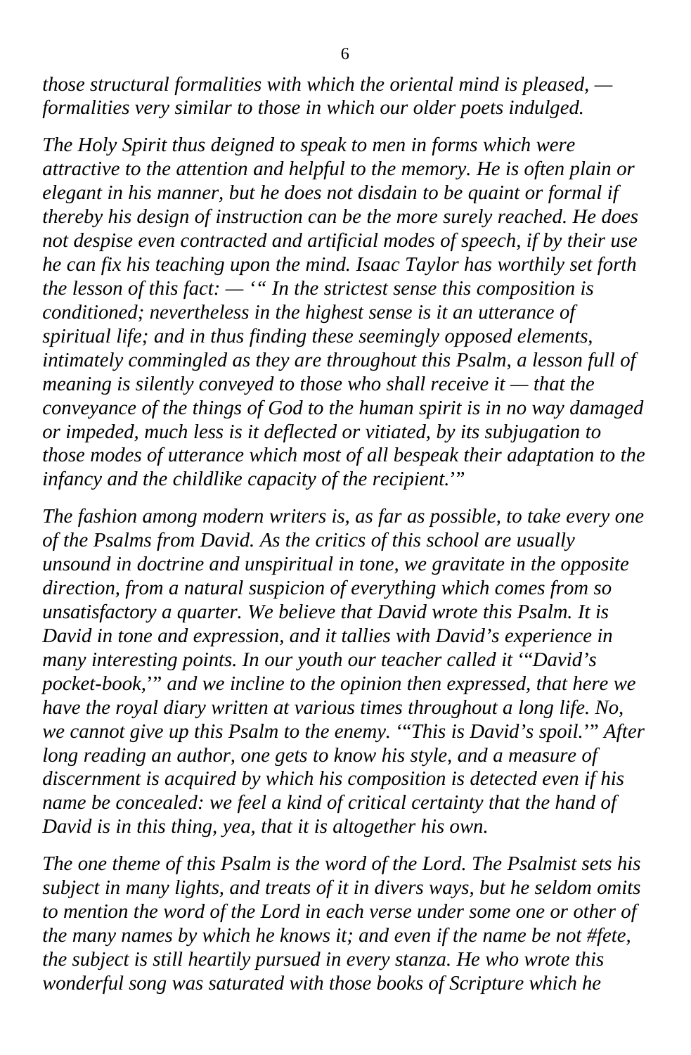*those structural formalities with which the oriental mind is pleased, — formalities very similar to those in which our older poets indulged.*

*The Holy Spirit thus deigned to speak to men in forms which were attractive to the attention and helpful to the memory. He is often plain or elegant in his manner, but he does not disdain to be quaint or formal if thereby his design of instruction can be the more surely reached. He does not despise even contracted and artificial modes of speech, if by their use he can fix his teaching upon the mind. Isaac Taylor has worthily set forth the lesson of this fact: — '" In the strictest sense this composition is conditioned; nevertheless in the highest sense is it an utterance of spiritual life; and in thus finding these seemingly opposed elements, intimately commingled as they are throughout this Psalm, a lesson full of meaning is silently conveyed to those who shall receive it — that the conveyance of the things of God to the human spirit is in no way damaged or impeded, much less is it deflected or vitiated, by its subjugation to those modes of utterance which most of all bespeak their adaptation to the infancy and the childlike capacity of the recipient.*'"

*The fashion among modern writers is, as far as possible, to take every one of the Psalms from David. As the critics of this school are usually unsound in doctrine and unspiritual in tone, we gravitate in the opposite direction, from a natural suspicion of everything which comes from so unsatisfactory a quarter. We believe that David wrote this Psalm. It is David in tone and expression, and it tallies with David's experience in many interesting points. In our youth our teacher called it '"David's pocket-book,'" and we incline to the opinion then expressed, that here we have the royal diary written at various times throughout a long life. No, we cannot give up this Psalm to the enemy. '"This is David's spoil.'" After long reading an author, one gets to know his style, and a measure of discernment is acquired by which his composition is detected even if his name be concealed: we feel a kind of critical certainty that the hand of David is in this thing, yea, that it is altogether his own.*

*The one theme of this Psalm is the word of the Lord. The Psalmist sets his subject in many lights, and treats of it in divers ways, but he seldom omits to mention the word of the Lord in each verse under some one or other of the many names by which he knows it; and even if the name be not #fete, the subject is still heartily pursued in every stanza. He who wrote this wonderful song was saturated with those books of Scripture which he*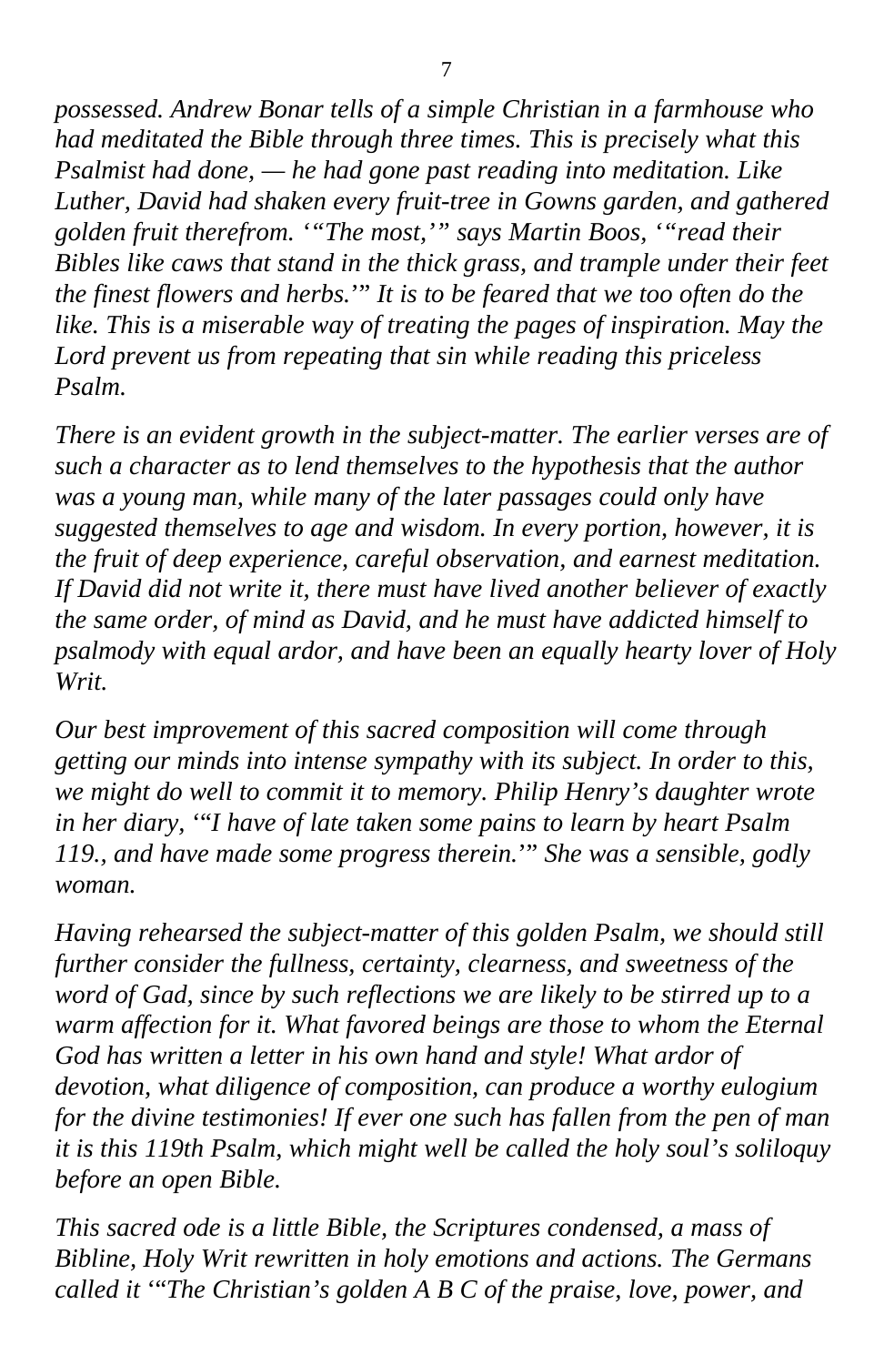*possessed. Andrew Bonar tells of a simple Christian in a farmhouse who had meditated the Bible through three times. This is precisely what this Psalmist had done, — he had gone past reading into meditation. Like Luther, David had shaken every fruit-tree in Gowns garden, and gathered golden fruit therefrom. '"The most,'" says Martin Boos, '"read their Bibles like caws that stand in the thick grass, and trample under their feet the finest flowers and herbs.'" It is to be feared that we too often do the like. This is a miserable way of treating the pages of inspiration. May the Lord prevent us from repeating that sin while reading this priceless Psalm.*

*There is an evident growth in the subject-matter. The earlier verses are of such a character as to lend themselves to the hypothesis that the author was a young man, while many of the later passages could only have suggested themselves to age and wisdom. In every portion, however, it is the fruit of deep experience, careful observation, and earnest meditation. If David did not write it, there must have lived another believer of exactly the same order, of mind as David, and he must have addicted himself to psalmody with equal ardor, and have been an equally hearty lover of Holy Writ.*

*Our best improvement of this sacred composition will come through getting our minds into intense sympathy with its subject. In order to this, we might do well to commit it to memory. Philip Henry's daughter wrote in her diary, '"I have of late taken some pains to learn by heart Psalm 119., and have made some progress therein.'" She was a sensible, godly woman.*

*Having rehearsed the subject-matter of this golden Psalm, we should still further consider the fullness, certainty, clearness, and sweetness of the word of Gad, since by such reflections we are likely to be stirred up to a warm affection for it. What favored beings are those to whom the Eternal God has written a letter in his own hand and style! What ardor of devotion, what diligence of composition, can produce a worthy eulogium for the divine testimonies! If ever one such has fallen from the pen of man it is this 119th Psalm, which might well be called the holy soul's soliloquy before an open Bible.*

*This sacred ode is a little Bible, the Scriptures condensed, a mass of Bibline, Holy Writ rewritten in holy emotions and actions. The Germans called it '"The Christian's golden A B C of the praise, love, power, and*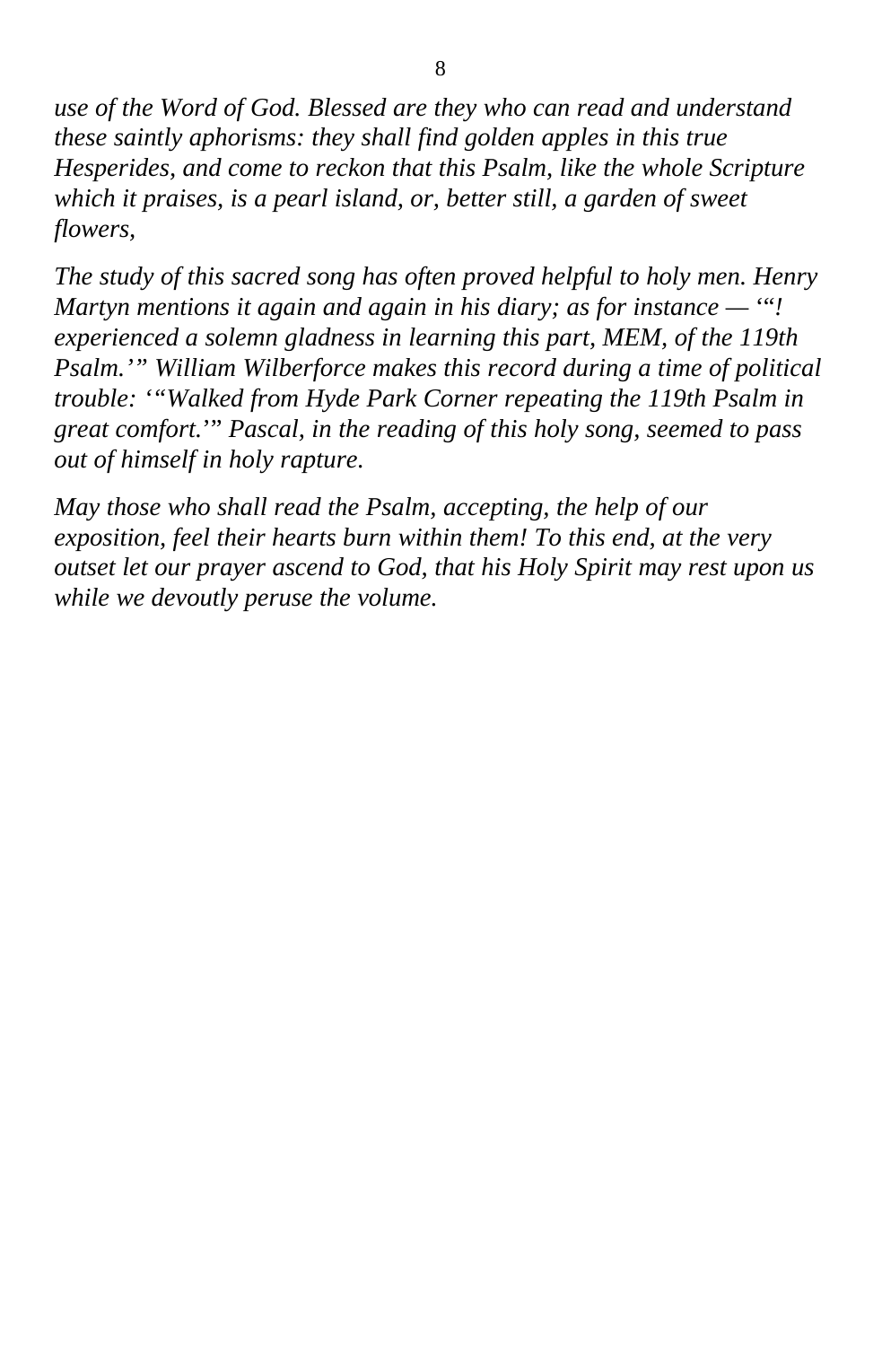*use of the Word of God. Blessed are they who can read and understand these saintly aphorisms: they shall find golden apples in this true Hesperides, and come to reckon that this Psalm, like the whole Scripture which it praises, is a pearl island, or, better still, a garden of sweet flowers,*

*The study of this sacred song has often proved helpful to holy men. Henry Martyn mentions it again and again in his diary; as for instance — '"! experienced a solemn gladness in learning this part, MEM, of the 119th Psalm.'" William Wilberforce makes this record during a time of political trouble: '"Walked from Hyde Park Corner repeating the 119th Psalm in great comfort.'" Pascal, in the reading of this holy song, seemed to pass out of himself in holy rapture.*

*May those who shall read the Psalm, accepting, the help of our exposition, feel their hearts burn within them! To this end, at the very outset let our prayer ascend to God, that his Holy Spirit may rest upon us while we devoutly peruse the volume.*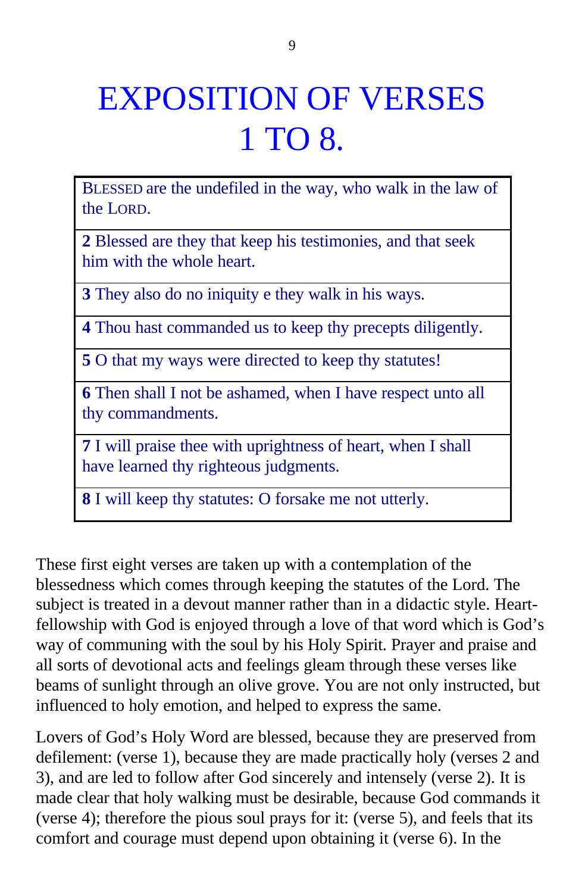# EXPOSITION OF VERSES 1 TO 8.

| BLESSED are the undefiled in the way, who walk in the law of the LORD. |
|---|
| **2** Blessed are they that keep his testimonies, and that seek him with the whole heart. |
| **3** They also do no iniquity e they walk in his ways. |
| **4** Thou hast commanded us to keep thy precepts diligently. |
| **5** O that my ways were directed to keep thy statutes! |
| **6** Then shall I not be ashamed, when I have respect unto all thy commandments. |
| **7** I will praise thee with uprightness of heart, when I shall have learned thy righteous judgments. |
| **8** I will keep thy statutes: O forsake me not utterly. |

These first eight verses are taken up with a contemplation of the blessedness which comes through keeping the statutes of the Lord. The subject is treated in a devout manner rather than in a didactic style. Heart-fellowship with God is enjoyed through a love of that word which is God's way of communing with the soul by his Holy Spirit. Prayer and praise and all sorts of devotional acts and feelings gleam through these verses like beams of sunlight through an olive grove. You are not only instructed, but influenced to holy emotion, and helped to express the same.

Lovers of God's Holy Word are blessed, because they are preserved from defilement: (verse 1), because they are made practically holy (verses 2 and 3), and are led to follow after God sincerely and intensely (verse 2). It is made clear that holy walking must be desirable, because God commands it (verse 4); therefore the pious soul prays for it: (verse 5), and feels that its comfort and courage must depend upon obtaining it (verse 6). In the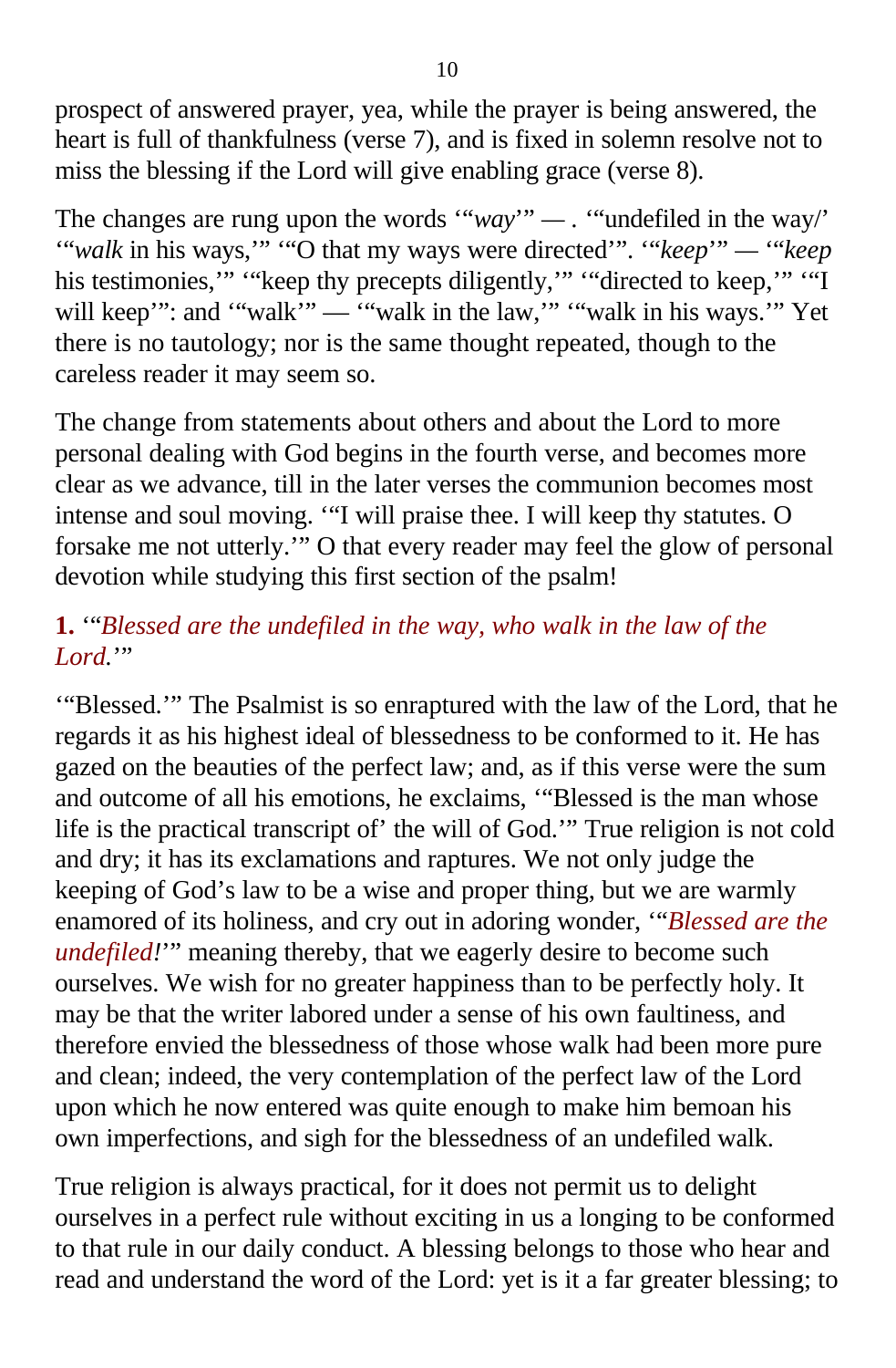prospect of answered prayer, yea, while the prayer is being answered, the heart is full of thankfulness (verse 7), and is fixed in solemn resolve not to miss the blessing if the Lord will give enabling grace (verse 8).

The changes are rung upon the words '"*way*'" — . '"undefiled in the way/' '"*walk* in his ways,'" '"O that my ways were directed'". '"*keep*'" — '"*keep* his testimonies,'" '"keep thy precepts diligently,'" '"directed to keep,'" '"I will keep'": and '"walk'" — '"walk in the law,'" '"walk in his ways.'" Yet there is no tautology; nor is the same thought repeated, though to the careless reader it may seem so.

The change from statements about others and about the Lord to more personal dealing with God begins in the fourth verse, and becomes more clear as we advance, till in the later verses the communion becomes most intense and soul moving. '"I will praise thee. I will keep thy statutes. O forsake me not utterly.'" O that every reader may feel the glow of personal devotion while studying this first section of the psalm!

**1.** '"*Blessed are the undefiled in the way, who walk in the law of the Lord.*'"

'"Blessed.'" The Psalmist is so enraptured with the law of the Lord, that he regards it as his highest ideal of blessedness to be conformed to it. He has gazed on the beauties of the perfect law; and, as if this verse were the sum and outcome of all his emotions, he exclaims, '"Blessed is the man whose life is the practical transcript of' the will of God.'" True religion is not cold and dry; it has its exclamations and raptures. We not only judge the keeping of God's law to be a wise and proper thing, but we are warmly enamored of its holiness, and cry out in adoring wonder, '"*Blessed are the undefiled!*'" meaning thereby, that we eagerly desire to become such ourselves. We wish for no greater happiness than to be perfectly holy. It may be that the writer labored under a sense of his own faultiness, and therefore envied the blessedness of those whose walk had been more pure and clean; indeed, the very contemplation of the perfect law of the Lord upon which he now entered was quite enough to make him bemoan his own imperfections, and sigh for the blessedness of an undefiled walk.

True religion is always practical, for it does not permit us to delight ourselves in a perfect rule without exciting in us a longing to be conformed to that rule in our daily conduct. A blessing belongs to those who hear and read and understand the word of the Lord: yet is it a far greater blessing; to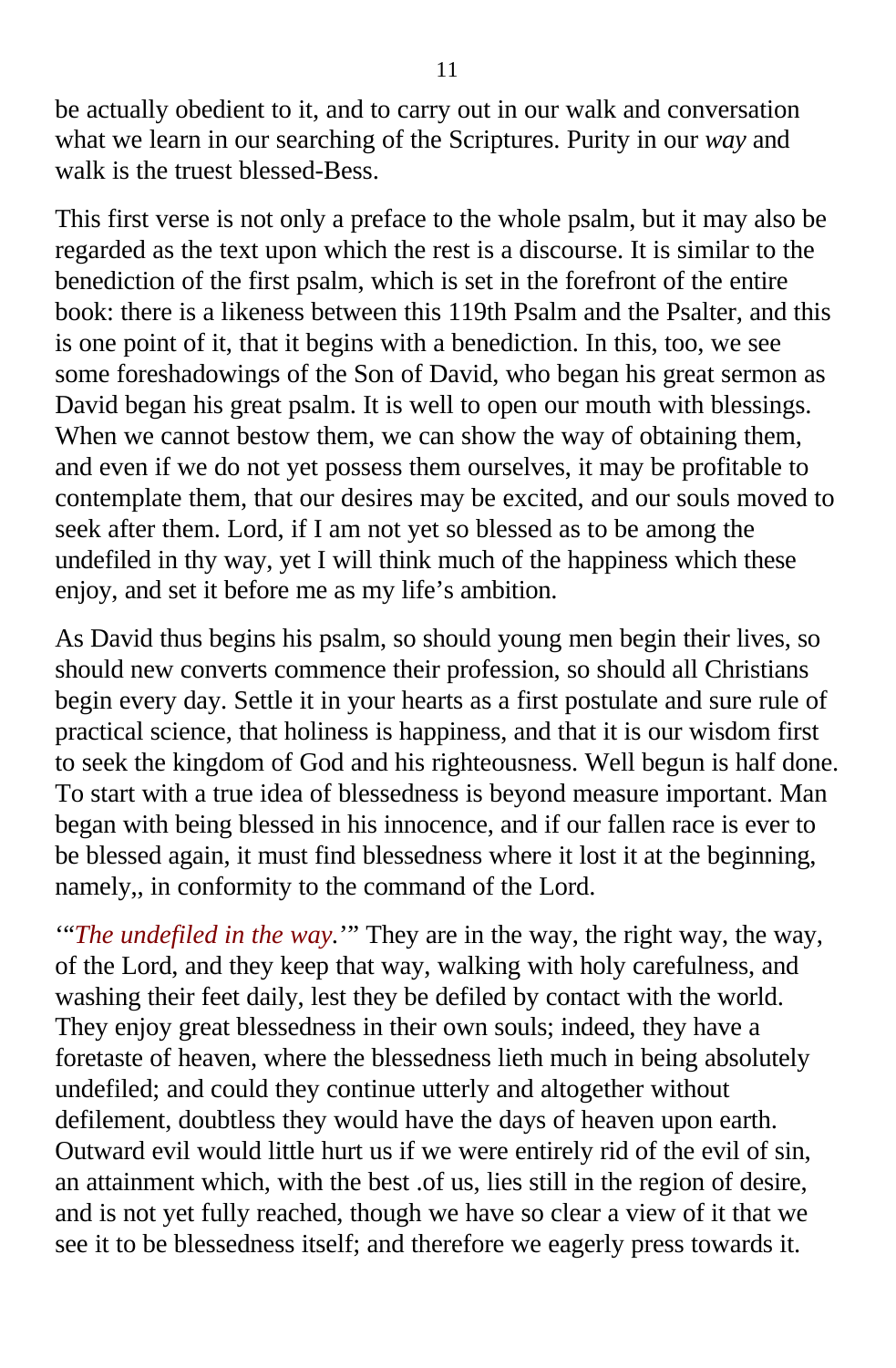be actually obedient to it, and to carry out in our walk and conversation what we learn in our searching of the Scriptures. Purity in our *way* and walk is the truest blessed-Bess.

This first verse is not only a preface to the whole psalm, but it may also be regarded as the text upon which the rest is a discourse. It is similar to the benediction of the first psalm, which is set in the forefront of the entire book: there is a likeness between this 119th Psalm and the Psalter, and this is one point of it, that it begins with a benediction. In this, too, we see some foreshadowings of the Son of David, who began his great sermon as David began his great psalm. It is well to open our mouth with blessings. When we cannot bestow them, we can show the way of obtaining them, and even if we do not yet possess them ourselves, it may be profitable to contemplate them, that our desires may be excited, and our souls moved to seek after them. Lord, if I am not yet so blessed as to be among the undefiled in thy way, yet I will think much of the happiness which these enjoy, and set it before me as my life's ambition.

As David thus begins his psalm, so should young men begin their lives, so should new converts commence their profession, so should all Christians begin every day. Settle it in your hearts as a first postulate and sure rule of practical science, that holiness is happiness, and that it is our wisdom first to seek the kingdom of God and his righteousness. Well begun is half done. To start with a true idea of blessedness is beyond measure important. Man began with being blessed in his innocence, and if our fallen race is ever to be blessed again, it must find blessedness where it lost it at the beginning, namely,, in conformity to the command of the Lord.

'"*The undefiled in the way.*'" They are in the way, the right way, the way, of the Lord, and they keep that way, walking with holy carefulness, and washing their feet daily, lest they be defiled by contact with the world. They enjoy great blessedness in their own souls; indeed, they have a foretaste of heaven, where the blessedness lieth much in being absolutely undefiled; and could they continue utterly and altogether without defilement, doubtless they would have the days of heaven upon earth. Outward evil would little hurt us if we were entirely rid of the evil of sin, an attainment which, with the best .of us, lies still in the region of desire, and is not yet fully reached, though we have so clear a view of it that we see it to be blessedness itself; and therefore we eagerly press towards it.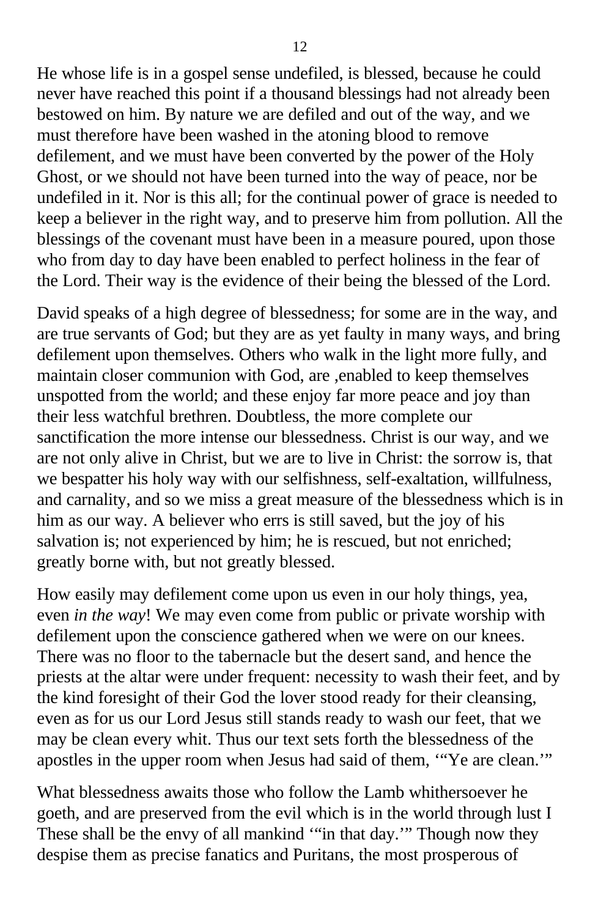He whose life is in a gospel sense undefiled, is blessed, because he could never have reached this point if a thousand blessings had not already been bestowed on him. By nature we are defiled and out of the way, and we must therefore have been washed in the atoning blood to remove defilement, and we must have been converted by the power of the Holy Ghost, or we should not have been turned into the way of peace, nor be undefiled in it. Nor is this all; for the continual power of grace is needed to keep a believer in the right way, and to preserve him from pollution. All the blessings of the covenant must have been in a measure poured, upon those who from day to day have been enabled to perfect holiness in the fear of the Lord. Their way is the evidence of their being the blessed of the Lord.

David speaks of a high degree of blessedness; for some are in the way, and are true servants of God; but they are as yet faulty in many ways, and bring defilement upon themselves. Others who walk in the light more fully, and maintain closer communion with God, are ,enabled to keep themselves unspotted from the world; and these enjoy far more peace and joy than their less watchful brethren. Doubtless, the more complete our sanctification the more intense our blessedness. Christ is our way, and we are not only alive in Christ, but we are to live in Christ: the sorrow is, that we bespatter his holy way with our selfishness, self-exaltation, willfulness, and carnality, and so we miss a great measure of the blessedness which is in him as our way. A believer who errs is still saved, but the joy of his salvation is; not experienced by him; he is rescued, but not enriched; greatly borne with, but not greatly blessed.

How easily may defilement come upon us even in our holy things, yea, even *in the way*! We may even come from public or private worship with defilement upon the conscience gathered when we were on our knees. There was no floor to the tabernacle but the desert sand, and hence the priests at the altar were under frequent: necessity to wash their feet, and by the kind foresight of their God the lover stood ready for their cleansing, even as for us our Lord Jesus still stands ready to wash our feet, that we may be clean every whit. Thus our text sets forth the blessedness of the apostles in the upper room when Jesus had said of them, '"Ye are clean.'"

What blessedness awaits those who follow the Lamb whithersoever he goeth, and are preserved from the evil which is in the world through lust I These shall be the envy of all mankind '"in that day.'" Though now they despise them as precise fanatics and Puritans, the most prosperous of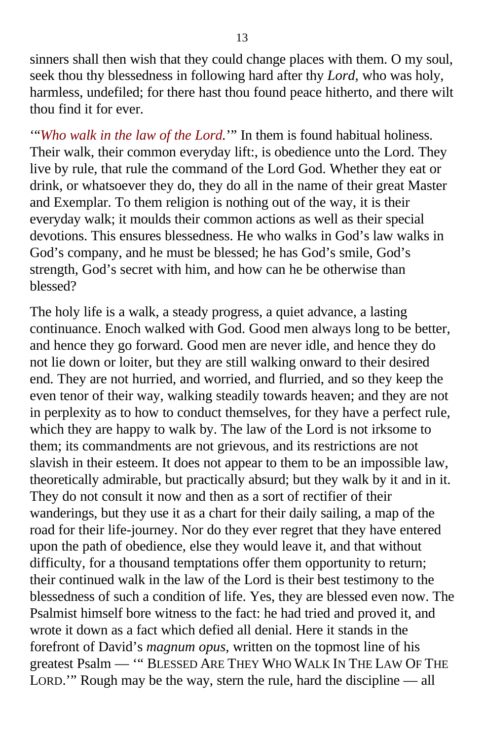sinners shall then wish that they could change places with them. O my soul, seek thou thy blessedness in following hard after thy *Lord,* who was holy, harmless, undefiled; for there hast thou found peace hitherto, and there wilt thou find it for ever.

'"*Who walk in the law of the Lord.*'" In them is found habitual holiness. Their walk, their common everyday lift:, is obedience unto the Lord. They live by rule, that rule the command of the Lord God. Whether they eat or drink, or whatsoever they do, they do all in the name of their great Master and Exemplar. To them religion is nothing out of the way, it is their everyday walk; it moulds their common actions as well as their special devotions. This ensures blessedness. He who walks in God's law walks in God's company, and he must be blessed; he has God's smile, God's strength, God's secret with him, and how can he be otherwise than blessed?

The holy life is a walk, a steady progress, a quiet advance, a lasting continuance. Enoch walked with God. Good men always long to be better, and hence they go forward. Good men are never idle, and hence they do not lie down or loiter, but they are still walking onward to their desired end. They are not hurried, and worried, and flurried, and so they keep the even tenor of their way, walking steadily towards heaven; and they are not in perplexity as to how to conduct themselves, for they have a perfect rule, which they are happy to walk by. The law of the Lord is not irksome to them; its commandments are not grievous, and its restrictions are not slavish in their esteem. It does not appear to them to be an impossible law, theoretically admirable, but practically absurd; but they walk by it and in it. They do not consult it now and then as a sort of rectifier of their wanderings, but they use it as a chart for their daily sailing, a map of the road for their life-journey. Nor do they ever regret that they have entered upon the path of obedience, else they would leave it, and that without difficulty, for a thousand temptations offer them opportunity to return; their continued walk in the law of the Lord is their best testimony to the blessedness of such a condition of life. Yes, they are blessed even now. The Psalmist himself bore witness to the fact: he had tried and proved it, and wrote it down as a fact which defied all denial. Here it stands in the forefront of David's *magnum opus,* written on the topmost line of his greatest Psalm — '" BLESSED ARE THEY WHO WALK IN THE LAW OF THE LORD.'" Rough may be the way, stern the rule, hard the discipline — all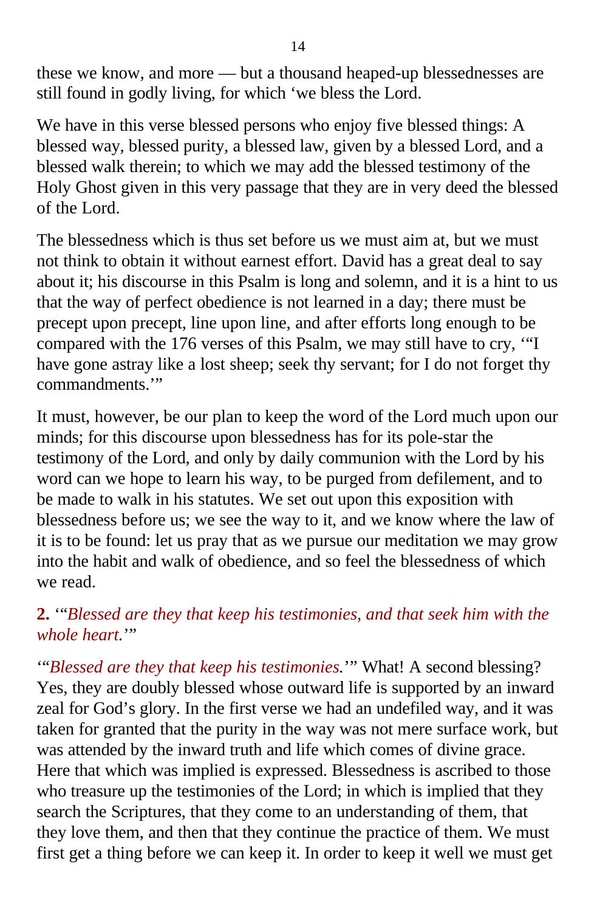these we know, and more — but a thousand heaped-up blessednesses are still found in godly living, for which ‘we bless the Lord.

We have in this verse blessed persons who enjoy five blessed things: A blessed way, blessed purity, a blessed law, given by a blessed Lord, and a blessed walk therein; to which we may add the blessed testimony of the Holy Ghost given in this very passage that they are in very deed the blessed of the Lord.

The blessedness which is thus set before us we must aim at, but we must not think to obtain it without earnest effort. David has a great deal to say about it; his discourse in this Psalm is long and solemn, and it is a hint to us that the way of perfect obedience is not learned in a day; there must be precept upon precept, line upon line, and after efforts long enough to be compared with the 176 verses of this Psalm, we may still have to cry, ‘“I have gone astray like a lost sheep; seek thy servant; for I do not forget thy commandments.’”

It must, however, be our plan to keep the word of the Lord much upon our minds; for this discourse upon blessedness has for its pole-star the testimony of the Lord, and only by daily communion with the Lord by his word can we hope to learn his way, to be purged from defilement, and to be made to walk in his statutes. We set out upon this exposition with blessedness before us; we see the way to it, and we know where the law of it is to be found: let us pray that as we pursue our meditation we may grow into the habit and walk of obedience, and so feel the blessedness of which we read.

**2.** ‘“*Blessed are they that keep his testimonies, and that seek him with the whole heart.*’”

‘“*Blessed are they that keep his testimonies.*’” What! A second blessing? Yes, they are doubly blessed whose outward life is supported by an inward zeal for God’s glory. In the first verse we had an undefiled way, and it was taken for granted that the purity in the way was not mere surface work, but was attended by the inward truth and life which comes of divine grace. Here that which was implied is expressed. Blessedness is ascribed to those who treasure up the testimonies of the Lord; in which is implied that they search the Scriptures, that they come to an understanding of them, that they love them, and then that they continue the practice of them. We must first get a thing before we can keep it. In order to keep it well we must get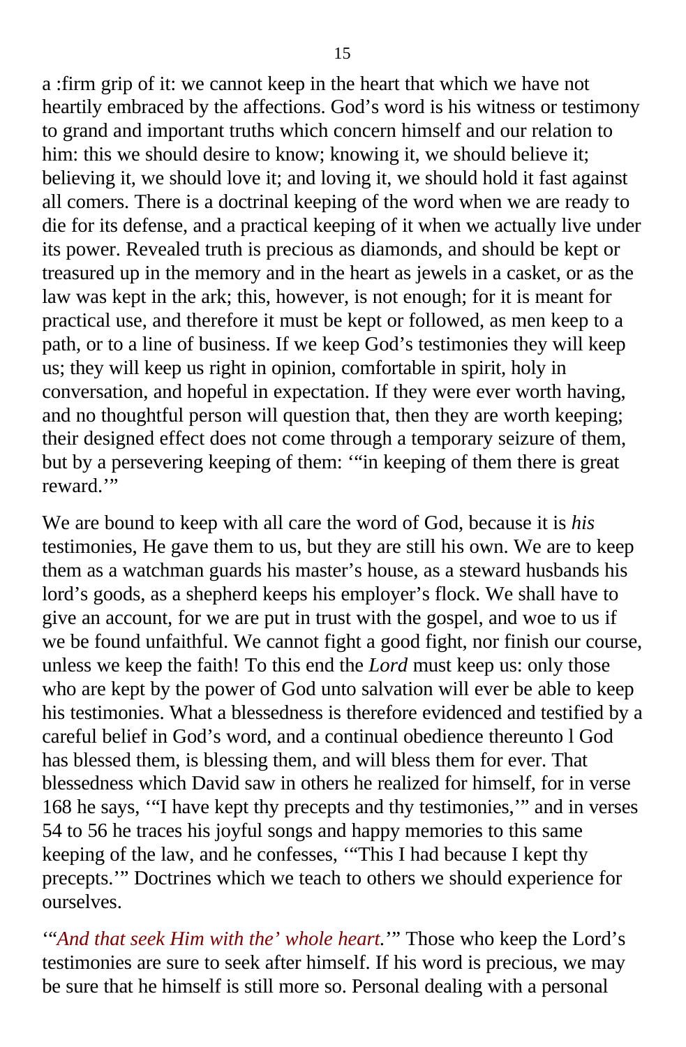a :firm grip of it: we cannot keep in the heart that which we have not heartily embraced by the affections. God's word is his witness or testimony to grand and important truths which concern himself and our relation to him: this we should desire to know; knowing it, we should believe it; believing it, we should love it; and loving it, we should hold it fast against all comers. There is a doctrinal keeping of the word when we are ready to die for its defense, and a practical keeping of it when we actually live under its power. Revealed truth is precious as diamonds, and should be kept or treasured up in the memory and in the heart as jewels in a casket, or as the law was kept in the ark; this, however, is not enough; for it is meant for practical use, and therefore it must be kept or followed, as men keep to a path, or to a line of business. If we keep God's testimonies they will keep us; they will keep us right in opinion, comfortable in spirit, holy in conversation, and hopeful in expectation. If they were ever worth having, and no thoughtful person will question that, then they are worth keeping; their designed effect does not come through a temporary seizure of them, but by a persevering keeping of them: '"in keeping of them there is great reward.'"

We are bound to keep with all care the word of God, because it is *his* testimonies, He gave them to us, but they are still his own. We are to keep them as a watchman guards his master's house, as a steward husbands his lord's goods, as a shepherd keeps his employer's flock. We shall have to give an account, for we are put in trust with the gospel, and woe to us if we be found unfaithful. We cannot fight a good fight, nor finish our course, unless we keep the faith! To this end the *Lord* must keep us: only those who are kept by the power of God unto salvation will ever be able to keep his testimonies. What a blessedness is therefore evidenced and testified by a careful belief in God's word, and a continual obedience thereunto l God has blessed them, is blessing them, and will bless them for ever. That blessedness which David saw in others he realized for himself, for in verse 168 he says, '"I have kept thy precepts and thy testimonies,'" and in verses 54 to 56 he traces his joyful songs and happy memories to this same keeping of the law, and he confesses, '"This I had because I kept thy precepts.'" Doctrines which we teach to others we should experience for ourselves.

'"*And that seek Him with the' whole heart.*'" Those who keep the Lord's testimonies are sure to seek after himself. If his word is precious, we may be sure that he himself is still more so. Personal dealing with a personal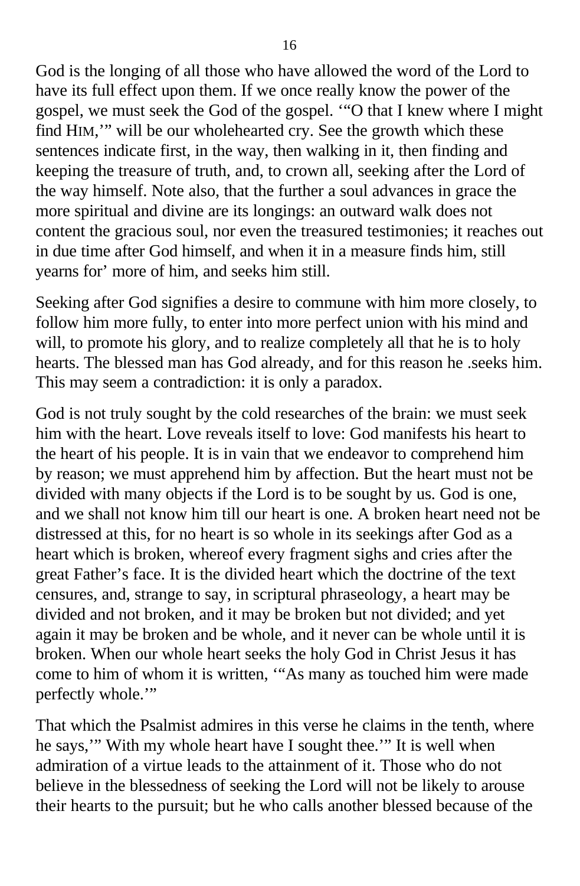God is the longing of all those who have allowed the word of the Lord to have its full effect upon them. If we once really know the power of the gospel, we must seek the God of the gospel. ‘“O that I knew where I might find HIM,’” will be our wholehearted cry. See the growth which these sentences indicate first, in the way, then walking in it, then finding and keeping the treasure of truth, and, to crown all, seeking after the Lord of the way himself. Note also, that the further a soul advances in grace the more spiritual and divine are its longings: an outward walk does not content the gracious soul, nor even the treasured testimonies; it reaches out in due time after God himself, and when it in a measure finds him, still yearns for’ more of him, and seeks him still.

Seeking after God signifies a desire to commune with him more closely, to follow him more fully, to enter into more perfect union with his mind and will, to promote his glory, and to realize completely all that he is to holy hearts. The blessed man has God already, and for this reason he .seeks him. This may seem a contradiction: it is only a paradox.

God is not truly sought by the cold researches of the brain: we must seek him with the heart. Love reveals itself to love: God manifests his heart to the heart of his people. It is in vain that we endeavor to comprehend him by reason; we must apprehend him by affection. But the heart must not be divided with many objects if the Lord is to be sought by us. God is one, and we shall not know him till our heart is one. A broken heart need not be distressed at this, for no heart is so whole in its seekings after God as a heart which is broken, whereof every fragment sighs and cries after the great Father’s face. It is the divided heart which the doctrine of the text censures, and, strange to say, in scriptural phraseology, a heart may be divided and not broken, and it may be broken but not divided; and yet again it may be broken and be whole, and it never can be whole until it is broken. When our whole heart seeks the holy God in Christ Jesus it has come to him of whom it is written, ‘“As many as touched him were made perfectly whole.’”

That which the Psalmist admires in this verse he claims in the tenth, where he says,’” With my whole heart have I sought thee.’” It is well when admiration of a virtue leads to the attainment of it. Those who do not believe in the blessedness of seeking the Lord will not be likely to arouse their hearts to the pursuit; but he who calls another blessed because of the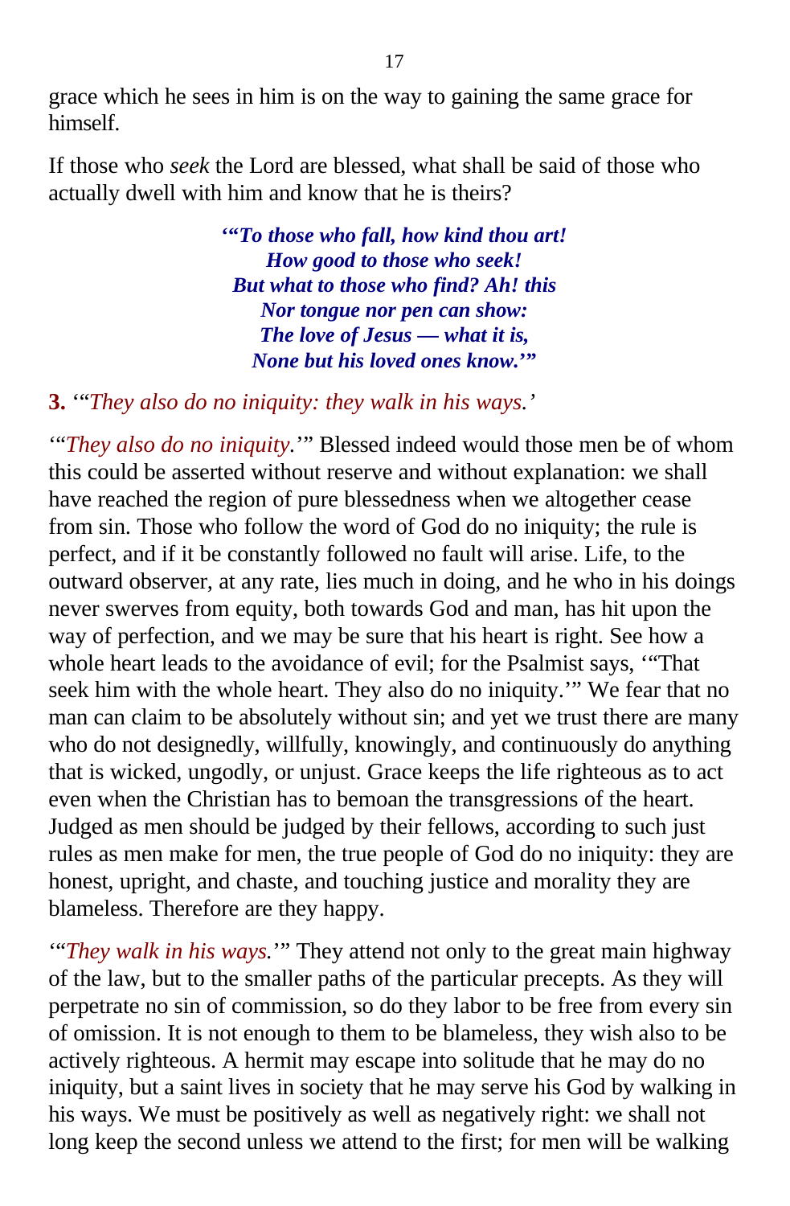grace which he sees in him is on the way to gaining the same grace for himself.

If those who *seek* the Lord are blessed, what shall be said of those who actually dwell with him and know that he is theirs?

> ***'"To those who fall, how kind thou art!***
> ***How good to those who seek!***
> ***But what to those who find? Ah! this***
> ***Nor tongue nor pen can show:***
> ***The love of Jesus — what it is,***
> ***None but his loved ones know.'"***

**3.** '"*They also do no iniquity: they walk in his ways.'*

'"*They also do no iniquity.*'" Blessed indeed would those men be of whom this could be asserted without reserve and without explanation: we shall have reached the region of pure blessedness when we altogether cease from sin. Those who follow the word of God do no iniquity; the rule is perfect, and if it be constantly followed no fault will arise. Life, to the outward observer, at any rate, lies much in doing, and he who in his doings never swerves from equity, both towards God and man, has hit upon the way of perfection, and we may be sure that his heart is right. See how a whole heart leads to the avoidance of evil; for the Psalmist says, '"That seek him with the whole heart. They also do no iniquity.'" We fear that no man can claim to be absolutely without sin; and yet we trust there are many who do not designedly, willfully, knowingly, and continuously do anything that is wicked, ungodly, or unjust. Grace keeps the life righteous as to act even when the Christian has to bemoan the transgressions of the heart. Judged as men should be judged by their fellows, according to such just rules as men make for men, the true people of God do no iniquity: they are honest, upright, and chaste, and touching justice and morality they are blameless. Therefore are they happy.

'"*They walk in his ways.*'" They attend not only to the great main highway of the law, but to the smaller paths of the particular precepts. As they will perpetrate no sin of commission, so do they labor to be free from every sin of omission. It is not enough to them to be blameless, they wish also to be actively righteous. A hermit may escape into solitude that he may do no iniquity, but a saint lives in society that he may serve his God by walking in his ways. We must be positively as well as negatively right: we shall not long keep the second unless we attend to the first; for men will be walking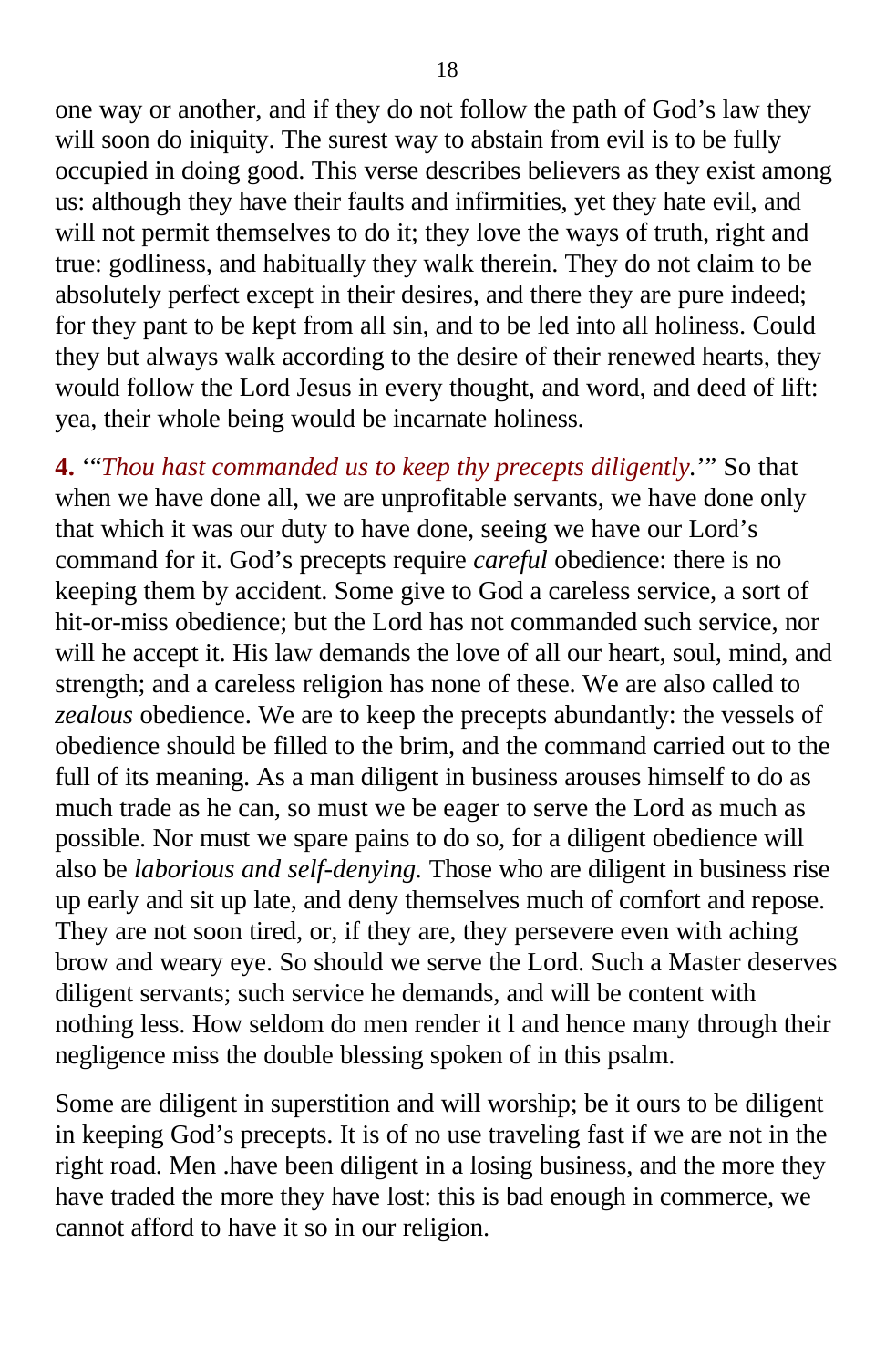one way or another, and if they do not follow the path of God's law they will soon do iniquity. The surest way to abstain from evil is to be fully occupied in doing good. This verse describes believers as they exist among us: although they have their faults and infirmities, yet they hate evil, and will not permit themselves to do it; they love the ways of truth, right and true: godliness, and habitually they walk therein. They do not claim to be absolutely perfect except in their desires, and there they are pure indeed; for they pant to be kept from all sin, and to be led into all holiness. Could they but always walk according to the desire of their renewed hearts, they would follow the Lord Jesus in every thought, and word, and deed of lift: yea, their whole being would be incarnate holiness.

**4.** '"*Thou hast commanded us to keep thy precepts diligently.*'" So that when we have done all, we are unprofitable servants, we have done only that which it was our duty to have done, seeing we have our Lord's command for it. God's precepts require *careful* obedience: there is no keeping them by accident. Some give to God a careless service, a sort of hit-or-miss obedience; but the Lord has not commanded such service, nor will he accept it. His law demands the love of all our heart, soul, mind, and strength; and a careless religion has none of these. We are also called to *zealous* obedience. We are to keep the precepts abundantly: the vessels of obedience should be filled to the brim, and the command carried out to the full of its meaning. As a man diligent in business arouses himself to do as much trade as he can, so must we be eager to serve the Lord as much as possible. Nor must we spare pains to do so, for a diligent obedience will also be *laborious and self-denying.* Those who are diligent in business rise up early and sit up late, and deny themselves much of comfort and repose. They are not soon tired, or, if they are, they persevere even with aching brow and weary eye. So should we serve the Lord. Such a Master deserves diligent servants; such service he demands, and will be content with nothing less. How seldom do men render it l and hence many through their negligence miss the double blessing spoken of in this psalm.

Some are diligent in superstition and will worship; be it ours to be diligent in keeping God's precepts. It is of no use traveling fast if we are not in the right road. Men .have been diligent in a losing business, and the more they have traded the more they have lost: this is bad enough in commerce, we cannot afford to have it so in our religion.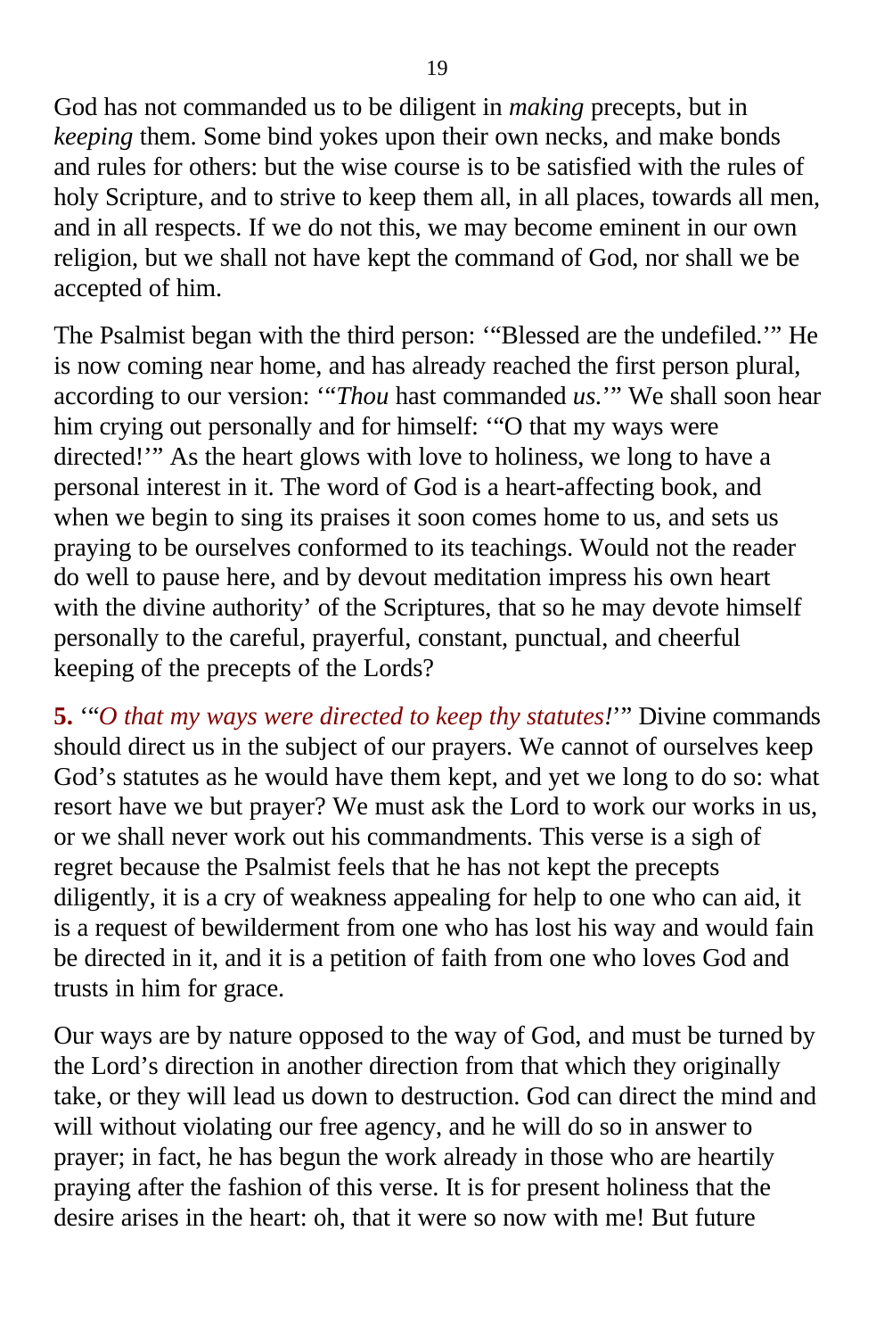God has not commanded us to be diligent in *making* precepts, but in *keeping* them. Some bind yokes upon their own necks, and make bonds and rules for others: but the wise course is to be satisfied with the rules of holy Scripture, and to strive to keep them all, in all places, towards all men, and in all respects. If we do not this, we may become eminent in our own religion, but we shall not have kept the command of God, nor shall we be accepted of him.

The Psalmist began with the third person: '"Blessed are the undefiled.'" He is now coming near home, and has already reached the first person plural, according to our version: '"*Thou* hast commanded *us.*'" We shall soon hear him crying out personally and for himself: '"O that my ways were directed!'" As the heart glows with love to holiness, we long to have a personal interest in it. The word of God is a heart-affecting book, and when we begin to sing its praises it soon comes home to us, and sets us praying to be ourselves conformed to its teachings. Would not the reader do well to pause here, and by devout meditation impress his own heart with the divine authority' of the Scriptures, that so he may devote himself personally to the careful, prayerful, constant, punctual, and cheerful keeping of the precepts of the Lords?

**5.** '"*O that my ways were directed to keep thy statutes!*'" Divine commands should direct us in the subject of our prayers. We cannot of ourselves keep God's statutes as he would have them kept, and yet we long to do so: what resort have we but prayer? We must ask the Lord to work our works in us, or we shall never work out his commandments. This verse is a sigh of regret because the Psalmist feels that he has not kept the precepts diligently, it is a cry of weakness appealing for help to one who can aid, it is a request of bewilderment from one who has lost his way and would fain be directed in it, and it is a petition of faith from one who loves God and trusts in him for grace.

Our ways are by nature opposed to the way of God, and must be turned by the Lord's direction in another direction from that which they originally take, or they will lead us down to destruction. God can direct the mind and will without violating our free agency, and he will do so in answer to prayer; in fact, he has begun the work already in those who are heartily praying after the fashion of this verse. It is for present holiness that the desire arises in the heart: oh, that it were so now with me! But future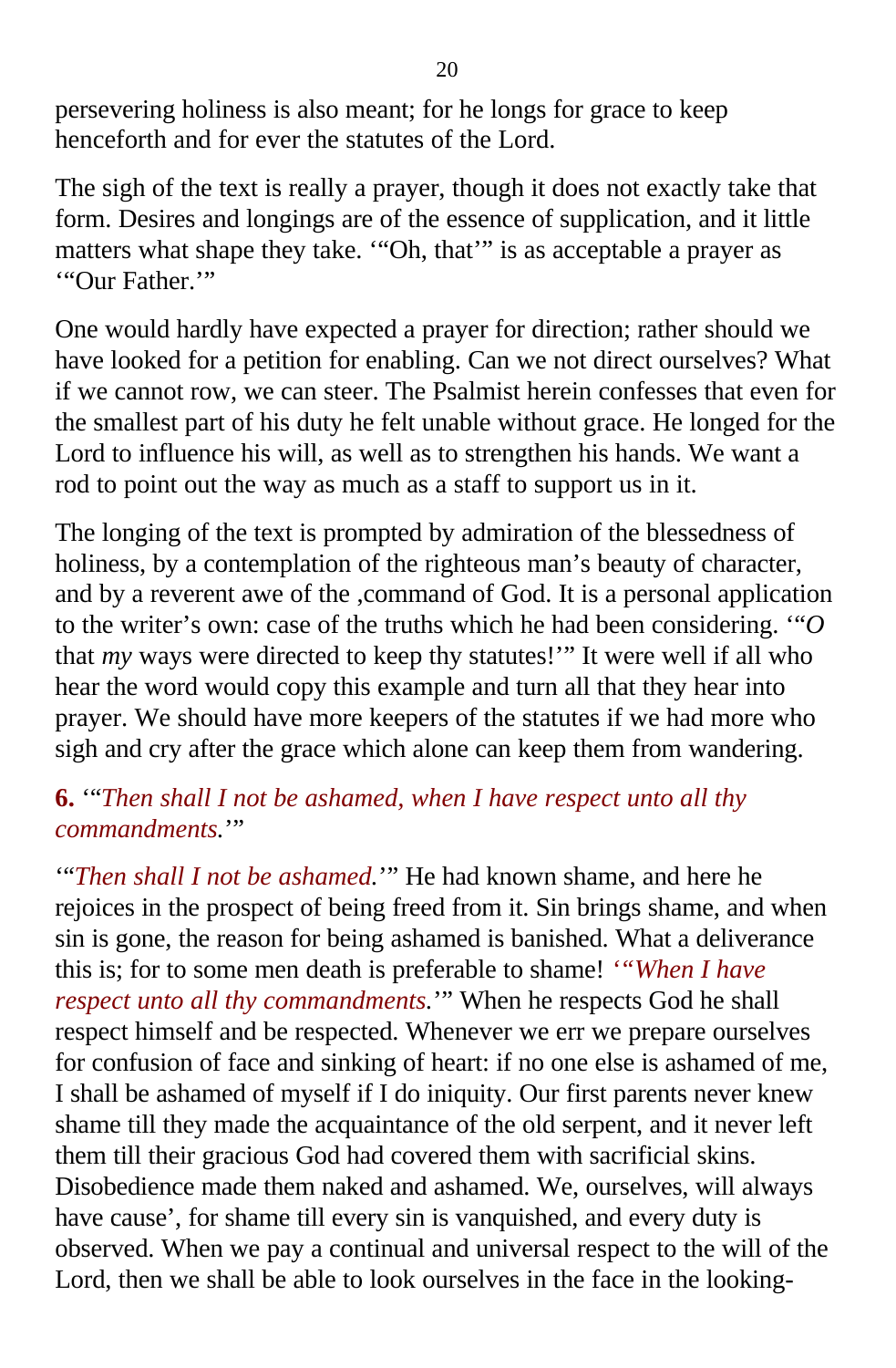persevering holiness is also meant; for he longs for grace to keep henceforth and for ever the statutes of the Lord.

The sigh of the text is really a prayer, though it does not exactly take that form. Desires and longings are of the essence of supplication, and it little matters what shape they take. '"Oh, that'" is as acceptable a prayer as '"Our Father.'"

One would hardly have expected a prayer for direction; rather should we have looked for a petition for enabling. Can we not direct ourselves? What if we cannot row, we can steer. The Psalmist herein confesses that even for the smallest part of his duty he felt unable without grace. He longed for the Lord to influence his will, as well as to strengthen his hands. We want a rod to point out the way as much as a staff to support us in it.

The longing of the text is prompted by admiration of the blessedness of holiness, by a contemplation of the righteous man's beauty of character, and by a reverent awe of the ,command of God. It is a personal application to the writer's own: case of the truths which he had been considering. '"*O* that *my* ways were directed to keep thy statutes!'" It were well if all who hear the word would copy this example and turn all that they hear into prayer. We should have more keepers of the statutes if we had more who sigh and cry after the grace which alone can keep them from wandering.

### **6.** '"*Then shall I not be ashamed, when I have respect unto all thy commandments.*'"

'"*Then shall I not be ashamed.*'" He had known shame, and here he rejoices in the prospect of being freed from it. Sin brings shame, and when sin is gone, the reason for being ashamed is banished. What a deliverance this is; for to some men death is preferable to shame! *'"When I have respect unto all thy commandments.*'" When he respects God he shall respect himself and be respected. Whenever we err we prepare ourselves for confusion of face and sinking of heart: if no one else is ashamed of me, I shall be ashamed of myself if I do iniquity. Our first parents never knew shame till they made the acquaintance of the old serpent, and it never left them till their gracious God had covered them with sacrificial skins. Disobedience made them naked and ashamed. We, ourselves, will always have cause', for shame till every sin is vanquished, and every duty is observed. When we pay a continual and universal respect to the will of the Lord, then we shall be able to look ourselves in the face in the looking-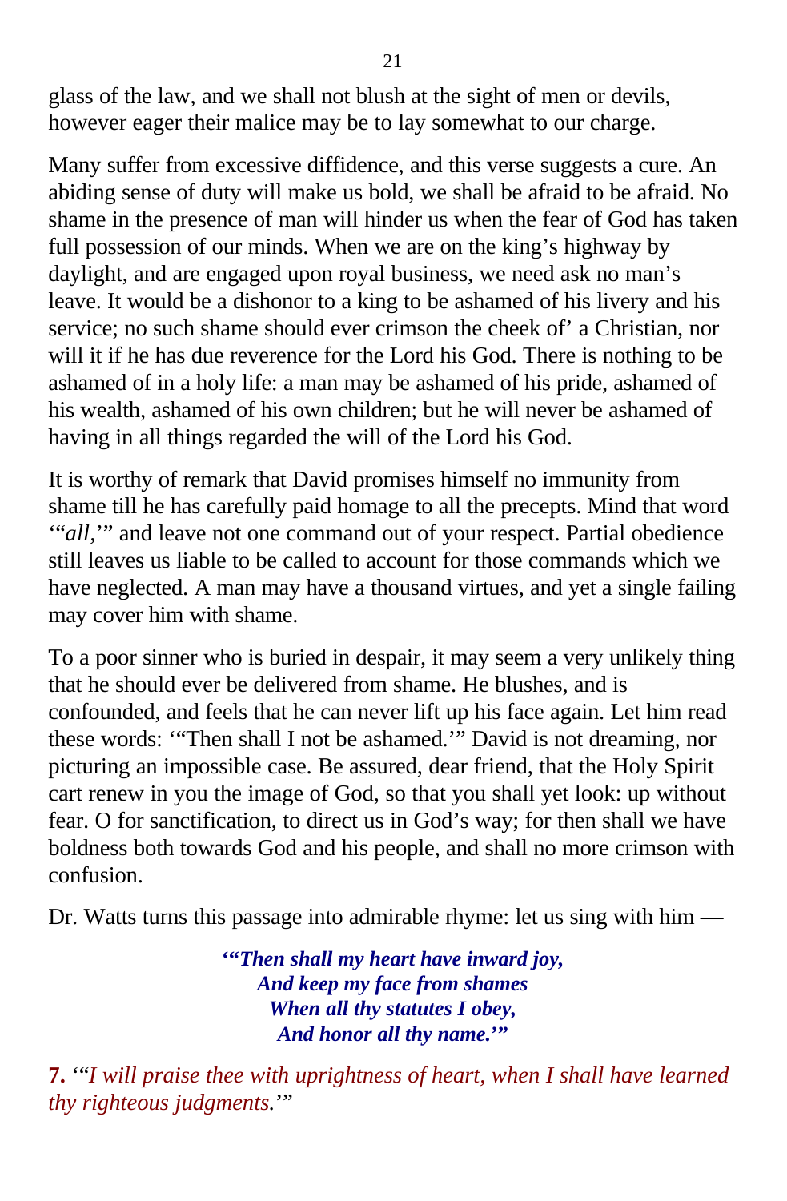glass of the law, and we shall not blush at the sight of men or devils, however eager their malice may be to lay somewhat to our charge.

Many suffer from excessive diffidence, and this verse suggests a cure. An abiding sense of duty will make us bold, we shall be afraid to be afraid. No shame in the presence of man will hinder us when the fear of God has taken full possession of our minds. When we are on the king's highway by daylight, and are engaged upon royal business, we need ask no man's leave. It would be a dishonor to a king to be ashamed of his livery and his service; no such shame should ever crimson the cheek of' a Christian, nor will it if he has due reverence for the Lord his God. There is nothing to be ashamed of in a holy life: a man may be ashamed of his pride, ashamed of his wealth, ashamed of his own children; but he will never be ashamed of having in all things regarded the will of the Lord his God.

It is worthy of remark that David promises himself no immunity from shame till he has carefully paid homage to all the precepts. Mind that word '"*all*,'" and leave not one command out of your respect. Partial obedience still leaves us liable to be called to account for those commands which we have neglected. A man may have a thousand virtues, and yet a single failing may cover him with shame.

To a poor sinner who is buried in despair, it may seem a very unlikely thing that he should ever be delivered from shame. He blushes, and is confounded, and feels that he can never lift up his face again. Let him read these words: '"Then shall I not be ashamed.'" David is not dreaming, nor picturing an impossible case. Be assured, dear friend, that the Holy Spirit cart renew in you the image of God, so that you shall yet look: up without fear. O for sanctification, to direct us in God's way; for then shall we have boldness both towards God and his people, and shall no more crimson with confusion.

Dr. Watts turns this passage into admirable rhyme: let us sing with him —

> ***'"Then shall my heart have inward joy,***
> ***And keep my face from shames***
> ***When all thy statutes I obey,***
> ***And honor all thy name.'"***

**7.** '"*I will praise thee with uprightness of heart, when I shall have learned thy righteous judgments.*'"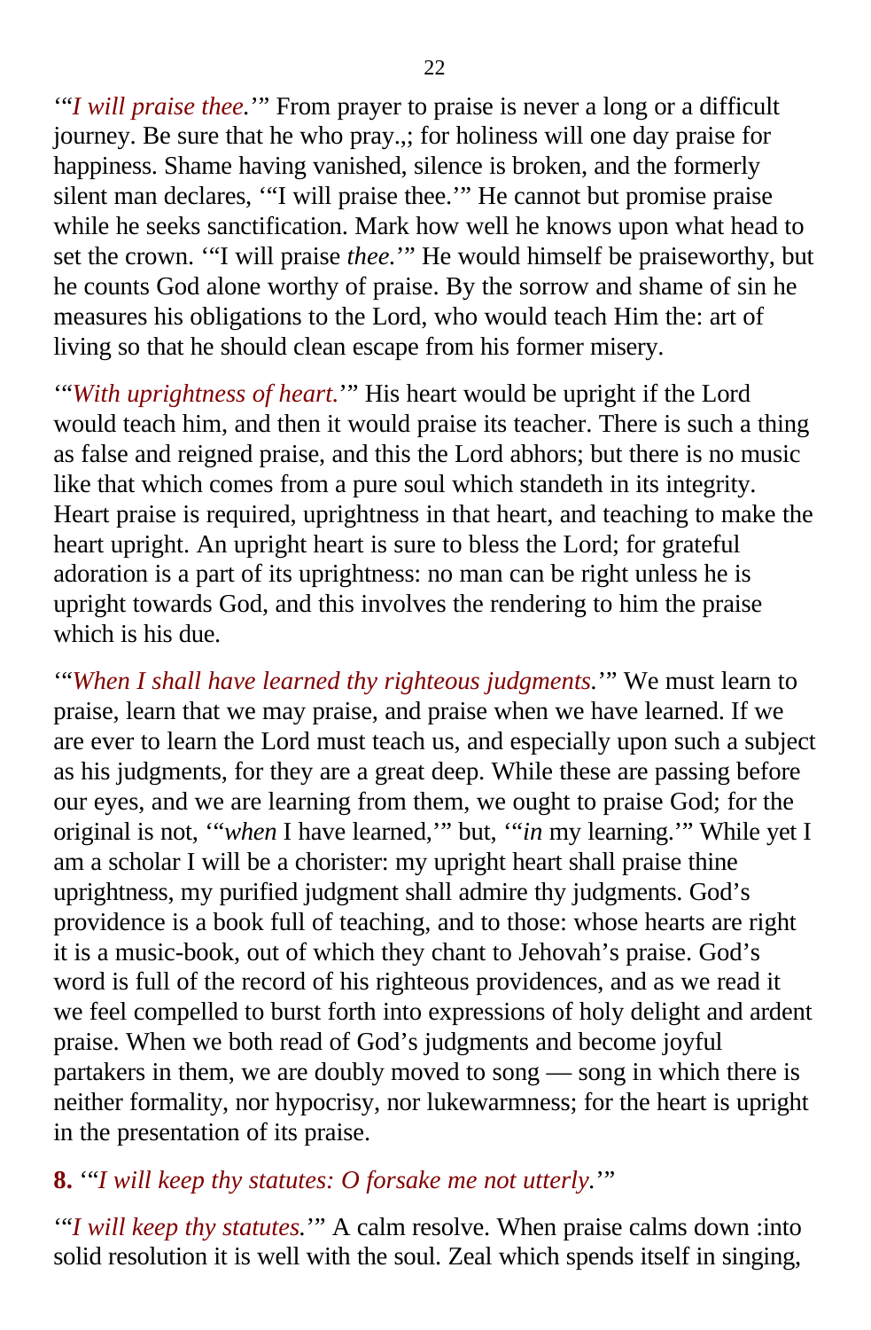‘“*I will praise thee.*’” From prayer to praise is never a long or a difficult journey. Be sure that he who pray.,; for holiness will one day praise for happiness. Shame having vanished, silence is broken, and the formerly silent man declares, ‘“I will praise thee.’” He cannot but promise praise while he seeks sanctification. Mark how well he knows upon what head to set the crown. ‘“I will praise *thee.*’” He would himself be praiseworthy, but he counts God alone worthy of praise. By the sorrow and shame of sin he measures his obligations to the Lord, who would teach Him the: art of living so that he should clean escape from his former misery.

‘“*With uprightness of heart.*’” His heart would be upright if the Lord would teach him, and then it would praise its teacher. There is such a thing as false and reigned praise, and this the Lord abhors; but there is no music like that which comes from a pure soul which standeth in its integrity. Heart praise is required, uprightness in that heart, and teaching to make the heart upright. An upright heart is sure to bless the Lord; for grateful adoration is a part of its uprightness: no man can be right unless he is upright towards God, and this involves the rendering to him the praise which is his due.

‘“*When I shall have learned thy righteous judgments.*’” We must learn to praise, learn that we may praise, and praise when we have learned. If we are ever to learn the Lord must teach us, and especially upon such a subject as his judgments, for they are a great deep. While these are passing before our eyes, and we are learning from them, we ought to praise God; for the original is not, ‘“*when* I have learned,’” but, ‘“*in* my learning.’” While yet I am a scholar I will be a chorister: my upright heart shall praise thine uprightness, my purified judgment shall admire thy judgments. God’s providence is a book full of teaching, and to those: whose hearts are right it is a music-book, out of which they chant to Jehovah’s praise. God’s word is full of the record of his righteous providences, and as we read it we feel compelled to burst forth into expressions of holy delight and ardent praise. When we both read of God’s judgments and become joyful partakers in them, we are doubly moved to song — song in which there is neither formality, nor hypocrisy, nor lukewarmness; for the heart is upright in the presentation of its praise.

**8.** ‘“*I will keep thy statutes: O forsake me not utterly.*’”

‘“*I will keep thy statutes.*’” A calm resolve. When praise calms down :into solid resolution it is well with the soul. Zeal which spends itself in singing,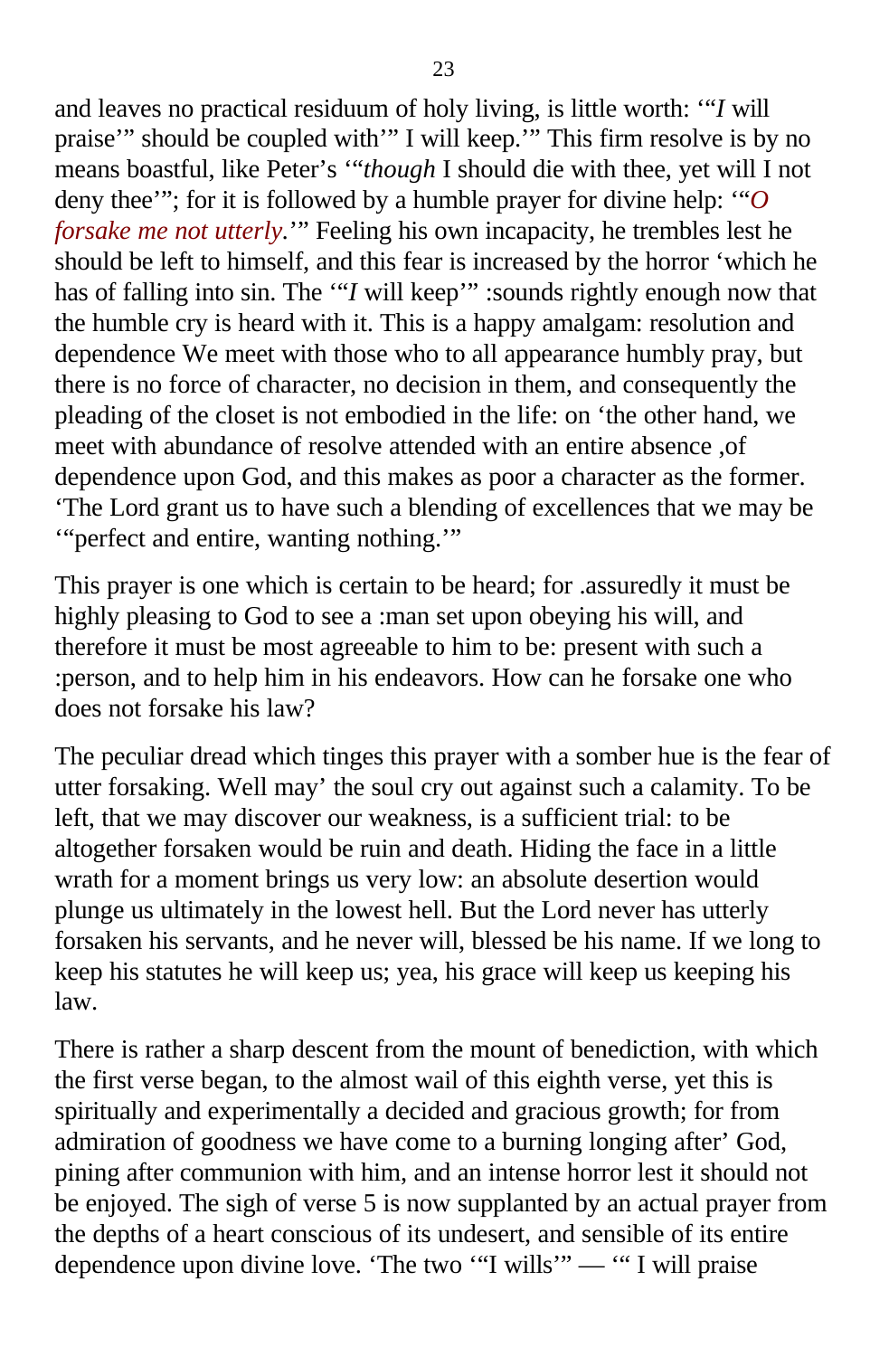and leaves no practical residuum of holy living, is little worth: '"*I* will praise'" should be coupled with'" I will keep.'" This firm resolve is by no means boastful, like Peter's '"*though* I should die with thee, yet will I not deny thee'"; for it is followed by a humble prayer for divine help: '"*O forsake me not utterly.*'" Feeling his own incapacity, he trembles lest he should be left to himself, and this fear is increased by the horror 'which he has of falling into sin. The '"*I* will keep'" :sounds rightly enough now that the humble cry is heard with it. This is a happy amalgam: resolution and dependence We meet with those who to all appearance humbly pray, but there is no force of character, no decision in them, and consequently the pleading of the closet is not embodied in the life: on 'the other hand, we meet with abundance of resolve attended with an entire absence ,of dependence upon God, and this makes as poor a character as the former. 'The Lord grant us to have such a blending of excellences that we may be '"perfect and entire, wanting nothing.'"

This prayer is one which is certain to be heard; for .assuredly it must be highly pleasing to God to see a :man set upon obeying his will, and therefore it must be most agreeable to him to be: present with such a :person, and to help him in his endeavors. How can he forsake one who does not forsake his law?

The peculiar dread which tinges this prayer with a somber hue is the fear of utter forsaking. Well may' the soul cry out against such a calamity. To be left, that we may discover our weakness, is a sufficient trial: to be altogether forsaken would be ruin and death. Hiding the face in a little wrath for a moment brings us very low: an absolute desertion would plunge us ultimately in the lowest hell. But the Lord never has utterly forsaken his servants, and he never will, blessed be his name. If we long to keep his statutes he will keep us; yea, his grace will keep us keeping his law.

There is rather a sharp descent from the mount of benediction, with which the first verse began, to the almost wail of this eighth verse, yet this is spiritually and experimentally a decided and gracious growth; for from admiration of goodness we have come to a burning longing after' God, pining after communion with him, and an intense horror lest it should not be enjoyed. The sigh of verse 5 is now supplanted by an actual prayer from the depths of a heart conscious of its undesert, and sensible of its entire dependence upon divine love. 'The two '"I wills'" — '" I will praise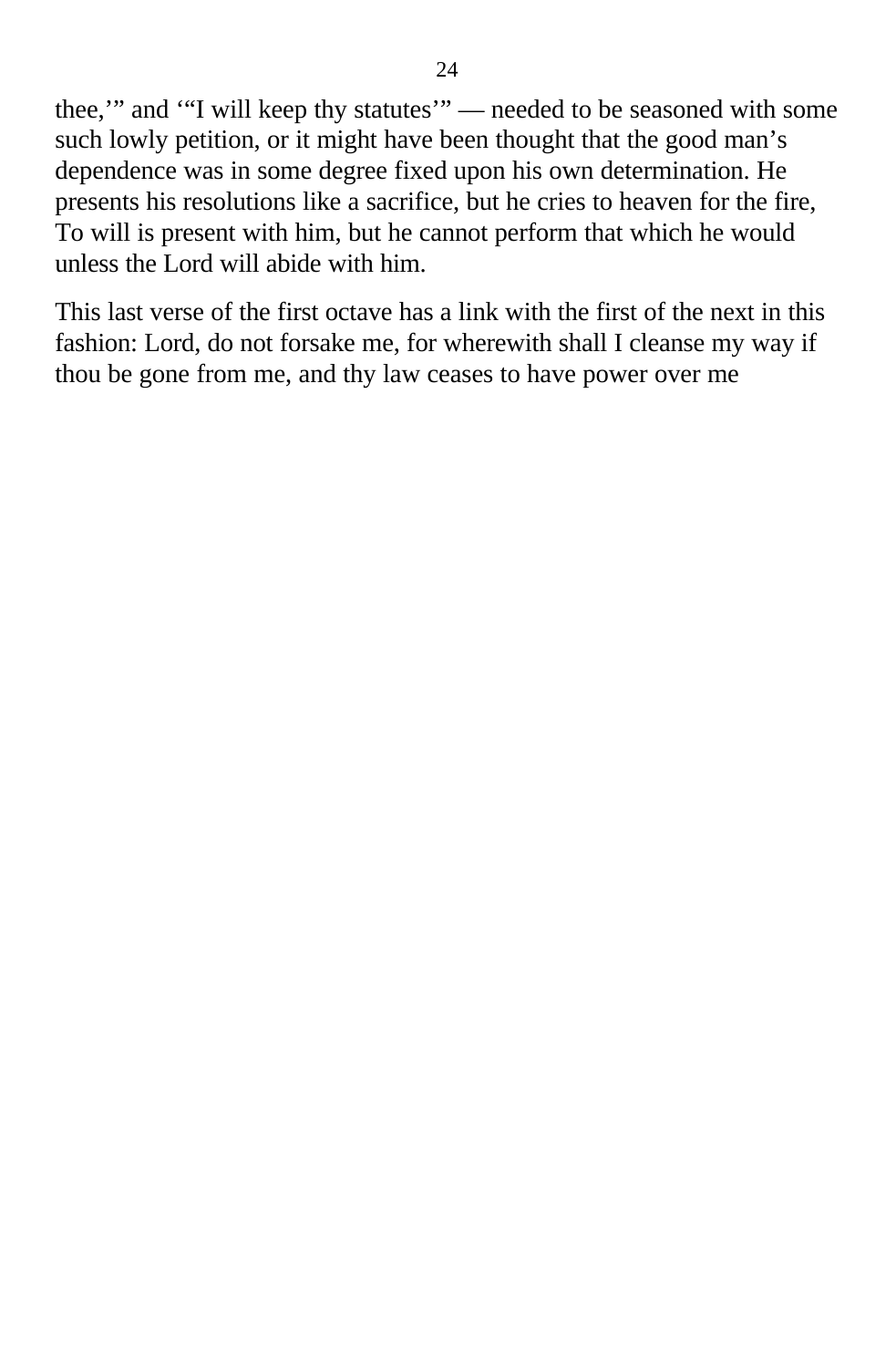thee,'" and '"I will keep thy statutes'" — needed to be seasoned with some such lowly petition, or it might have been thought that the good man's dependence was in some degree fixed upon his own determination. He presents his resolutions like a sacrifice, but he cries to heaven for the fire, To will is present with him, but he cannot perform that which he would unless the Lord will abide with him.

This last verse of the first octave has a link with the first of the next in this fashion: Lord, do not forsake me, for wherewith shall I cleanse my way if thou be gone from me, and thy law ceases to have power over me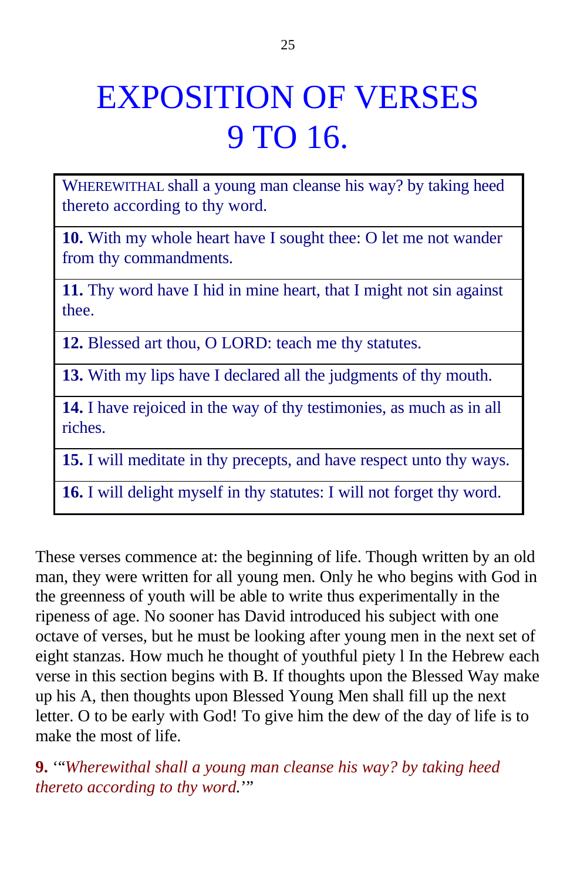# EXPOSITION OF VERSES 9 TO 16.

| WHEREWITHAL shall a young man cleanse his way? by taking heed thereto according to thy word. |
|---|
| **10.** With my whole heart have I sought thee: O let me not wander from thy commandments. |
| **11.** Thy word have I hid in mine heart, that I might not sin against thee. |
| **12.** Blessed art thou, O LORD: teach me thy statutes. |
| **13.** With my lips have I declared all the judgments of thy mouth. |
| **14.** I have rejoiced in the way of thy testimonies, as much as in all riches. |
| **15.** I will meditate in thy precepts, and have respect unto thy ways. |
| **16.** I will delight myself in thy statutes: I will not forget thy word. |

These verses commence at: the beginning of life. Though written by an old man, they were written for all young men. Only he who begins with God in the greenness of youth will be able to write thus experimentally in the ripeness of age. No sooner has David introduced his subject with one octave of verses, but he must be looking after young men in the next set of eight stanzas. How much he thought of youthful piety l In the Hebrew each verse in this section begins with B. If thoughts upon the Blessed Way make up his A, then thoughts upon Blessed Young Men shall fill up the next letter. O to be early with God! To give him the dew of the day of life is to make the most of life.

**9.** '"*Wherewithal shall a young man cleanse his way? by taking heed thereto according to thy word.*'"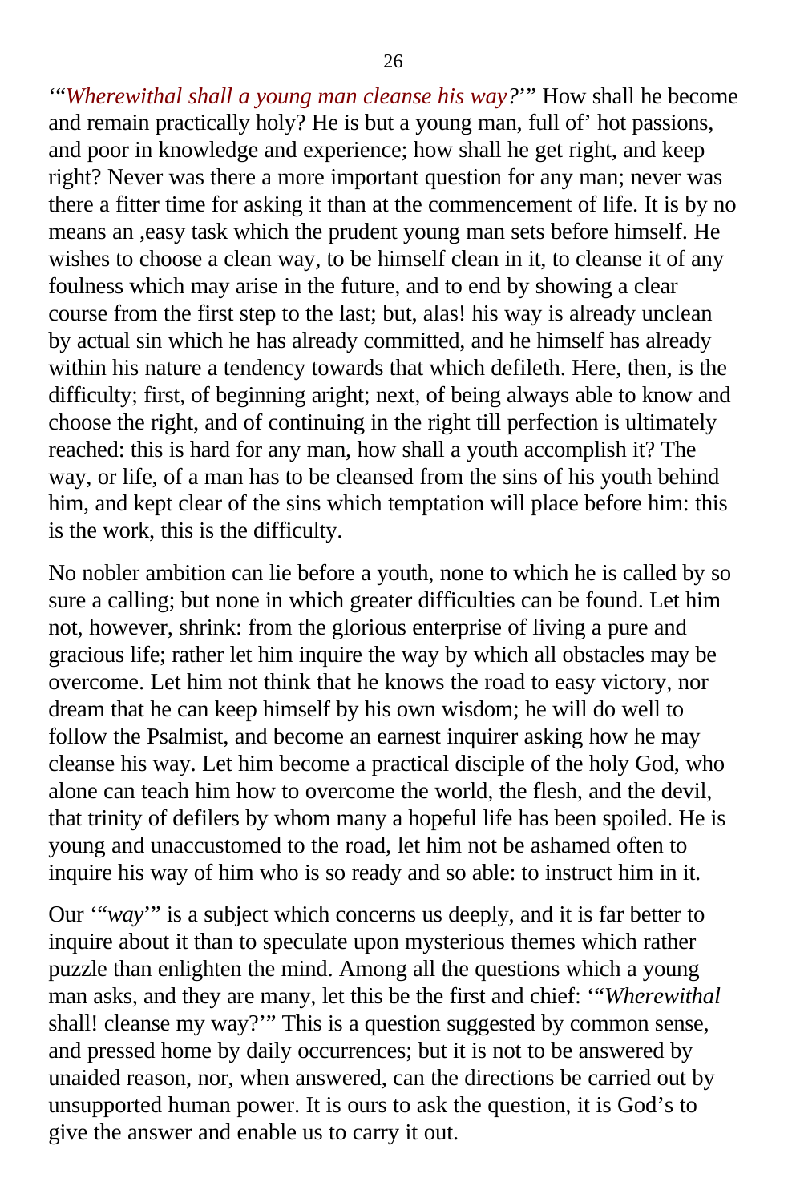'"*Wherewithal shall a young man cleanse his way?*'" How shall he become and remain practically holy? He is but a young man, full of' hot passions, and poor in knowledge and experience; how shall he get right, and keep right? Never was there a more important question for any man; never was there a fitter time for asking it than at the commencement of life. It is by no means an ,easy task which the prudent young man sets before himself. He wishes to choose a clean way, to be himself clean in it, to cleanse it of any foulness which may arise in the future, and to end by showing a clear course from the first step to the last; but, alas! his way is already unclean by actual sin which he has already committed, and he himself has already within his nature a tendency towards that which defileth. Here, then, is the difficulty; first, of beginning aright; next, of being always able to know and choose the right, and of continuing in the right till perfection is ultimately reached: this is hard for any man, how shall a youth accomplish it? The way, or life, of a man has to be cleansed from the sins of his youth behind him, and kept clear of the sins which temptation will place before him: this is the work, this is the difficulty.

No nobler ambition can lie before a youth, none to which he is called by so sure a calling; but none in which greater difficulties can be found. Let him not, however, shrink: from the glorious enterprise of living a pure and gracious life; rather let him inquire the way by which all obstacles may be overcome. Let him not think that he knows the road to easy victory, nor dream that he can keep himself by his own wisdom; he will do well to follow the Psalmist, and become an earnest inquirer asking how he may cleanse his way. Let him become a practical disciple of the holy God, who alone can teach him how to overcome the world, the flesh, and the devil, that trinity of defilers by whom many a hopeful life has been spoiled. He is young and unaccustomed to the road, let him not be ashamed often to inquire his way of him who is so ready and so able: to instruct him in it.

Our '"*way*'" is a subject which concerns us deeply, and it is far better to inquire about it than to speculate upon mysterious themes which rather puzzle than enlighten the mind. Among all the questions which a young man asks, and they are many, let this be the first and chief: '"*Wherewithal* shall! cleanse my way?'" This is a question suggested by common sense, and pressed home by daily occurrences; but it is not to be answered by unaided reason, nor, when answered, can the directions be carried out by unsupported human power. It is ours to ask the question, it is God's to give the answer and enable us to carry it out.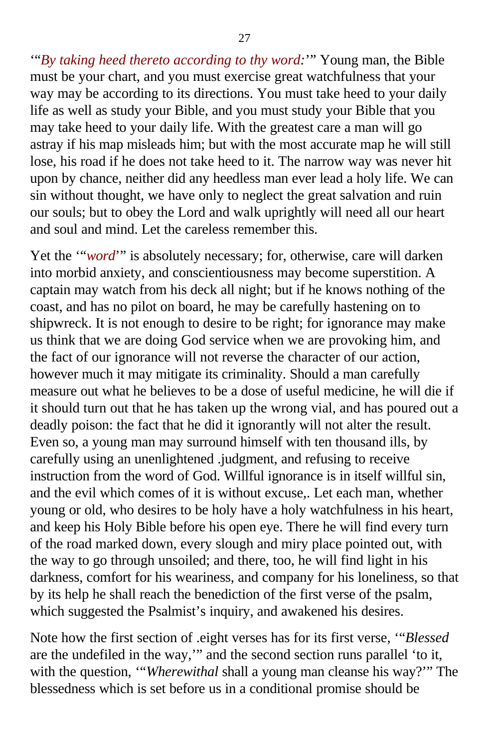'"*By taking heed thereto according to thy word:*'" Young man, the Bible must be your chart, and you must exercise great watchfulness that your way may be according to its directions. You must take heed to your daily life as well as study your Bible, and you must study your Bible that you may take heed to your daily life. With the greatest care a man will go astray if his map misleads him; but with the most accurate map he will still lose, his road if he does not take heed to it. The narrow way was never hit upon by chance, neither did any heedless man ever lead a holy life. We can sin without thought, we have only to neglect the great salvation and ruin our souls; but to obey the Lord and walk uprightly will need all our heart and soul and mind. Let the careless remember this.

Yet the '"*word*'" is absolutely necessary; for, otherwise, care will darken into morbid anxiety, and conscientiousness may become superstition. A captain may watch from his deck all night; but if he knows nothing of the coast, and has no pilot on board, he may be carefully hastening on to shipwreck. It is not enough to desire to be right; for ignorance may make us think that we are doing God service when we are provoking him, and the fact of our ignorance will not reverse the character of our action, however much it may mitigate its criminality. Should a man carefully measure out what he believes to be a dose of useful medicine, he will die if it should turn out that he has taken up the wrong vial, and has poured out a deadly poison: the fact that he did it ignorantly will not alter the result. Even so, a young man may surround himself with ten thousand ills, by carefully using an unenlightened .judgment, and refusing to receive instruction from the word of God. Willful ignorance is in itself willful sin, and the evil which comes of it is without excuse,. Let each man, whether young or old, who desires to be holy have a holy watchfulness in his heart, and keep his Holy Bible before his open eye. There he will find every turn of the road marked down, every slough and miry place pointed out, with the way to go through unsoiled; and there, too, he will find light in his darkness, comfort for his weariness, and company for his loneliness, so that by its help he shall reach the benediction of the first verse of the psalm, which suggested the Psalmist's inquiry, and awakened his desires.

Note how the first section of .eight verses has for its first verse, '"*Blessed* are the undefiled in the way,'" and the second section runs parallel 'to it, with the question, '"*Wherewithal* shall a young man cleanse his way?'" The blessedness which is set before us in a conditional promise should be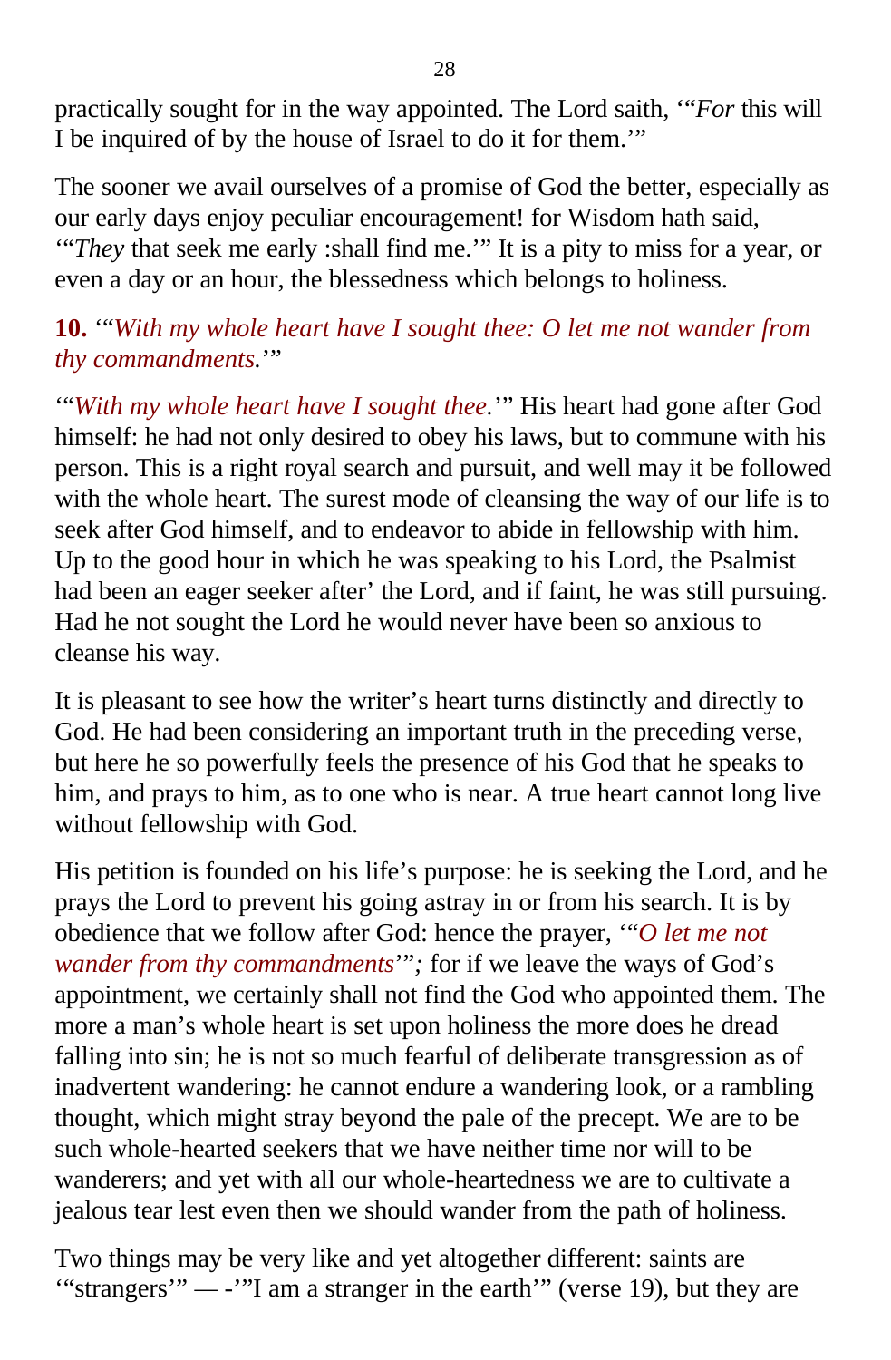practically sought for in the way appointed. The Lord saith, '"*For* this will I be inquired of by the house of Israel to do it for them.'"

The sooner we avail ourselves of a promise of God the better, especially as our early days enjoy peculiar encouragement! for Wisdom hath said, '"*They* that seek me early :shall find me.'" It is a pity to miss for a year, or even a day or an hour, the blessedness which belongs to holiness.

**10.** '"*With my whole heart have I sought thee: O let me not wander from thy commandments.*'"

'"*With my whole heart have I sought thee.*'" His heart had gone after God himself: he had not only desired to obey his laws, but to commune with his person. This is a right royal search and pursuit, and well may it be followed with the whole heart. The surest mode of cleansing the way of our life is to seek after God himself, and to endeavor to abide in fellowship with him. Up to the good hour in which he was speaking to his Lord, the Psalmist had been an eager seeker after' the Lord, and if faint, he was still pursuing. Had he not sought the Lord he would never have been so anxious to cleanse his way.

It is pleasant to see how the writer's heart turns distinctly and directly to God. He had been considering an important truth in the preceding verse, but here he so powerfully feels the presence of his God that he speaks to him, and prays to him, as to one who is near. A true heart cannot long live without fellowship with God.

His petition is founded on his life's purpose: he is seeking the Lord, and he prays the Lord to prevent his going astray in or from his search. It is by obedience that we follow after God: hence the prayer, '"*O let me not wander from thy commandments*'"*;* for if we leave the ways of God's appointment, we certainly shall not find the God who appointed them. The more a man's whole heart is set upon holiness the more does he dread falling into sin; he is not so much fearful of deliberate transgression as of inadvertent wandering: he cannot endure a wandering look, or a rambling thought, which might stray beyond the pale of the precept. We are to be such whole-hearted seekers that we have neither time nor will to be wanderers; and yet with all our whole-heartedness we are to cultivate a jealous tear lest even then we should wander from the path of holiness.

Two things may be very like and yet altogether different: saints are '"strangers'" — -'"I am a stranger in the earth'" (verse 19), but they are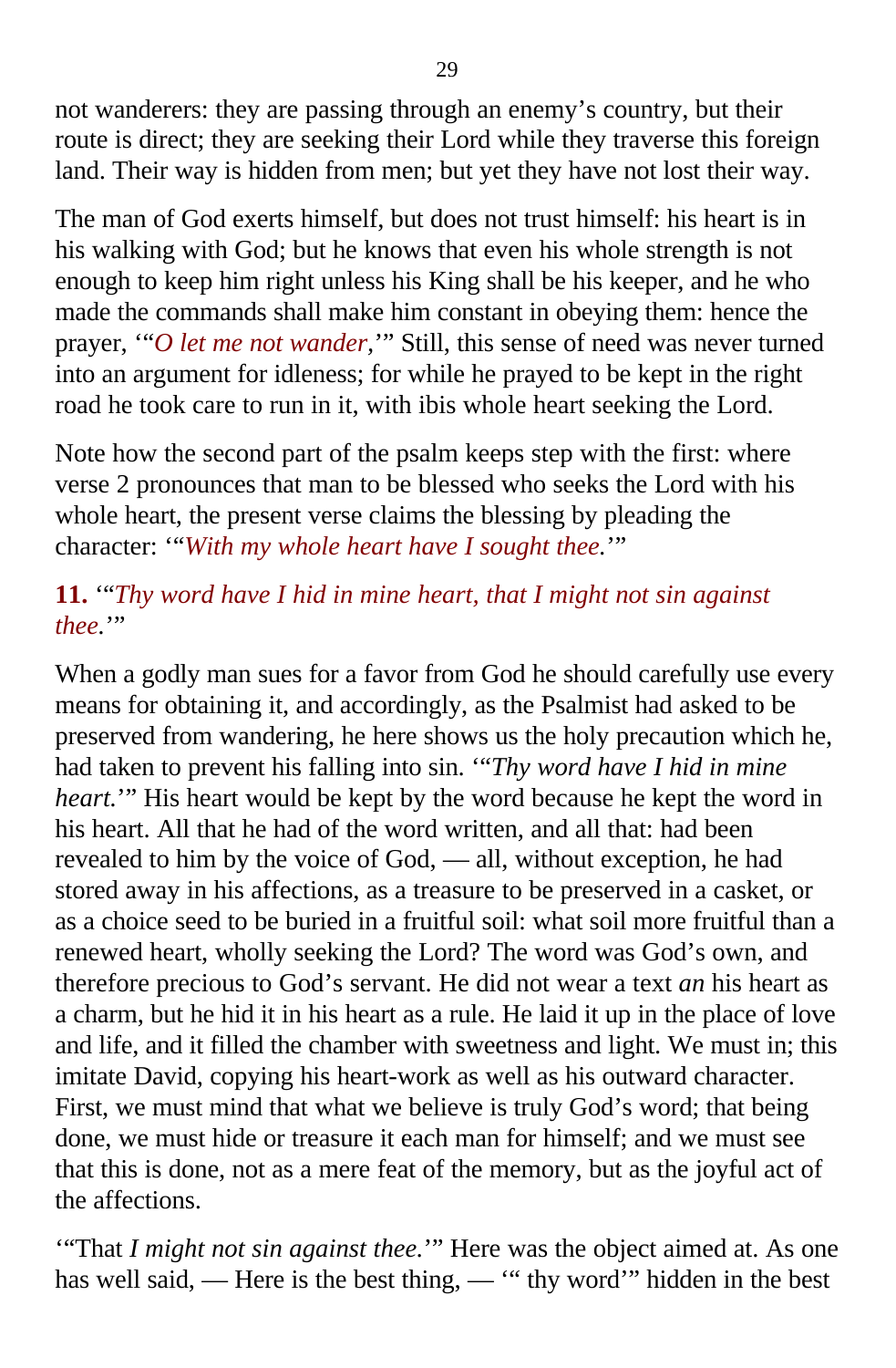not wanderers: they are passing through an enemy's country, but their route is direct; they are seeking their Lord while they traverse this foreign land. Their way is hidden from men; but yet they have not lost their way.

The man of God exerts himself, but does not trust himself: his heart is in his walking with God; but he knows that even his whole strength is not enough to keep him right unless his King shall be his keeper, and he who made the commands shall make him constant in obeying them: hence the prayer, '"*O let me not wander,*'" Still, this sense of need was never turned into an argument for idleness; for while he prayed to be kept in the right road he took care to run in it, with ibis whole heart seeking the Lord.

Note how the second part of the psalm keeps step with the first: where verse 2 pronounces that man to be blessed who seeks the Lord with his whole heart, the present verse claims the blessing by pleading the character: '"*With my whole heart have I sought thee.*'"

**11.** '"*Thy word have I hid in mine heart, that I might not sin against thee.*'"

When a godly man sues for a favor from God he should carefully use every means for obtaining it, and accordingly, as the Psalmist had asked to be preserved from wandering, he here shows us the holy precaution which he, had taken to prevent his falling into sin. '"*Thy word have I hid in mine heart.*'" His heart would be kept by the word because he kept the word in his heart. All that he had of the word written, and all that: had been revealed to him by the voice of God, — all, without exception, he had stored away in his affections, as a treasure to be preserved in a casket, or as a choice seed to be buried in a fruitful soil: what soil more fruitful than a renewed heart, wholly seeking the Lord? The word was God's own, and therefore precious to God's servant. He did not wear a text *an* his heart as a charm, but he hid it in his heart as a rule. He laid it up in the place of love and life, and it filled the chamber with sweetness and light. We must in; this imitate David, copying his heart-work as well as his outward character. First, we must mind that what we believe is truly God's word; that being done, we must hide or treasure it each man for himself; and we must see that this is done, not as a mere feat of the memory, but as the joyful act of the affections.

'"That *I might not sin against thee.*'" Here was the object aimed at. As one has well said, — Here is the best thing, — '" thy word'" hidden in the best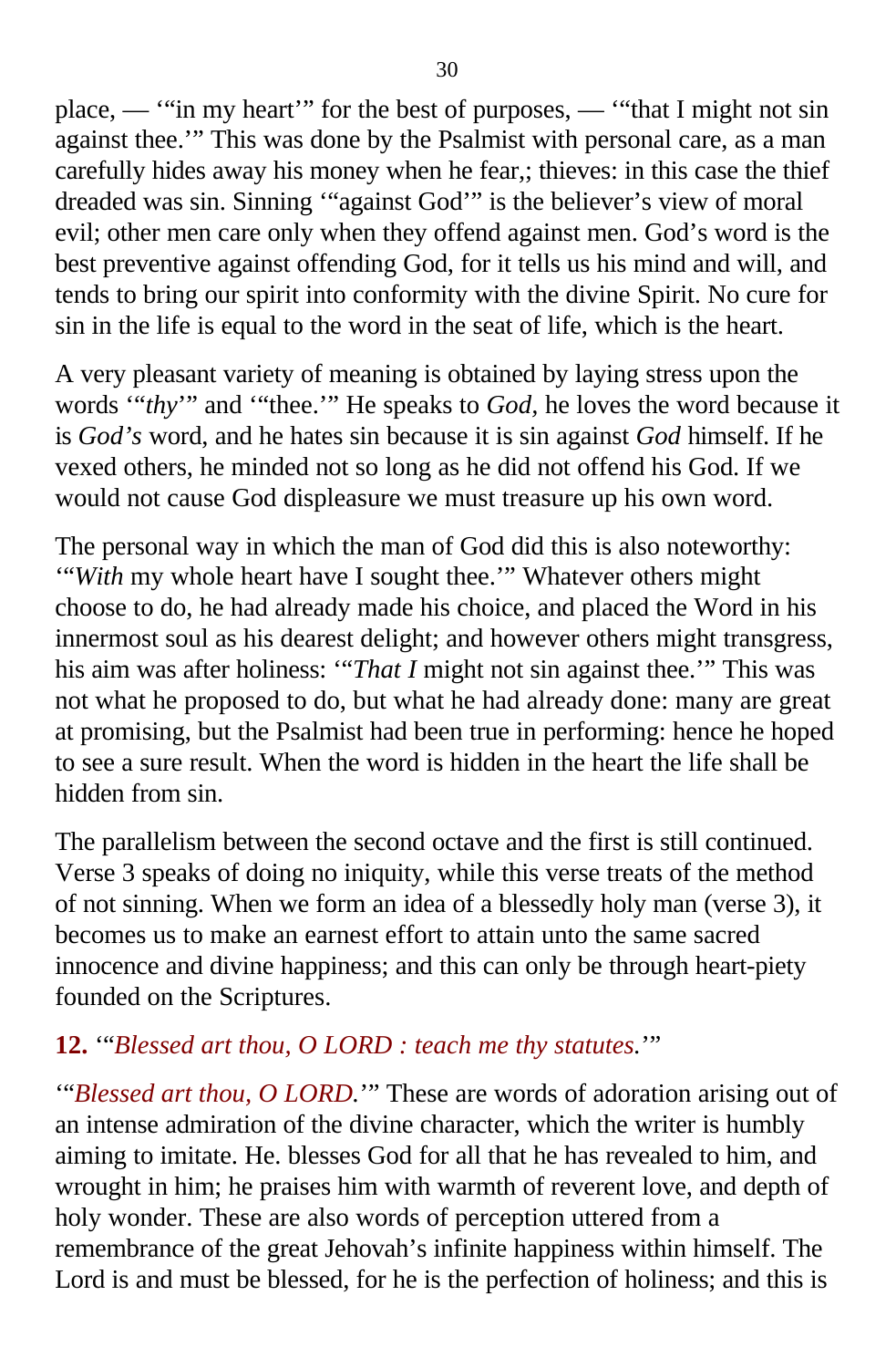place, — '"in my heart'" for the best of purposes, — '"that I might not sin against thee.'" This was done by the Psalmist with personal care, as a man carefully hides away his money when he fear,; thieves: in this case the thief dreaded was sin. Sinning '"against God'" is the believer's view of moral evil; other men care only when they offend against men. God's word is the best preventive against offending God, for it tells us his mind and will, and tends to bring our spirit into conformity with the divine Spirit. No cure for sin in the life is equal to the word in the seat of life, which is the heart.

A very pleasant variety of meaning is obtained by laying stress upon the words '"*thy*'" and '"thee.'" He speaks to *God*, he loves the word because it is *God's* word, and he hates sin because it is sin against *God* himself. If he vexed others, he minded not so long as he did not offend his God. If we would not cause God displeasure we must treasure up his own word.

The personal way in which the man of God did this is also noteworthy: '"*With* my whole heart have I sought thee.'" Whatever others might choose to do, he had already made his choice, and placed the Word in his innermost soul as his dearest delight; and however others might transgress, his aim was after holiness: '"*That I* might not sin against thee.'" This was not what he proposed to do, but what he had already done: many are great at promising, but the Psalmist had been true in performing: hence he hoped to see a sure result. When the word is hidden in the heart the life shall be hidden from sin.

The parallelism between the second octave and the first is still continued. Verse 3 speaks of doing no iniquity, while this verse treats of the method of not sinning. When we form an idea of a blessedly holy man (verse 3), it becomes us to make an earnest effort to attain unto the same sacred innocence and divine happiness; and this can only be through heart-piety founded on the Scriptures.

**12.** '"*Blessed art thou, O LORD : teach me thy statutes.*'"

'"*Blessed art thou, O LORD.*'" These are words of adoration arising out of an intense admiration of the divine character, which the writer is humbly aiming to imitate. He. blesses God for all that he has revealed to him, and wrought in him; he praises him with warmth of reverent love, and depth of holy wonder. These are also words of perception uttered from a remembrance of the great Jehovah's infinite happiness within himself. The Lord is and must be blessed, for he is the perfection of holiness; and this is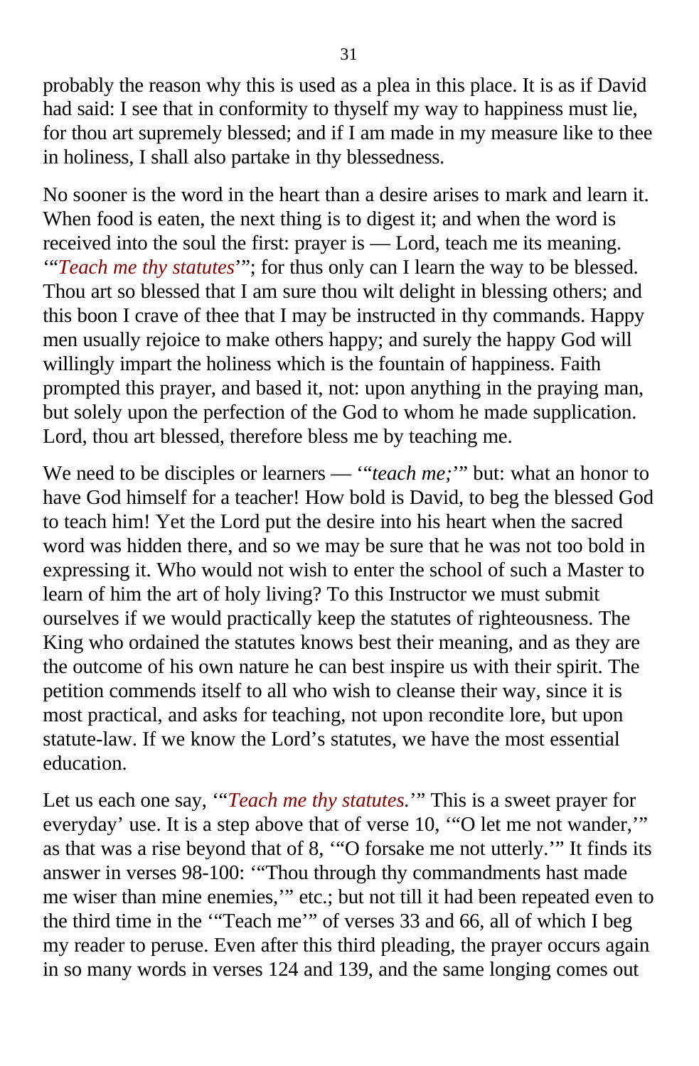probably the reason why this is used as a plea in this place. It is as if David had said: I see that in conformity to thyself my way to happiness must lie, for thou art supremely blessed; and if I am made in my measure like to thee in holiness, I shall also partake in thy blessedness.

No sooner is the word in the heart than a desire arises to mark and learn it. When food is eaten, the next thing is to digest it; and when the word is received into the soul the first: prayer is — Lord, teach me its meaning. '"*Teach me thy statutes*'"; for thus only can I learn the way to be blessed. Thou art so blessed that I am sure thou wilt delight in blessing others; and this boon I crave of thee that I may be instructed in thy commands. Happy men usually rejoice to make others happy; and surely the happy God will willingly impart the holiness which is the fountain of happiness. Faith prompted this prayer, and based it, not: upon anything in the praying man, but solely upon the perfection of the God to whom he made supplication. Lord, thou art blessed, therefore bless me by teaching me.

We need to be disciples or learners — '"*teach me;*'" but: what an honor to have God himself for a teacher! How bold is David, to beg the blessed God to teach him! Yet the Lord put the desire into his heart when the sacred word was hidden there, and so we may be sure that he was not too bold in expressing it. Who would not wish to enter the school of such a Master to learn of him the art of holy living? To this Instructor we must submit ourselves if we would practically keep the statutes of righteousness. The King who ordained the statutes knows best their meaning, and as they are the outcome of his own nature he can best inspire us with their spirit. The petition commends itself to all who wish to cleanse their way, since it is most practical, and asks for teaching, not upon recondite lore, but upon statute-law. If we know the Lord's statutes, we have the most essential education.

Let us each one say, '"*Teach me thy statutes.*'" This is a sweet prayer for everyday' use. It is a step above that of verse 10, '"O let me not wander,'" as that was a rise beyond that of 8, '"O forsake me not utterly.'" It finds its answer in verses 98-100: '"Thou through thy commandments hast made me wiser than mine enemies,'" etc.; but not till it had been repeated even to the third time in the '"Teach me'" of verses 33 and 66, all of which I beg my reader to peruse. Even after this third pleading, the prayer occurs again in so many words in verses 124 and 139, and the same longing comes out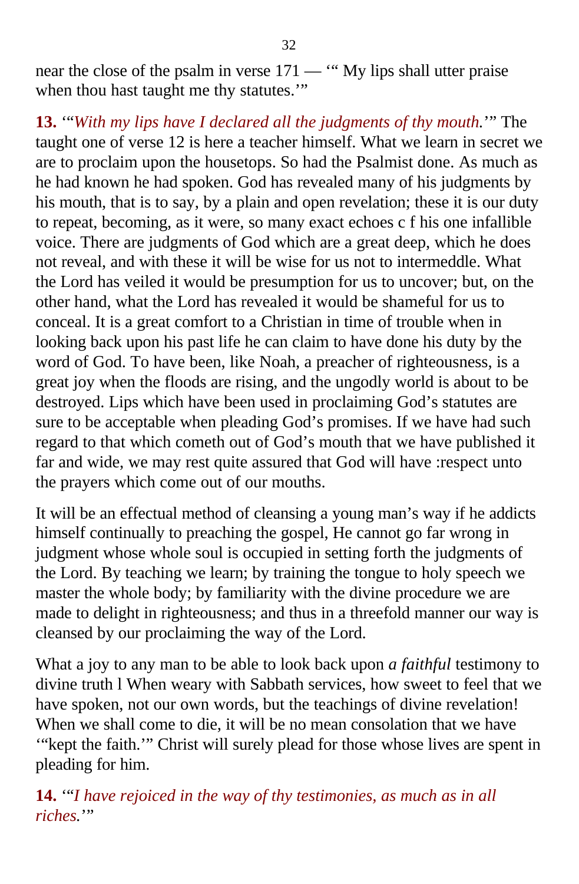near the close of the psalm in verse 171 — '" My lips shall utter praise when thou hast taught me thy statutes.'"

**13.** '"*With my lips have I declared all the judgments of thy mouth.*'" The taught one of verse 12 is here a teacher himself. What we learn in secret we are to proclaim upon the housetops. So had the Psalmist done. As much as he had known he had spoken. God has revealed many of his judgments by his mouth, that is to say, by a plain and open revelation; these it is our duty to repeat, becoming, as it were, so many exact echoes c f his one infallible voice. There are judgments of God which are a great deep, which he does not reveal, and with these it will be wise for us not to intermeddle. What the Lord has veiled it would be presumption for us to uncover; but, on the other hand, what the Lord has revealed it would be shameful for us to conceal. It is a great comfort to a Christian in time of trouble when in looking back upon his past life he can claim to have done his duty by the word of God. To have been, like Noah, a preacher of righteousness, is a great joy when the floods are rising, and the ungodly world is about to be destroyed. Lips which have been used in proclaiming God's statutes are sure to be acceptable when pleading God's promises. If we have had such regard to that which cometh out of God's mouth that we have published it far and wide, we may rest quite assured that God will have :respect unto the prayers which come out of our mouths.

It will be an effectual method of cleansing a young man's way if he addicts himself continually to preaching the gospel, He cannot go far wrong in judgment whose whole soul is occupied in setting forth the judgments of the Lord. By teaching we learn; by training the tongue to holy speech we master the whole body; by familiarity with the divine procedure we are made to delight in righteousness; and thus in a threefold manner our way is cleansed by our proclaiming the way of the Lord.

What a joy to any man to be able to look back upon *a faithful* testimony to divine truth l When weary with Sabbath services, how sweet to feel that we have spoken, not our own words, but the teachings of divine revelation! When we shall come to die, it will be no mean consolation that we have '"kept the faith.'" Christ will surely plead for those whose lives are spent in pleading for him.

**14.** '"*I have rejoiced in the way of thy testimonies, as much as in all riches.*'"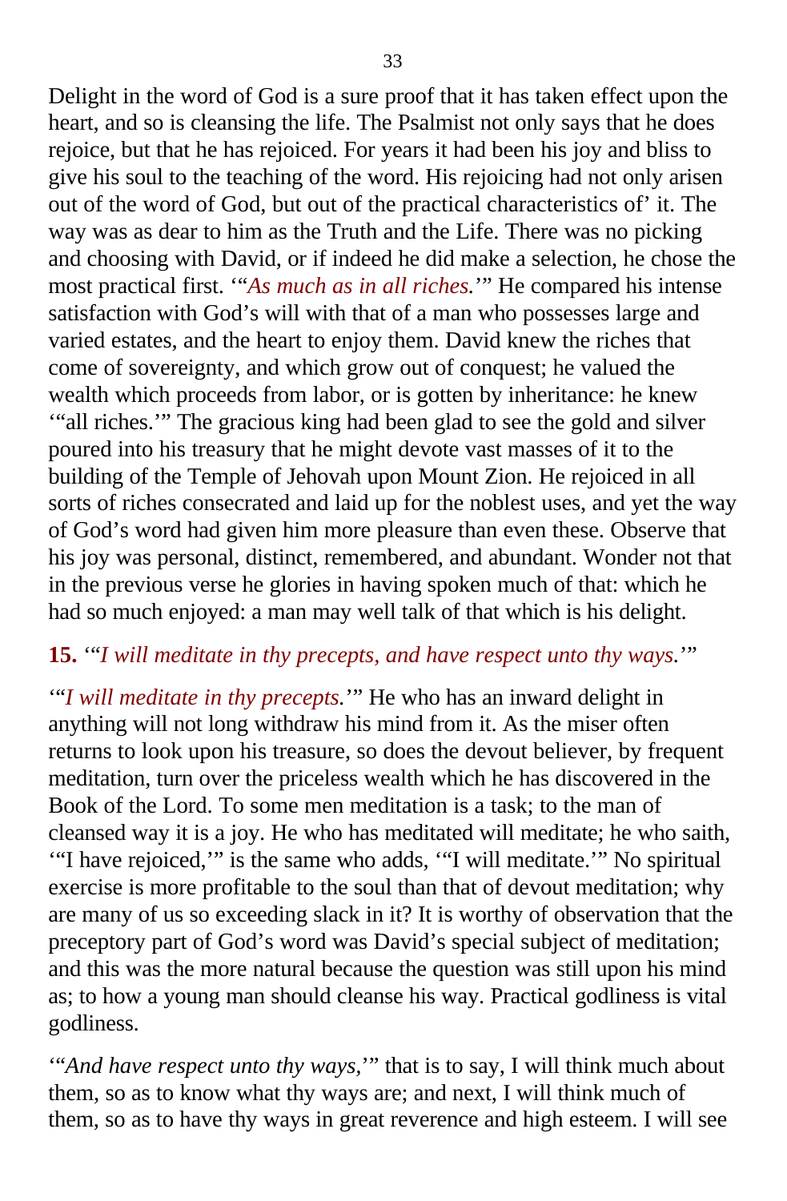Delight in the word of God is a sure proof that it has taken effect upon the heart, and so is cleansing the life. The Psalmist not only says that he does rejoice, but that he has rejoiced. For years it had been his joy and bliss to give his soul to the teaching of the word. His rejoicing had not only arisen out of the word of God, but out of the practical characteristics of' it. The way was as dear to him as the Truth and the Life. There was no picking and choosing with David, or if indeed he did make a selection, he chose the most practical first. '"*As much as in all riches.*'" He compared his intense satisfaction with God's will with that of a man who possesses large and varied estates, and the heart to enjoy them. David knew the riches that come of sovereignty, and which grow out of conquest; he valued the wealth which proceeds from labor, or is gotten by inheritance: he knew '"all riches.'" The gracious king had been glad to see the gold and silver poured into his treasury that he might devote vast masses of it to the building of the Temple of Jehovah upon Mount Zion. He rejoiced in all sorts of riches consecrated and laid up for the noblest uses, and yet the way of God's word had given him more pleasure than even these. Observe that his joy was personal, distinct, remembered, and abundant. Wonder not that in the previous verse he glories in having spoken much of that: which he had so much enjoyed: a man may well talk of that which is his delight.

**15.** '"*I will meditate in thy precepts, and have respect unto thy ways.*'"

'"*I will meditate in thy precepts.*'" He who has an inward delight in anything will not long withdraw his mind from it. As the miser often returns to look upon his treasure, so does the devout believer, by frequent meditation, turn over the priceless wealth which he has discovered in the Book of the Lord. To some men meditation is a task; to the man of cleansed way it is a joy. He who has meditated will meditate; he who saith, '"I have rejoiced,'" is the same who adds, '"I will meditate.'" No spiritual exercise is more profitable to the soul than that of devout meditation; why are many of us so exceeding slack in it? It is worthy of observation that the preceptory part of God's word was David's special subject of meditation; and this was the more natural because the question was still upon his mind as; to how a young man should cleanse his way. Practical godliness is vital godliness.

'"*And have respect unto thy ways,*'" that is to say, I will think much about them, so as to know what thy ways are; and next, I will think much of them, so as to have thy ways in great reverence and high esteem. I will see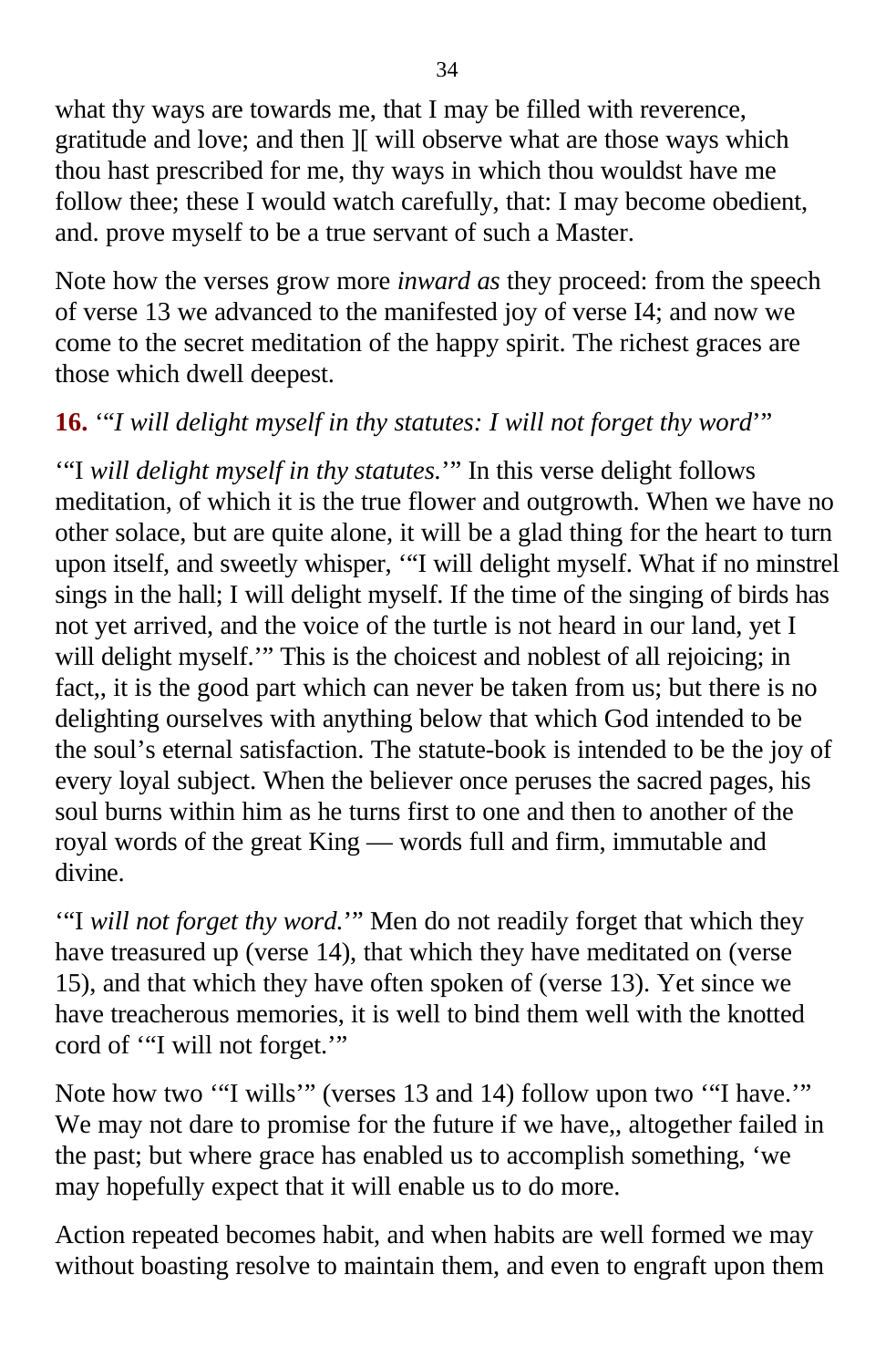what thy ways are towards me, that I may be filled with reverence, gratitude and love; and then ][ will observe what are those ways which thou hast prescribed for me, thy ways in which thou wouldst have me follow thee; these I would watch carefully, that: I may become obedient, and. prove myself to be a true servant of such a Master.

Note how the verses grow more *inward as* they proceed: from the speech of verse 13 we advanced to the manifested joy of verse I4; and now we come to the secret meditation of the happy spirit. The richest graces are those which dwell deepest.

**16.** '"*I will delight myself in thy statutes: I will not forget thy word*'"

'"I *will delight myself in thy statutes.*'" In this verse delight follows meditation, of which it is the true flower and outgrowth. When we have no other solace, but are quite alone, it will be a glad thing for the heart to turn upon itself, and sweetly whisper, '"I will delight myself. What if no minstrel sings in the hall; I will delight myself. If the time of the singing of birds has not yet arrived, and the voice of the turtle is not heard in our land, yet I will delight myself.'" This is the choicest and noblest of all rejoicing; in fact,, it is the good part which can never be taken from us; but there is no delighting ourselves with anything below that which God intended to be the soul's eternal satisfaction. The statute-book is intended to be the joy of every loyal subject. When the believer once peruses the sacred pages, his soul burns within him as he turns first to one and then to another of the royal words of the great King — words full and firm, immutable and divine.

'"I *will not forget thy word.*'" Men do not readily forget that which they have treasured up (verse 14), that which they have meditated on (verse 15), and that which they have often spoken of (verse 13). Yet since we have treacherous memories, it is well to bind them well with the knotted cord of '"I will not forget.'"

Note how two '"I wills'" (verses 13 and 14) follow upon two '"I have.'" We may not dare to promise for the future if we have,, altogether failed in the past; but where grace has enabled us to accomplish something, 'we may hopefully expect that it will enable us to do more.

Action repeated becomes habit, and when habits are well formed we may without boasting resolve to maintain them, and even to engraft upon them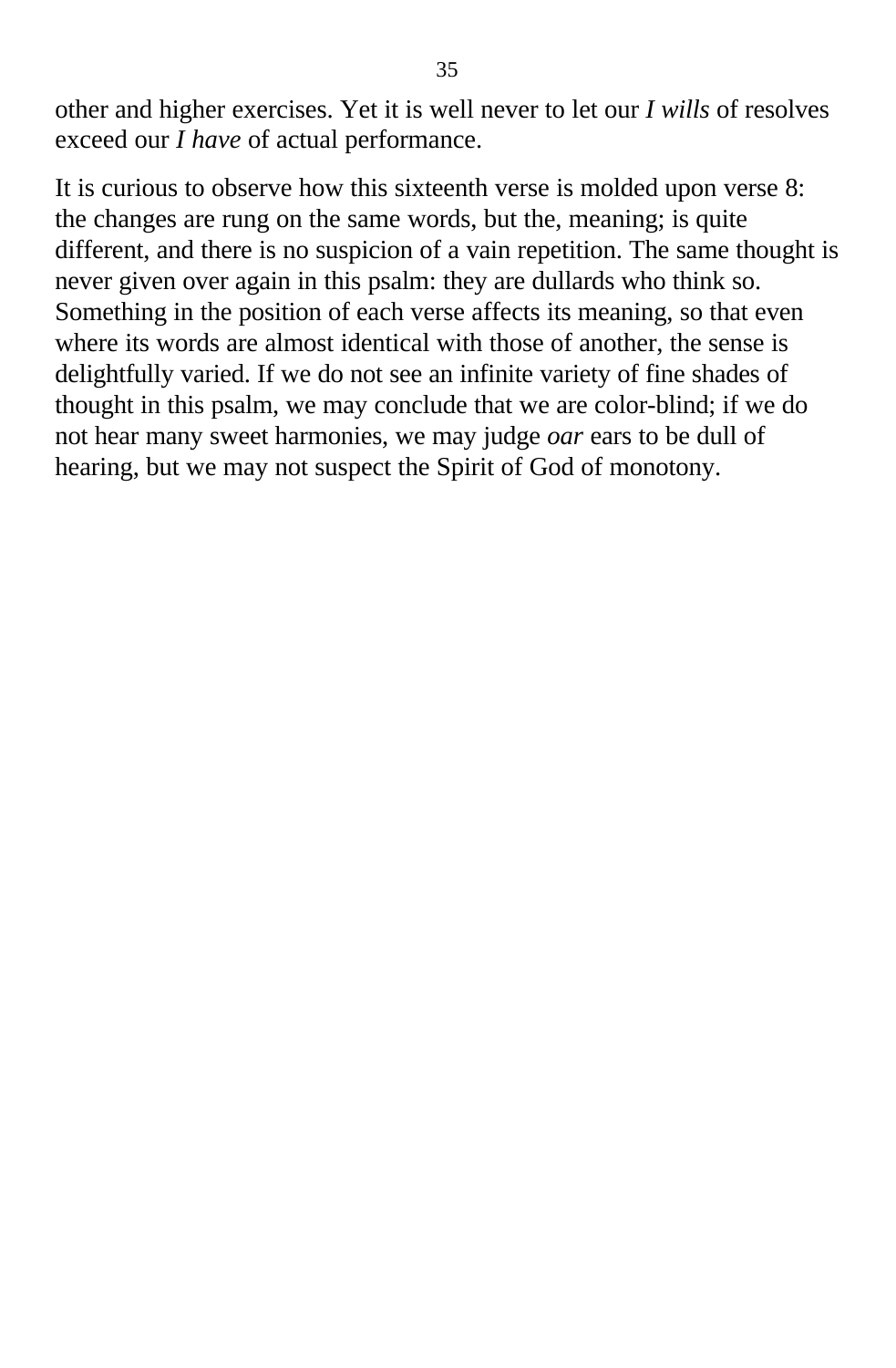other and higher exercises. Yet it is well never to let our *I wills* of resolves exceed our *I have* of actual performance.

It is curious to observe how this sixteenth verse is molded upon verse 8: the changes are rung on the same words, but the, meaning; is quite different, and there is no suspicion of a vain repetition. The same thought is never given over again in this psalm: they are dullards who think so. Something in the position of each verse affects its meaning, so that even where its words are almost identical with those of another, the sense is delightfully varied. If we do not see an infinite variety of fine shades of thought in this psalm, we may conclude that we are color-blind; if we do not hear many sweet harmonies, we may judge *oar* ears to be dull of hearing, but we may not suspect the Spirit of God of monotony.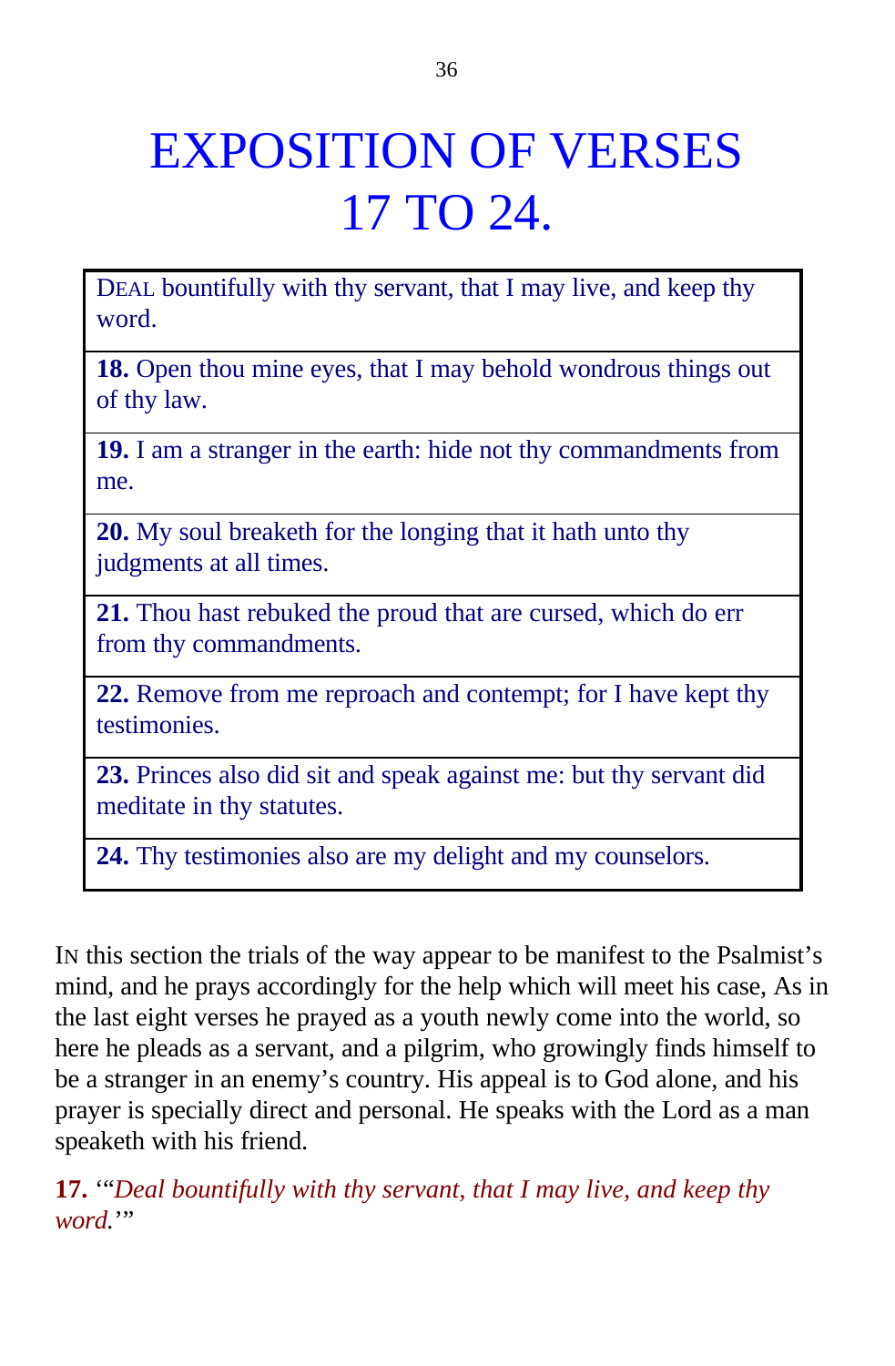# EXPOSITION OF VERSES 17 TO 24.

| DEAL bountifully with thy servant, that I may live, and keep thy word. |
|---|
| **18.** Open thou mine eyes, that I may behold wondrous things out of thy law. |
| **19.** I am a stranger in the earth: hide not thy commandments from me. |
| **20.** My soul breaketh for the longing that it hath unto thy judgments at all times. |
| **21.** Thou hast rebuked the proud that are cursed, which do err from thy commandments. |
| **22.** Remove from me reproach and contempt; for I have kept thy testimonies. |
| **23.** Princes also did sit and speak against me: but thy servant did meditate in thy statutes. |
| **24.** Thy testimonies also are my delight and my counselors. |

IN this section the trials of the way appear to be manifest to the Psalmist's mind, and he prays accordingly for the help which will meet his case, As in the last eight verses he prayed as a youth newly come into the world, so here he pleads as a servant, and a pilgrim, who growingly finds himself to be a stranger in an enemy's country. His appeal is to God alone, and his prayer is specially direct and personal. He speaks with the Lord as a man speaketh with his friend.

**17.** '"*Deal bountifully with thy servant, that I may live, and keep thy word.*'"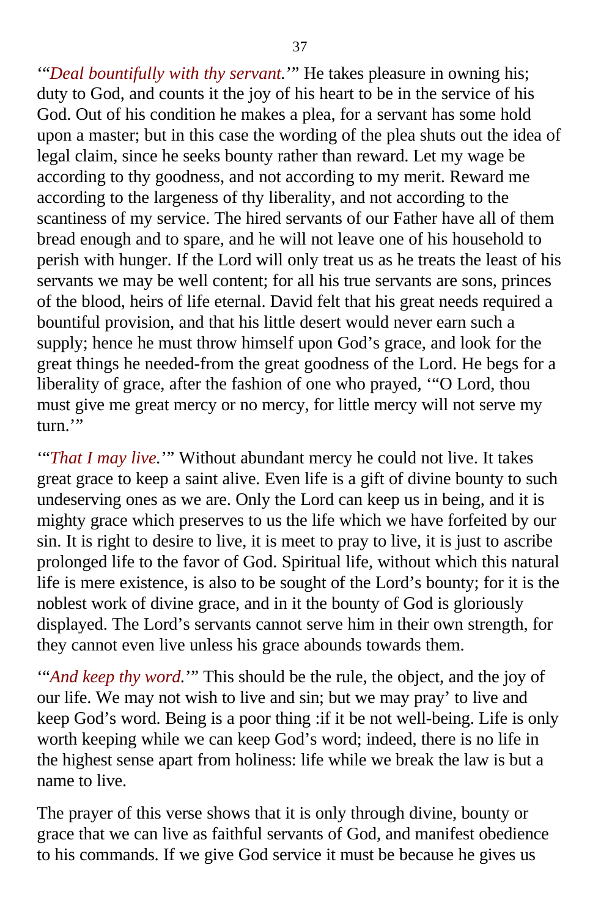'"*Deal bountifully with thy servant.*'" He takes pleasure in owning his; duty to God, and counts it the joy of his heart to be in the service of his God. Out of his condition he makes a plea, for a servant has some hold upon a master; but in this case the wording of the plea shuts out the idea of legal claim, since he seeks bounty rather than reward. Let my wage be according to thy goodness, and not according to my merit. Reward me according to the largeness of thy liberality, and not according to the scantiness of my service. The hired servants of our Father have all of them bread enough and to spare, and he will not leave one of his household to perish with hunger. If the Lord will only treat us as he treats the least of his servants we may be well content; for all his true servants are sons, princes of the blood, heirs of life eternal. David felt that his great needs required a bountiful provision, and that his little desert would never earn such a supply; hence he must throw himself upon God's grace, and look for the great things he needed-from the great goodness of the Lord. He begs for a liberality of grace, after the fashion of one who prayed, '"O Lord, thou must give me great mercy or no mercy, for little mercy will not serve my turn.'"

'"*That I may live.*'" Without abundant mercy he could not live. It takes great grace to keep a saint alive. Even life is a gift of divine bounty to such undeserving ones as we are. Only the Lord can keep us in being, and it is mighty grace which preserves to us the life which we have forfeited by our sin. It is right to desire to live, it is meet to pray to live, it is just to ascribe prolonged life to the favor of God. Spiritual life, without which this natural life is mere existence, is also to be sought of the Lord's bounty; for it is the noblest work of divine grace, and in it the bounty of God is gloriously displayed. The Lord's servants cannot serve him in their own strength, for they cannot even live unless his grace abounds towards them.

'"*And keep thy word.*'" This should be the rule, the object, and the joy of our life. We may not wish to live and sin; but we may pray' to live and keep God's word. Being is a poor thing :if it be not well-being. Life is only worth keeping while we can keep God's word; indeed, there is no life in the highest sense apart from holiness: life while we break the law is but a name to live.

The prayer of this verse shows that it is only through divine, bounty or grace that we can live as faithful servants of God, and manifest obedience to his commands. If we give God service it must be because he gives us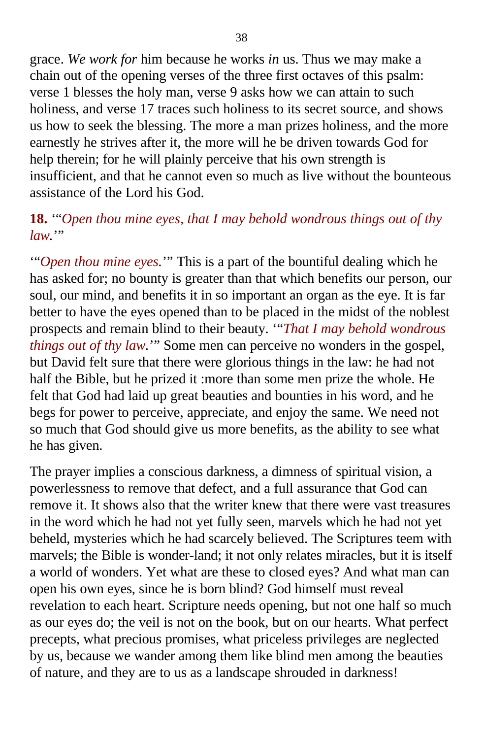grace. *We work for* him because he works *in* us. Thus we may make a chain out of the opening verses of the three first octaves of this psalm: verse 1 blesses the holy man, verse 9 asks how we can attain to such holiness, and verse 17 traces such holiness to its secret source, and shows us how to seek the blessing. The more a man prizes holiness, and the more earnestly he strives after it, the more will he be driven towards God for help therein; for he will plainly perceive that his own strength is insufficient, and that he cannot even so much as live without the bounteous assistance of the Lord his God.

**18.** '"*Open thou mine eyes, that I may behold wondrous things out of thy law.*'"

'"*Open thou mine eyes.*'" This is a part of the bountiful dealing which he has asked for; no bounty is greater than that which benefits our person, our soul, our mind, and benefits it in so important an organ as the eye. It is far better to have the eyes opened than to be placed in the midst of the noblest prospects and remain blind to their beauty. '"*That I may behold wondrous things out of thy law.*'" Some men can perceive no wonders in the gospel, but David felt sure that there were glorious things in the law: he had not half the Bible, but he prized it :more than some men prize the whole. He felt that God had laid up great beauties and bounties in his word, and he begs for power to perceive, appreciate, and enjoy the same. We need not so much that God should give us more benefits, as the ability to see what he has given.

The prayer implies a conscious darkness, a dimness of spiritual vision, a powerlessness to remove that defect, and a full assurance that God can remove it. It shows also that the writer knew that there were vast treasures in the word which he had not yet fully seen, marvels which he had not yet beheld, mysteries which he had scarcely believed. The Scriptures teem with marvels; the Bible is wonder-land; it not only relates miracles, but it is itself a world of wonders. Yet what are these to closed eyes? And what man can open his own eyes, since he is born blind? God himself must reveal revelation to each heart. Scripture needs opening, but not one half so much as our eyes do; the veil is not on the book, but on our hearts. What perfect precepts, what precious promises, what priceless privileges are neglected by us, because we wander among them like blind men among the beauties of nature, and they are to us as a landscape shrouded in darkness!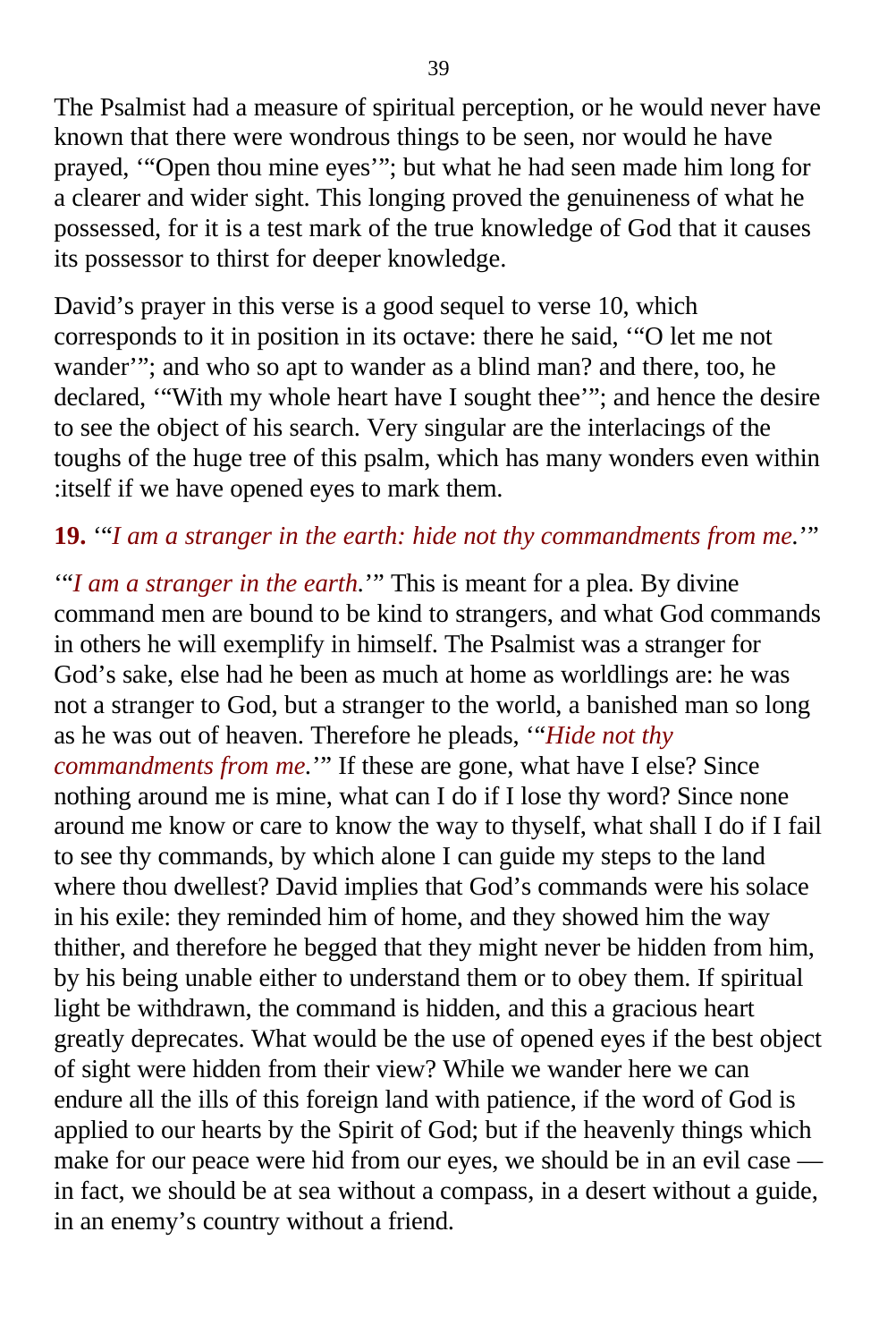The Psalmist had a measure of spiritual perception, or he would never have known that there were wondrous things to be seen, nor would he have prayed, '"Open thou mine eyes'"; but what he had seen made him long for a clearer and wider sight. This longing proved the genuineness of what he possessed, for it is a test mark of the true knowledge of God that it causes its possessor to thirst for deeper knowledge.

David's prayer in this verse is a good sequel to verse 10, which corresponds to it in position in its octave: there he said, '"O let me not wander'"; and who so apt to wander as a blind man? and there, too, he declared, '"With my whole heart have I sought thee'"; and hence the desire to see the object of his search. Very singular are the interlacings of the toughs of the huge tree of this psalm, which has many wonders even within :itself if we have opened eyes to mark them.

**19.** '"*I am a stranger in the earth: hide not thy commandments from me.*'"

'"*I am a stranger in the earth.*'" This is meant for a plea. By divine command men are bound to be kind to strangers, and what God commands in others he will exemplify in himself. The Psalmist was a stranger for God's sake, else had he been as much at home as worldlings are: he was not a stranger to God, but a stranger to the world, a banished man so long as he was out of heaven. Therefore he pleads, '"*Hide not thy commandments from me.*'" If these are gone, what have I else? Since nothing around me is mine, what can I do if I lose thy word? Since none around me know or care to know the way to thyself, what shall I do if I fail to see thy commands, by which alone I can guide my steps to the land where thou dwellest? David implies that God's commands were his solace in his exile: they reminded him of home, and they showed him the way thither, and therefore he begged that they might never be hidden from him, by his being unable either to understand them or to obey them. If spiritual light be withdrawn, the command is hidden, and this a gracious heart greatly deprecates. What would be the use of opened eyes if the best object of sight were hidden from their view? While we wander here we can endure all the ills of this foreign land with patience, if the word of God is applied to our hearts by the Spirit of God; but if the heavenly things which make for our peace were hid from our eyes, we should be in an evil case — in fact, we should be at sea without a compass, in a desert without a guide, in an enemy's country without a friend.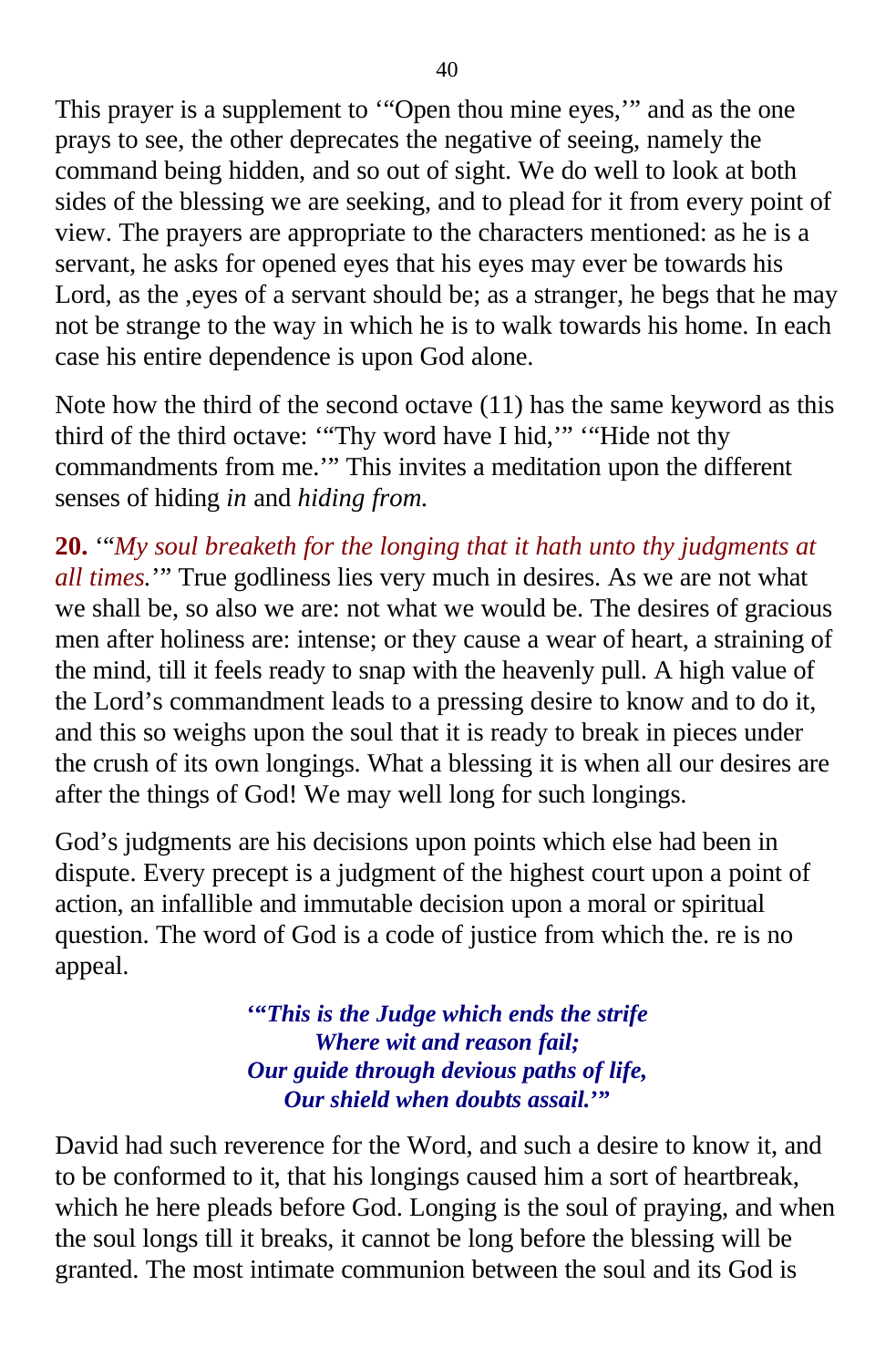This prayer is a supplement to '"Open thou mine eyes,'" and as the one prays to see, the other deprecates the negative of seeing, namely the command being hidden, and so out of sight. We do well to look at both sides of the blessing we are seeking, and to plead for it from every point of view. The prayers are appropriate to the characters mentioned: as he is a servant, he asks for opened eyes that his eyes may ever be towards his Lord, as the ,eyes of a servant should be; as a stranger, he begs that he may not be strange to the way in which he is to walk towards his home. In each case his entire dependence is upon God alone.

Note how the third of the second octave (11) has the same keyword as this third of the third octave: '"Thy word have I hid,'" '"Hide not thy commandments from me.'" This invites a meditation upon the different senses of hiding *in* and *hiding from.*

**20.** '"*My soul breaketh for the longing that it hath unto thy judgments at all times.*'" True godliness lies very much in desires. As we are not what we shall be, so also we are: not what we would be. The desires of gracious men after holiness are: intense; or they cause a wear of heart, a straining of the mind, till it feels ready to snap with the heavenly pull. A high value of the Lord's commandment leads to a pressing desire to know and to do it, and this so weighs upon the soul that it is ready to break in pieces under the crush of its own longings. What a blessing it is when all our desires are after the things of God! We may well long for such longings.

God's judgments are his decisions upon points which else had been in dispute. Every precept is a judgment of the highest court upon a point of action, an infallible and immutable decision upon a moral or spiritual question. The word of God is a code of justice from which the. re is no appeal.

> ***'"This is the Judge which ends the strife***
> ***Where wit and reason fail;***
> ***Our guide through devious paths of life,***
> ***Our shield when doubts assail.'"***

David had such reverence for the Word, and such a desire to know it, and to be conformed to it, that his longings caused him a sort of heartbreak, which he here pleads before God. Longing is the soul of praying, and when the soul longs till it breaks, it cannot be long before the blessing will be granted. The most intimate communion between the soul and its God is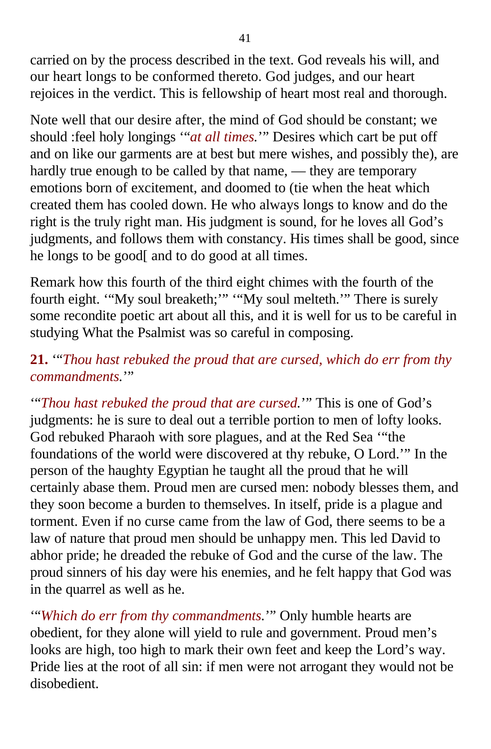carried on by the process described in the text. God reveals his will, and our heart longs to be conformed thereto. God judges, and our heart rejoices in the verdict. This is fellowship of heart most real and thorough.

Note well that our desire after, the mind of God should be constant; we should :feel holy longings '"*at all times.*'" Desires which cart be put off and on like our garments are at best but mere wishes, and possibly the), are hardly true enough to be called by that name, — they are temporary emotions born of excitement, and doomed to (tie when the heat which created them has cooled down. He who always longs to know and do the right is the truly right man. His judgment is sound, for he loves all God's judgments, and follows them with constancy. His times shall be good, since he longs to be good[ and to do good at all times.

Remark how this fourth of the third eight chimes with the fourth of the fourth eight. '"My soul breaketh;'" '"My soul melteth.'" There is surely some recondite poetic art about all this, and it is well for us to be careful in studying What the Psalmist was so careful in composing.

**21.** '"*Thou hast rebuked the proud that are cursed, which do err from thy commandments.*'"

'"*Thou hast rebuked the proud that are cursed.*'" This is one of God's judgments: he is sure to deal out a terrible portion to men of lofty looks. God rebuked Pharaoh with sore plagues, and at the Red Sea '"the foundations of the world were discovered at thy rebuke, O Lord.'" In the person of the haughty Egyptian he taught all the proud that he will certainly abase them. Proud men are cursed men: nobody blesses them, and they soon become a burden to themselves. In itself, pride is a plague and torment. Even if no curse came from the law of God, there seems to be a law of nature that proud men should be unhappy men. This led David to abhor pride; he dreaded the rebuke of God and the curse of the law. The proud sinners of his day were his enemies, and he felt happy that God was in the quarrel as well as he.

'"*Which do err from thy commandments.*'" Only humble hearts are obedient, for they alone will yield to rule and government. Proud men's looks are high, too high to mark their own feet and keep the Lord's way. Pride lies at the root of all sin: if men were not arrogant they would not be disobedient.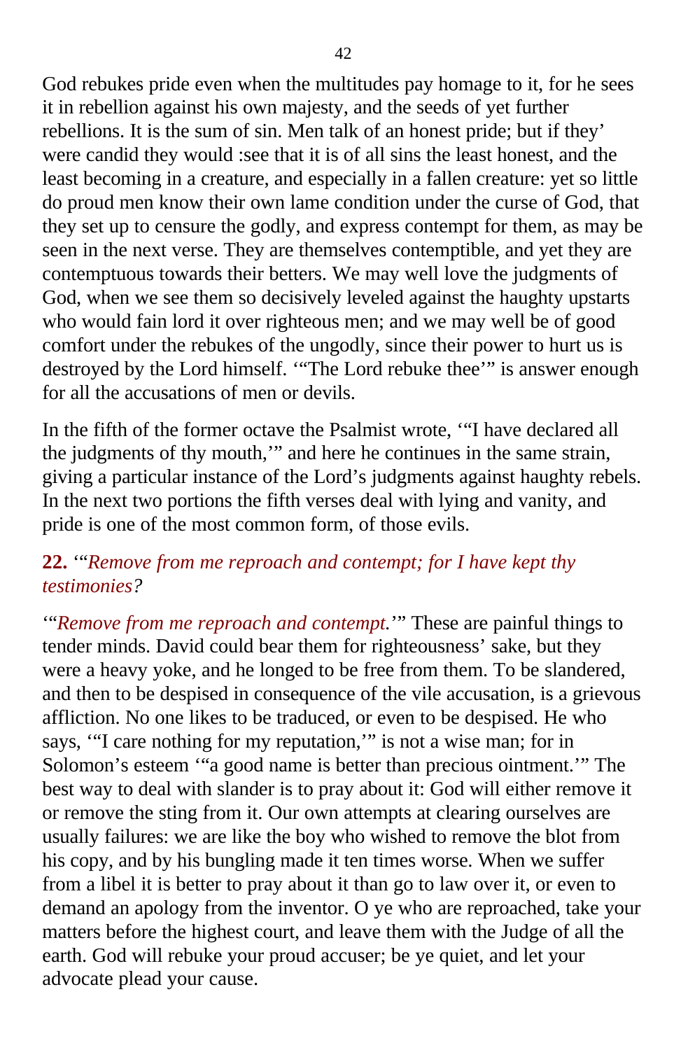God rebukes pride even when the multitudes pay homage to it, for he sees it in rebellion against his own majesty, and the seeds of yet further rebellions. It is the sum of sin. Men talk of an honest pride; but if they' were candid they would :see that it is of all sins the least honest, and the least becoming in a creature, and especially in a fallen creature: yet so little do proud men know their own lame condition under the curse of God, that they set up to censure the godly, and express contempt for them, as may be seen in the next verse. They are themselves contemptible, and yet they are contemptuous towards their betters. We may well love the judgments of God, when we see them so decisively leveled against the haughty upstarts who would fain lord it over righteous men; and we may well be of good comfort under the rebukes of the ungodly, since their power to hurt us is destroyed by the Lord himself. '"The Lord rebuke thee'" is answer enough for all the accusations of men or devils.

In the fifth of the former octave the Psalmist wrote, '"I have declared all the judgments of thy mouth,'" and here he continues in the same strain, giving a particular instance of the Lord's judgments against haughty rebels. In the next two portions the fifth verses deal with lying and vanity, and pride is one of the most common form, of those evils.

**22.** '"*Remove from me reproach and contempt; for I have kept thy testimonies?*

'"*Remove from me reproach and contempt.*'" These are painful things to tender minds. David could bear them for righteousness' sake, but they were a heavy yoke, and he longed to be free from them. To be slandered, and then to be despised in consequence of the vile accusation, is a grievous affliction. No one likes to be traduced, or even to be despised. He who says, '"I care nothing for my reputation,'" is not a wise man; for in Solomon's esteem '"a good name is better than precious ointment.'" The best way to deal with slander is to pray about it: God will either remove it or remove the sting from it. Our own attempts at clearing ourselves are usually failures: we are like the boy who wished to remove the blot from his copy, and by his bungling made it ten times worse. When we suffer from a libel it is better to pray about it than go to law over it, or even to demand an apology from the inventor. O ye who are reproached, take your matters before the highest court, and leave them with the Judge of all the earth. God will rebuke your proud accuser; be ye quiet, and let your advocate plead your cause.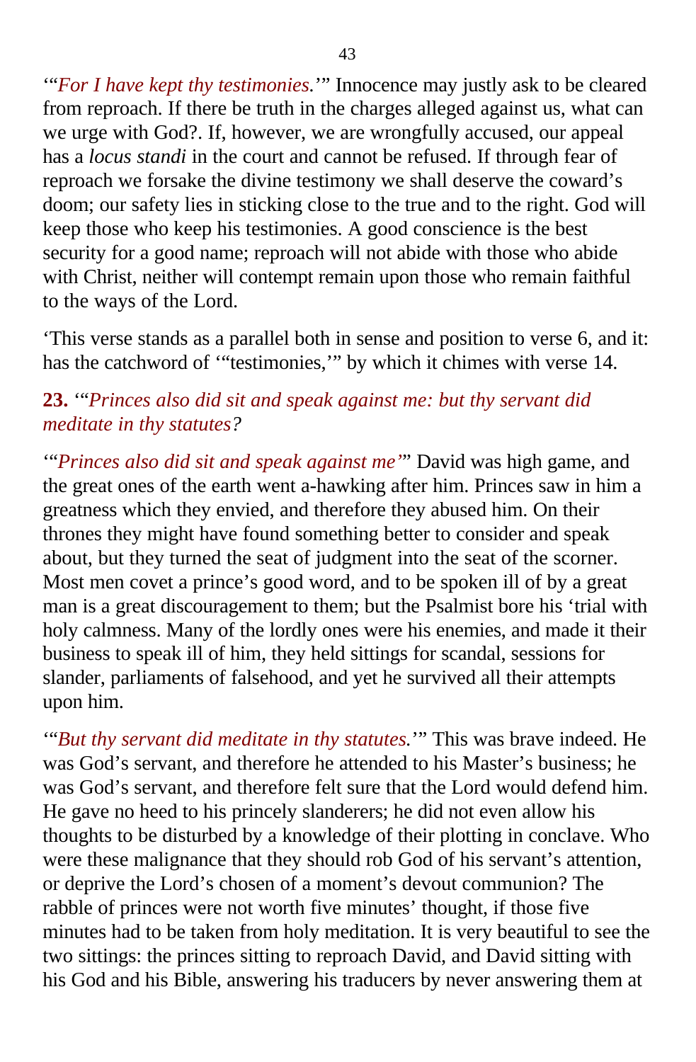'"*For I have kept thy testimonies.*'" Innocence may justly ask to be cleared from reproach. If there be truth in the charges alleged against us, what can we urge with God?. If, however, we are wrongfully accused, our appeal has a *locus standi* in the court and cannot be refused. If through fear of reproach we forsake the divine testimony we shall deserve the coward's doom; our safety lies in sticking close to the true and to the right. God will keep those who keep his testimonies. A good conscience is the best security for a good name; reproach will not abide with those who abide with Christ, neither will contempt remain upon those who remain faithful to the ways of the Lord.

'This verse stands as a parallel both in sense and position to verse 6, and it: has the catchword of '"testimonies,'" by which it chimes with verse 14.

**23.** '"*Princes also did sit and speak against me: but thy servant did meditate in thy statutes?*

'"*Princes also did sit and speak against me*'" David was high game, and the great ones of the earth went a-hawking after him. Princes saw in him a greatness which they envied, and therefore they abused him. On their thrones they might have found something better to consider and speak about, but they turned the seat of judgment into the seat of the scorner. Most men covet a prince's good word, and to be spoken ill of by a great man is a great discouragement to them; but the Psalmist bore his 'trial with holy calmness. Many of the lordly ones were his enemies, and made it their business to speak ill of him, they held sittings for scandal, sessions for slander, parliaments of falsehood, and yet he survived all their attempts upon him.

'"*But thy servant did meditate in thy statutes.*'" This was brave indeed. He was God's servant, and therefore he attended to his Master's business; he was God's servant, and therefore felt sure that the Lord would defend him. He gave no heed to his princely slanderers; he did not even allow his thoughts to be disturbed by a knowledge of their plotting in conclave. Who were these malignance that they should rob God of his servant's attention, or deprive the Lord's chosen of a moment's devout communion? The rabble of princes were not worth five minutes' thought, if those five minutes had to be taken from holy meditation. It is very beautiful to see the two sittings: the princes sitting to reproach David, and David sitting with his God and his Bible, answering his traducers by never answering them at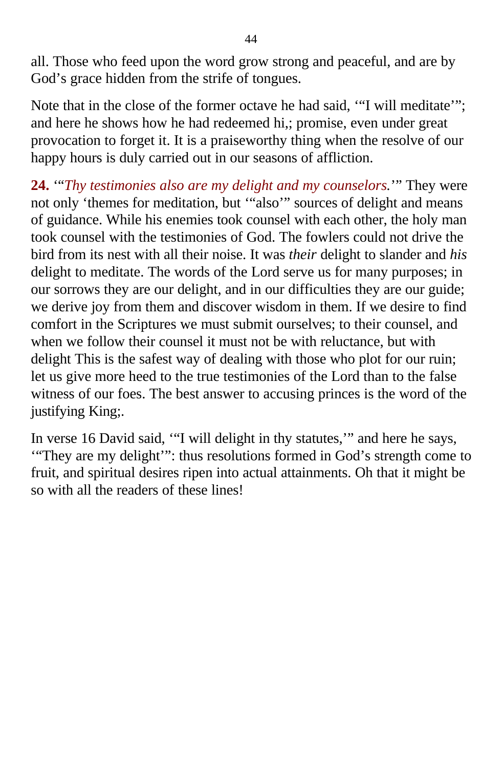all. Those who feed upon the word grow strong and peaceful, and are by God's grace hidden from the strife of tongues.

Note that in the close of the former octave he had said, '"I will meditate'"; and here he shows how he had redeemed hi,; promise, even under great provocation to forget it. It is a praiseworthy thing when the resolve of our happy hours is duly carried out in our seasons of affliction.

**24.** '"*Thy testimonies also are my delight and my counselors.*'" They were not only 'themes for meditation, but '"also'" sources of delight and means of guidance. While his enemies took counsel with each other, the holy man took counsel with the testimonies of God. The fowlers could not drive the bird from its nest with all their noise. It was *their* delight to slander and *his* delight to meditate. The words of the Lord serve us for many purposes; in our sorrows they are our delight, and in our difficulties they are our guide; we derive joy from them and discover wisdom in them. If we desire to find comfort in the Scriptures we must submit ourselves; to their counsel, and when we follow their counsel it must not be with reluctance, but with delight This is the safest way of dealing with those who plot for our ruin; let us give more heed to the true testimonies of the Lord than to the false witness of our foes. The best answer to accusing princes is the word of the justifying King;.

In verse 16 David said, '"I will delight in thy statutes,'" and here he says, '"They are my delight'": thus resolutions formed in God's strength come to fruit, and spiritual desires ripen into actual attainments. Oh that it might be so with all the readers of these lines!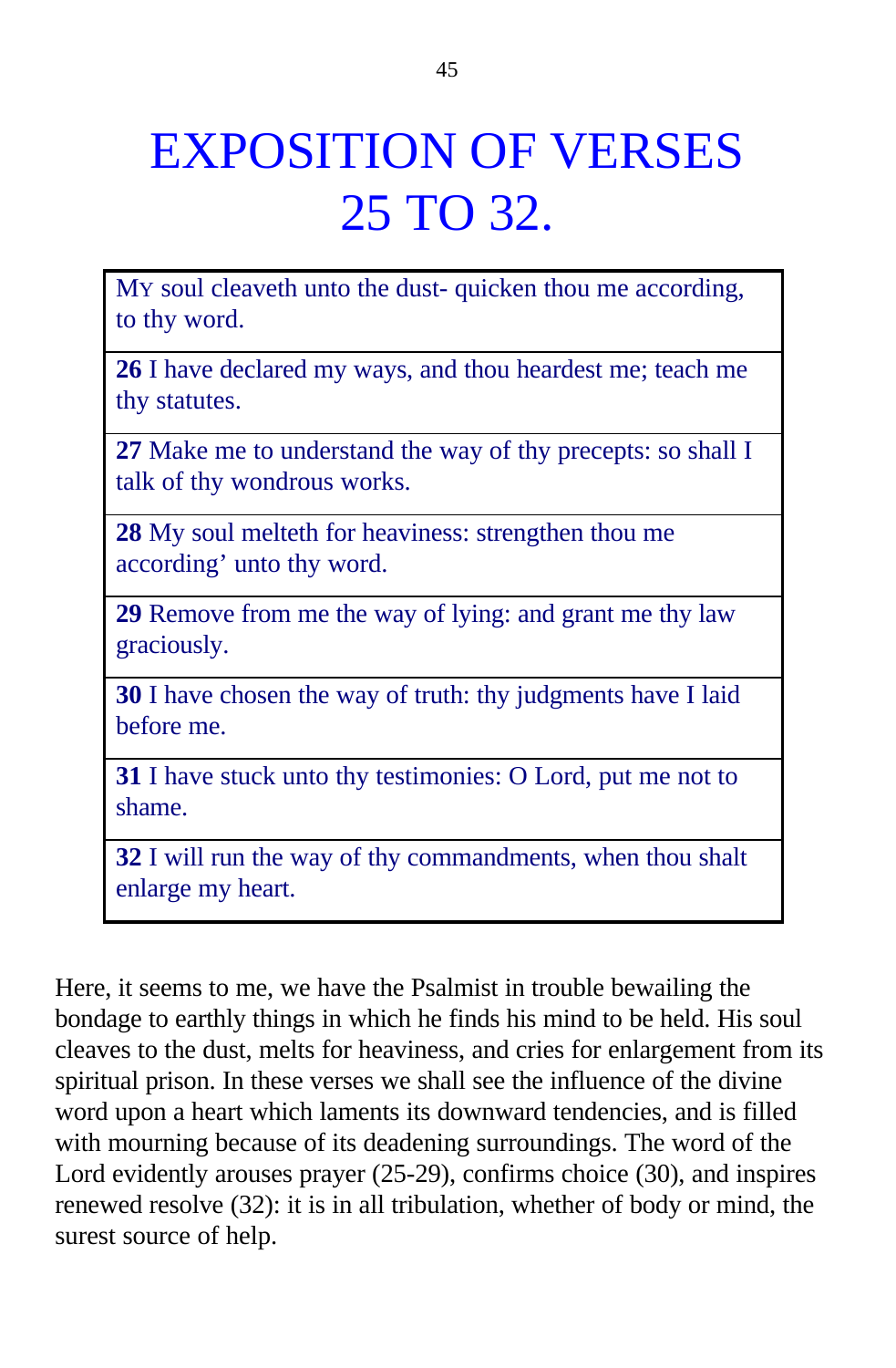# EXPOSITION OF VERSES 25 TO 32.

| |
|---|
| MY soul cleaveth unto the dust- quicken thou me according, to thy word. |
| **26** I have declared my ways, and thou heardest me; teach me thy statutes. |
| **27** Make me to understand the way of thy precepts: so shall I talk of thy wondrous works. |
| **28** My soul melteth for heaviness: strengthen thou me according' unto thy word. |
| **29** Remove from me the way of lying: and grant me thy law graciously. |
| **30** I have chosen the way of truth: thy judgments have I laid before me. |
| **31** I have stuck unto thy testimonies: O Lord, put me not to shame. |
| **32** I will run the way of thy commandments, when thou shalt enlarge my heart. |

Here, it seems to me, we have the Psalmist in trouble bewailing the bondage to earthly things in which he finds his mind to be held. His soul cleaves to the dust, melts for heaviness, and cries for enlargement from its spiritual prison. In these verses we shall see the influence of the divine word upon a heart which laments its downward tendencies, and is filled with mourning because of its deadening surroundings. The word of the Lord evidently arouses prayer (25-29), confirms choice (30), and inspires renewed resolve (32): it is in all tribulation, whether of body or mind, the surest source of help.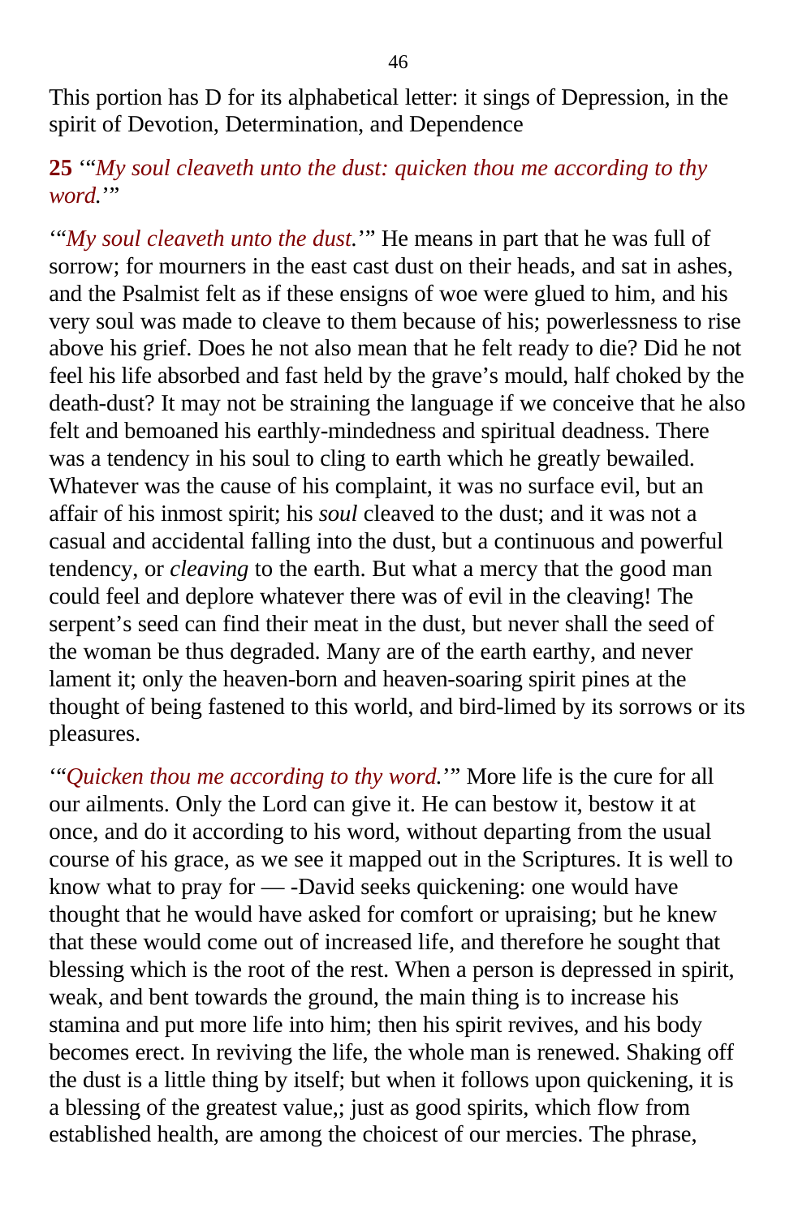This portion has D for its alphabetical letter: it sings of Depression, in the spirit of Devotion, Determination, and Dependence

**25** '"*My soul cleaveth unto the dust: quicken thou me according to thy word.*'"

'"*My soul cleaveth unto the dust.*'" He means in part that he was full of sorrow; for mourners in the east cast dust on their heads, and sat in ashes, and the Psalmist felt as if these ensigns of woe were glued to him, and his very soul was made to cleave to them because of his; powerlessness to rise above his grief. Does he not also mean that he felt ready to die? Did he not feel his life absorbed and fast held by the grave's mould, half choked by the death-dust? It may not be straining the language if we conceive that he also felt and bemoaned his earthly-mindedness and spiritual deadness. There was a tendency in his soul to cling to earth which he greatly bewailed. Whatever was the cause of his complaint, it was no surface evil, but an affair of his inmost spirit; his *soul* cleaved to the dust; and it was not a casual and accidental falling into the dust, but a continuous and powerful tendency, or *cleaving* to the earth. But what a mercy that the good man could feel and deplore whatever there was of evil in the cleaving! The serpent's seed can find their meat in the dust, but never shall the seed of the woman be thus degraded. Many are of the earth earthy, and never lament it; only the heaven-born and heaven-soaring spirit pines at the thought of being fastened to this world, and bird-limed by its sorrows or its pleasures.

'"*Quicken thou me according to thy word.*'" More life is the cure for all our ailments. Only the Lord can give it. He can bestow it, bestow it at once, and do it according to his word, without departing from the usual course of his grace, as we see it mapped out in the Scriptures. It is well to know what to pray for — -David seeks quickening: one would have thought that he would have asked for comfort or upraising; but he knew that these would come out of increased life, and therefore he sought that blessing which is the root of the rest. When a person is depressed in spirit, weak, and bent towards the ground, the main thing is to increase his stamina and put more life into him; then his spirit revives, and his body becomes erect. In reviving the life, the whole man is renewed. Shaking off the dust is a little thing by itself; but when it follows upon quickening, it is a blessing of the greatest value,; just as good spirits, which flow from established health, are among the choicest of our mercies. The phrase,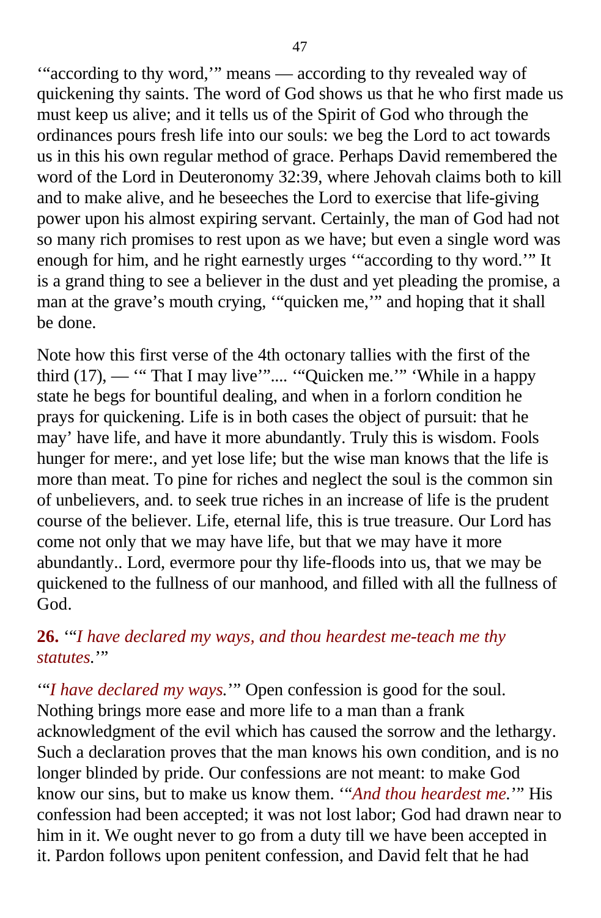'"according to thy word,'" means — according to thy revealed way of quickening thy saints. The word of God shows us that he who first made us must keep us alive; and it tells us of the Spirit of God who through the ordinances pours fresh life into our souls: we beg the Lord to act towards us in this his own regular method of grace. Perhaps David remembered the word of the Lord in Deuteronomy 32:39, where Jehovah claims both to kill and to make alive, and he beseeches the Lord to exercise that life-giving power upon his almost expiring servant. Certainly, the man of God had not so many rich promises to rest upon as we have; but even a single word was enough for him, and he right earnestly urges '"according to thy word.'" It is a grand thing to see a believer in the dust and yet pleading the promise, a man at the grave's mouth crying, '"quicken me,'" and hoping that it shall be done.

Note how this first verse of the 4th octonary tallies with the first of the third (17), — '" That I may live'".... '"Quicken me.'" 'While in a happy state he begs for bountiful dealing, and when in a forlorn condition he prays for quickening. Life is in both cases the object of pursuit: that he may' have life, and have it more abundantly. Truly this is wisdom. Fools hunger for mere:, and yet lose life; but the wise man knows that the life is more than meat. To pine for riches and neglect the soul is the common sin of unbelievers, and. to seek true riches in an increase of life is the prudent course of the believer. Life, eternal life, this is true treasure. Our Lord has come not only that we may have life, but that we may have it more abundantly.. Lord, evermore pour thy life-floods into us, that we may be quickened to the fullness of our manhood, and filled with all the fullness of God.

**26.** '"*I have declared my ways, and thou heardest me-teach me thy statutes.*'"

'"*I have declared my ways.*'" Open confession is good for the soul. Nothing brings more ease and more life to a man than a frank acknowledgment of the evil which has caused the sorrow and the lethargy. Such a declaration proves that the man knows his own condition, and is no longer blinded by pride. Our confessions are not meant: to make God know our sins, but to make us know them. '"*And thou heardest me.*'" His confession had been accepted; it was not lost labor; God had drawn near to him in it. We ought never to go from a duty till we have been accepted in it. Pardon follows upon penitent confession, and David felt that he had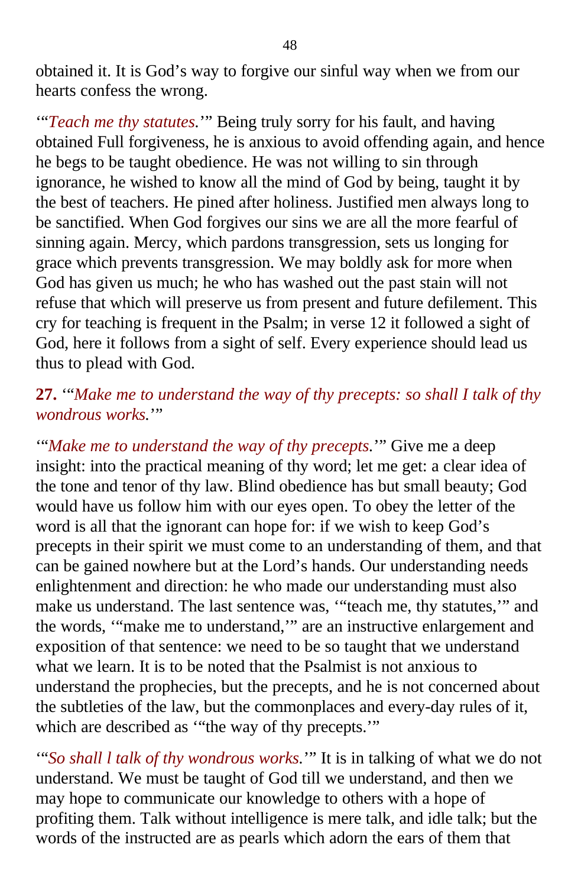obtained it. It is God's way to forgive our sinful way when we from our hearts confess the wrong.

'"*Teach me thy statutes.*'" Being truly sorry for his fault, and having obtained Full forgiveness, he is anxious to avoid offending again, and hence he begs to be taught obedience. He was not willing to sin through ignorance, he wished to know all the mind of God by being, taught it by the best of teachers. He pined after holiness. Justified men always long to be sanctified. When God forgives our sins we are all the more fearful of sinning again. Mercy, which pardons transgression, sets us longing for grace which prevents transgression. We may boldly ask for more when God has given us much; he who has washed out the past stain will not refuse that which will preserve us from present and future defilement. This cry for teaching is frequent in the Psalm; in verse 12 it followed a sight of God, here it follows from a sight of self. Every experience should lead us thus to plead with God.

**27.** '"*Make me to understand the way of thy precepts: so shall I talk of thy wondrous works.*'"

'"*Make me to understand the way of thy precepts.*'" Give me a deep insight: into the practical meaning of thy word; let me get: a clear idea of the tone and tenor of thy law. Blind obedience has but small beauty; God would have us follow him with our eyes open. To obey the letter of the word is all that the ignorant can hope for: if we wish to keep God's precepts in their spirit we must come to an understanding of them, and that can be gained nowhere but at the Lord's hands. Our understanding needs enlightenment and direction: he who made our understanding must also make us understand. The last sentence was, '"teach me, thy statutes,'" and the words, '"make me to understand,'" are an instructive enlargement and exposition of that sentence: we need to be so taught that we understand what we learn. It is to be noted that the Psalmist is not anxious to understand the prophecies, but the precepts, and he is not concerned about the subtleties of the law, but the commonplaces and every-day rules of it, which are described as '"the way of thy precepts.'"

'"*So shall l talk of thy wondrous works.*'" It is in talking of what we do not understand. We must be taught of God till we understand, and then we may hope to communicate our knowledge to others with a hope of profiting them. Talk without intelligence is mere talk, and idle talk; but the words of the instructed are as pearls which adorn the ears of them that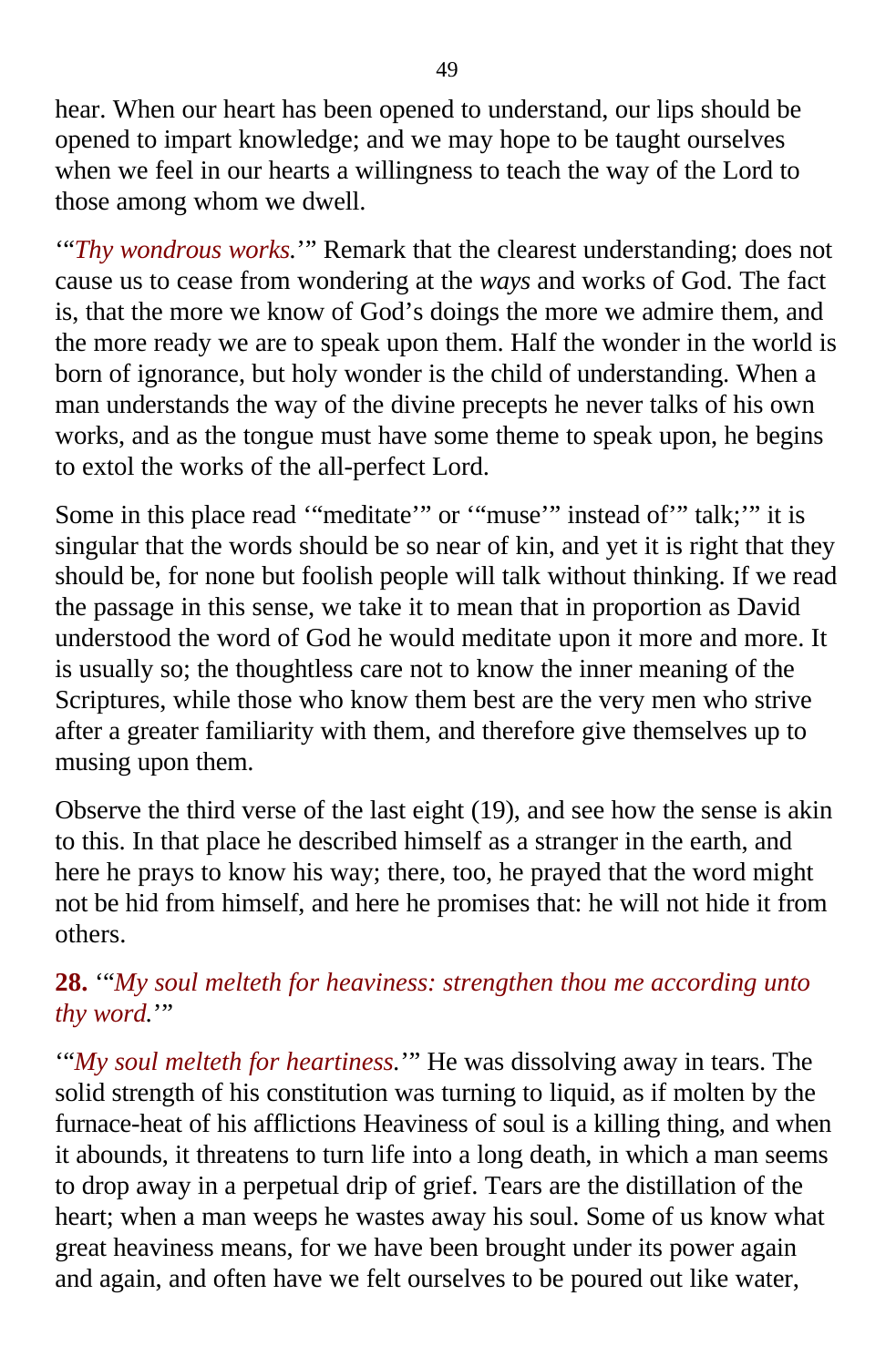hear. When our heart has been opened to understand, our lips should be opened to impart knowledge; and we may hope to be taught ourselves when we feel in our hearts a willingness to teach the way of the Lord to those among whom we dwell.

'"*Thy wondrous works.*'" Remark that the clearest understanding; does not cause us to cease from wondering at the *ways* and works of God. The fact is, that the more we know of God's doings the more we admire them, and the more ready we are to speak upon them. Half the wonder in the world is born of ignorance, but holy wonder is the child of understanding. When a man understands the way of the divine precepts he never talks of his own works, and as the tongue must have some theme to speak upon, he begins to extol the works of the all-perfect Lord.

Some in this place read '"meditate'" or '"muse'" instead of'" talk;'" it is singular that the words should be so near of kin, and yet it is right that they should be, for none but foolish people will talk without thinking. If we read the passage in this sense, we take it to mean that in proportion as David understood the word of God he would meditate upon it more and more. It is usually so; the thoughtless care not to know the inner meaning of the Scriptures, while those who know them best are the very men who strive after a greater familiarity with them, and therefore give themselves up to musing upon them.

Observe the third verse of the last eight (19), and see how the sense is akin to this. In that place he described himself as a stranger in the earth, and here he prays to know his way; there, too, he prayed that the word might not be hid from himself, and here he promises that: he will not hide it from others.

**28.** '"*My soul melteth for heaviness: strengthen thou me according unto thy word.*'"

'"*My soul melteth for heartiness.*'" He was dissolving away in tears. The solid strength of his constitution was turning to liquid, as if molten by the furnace-heat of his afflictions Heaviness of soul is a killing thing, and when it abounds, it threatens to turn life into a long death, in which a man seems to drop away in a perpetual drip of grief. Tears are the distillation of the heart; when a man weeps he wastes away his soul. Some of us know what great heaviness means, for we have been brought under its power again and again, and often have we felt ourselves to be poured out like water,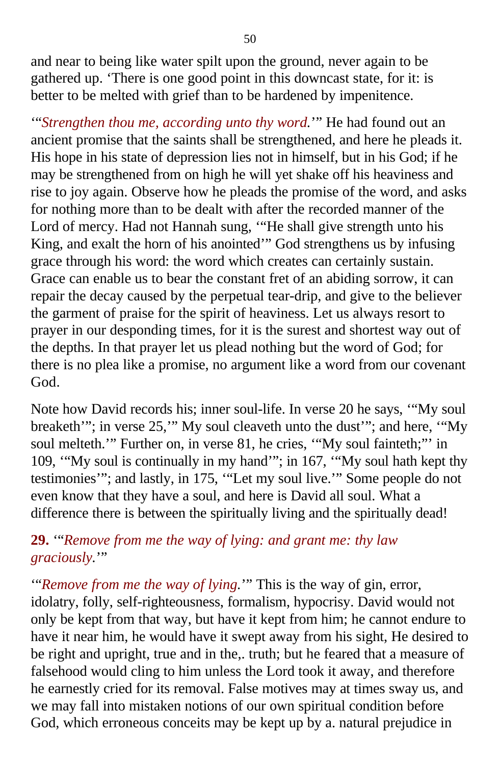and near to being like water spilt upon the ground, never again to be gathered up. ‘There is one good point in this downcast state, for it: is better to be melted with grief than to be hardened by impenitence.

‘“*Strengthen thou me, according unto thy word.*’” He had found out an ancient promise that the saints shall be strengthened, and here he pleads it. His hope in his state of depression lies not in himself, but in his God; if he may be strengthened from on high he will yet shake off his heaviness and rise to joy again. Observe how he pleads the promise of the word, and asks for nothing more than to be dealt with after the recorded manner of the Lord of mercy. Had not Hannah sung, ‘“He shall give strength unto his King, and exalt the horn of his anointed’” God strengthens us by infusing grace through his word: the word which creates can certainly sustain. Grace can enable us to bear the constant fret of an abiding sorrow, it can repair the decay caused by the perpetual tear-drip, and give to the believer the garment of praise for the spirit of heaviness. Let us always resort to prayer in our desponding times, for it is the surest and shortest way out of the depths. In that prayer let us plead nothing but the word of God; for there is no plea like a promise, no argument like a word from our covenant God.

Note how David records his; inner soul-life. In verse 20 he says, ‘“My soul breaketh’”; in verse 25,’” My soul cleaveth unto the dust’”; and here, ‘“My soul melteth.’” Further on, in verse 81, he cries, ‘“My soul fainteth;”’ in 109, ‘“My soul is continually in my hand’”; in 167, ‘“My soul hath kept thy testimonies’”; and lastly, in 175, ‘“Let my soul live.’” Some people do not even know that they have a soul, and here is David all soul. What a difference there is between the spiritually living and the spiritually dead!

**29.** ‘“*Remove from me the way of lying: and grant me: thy law graciously.*’”

‘“*Remove from me the way of lying.*’” This is the way of gin, error, idolatry, folly, self-righteousness, formalism, hypocrisy. David would not only be kept from that way, but have it kept from him; he cannot endure to have it near him, he would have it swept away from his sight, He desired to be right and upright, true and in the,. truth; but he feared that a measure of falsehood would cling to him unless the Lord took it away, and therefore he earnestly cried for its removal. False motives may at times sway us, and we may fall into mistaken notions of our own spiritual condition before God, which erroneous conceits may be kept up by a. natural prejudice in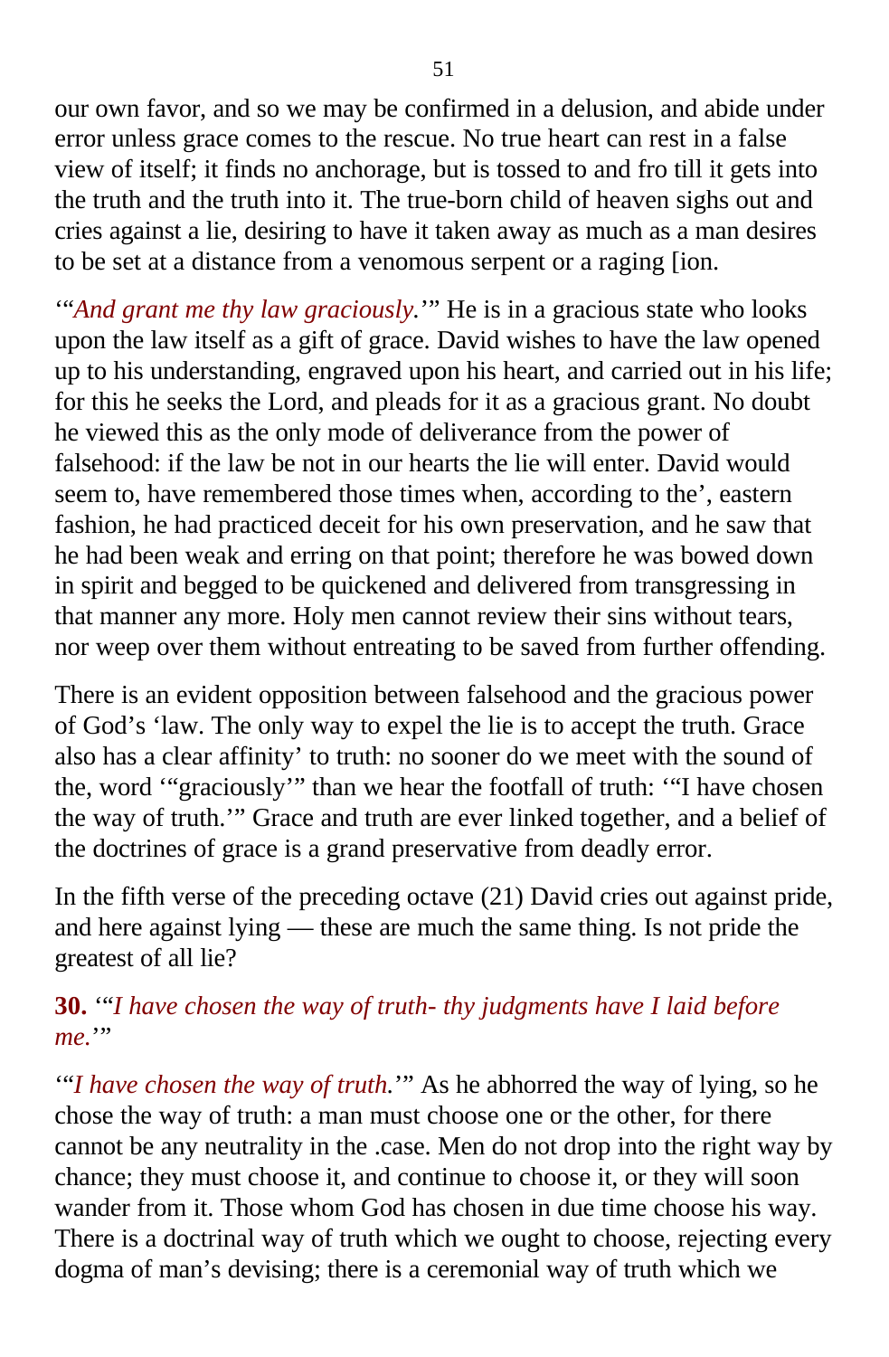our own favor, and so we may be confirmed in a delusion, and abide under error unless grace comes to the rescue. No true heart can rest in a false view of itself; it finds no anchorage, but is tossed to and fro till it gets into the truth and the truth into it. The true-born child of heaven sighs out and cries against a lie, desiring to have it taken away as much as a man desires to be set at a distance from a venomous serpent or a raging [ion.

'"*And grant me thy law graciously.*'" He is in a gracious state who looks upon the law itself as a gift of grace. David wishes to have the law opened up to his understanding, engraved upon his heart, and carried out in his life; for this he seeks the Lord, and pleads for it as a gracious grant. No doubt he viewed this as the only mode of deliverance from the power of falsehood: if the law be not in our hearts the lie will enter. David would seem to, have remembered those times when, according to the', eastern fashion, he had practiced deceit for his own preservation, and he saw that he had been weak and erring on that point; therefore he was bowed down in spirit and begged to be quickened and delivered from transgressing in that manner any more. Holy men cannot review their sins without tears, nor weep over them without entreating to be saved from further offending.

There is an evident opposition between falsehood and the gracious power of God's 'law. The only way to expel the lie is to accept the truth. Grace also has a clear affinity' to truth: no sooner do we meet with the sound of the, word '"graciously'" than we hear the footfall of truth: '"I have chosen the way of truth.'" Grace and truth are ever linked together, and a belief of the doctrines of grace is a grand preservative from deadly error.

In the fifth verse of the preceding octave (21) David cries out against pride, and here against lying — these are much the same thing. Is not pride the greatest of all lie?

**30.** '"*I have chosen the way of truth- thy judgments have I laid before me.*'"

'"*I have chosen the way of truth.*'" As he abhorred the way of lying, so he chose the way of truth: a man must choose one or the other, for there cannot be any neutrality in the .case. Men do not drop into the right way by chance; they must choose it, and continue to choose it, or they will soon wander from it. Those whom God has chosen in due time choose his way. There is a doctrinal way of truth which we ought to choose, rejecting every dogma of man's devising; there is a ceremonial way of truth which we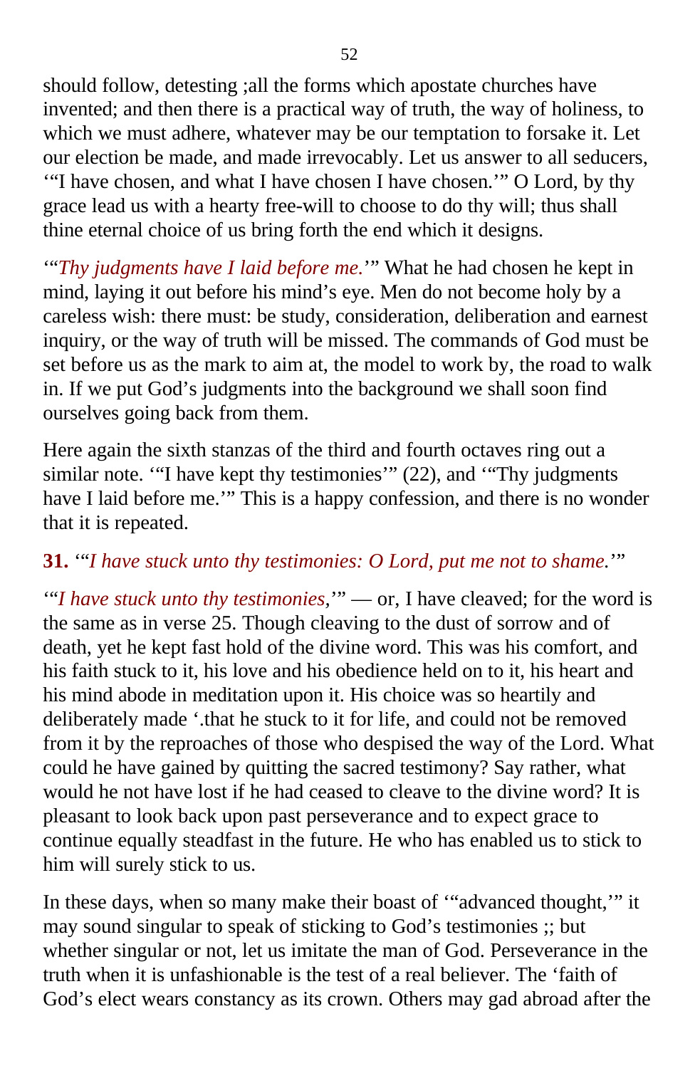should follow, detesting ;all the forms which apostate churches have invented; and then there is a practical way of truth, the way of holiness, to which we must adhere, whatever may be our temptation to forsake it. Let our election be made, and made irrevocably. Let us answer to all seducers, '"I have chosen, and what I have chosen I have chosen.'" O Lord, by thy grace lead us with a hearty free-will to choose to do thy will; thus shall thine eternal choice of us bring forth the end which it designs.

'"*Thy judgments have I laid before me.*'" What he had chosen he kept in mind, laying it out before his mind's eye. Men do not become holy by a careless wish: there must: be study, consideration, deliberation and earnest inquiry, or the way of truth will be missed. The commands of God must be set before us as the mark to aim at, the model to work by, the road to walk in. If we put God's judgments into the background we shall soon find ourselves going back from them.

Here again the sixth stanzas of the third and fourth octaves ring out a similar note. '"I have kept thy testimonies'" (22), and '"Thy judgments have I laid before me.'" This is a happy confession, and there is no wonder that it is repeated.

**31.** '"*I have stuck unto thy testimonies: O Lord, put me not to shame.*'"

'"*I have stuck unto thy testimonies,*'" — or, I have cleaved; for the word is the same as in verse 25. Though cleaving to the dust of sorrow and of death, yet he kept fast hold of the divine word. This was his comfort, and his faith stuck to it, his love and his obedience held on to it, his heart and his mind abode in meditation upon it. His choice was so heartily and deliberately made '.that he stuck to it for life, and could not be removed from it by the reproaches of those who despised the way of the Lord. What could he have gained by quitting the sacred testimony? Say rather, what would he not have lost if he had ceased to cleave to the divine word? It is pleasant to look back upon past perseverance and to expect grace to continue equally steadfast in the future. He who has enabled us to stick to him will surely stick to us.

In these days, when so many make their boast of '"advanced thought,'" it may sound singular to speak of sticking to God's testimonies ;; but whether singular or not, let us imitate the man of God. Perseverance in the truth when it is unfashionable is the test of a real believer. The 'faith of God's elect wears constancy as its crown. Others may gad abroad after the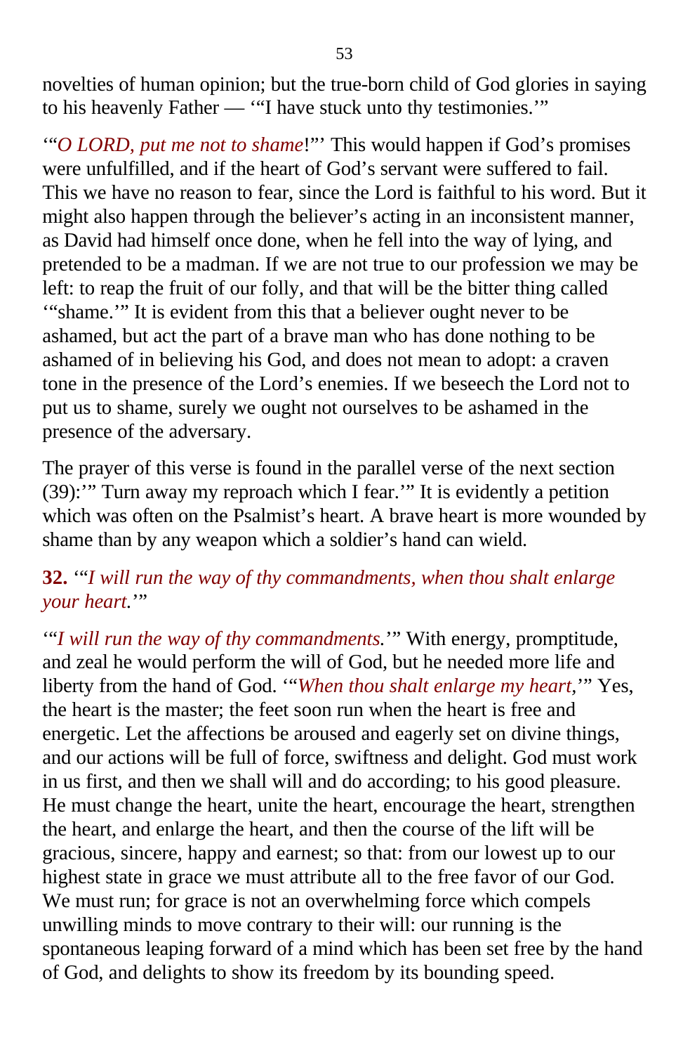novelties of human opinion; but the true-born child of God glories in saying to his heavenly Father — '"I have stuck unto thy testimonies.'"

'"*O LORD, put me not to shame*!"' This would happen if God's promises were unfulfilled, and if the heart of God's servant were suffered to fail. This we have no reason to fear, since the Lord is faithful to his word. But it might also happen through the believer's acting in an inconsistent manner, as David had himself once done, when he fell into the way of lying, and pretended to be a madman. If we are not true to our profession we may be left: to reap the fruit of our folly, and that will be the bitter thing called '"shame.'" It is evident from this that a believer ought never to be ashamed, but act the part of a brave man who has done nothing to be ashamed of in believing his God, and does not mean to adopt: a craven tone in the presence of the Lord's enemies. If we beseech the Lord not to put us to shame, surely we ought not ourselves to be ashamed in the presence of the adversary.

The prayer of this verse is found in the parallel verse of the next section (39):'" Turn away my reproach which I fear.'" It is evidently a petition which was often on the Psalmist's heart. A brave heart is more wounded by shame than by any weapon which a soldier's hand can wield.

**32.** '"*I will run the way of thy commandments, when thou shalt enlarge your heart.*'"

'"*I will run the way of thy commandments.*'" With energy, promptitude, and zeal he would perform the will of God, but he needed more life and liberty from the hand of God. '"*When thou shalt enlarge my heart,*'" Yes, the heart is the master; the feet soon run when the heart is free and energetic. Let the affections be aroused and eagerly set on divine things, and our actions will be full of force, swiftness and delight. God must work in us first, and then we shall will and do according; to his good pleasure. He must change the heart, unite the heart, encourage the heart, strengthen the heart, and enlarge the heart, and then the course of the lift will be gracious, sincere, happy and earnest; so that: from our lowest up to our highest state in grace we must attribute all to the free favor of our God. We must run; for grace is not an overwhelming force which compels unwilling minds to move contrary to their will: our running is the spontaneous leaping forward of a mind which has been set free by the hand of God, and delights to show its freedom by its bounding speed.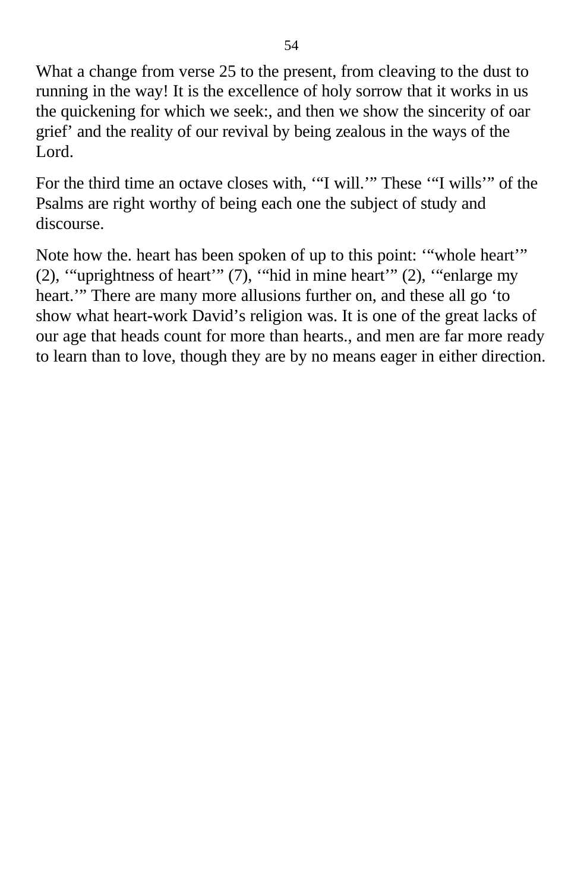What a change from verse 25 to the present, from cleaving to the dust to running in the way! It is the excellence of holy sorrow that it works in us the quickening for which we seek:, and then we show the sincerity of oar grief’ and the reality of our revival by being zealous in the ways of the Lord.

For the third time an octave closes with, ‘“I will.’” These ‘“I wills’” of the Psalms are right worthy of being each one the subject of study and discourse.

Note how the. heart has been spoken of up to this point: ‘“whole heart’” (2), ‘“uprightness of heart’” (7), ‘“hid in mine heart’” (2), ‘“enlarge my heart.’” There are many more allusions further on, and these all go ‘to show what heart-work David’s religion was. It is one of the great lacks of our age that heads count for more than hearts., and men are far more ready to learn than to love, though they are by no means eager in either direction.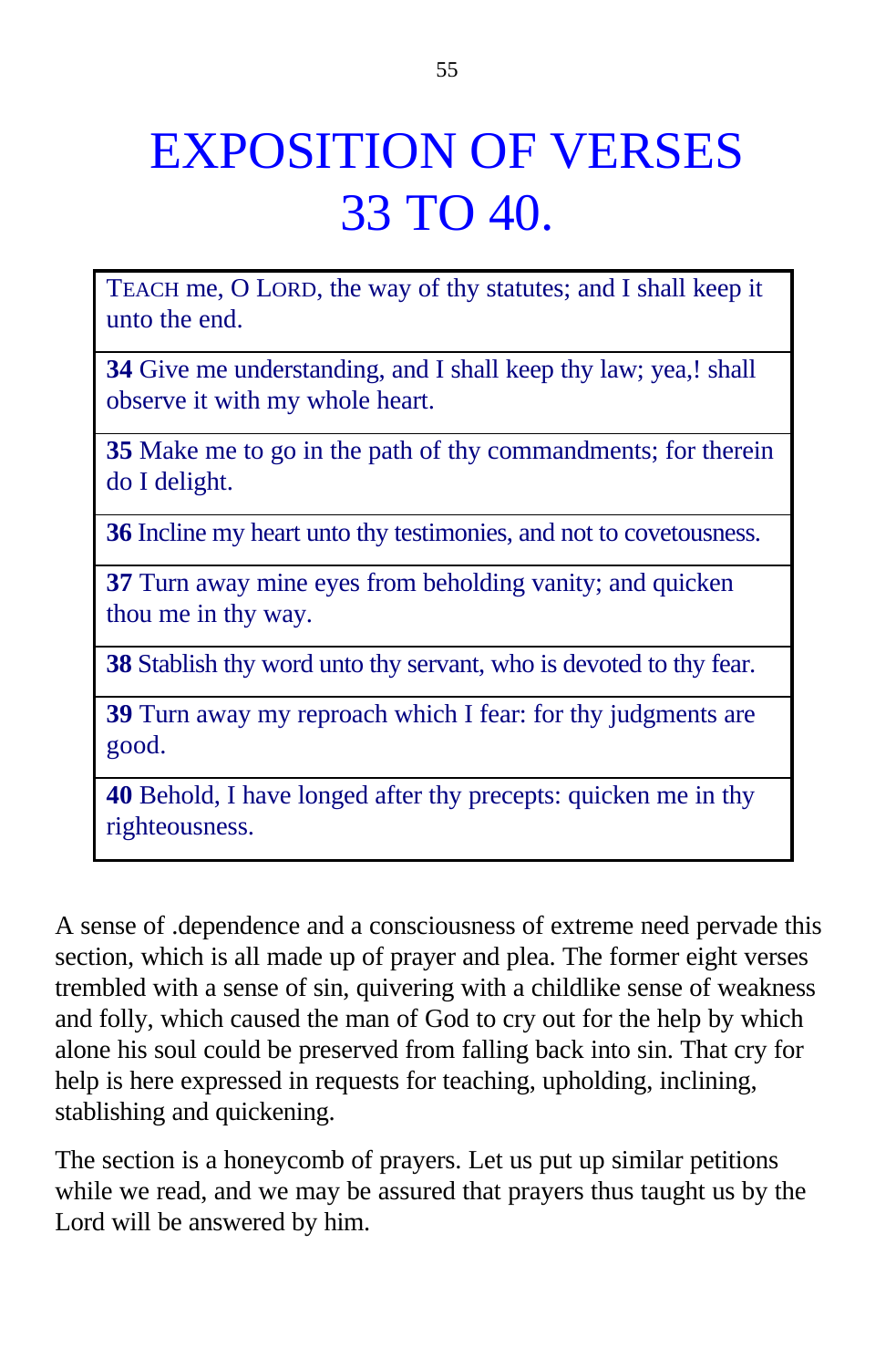# EXPOSITION OF VERSES 33 TO 40.

| TEACH me, O LORD, the way of thy statutes; and I shall keep it unto the end. |
|---|
| **34** Give me understanding, and I shall keep thy law; yea,! shall observe it with my whole heart. |
| **35** Make me to go in the path of thy commandments; for therein do I delight. |
| **36** Incline my heart unto thy testimonies, and not to covetousness. |
| **37** Turn away mine eyes from beholding vanity; and quicken thou me in thy way. |
| **38** Stablish thy word unto thy servant, who is devoted to thy fear. |
| **39** Turn away my reproach which I fear: for thy judgments are good. |
| **40** Behold, I have longed after thy precepts: quicken me in thy righteousness. |

A sense of .dependence and a consciousness of extreme need pervade this section, which is all made up of prayer and plea. The former eight verses trembled with a sense of sin, quivering with a childlike sense of weakness and folly, which caused the man of God to cry out for the help by which alone his soul could be preserved from falling back into sin. That cry for help is here expressed in requests for teaching, upholding, inclining, stablishing and quickening.

The section is a honeycomb of prayers. Let us put up similar petitions while we read, and we may be assured that prayers thus taught us by the Lord will be answered by him.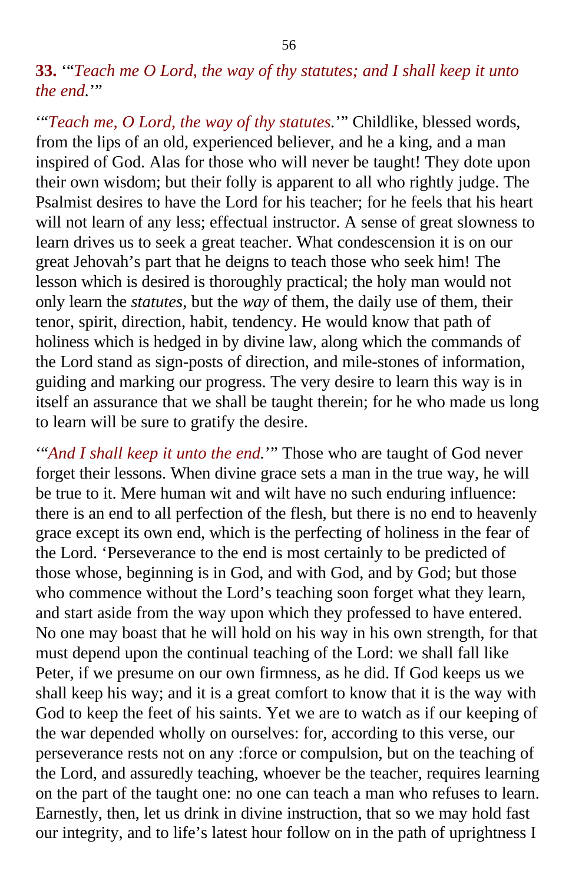**33.** '"*Teach me O Lord, the way of thy statutes; and I shall keep it unto the end.*'"

'"*Teach me, O Lord, the way of thy statutes.*'" Childlike, blessed words, from the lips of an old, experienced believer, and he a king, and a man inspired of God. Alas for those who will never be taught! They dote upon their own wisdom; but their folly is apparent to all who rightly judge. The Psalmist desires to have the Lord for his teacher; for he feels that his heart will not learn of any less; effectual instructor. A sense of great slowness to learn drives us to seek a great teacher. What condescension it is on our great Jehovah's part that he deigns to teach those who seek him! The lesson which is desired is thoroughly practical; the holy man would not only learn the *statutes,* but the *way* of them, the daily use of them, their tenor, spirit, direction, habit, tendency. He would know that path of holiness which is hedged in by divine law, along which the commands of the Lord stand as sign-posts of direction, and mile-stones of information, guiding and marking our progress. The very desire to learn this way is in itself an assurance that we shall be taught therein; for he who made us long to learn will be sure to gratify the desire.

'"*And I shall keep it unto the end.*'" Those who are taught of God never forget their lessons. When divine grace sets a man in the true way, he will be true to it. Mere human wit and wilt have no such enduring influence: there is an end to all perfection of the flesh, but there is no end to heavenly grace except its own end, which is the perfecting of holiness in the fear of the Lord. 'Perseverance to the end is most certainly to be predicted of those whose, beginning is in God, and with God, and by God; but those who commence without the Lord's teaching soon forget what they learn, and start aside from the way upon which they professed to have entered. No one may boast that he will hold on his way in his own strength, for that must depend upon the continual teaching of the Lord: we shall fall like Peter, if we presume on our own firmness, as he did. If God keeps us we shall keep his way; and it is a great comfort to know that it is the way with God to keep the feet of his saints. Yet we are to watch as if our keeping of the war depended wholly on ourselves: for, according to this verse, our perseverance rests not on any :force or compulsion, but on the teaching of the Lord, and assuredly teaching, whoever be the teacher, requires learning on the part of the taught one: no one can teach a man who refuses to learn. Earnestly, then, let us drink in divine instruction, that so we may hold fast our integrity, and to life's latest hour follow on in the path of uprightness I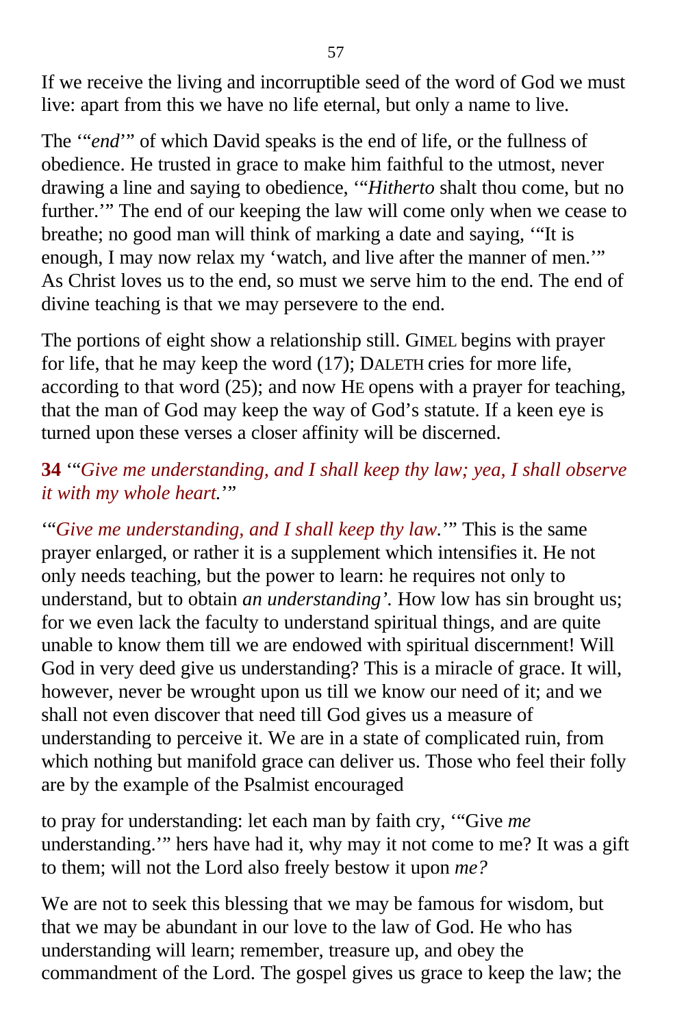If we receive the living and incorruptible seed of the word of God we must live: apart from this we have no life eternal, but only a name to live.

The ‘“*end*’” of which David speaks is the end of life, or the fullness of obedience. He trusted in grace to make him faithful to the utmost, never drawing a line and saying to obedience, ‘“*Hitherto* shalt thou come, but no further.’” The end of our keeping the law will come only when we cease to breathe; no good man will think of marking a date and saying, ‘“It is enough, I may now relax my ‘watch, and live after the manner of men.’” As Christ loves us to the end, so must we serve him to the end. The end of divine teaching is that we may persevere to the end.

The portions of eight show a relationship still. GIMEL begins with prayer for life, that he may keep the word (17); DALETH cries for more life, according to that word (25); and now HE opens with a prayer for teaching, that the man of God may keep the way of God’s statute. If a keen eye is turned upon these verses a closer affinity will be discerned.

**34** ‘“*Give me understanding, and I shall keep thy law; yea, I shall observe it with my whole heart.*’”

‘“*Give me understanding, and I shall keep thy law.*’” This is the same prayer enlarged, or rather it is a supplement which intensifies it. He not only needs teaching, but the power to learn: he requires not only to understand, but to obtain *an understanding’*. How low has sin brought us; for we even lack the faculty to understand spiritual things, and are quite unable to know them till we are endowed with spiritual discernment! Will God in very deed give us understanding? This is a miracle of grace. It will, however, never be wrought upon us till we know our need of it; and we shall not even discover that need till God gives us a measure of understanding to perceive it. We are in a state of complicated ruin, from which nothing but manifold grace can deliver us. Those who feel their folly are by the example of the Psalmist encouraged

to pray for understanding: let each man by faith cry, ‘“Give *me* understanding.’” hers have had it, why may it not come to me? It was a gift to them; will not the Lord also freely bestow it upon *me?*

We are not to seek this blessing that we may be famous for wisdom, but that we may be abundant in our love to the law of God. He who has understanding will learn; remember, treasure up, and obey the commandment of the Lord. The gospel gives us grace to keep the law; the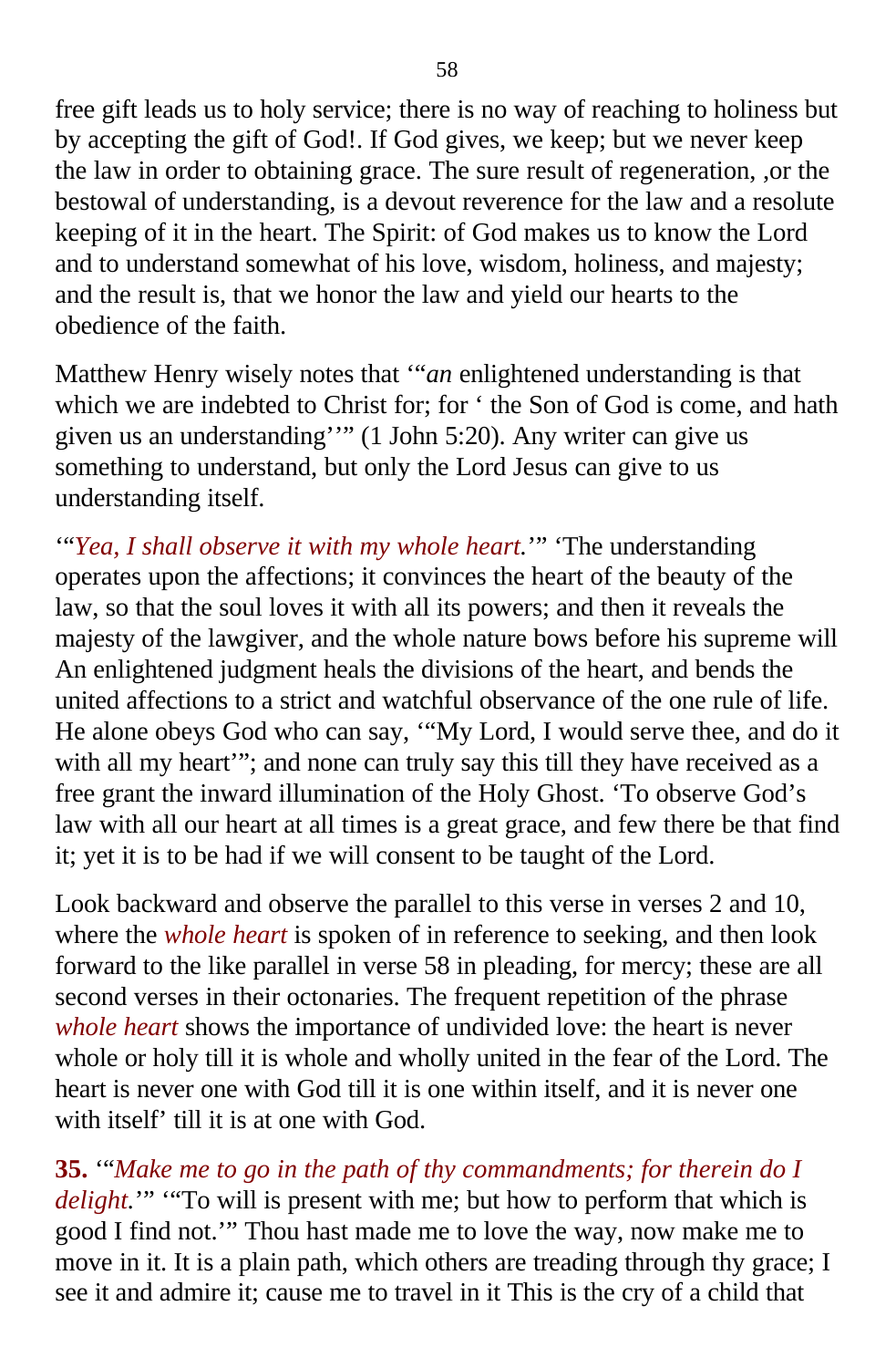free gift leads us to holy service; there is no way of reaching to holiness but by accepting the gift of God!. If God gives, we keep; but we never keep the law in order to obtaining grace. The sure result of regeneration, ,or the bestowal of understanding, is a devout reverence for the law and a resolute keeping of it in the heart. The Spirit: of God makes us to know the Lord and to understand somewhat of his love, wisdom, holiness, and majesty; and the result is, that we honor the law and yield our hearts to the obedience of the faith.

Matthew Henry wisely notes that '"*an* enlightened understanding is that which we are indebted to Christ for; for ' the Son of God is come, and hath given us an understanding''" (1 John 5:20). Any writer can give us something to understand, but only the Lord Jesus can give to us understanding itself.

'"*Yea, I shall observe it with my whole heart.*'" 'The understanding operates upon the affections; it convinces the heart of the beauty of the law, so that the soul loves it with all its powers; and then it reveals the majesty of the lawgiver, and the whole nature bows before his supreme will An enlightened judgment heals the divisions of the heart, and bends the united affections to a strict and watchful observance of the one rule of life. He alone obeys God who can say, '"My Lord, I would serve thee, and do it with all my heart'"; and none can truly say this till they have received as a free grant the inward illumination of the Holy Ghost. 'To observe God's law with all our heart at all times is a great grace, and few there be that find it; yet it is to be had if we will consent to be taught of the Lord.

Look backward and observe the parallel to this verse in verses 2 and 10, where the *whole heart* is spoken of in reference to seeking, and then look forward to the like parallel in verse 58 in pleading, for mercy; these are all second verses in their octonaries. The frequent repetition of the phrase *whole heart* shows the importance of undivided love: the heart is never whole or holy till it is whole and wholly united in the fear of the Lord. The heart is never one with God till it is one within itself, and it is never one with itself' till it is at one with God.

**35.** '"*Make me to go in the path of thy commandments; for therein do I delight.*'" '"To will is present with me; but how to perform that which is good I find not.'" Thou hast made me to love the way, now make me to move in it. It is a plain path, which others are treading through thy grace; I see it and admire it; cause me to travel in it This is the cry of a child that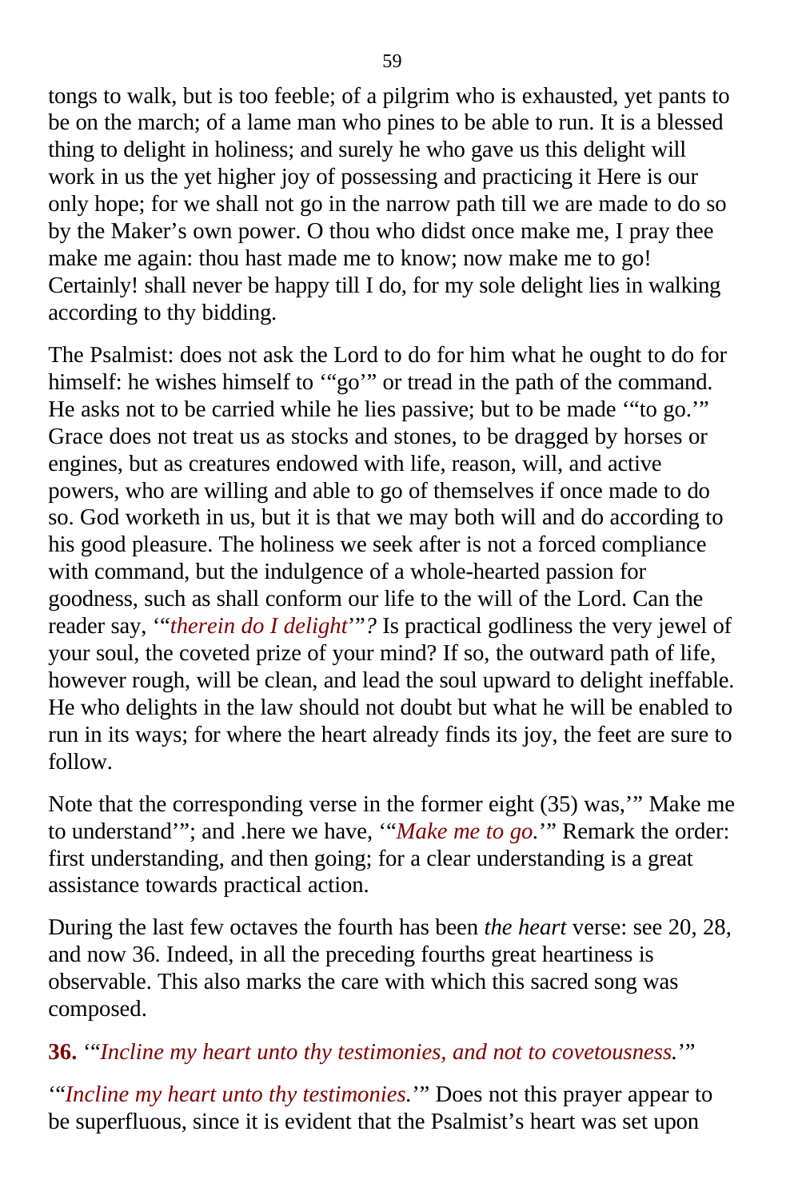tongs to walk, but is too feeble; of a pilgrim who is exhausted, yet pants to be on the march; of a lame man who pines to be able to run. It is a blessed thing to delight in holiness; and surely he who gave us this delight will work in us the yet higher joy of possessing and practicing it Here is our only hope; for we shall not go in the narrow path till we are made to do so by the Maker's own power. O thou who didst once make me, I pray thee make me again: thou hast made me to know; now make me to go! Certainly! shall never be happy till I do, for my sole delight lies in walking according to thy bidding.

The Psalmist: does not ask the Lord to do for him what he ought to do for himself: he wishes himself to '"go'" or tread in the path of the command. He asks not to be carried while he lies passive; but to be made '"to go.'" Grace does not treat us as stocks and stones, to be dragged by horses or engines, but as creatures endowed with life, reason, will, and active powers, who are willing and able to go of themselves if once made to do so. God worketh in us, but it is that we may both will and do according to his good pleasure. The holiness we seek after is not a forced compliance with command, but the indulgence of a whole-hearted passion for goodness, such as shall conform our life to the will of the Lord. Can the reader say, '"*therein do I delight*'"*?* Is practical godliness the very jewel of your soul, the coveted prize of your mind? If so, the outward path of life, however rough, will be clean, and lead the soul upward to delight ineffable. He who delights in the law should not doubt but what he will be enabled to run in its ways; for where the heart already finds its joy, the feet are sure to follow.

Note that the corresponding verse in the former eight (35) was,'" Make me to understand'"; and .here we have, '"*Make me to go.*'" Remark the order: first understanding, and then going; for a clear understanding is a great assistance towards practical action.

During the last few octaves the fourth has been *the heart* verse: see 20, 28, and now 36. Indeed, in all the preceding fourths great heartiness is observable. This also marks the care with which this sacred song was composed.

**36.** '"*Incline my heart unto thy testimonies, and not to covetousness.*'"

'"*Incline my heart unto thy testimonies.*'" Does not this prayer appear to be superfluous, since it is evident that the Psalmist's heart was set upon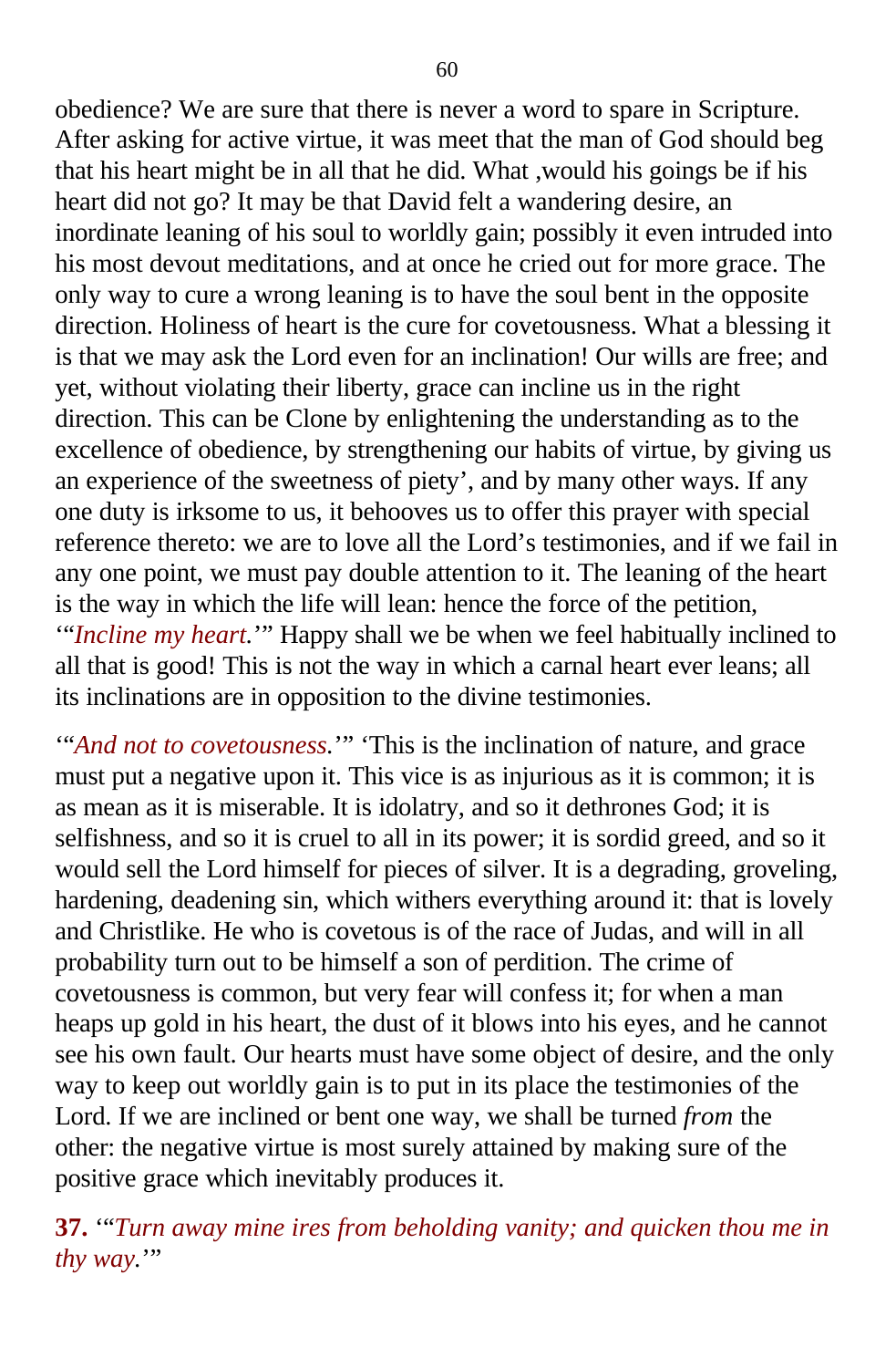obedience? We are sure that there is never a word to spare in Scripture. After asking for active virtue, it was meet that the man of God should beg that his heart might be in all that he did. What ,would his goings be if his heart did not go? It may be that David felt a wandering desire, an inordinate leaning of his soul to worldly gain; possibly it even intruded into his most devout meditations, and at once he cried out for more grace. The only way to cure a wrong leaning is to have the soul bent in the opposite direction. Holiness of heart is the cure for covetousness. What a blessing it is that we may ask the Lord even for an inclination! Our wills are free; and yet, without violating their liberty, grace can incline us in the right direction. This can be Clone by enlightening the understanding as to the excellence of obedience, by strengthening our habits of virtue, by giving us an experience of the sweetness of piety', and by many other ways. If any one duty is irksome to us, it behooves us to offer this prayer with special reference thereto: we are to love all the Lord's testimonies, and if we fail in any one point, we must pay double attention to it. The leaning of the heart is the way in which the life will lean: hence the force of the petition, '"*Incline my heart.*'" Happy shall we be when we feel habitually inclined to all that is good! This is not the way in which a carnal heart ever leans; all its inclinations are in opposition to the divine testimonies.

'"*And not to covetousness.*'" 'This is the inclination of nature, and grace must put a negative upon it. This vice is as injurious as it is common; it is as mean as it is miserable. It is idolatry, and so it dethrones God; it is selfishness, and so it is cruel to all in its power; it is sordid greed, and so it would sell the Lord himself for pieces of silver. It is a degrading, groveling, hardening, deadening sin, which withers everything around it: that is lovely and Christlike. He who is covetous is of the race of Judas, and will in all probability turn out to be himself a son of perdition. The crime of covetousness is common, but very fear will confess it; for when a man heaps up gold in his heart, the dust of it blows into his eyes, and he cannot see his own fault. Our hearts must have some object of desire, and the only way to keep out worldly gain is to put in its place the testimonies of the Lord. If we are inclined or bent one way, we shall be turned *from* the other: the negative virtue is most surely attained by making sure of the positive grace which inevitably produces it.

**37.** '"*Turn away mine ires from beholding vanity; and quicken thou me in thy way.*'"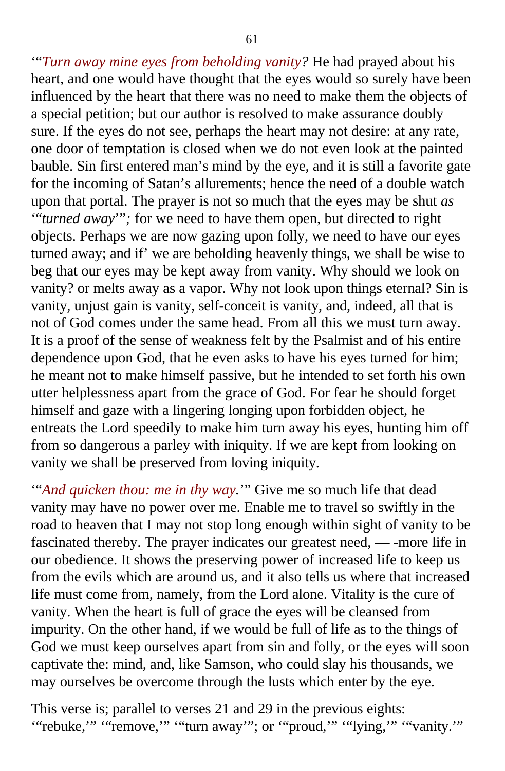'"*Turn away mine eyes from beholding vanity?* He had prayed about his heart, and one would have thought that the eyes would so surely have been influenced by the heart that there was no need to make them the objects of a special petition; but our author is resolved to make assurance doubly sure. If the eyes do not see, perhaps the heart may not desire: at any rate, one door of temptation is closed when we do not even look at the painted bauble. Sin first entered man's mind by the eye, and it is still a favorite gate for the incoming of Satan's allurements; hence the need of a double watch upon that portal. The prayer is not so much that the eyes may be shut *as '"turned away'";* for we need to have them open, but directed to right objects. Perhaps we are now gazing upon folly, we need to have our eyes turned away; and if' we are beholding heavenly things, we shall be wise to beg that our eyes may be kept away from vanity. Why should we look on vanity? or melts away as a vapor. Why not look upon things eternal? Sin is vanity, unjust gain is vanity, self-conceit is vanity, and, indeed, all that is not of God comes under the same head. From all this we must turn away. It is a proof of the sense of weakness felt by the Psalmist and of his entire dependence upon God, that he even asks to have his eyes turned for him; he meant not to make himself passive, but he intended to set forth his own utter helplessness apart from the grace of God. For fear he should forget himself and gaze with a lingering longing upon forbidden object, he entreats the Lord speedily to make him turn away his eyes, hunting him off from so dangerous a parley with iniquity. If we are kept from looking on vanity we shall be preserved from loving iniquity.

'"*And quicken thou: me in thy way.*'" Give me so much life that dead vanity may have no power over me. Enable me to travel so swiftly in the road to heaven that I may not stop long enough within sight of vanity to be fascinated thereby. The prayer indicates our greatest need, — -more life in our obedience. It shows the preserving power of increased life to keep us from the evils which are around us, and it also tells us where that increased life must come from, namely, from the Lord alone. Vitality is the cure of vanity. When the heart is full of grace the eyes will be cleansed from impurity. On the other hand, if we would be full of life as to the things of God we must keep ourselves apart from sin and folly, or the eyes will soon captivate the: mind, and, like Samson, who could slay his thousands, we may ourselves be overcome through the lusts which enter by the eye.

This verse is; parallel to verses 21 and 29 in the previous eights: '"rebuke,'" '"remove,'" '"turn away'"; or '"proud,'" '"lying,'" '"vanity.'"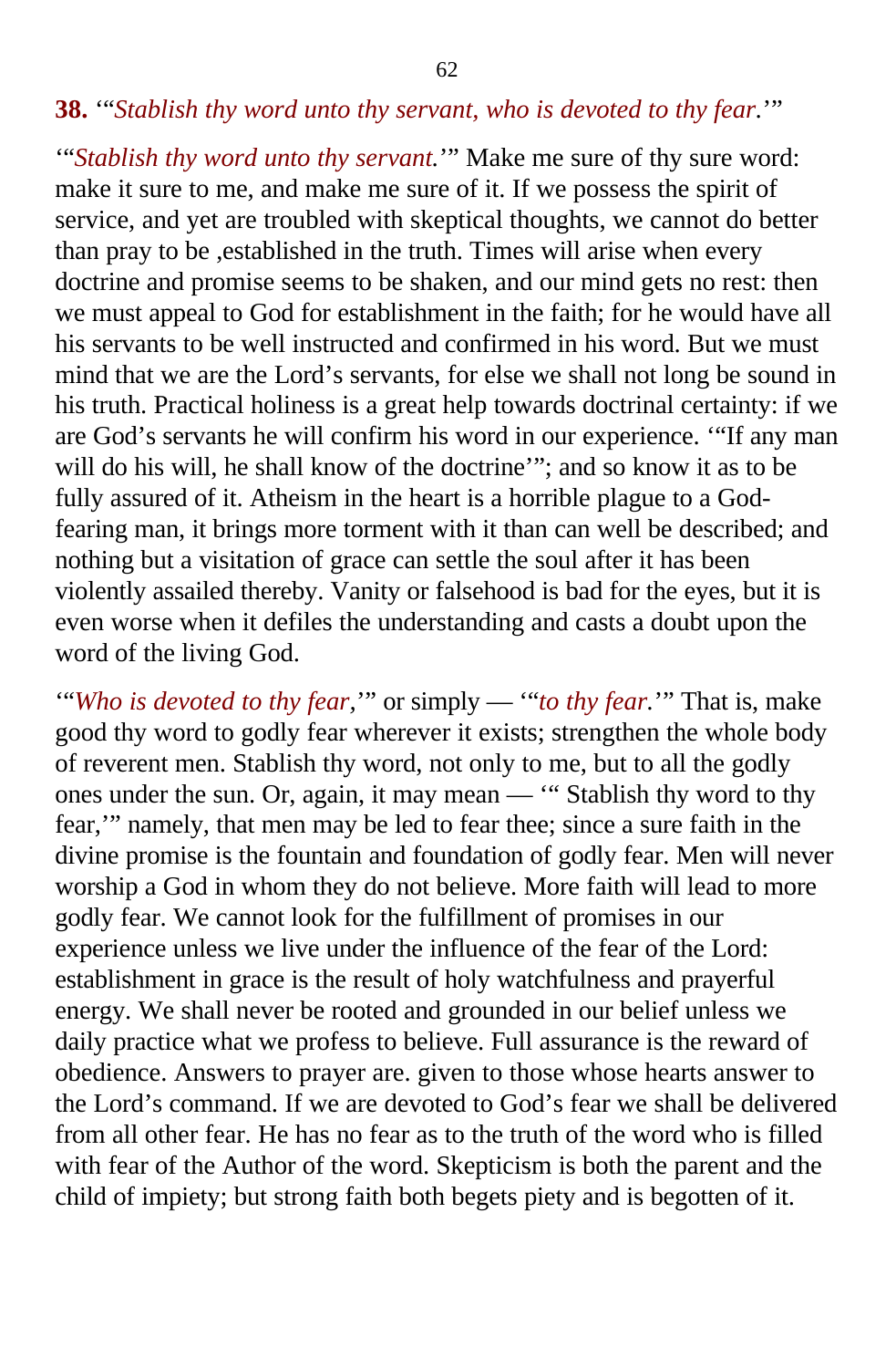**38.** '"*Stablish thy word unto thy servant, who is devoted to thy fear.*'"

'"*Stablish thy word unto thy servant.*'" Make me sure of thy sure word: make it sure to me, and make me sure of it. If we possess the spirit of service, and yet are troubled with skeptical thoughts, we cannot do better than pray to be ,established in the truth. Times will arise when every doctrine and promise seems to be shaken, and our mind gets no rest: then we must appeal to God for establishment in the faith; for he would have all his servants to be well instructed and confirmed in his word. But we must mind that we are the Lord's servants, for else we shall not long be sound in his truth. Practical holiness is a great help towards doctrinal certainty: if we are God's servants he will confirm his word in our experience. '"If any man will do his will, he shall know of the doctrine'"; and so know it as to be fully assured of it. Atheism in the heart is a horrible plague to a God-fearing man, it brings more torment with it than can well be described; and nothing but a visitation of grace can settle the soul after it has been violently assailed thereby. Vanity or falsehood is bad for the eyes, but it is even worse when it defiles the understanding and casts a doubt upon the word of the living God.

'"*Who is devoted to thy fear*,'" or simply — '"*to thy fear.*'" That is, make good thy word to godly fear wherever it exists; strengthen the whole body of reverent men. Stablish thy word, not only to me, but to all the godly ones under the sun. Or, again, it may mean — '" Stablish thy word to thy fear,'" namely, that men may be led to fear thee; since a sure faith in the divine promise is the fountain and foundation of godly fear. Men will never worship a God in whom they do not believe. More faith will lead to more godly fear. We cannot look for the fulfillment of promises in our experience unless we live under the influence of the fear of the Lord: establishment in grace is the result of holy watchfulness and prayerful energy. We shall never be rooted and grounded in our belief unless we daily practice what we profess to believe. Full assurance is the reward of obedience. Answers to prayer are. given to those whose hearts answer to the Lord's command. If we are devoted to God's fear we shall be delivered from all other fear. He has no fear as to the truth of the word who is filled with fear of the Author of the word. Skepticism is both the parent and the child of impiety; but strong faith both begets piety and is begotten of it.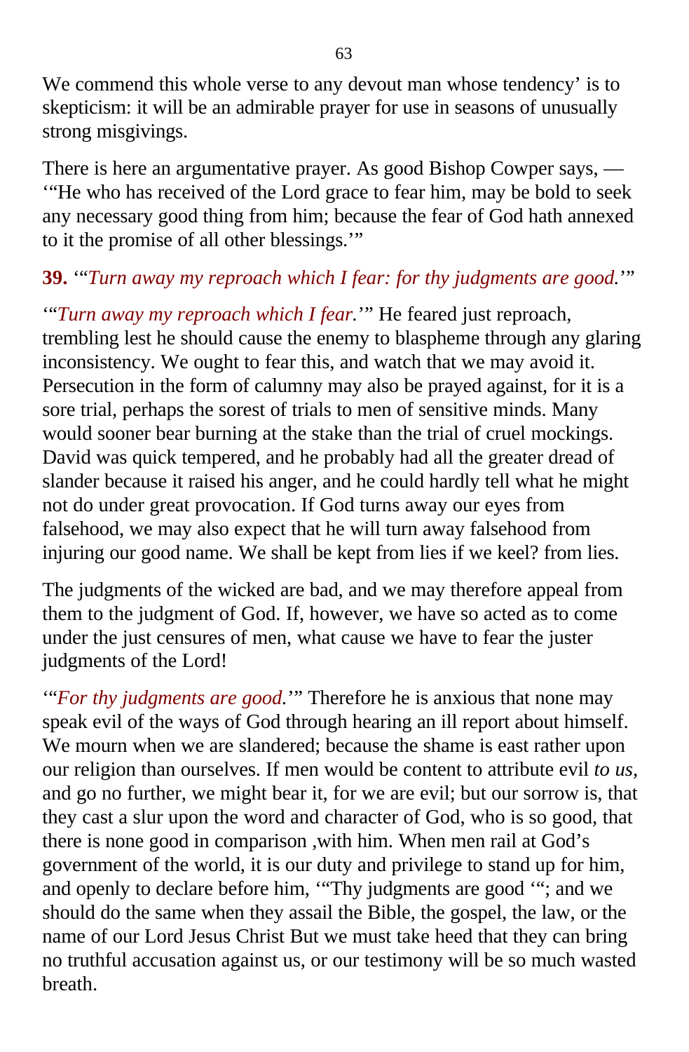We commend this whole verse to any devout man whose tendency' is to skepticism: it will be an admirable prayer for use in seasons of unusually strong misgivings.

There is here an argumentative prayer. As good Bishop Cowper says, — '"He who has received of the Lord grace to fear him, may be bold to seek any necessary good thing from him; because the fear of God hath annexed to it the promise of all other blessings.'"

**39.** '"*Turn away my reproach which I fear: for thy judgments are good.*'"

'"*Turn away my reproach which I fear.*'" He feared just reproach, trembling lest he should cause the enemy to blaspheme through any glaring inconsistency. We ought to fear this, and watch that we may avoid it. Persecution in the form of calumny may also be prayed against, for it is a sore trial, perhaps the sorest of trials to men of sensitive minds. Many would sooner bear burning at the stake than the trial of cruel mockings. David was quick tempered, and he probably had all the greater dread of slander because it raised his anger, and he could hardly tell what he might not do under great provocation. If God turns away our eyes from falsehood, we may also expect that he will turn away falsehood from injuring our good name. We shall be kept from lies if we keel? from lies.

The judgments of the wicked are bad, and we may therefore appeal from them to the judgment of God. If, however, we have so acted as to come under the just censures of men, what cause we have to fear the juster judgments of the Lord!

'"*For thy judgments are good.*'" Therefore he is anxious that none may speak evil of the ways of God through hearing an ill report about himself. We mourn when we are slandered; because the shame is east rather upon our religion than ourselves. If men would be content to attribute evil *to us,* and go no further, we might bear it, for we are evil; but our sorrow is, that they cast a slur upon the word and character of God, who is so good, that there is none good in comparison ,with him. When men rail at God's government of the world, it is our duty and privilege to stand up for him, and openly to declare before him, '"Thy judgments are good '"; and we should do the same when they assail the Bible, the gospel, the law, or the name of our Lord Jesus Christ But we must take heed that they can bring no truthful accusation against us, or our testimony will be so much wasted breath.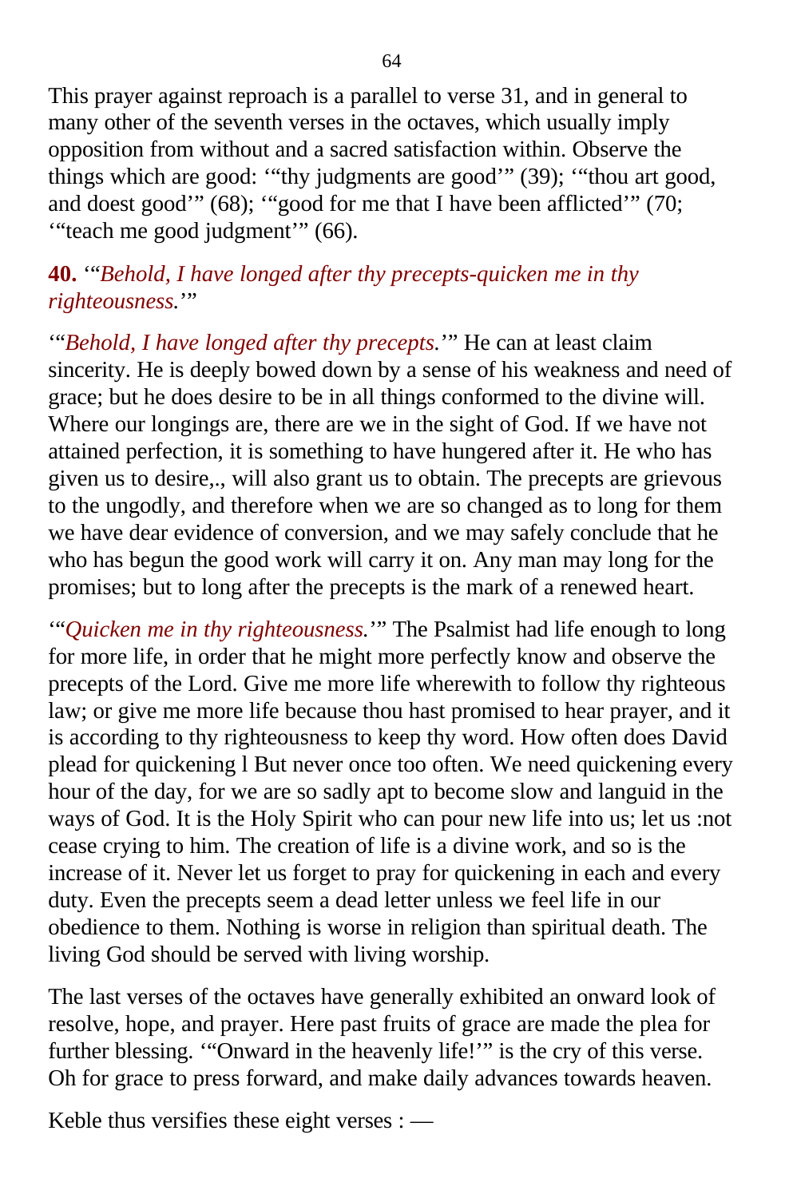This prayer against reproach is a parallel to verse 31, and in general to many other of the seventh verses in the octaves, which usually imply opposition from without and a sacred satisfaction within. Observe the things which are good: '"thy judgments are good'" (39); '"thou art good, and doest good'" (68); '"good for me that I have been afflicted'" (70; '"teach me good judgment'" (66).

**40.** '"*Behold, I have longed after thy precepts-quicken me in thy righteousness.*'"

'"*Behold, I have longed after thy precepts.*'" He can at least claim sincerity. He is deeply bowed down by a sense of his weakness and need of grace; but he does desire to be in all things conformed to the divine will. Where our longings are, there are we in the sight of God. If we have not attained perfection, it is something to have hungered after it. He who has given us to desire,., will also grant us to obtain. The precepts are grievous to the ungodly, and therefore when we are so changed as to long for them we have dear evidence of conversion, and we may safely conclude that he who has begun the good work will carry it on. Any man may long for the promises; but to long after the precepts is the mark of a renewed heart.

'"*Quicken me in thy righteousness.*'" The Psalmist had life enough to long for more life, in order that he might more perfectly know and observe the precepts of the Lord. Give me more life wherewith to follow thy righteous law; or give me more life because thou hast promised to hear prayer, and it is according to thy righteousness to keep thy word. How often does David plead for quickening l But never once too often. We need quickening every hour of the day, for we are so sadly apt to become slow and languid in the ways of God. It is the Holy Spirit who can pour new life into us; let us :not cease crying to him. The creation of life is a divine work, and so is the increase of it. Never let us forget to pray for quickening in each and every duty. Even the precepts seem a dead letter unless we feel life in our obedience to them. Nothing is worse in religion than spiritual death. The living God should be served with living worship.

The last verses of the octaves have generally exhibited an onward look of resolve, hope, and prayer. Here past fruits of grace are made the plea for further blessing. '"Onward in the heavenly life!'" is the cry of this verse. Oh for grace to press forward, and make daily advances towards heaven.

Keble thus versifies these eight verses : —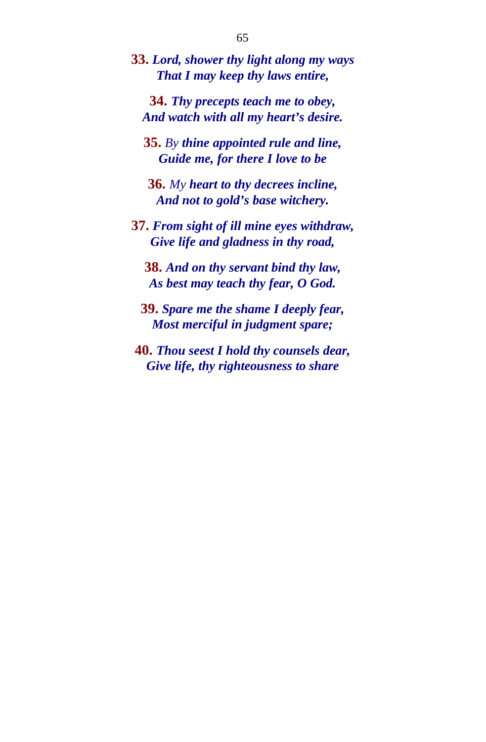**33.** ***Lord, shower thy light along my ways***
***That I may keep thy laws entire,***

**34.** ***Thy precepts teach me to obey,***
***And watch with all my heart's desire.***

**35.** *By* ***thine appointed rule and line,***
***Guide me, for there I love to be***

**36.** *My* ***heart to thy decrees incline,***
***And not to gold's base witchery.***

**37.** ***From sight of ill mine eyes withdraw,***
***Give life and gladness in thy road,***

**38.** ***And on thy servant bind thy law,***
***As best may teach thy fear, O God.***

**39.** ***Spare me the shame I deeply fear,***
***Most merciful in judgment spare;***

**40.** ***Thou seest I hold thy counsels dear,***
***Give life, thy righteousness to share***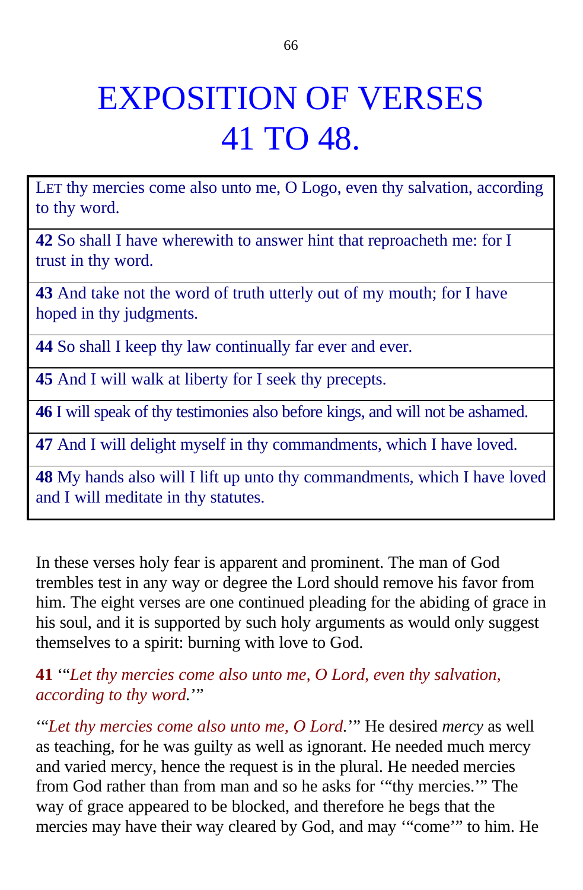# EXPOSITION OF VERSES 41 TO 48.

| |
|---|
| LET thy mercies come also unto me, O Logo, even thy salvation, according to thy word. |
| **42** So shall I have wherewith to answer hint that reproacheth me: for I trust in thy word. |
| **43** And take not the word of truth utterly out of my mouth; for I have hoped in thy judgments. |
| **44** So shall I keep thy law continually far ever and ever. |
| **45** And I will walk at liberty for I seek thy precepts. |
| **46** I will speak of thy testimonies also before kings, and will not be ashamed. |
| **47** And I will delight myself in thy commandments, which I have loved. |
| **48** My hands also will I lift up unto thy commandments, which I have loved and I will meditate in thy statutes. |

In these verses holy fear is apparent and prominent. The man of God trembles test in any way or degree the Lord should remove his favor from him. The eight verses are one continued pleading for the abiding of grace in his soul, and it is supported by such holy arguments as would only suggest themselves to a spirit: burning with love to God.

**41** '"*Let thy mercies come also unto me, O Lord, even thy salvation, according to thy word.*'"

'"*Let thy mercies come also unto me, O Lord.*'" He desired *mercy* as well as teaching, for he was guilty as well as ignorant. He needed much mercy and varied mercy, hence the request is in the plural. He needed mercies from God rather than from man and so he asks for '"thy mercies.'" The way of grace appeared to be blocked, and therefore he begs that the mercies may have their way cleared by God, and may '"come'" to him. He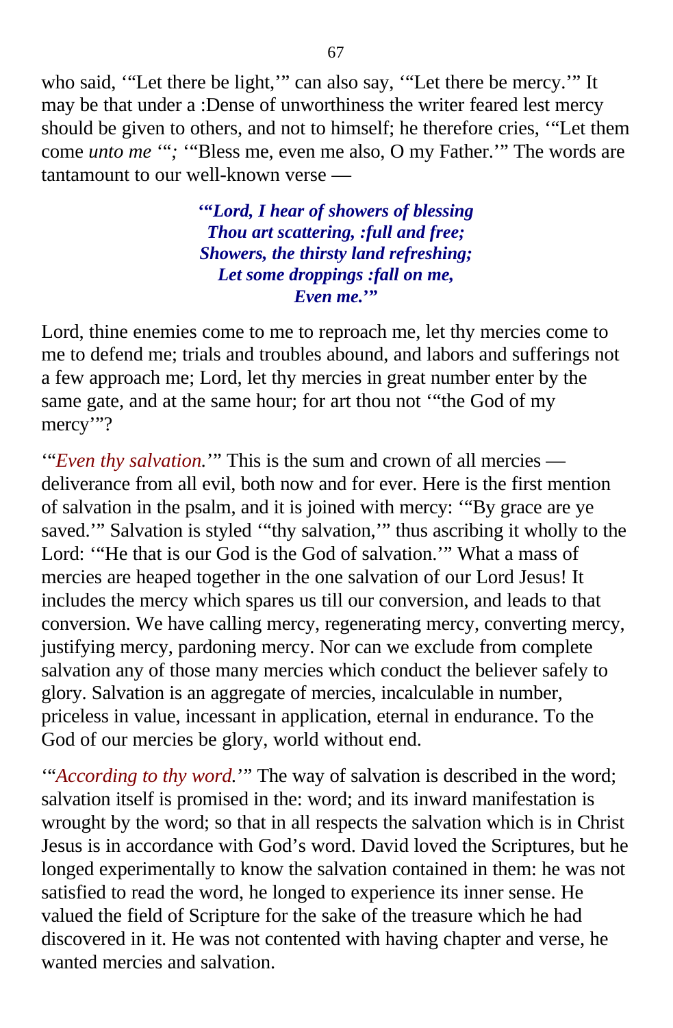who said, '"Let there be light,'" can also say, '"Let there be mercy.'" It may be that under a :Dense of unworthiness the writer feared lest mercy should be given to others, and not to himself; he therefore cries, '"Let them come *unto me* '"; '"Bless me, even me also, O my Father.'" The words are tantamount to our well-known verse —

> ***'"Lord, I hear of showers of blessing***
> ***Thou art scattering, :full and free;***
> ***Showers, the thirsty land refreshing;***
> ***Let some droppings :fall on me,***
> ***Even me.'"***

Lord, thine enemies come to me to reproach me, let thy mercies come to me to defend me; trials and troubles abound, and labors and sufferings not a few approach me; Lord, let thy mercies in great number enter by the same gate, and at the same hour; for art thou not '"the God of my mercy'"?

'"*Even thy salvation.*'" This is the sum and crown of all mercies — deliverance from all evil, both now and for ever. Here is the first mention of salvation in the psalm, and it is joined with mercy: '"By grace are ye saved.'" Salvation is styled '"thy salvation,'" thus ascribing it wholly to the Lord: '"He that is our God is the God of salvation.'" What a mass of mercies are heaped together in the one salvation of our Lord Jesus! It includes the mercy which spares us till our conversion, and leads to that conversion. We have calling mercy, regenerating mercy, converting mercy, justifying mercy, pardoning mercy. Nor can we exclude from complete salvation any of those many mercies which conduct the believer safely to glory. Salvation is an aggregate of mercies, incalculable in number, priceless in value, incessant in application, eternal in endurance. To the God of our mercies be glory, world without end.

'"*According to thy word.*'" The way of salvation is described in the word; salvation itself is promised in the: word; and its inward manifestation is wrought by the word; so that in all respects the salvation which is in Christ Jesus is in accordance with God's word. David loved the Scriptures, but he longed experimentally to know the salvation contained in them: he was not satisfied to read the word, he longed to experience its inner sense. He valued the field of Scripture for the sake of the treasure which he had discovered in it. He was not contented with having chapter and verse, he wanted mercies and salvation.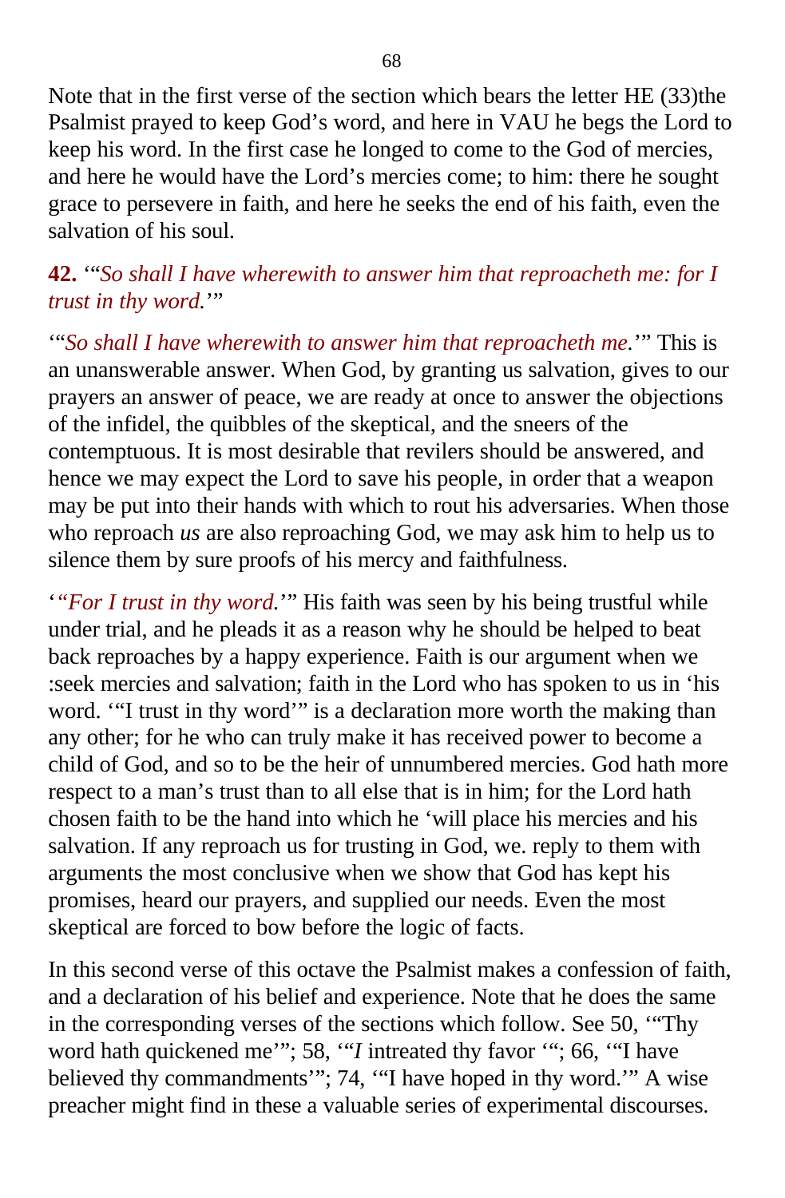Note that in the first verse of the section which bears the letter HE (33)the Psalmist prayed to keep God's word, and here in VAU he begs the Lord to keep his word. In the first case he longed to come to the God of mercies, and here he would have the Lord's mercies come; to him: there he sought grace to persevere in faith, and here he seeks the end of his faith, even the salvation of his soul.

**42.** '"*So shall I have wherewith to answer him that reproacheth me: for I trust in thy word.*'"

'"*So shall I have wherewith to answer him that reproacheth me.*'" This is an unanswerable answer. When God, by granting us salvation, gives to our prayers an answer of peace, we are ready at once to answer the objections of the infidel, the quibbles of the skeptical, and the sneers of the contemptuous. It is most desirable that revilers should be answered, and hence we may expect the Lord to save his people, in order that a weapon may be put into their hands with which to rout his adversaries. When those who reproach *us* are also reproaching God, we may ask him to help us to silence them by sure proofs of his mercy and faithfulness.

'*"For I trust in thy word.*'" His faith was seen by his being trustful while under trial, and he pleads it as a reason why he should be helped to beat back reproaches by a happy experience. Faith is our argument when we :seek mercies and salvation; faith in the Lord who has spoken to us in 'his word. '"I trust in thy word'" is a declaration more worth the making than any other; for he who can truly make it has received power to become a child of God, and so to be the heir of unnumbered mercies. God hath more respect to a man's trust than to all else that is in him; for the Lord hath chosen faith to be the hand into which he 'will place his mercies and his salvation. If any reproach us for trusting in God, we. reply to them with arguments the most conclusive when we show that God has kept his promises, heard our prayers, and supplied our needs. Even the most skeptical are forced to bow before the logic of facts.

In this second verse of this octave the Psalmist makes a confession of faith, and a declaration of his belief and experience. Note that he does the same in the corresponding verses of the sections which follow. See 50, '"Thy word hath quickened me'"; 58, '"*I* intreated thy favor '"; 66, '"I have believed thy commandments'"; 74, '"I have hoped in thy word.'" A wise preacher might find in these a valuable series of experimental discourses.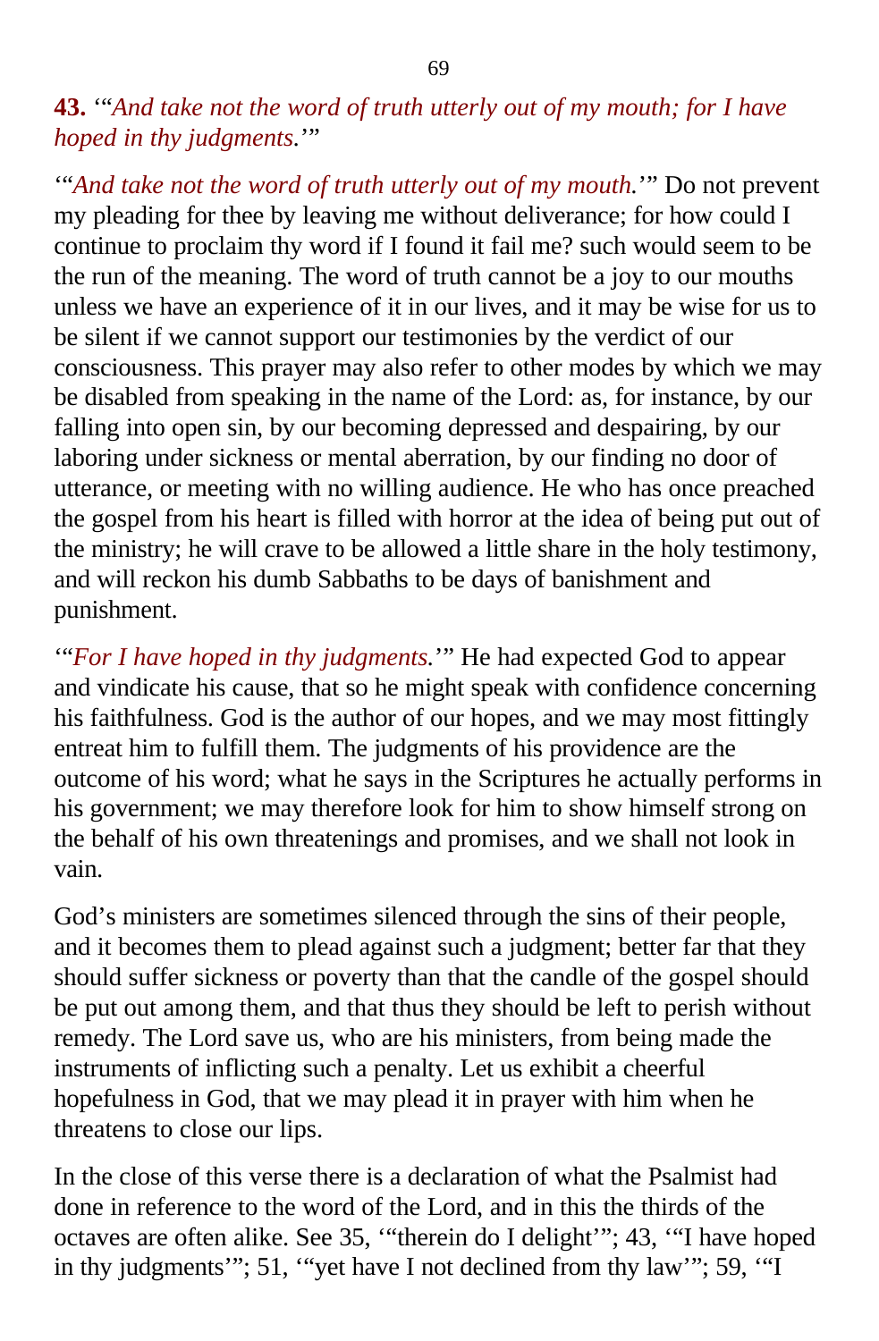**43.** '"*And take not the word of truth utterly out of my mouth; for I have hoped in thy judgments.*'"

'"*And take not the word of truth utterly out of my mouth.*'" Do not prevent my pleading for thee by leaving me without deliverance; for how could I continue to proclaim thy word if I found it fail me? such would seem to be the run of the meaning. The word of truth cannot be a joy to our mouths unless we have an experience of it in our lives, and it may be wise for us to be silent if we cannot support our testimonies by the verdict of our consciousness. This prayer may also refer to other modes by which we may be disabled from speaking in the name of the Lord: as, for instance, by our falling into open sin, by our becoming depressed and despairing, by our laboring under sickness or mental aberration, by our finding no door of utterance, or meeting with no willing audience. He who has once preached the gospel from his heart is filled with horror at the idea of being put out of the ministry; he will crave to be allowed a little share in the holy testimony, and will reckon his dumb Sabbaths to be days of banishment and punishment.

'"*For I have hoped in thy judgments.*'" He had expected God to appear and vindicate his cause, that so he might speak with confidence concerning his faithfulness. God is the author of our hopes, and we may most fittingly entreat him to fulfill them. The judgments of his providence are the outcome of his word; what he says in the Scriptures he actually performs in his government; we may therefore look for him to show himself strong on the behalf of his own threatenings and promises, and we shall not look in vain.

God's ministers are sometimes silenced through the sins of their people, and it becomes them to plead against such a judgment; better far that they should suffer sickness or poverty than that the candle of the gospel should be put out among them, and that thus they should be left to perish without remedy. The Lord save us, who are his ministers, from being made the instruments of inflicting such a penalty. Let us exhibit a cheerful hopefulness in God, that we may plead it in prayer with him when he threatens to close our lips.

In the close of this verse there is a declaration of what the Psalmist had done in reference to the word of the Lord, and in this the thirds of the octaves are often alike. See 35, '"therein do I delight'"; 43, '"I have hoped in thy judgments'"; 51, '"yet have I not declined from thy law'"; 59, '"I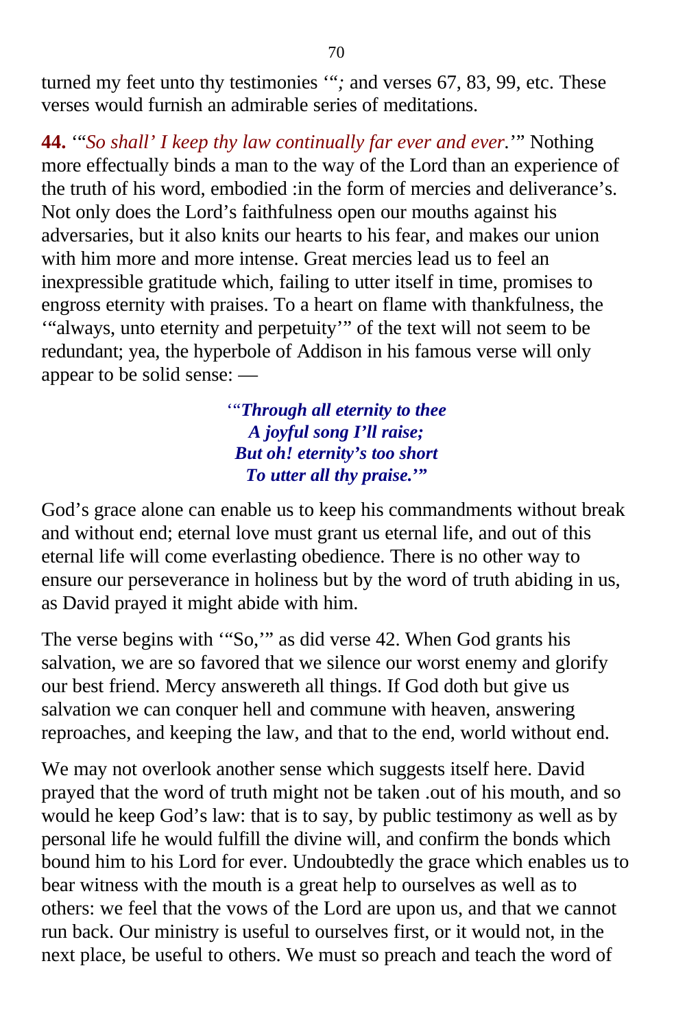turned my feet unto thy testimonies '"*;* and verses 67, 83, 99, etc. These verses would furnish an admirable series of meditations.

**44.** '"*So shall' I keep thy law continually far ever and ever.*'" Nothing more effectually binds a man to the way of the Lord than an experience of the truth of his word, embodied :in the form of mercies and deliverance's. Not only does the Lord's faithfulness open our mouths against his adversaries, but it also knits our hearts to his fear, and makes our union with him more and more intense. Great mercies lead us to feel an inexpressible gratitude which, failing to utter itself in time, promises to engross eternity with praises. To a heart on flame with thankfulness, the '"always, unto eternity and perpetuity'" of the text will not seem to be redundant; yea, the hyperbole of Addison in his famous verse will only appear to be solid sense: —

> '"***Through all eternity to thee***
> ***A joyful song I'll raise;***
> ***But oh! eternity's too short***
> ***To utter all thy praise.'"***

God's grace alone can enable us to keep his commandments without break and without end; eternal love must grant us eternal life, and out of this eternal life will come everlasting obedience. There is no other way to ensure our perseverance in holiness but by the word of truth abiding in us, as David prayed it might abide with him.

The verse begins with '"So,'" as did verse 42. When God grants his salvation, we are so favored that we silence our worst enemy and glorify our best friend. Mercy answereth all things. If God doth but give us salvation we can conquer hell and commune with heaven, answering reproaches, and keeping the law, and that to the end, world without end.

We may not overlook another sense which suggests itself here. David prayed that the word of truth might not be taken .out of his mouth, and so would he keep God's law: that is to say, by public testimony as well as by personal life he would fulfill the divine will, and confirm the bonds which bound him to his Lord for ever. Undoubtedly the grace which enables us to bear witness with the mouth is a great help to ourselves as well as to others: we feel that the vows of the Lord are upon us, and that we cannot run back. Our ministry is useful to ourselves first, or it would not, in the next place, be useful to others. We must so preach and teach the word of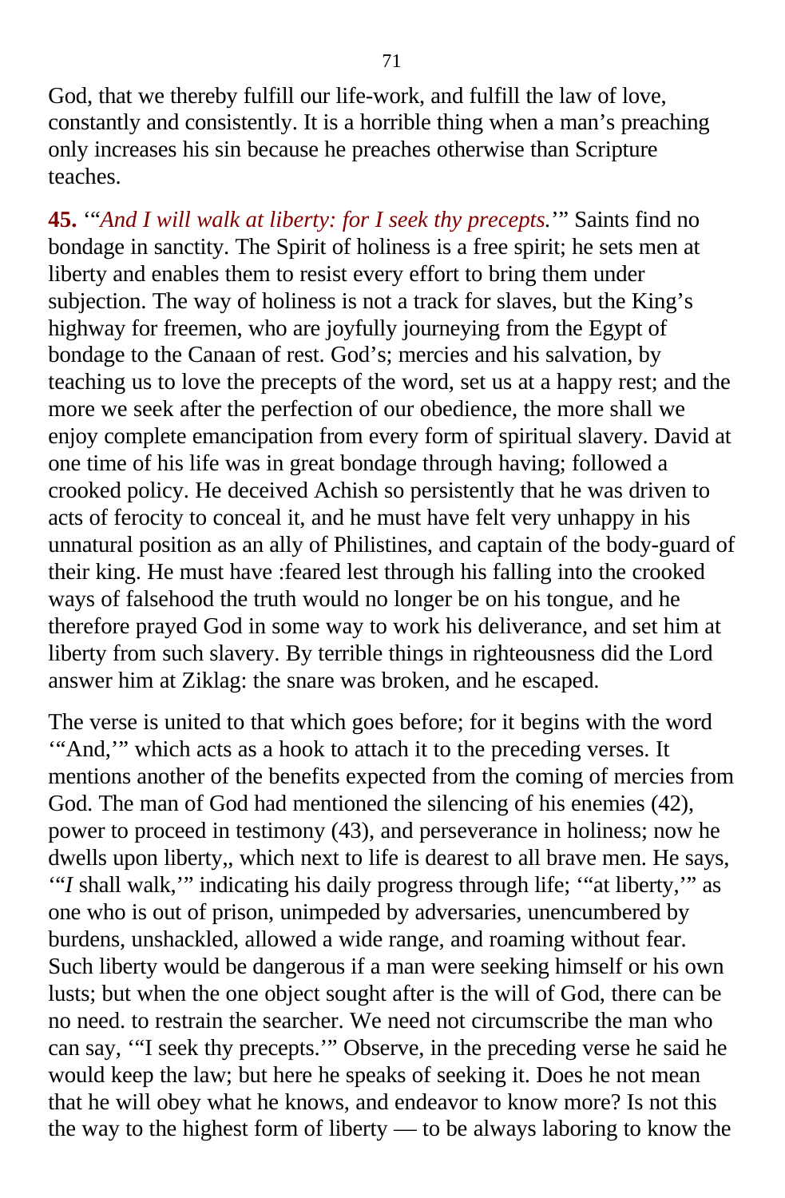God, that we thereby fulfill our life-work, and fulfill the law of love, constantly and consistently. It is a horrible thing when a man's preaching only increases his sin because he preaches otherwise than Scripture teaches.

**45.** '"*And I will walk at liberty: for I seek thy precepts.*'" Saints find no bondage in sanctity. The Spirit of holiness is a free spirit; he sets men at liberty and enables them to resist every effort to bring them under subjection. The way of holiness is not a track for slaves, but the King's highway for freemen, who are joyfully journeying from the Egypt of bondage to the Canaan of rest. God's; mercies and his salvation, by teaching us to love the precepts of the word, set us at a happy rest; and the more we seek after the perfection of our obedience, the more shall we enjoy complete emancipation from every form of spiritual slavery. David at one time of his life was in great bondage through having; followed a crooked policy. He deceived Achish so persistently that he was driven to acts of ferocity to conceal it, and he must have felt very unhappy in his unnatural position as an ally of Philistines, and captain of the body-guard of their king. He must have :feared lest through his falling into the crooked ways of falsehood the truth would no longer be on his tongue, and he therefore prayed God in some way to work his deliverance, and set him at liberty from such slavery. By terrible things in righteousness did the Lord answer him at Ziklag: the snare was broken, and he escaped.

The verse is united to that which goes before; for it begins with the word '"And,'" which acts as a hook to attach it to the preceding verses. It mentions another of the benefits expected from the coming of mercies from God. The man of God had mentioned the silencing of his enemies (42), power to proceed in testimony (43), and perseverance in holiness; now he dwells upon liberty,, which next to life is dearest to all brave men. He says, '"*I* shall walk,'" indicating his daily progress through life; '"at liberty,'" as one who is out of prison, unimpeded by adversaries, unencumbered by burdens, unshackled, allowed a wide range, and roaming without fear. Such liberty would be dangerous if a man were seeking himself or his own lusts; but when the one object sought after is the will of God, there can be no need. to restrain the searcher. We need not circumscribe the man who can say, '"I seek thy precepts.'" Observe, in the preceding verse he said he would keep the law; but here he speaks of seeking it. Does he not mean that he will obey what he knows, and endeavor to know more? Is not this the way to the highest form of liberty — to be always laboring to know the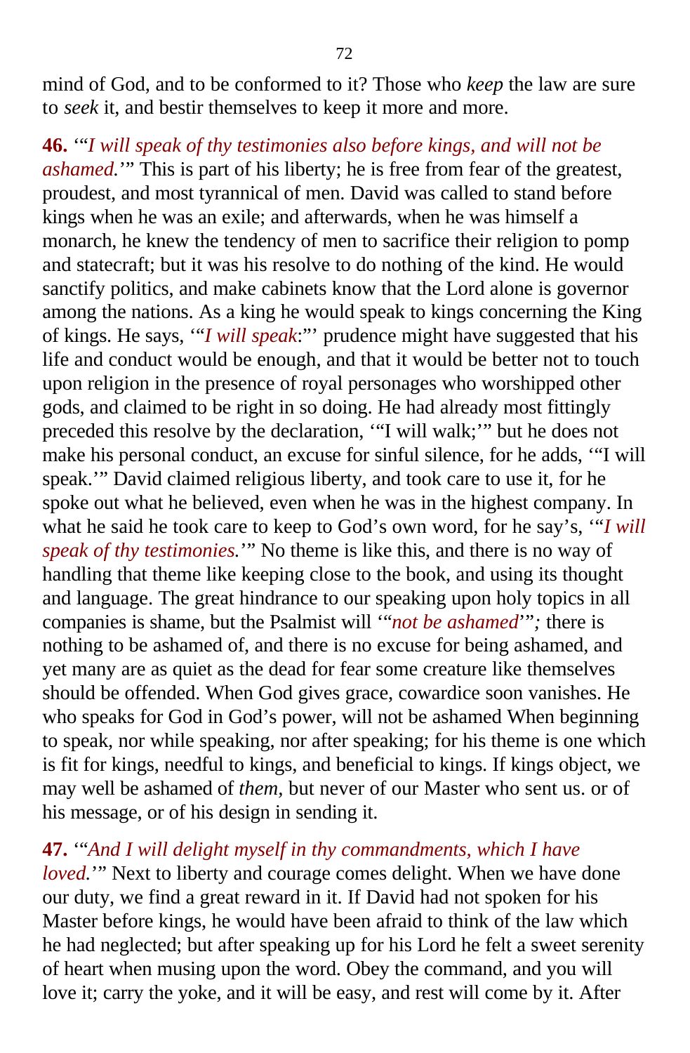mind of God, and to be conformed to it? Those who *keep* the law are sure to *seek* it, and bestir themselves to keep it more and more.

**46.** '"*I will speak of thy testimonies also before kings, and will not be ashamed.*'" This is part of his liberty; he is free from fear of the greatest, proudest, and most tyrannical of men. David was called to stand before kings when he was an exile; and afterwards, when he was himself a monarch, he knew the tendency of men to sacrifice their religion to pomp and statecraft; but it was his resolve to do nothing of the kind. He would sanctify politics, and make cabinets know that the Lord alone is governor among the nations. As a king he would speak to kings concerning the King of kings. He says, '"*I will speak*:"' prudence might have suggested that his life and conduct would be enough, and that it would be better not to touch upon religion in the presence of royal personages who worshipped other gods, and claimed to be right in so doing. He had already most fittingly preceded this resolve by the declaration, '"I will walk;'" but he does not make his personal conduct, an excuse for sinful silence, for he adds, '"I will speak.'" David claimed religious liberty, and took care to use it, for he spoke out what he believed, even when he was in the highest company. In what he said he took care to keep to God's own word, for he say's, '"*I will speak of thy testimonies.*'" No theme is like this, and there is no way of handling that theme like keeping close to the book, and using its thought and language. The great hindrance to our speaking upon holy topics in all companies is shame, but the Psalmist will '"*not be ashamed*'"*;* there is nothing to be ashamed of, and there is no excuse for being ashamed, and yet many are as quiet as the dead for fear some creature like themselves should be offended. When God gives grace, cowardice soon vanishes. He who speaks for God in God's power, will not be ashamed When beginning to speak, nor while speaking, nor after speaking; for his theme is one which is fit for kings, needful to kings, and beneficial to kings. If kings object, we may well be ashamed of *them,* but never of our Master who sent us. or of his message, or of his design in sending it.

**47.** '"*And I will delight myself in thy commandments, which I have loved.*'" Next to liberty and courage comes delight. When we have done our duty, we find a great reward in it. If David had not spoken for his Master before kings, he would have been afraid to think of the law which he had neglected; but after speaking up for his Lord he felt a sweet serenity of heart when musing upon the word. Obey the command, and you will love it; carry the yoke, and it will be easy, and rest will come by it. After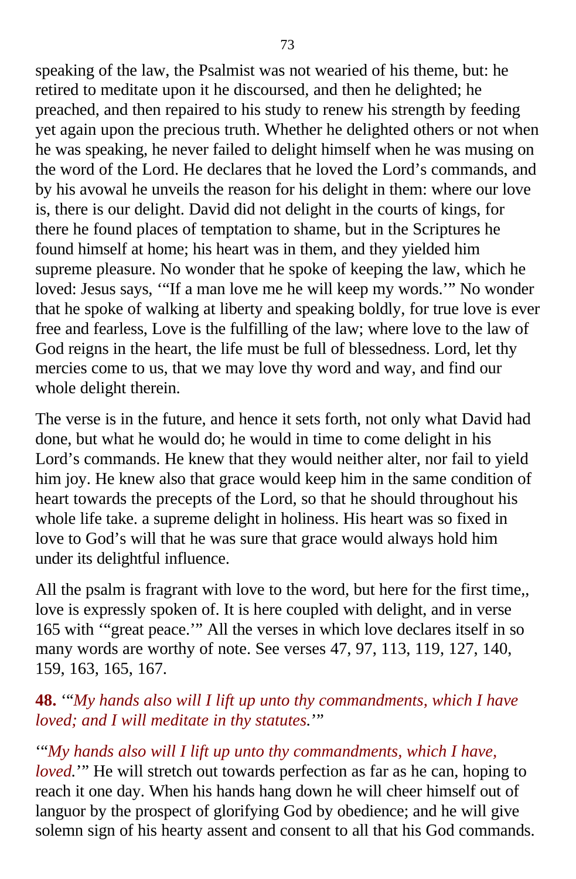speaking of the law, the Psalmist was not wearied of his theme, but: he retired to meditate upon it he discoursed, and then he delighted; he preached, and then repaired to his study to renew his strength by feeding yet again upon the precious truth. Whether he delighted others or not when he was speaking, he never failed to delight himself when he was musing on the word of the Lord. He declares that he loved the Lord's commands, and by his avowal he unveils the reason for his delight in them: where our love is, there is our delight. David did not delight in the courts of kings, for there he found places of temptation to shame, but in the Scriptures he found himself at home; his heart was in them, and they yielded him supreme pleasure. No wonder that he spoke of keeping the law, which he loved: Jesus says, '"If a man love me he will keep my words.'" No wonder that he spoke of walking at liberty and speaking boldly, for true love is ever free and fearless, Love is the fulfilling of the law; where love to the law of God reigns in the heart, the life must be full of blessedness. Lord, let thy mercies come to us, that we may love thy word and way, and find our whole delight therein.

The verse is in the future, and hence it sets forth, not only what David had done, but what he would do; he would in time to come delight in his Lord's commands. He knew that they would neither alter, nor fail to yield him joy. He knew also that grace would keep him in the same condition of heart towards the precepts of the Lord, so that he should throughout his whole life take. a supreme delight in holiness. His heart was so fixed in love to God's will that he was sure that grace would always hold him under its delightful influence.

All the psalm is fragrant with love to the word, but here for the first time,, love is expressly spoken of. It is here coupled with delight, and in verse 165 with '"great peace.'" All the verses in which love declares itself in so many words are worthy of note. See verses 47, 97, 113, 119, 127, 140, 159, 163, 165, 167.

**48.** '"*My hands also will I lift up unto thy commandments, which I have loved; and I will meditate in thy statutes.*'"

'"*My hands also will I lift up unto thy commandments, which I have, loved.*'" He will stretch out towards perfection as far as he can, hoping to reach it one day. When his hands hang down he will cheer himself out of languor by the prospect of glorifying God by obedience; and he will give solemn sign of his hearty assent and consent to all that his God commands.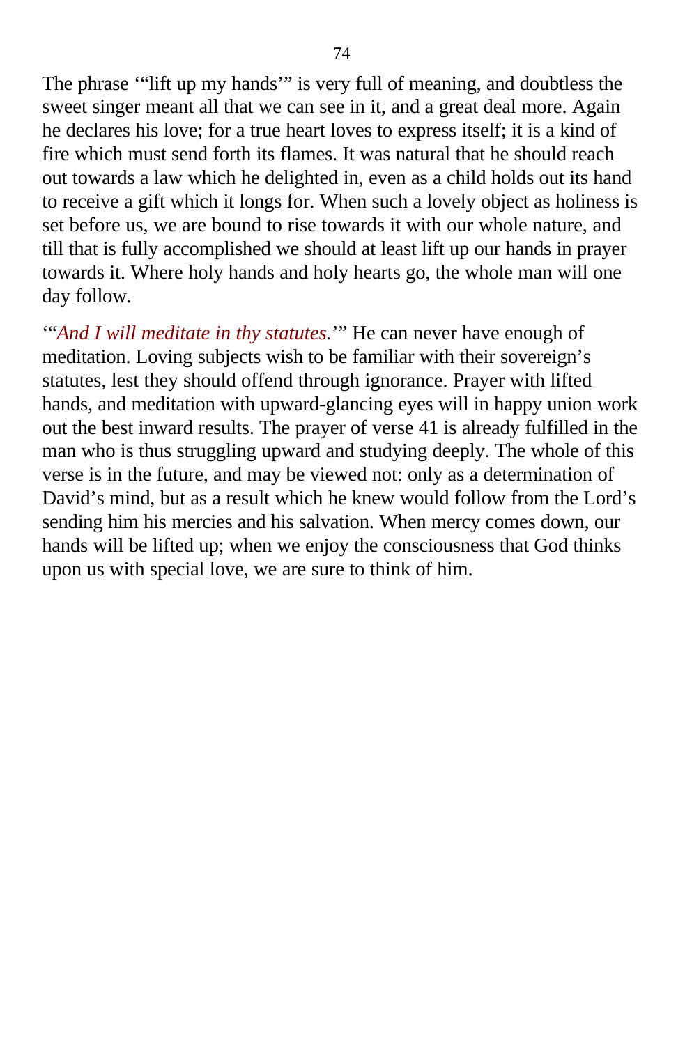The phrase '"lift up my hands'" is very full of meaning, and doubtless the sweet singer meant all that we can see in it, and a great deal more. Again he declares his love; for a true heart loves to express itself; it is a kind of fire which must send forth its flames. It was natural that he should reach out towards a law which he delighted in, even as a child holds out its hand to receive a gift which it longs for. When such a lovely object as holiness is set before us, we are bound to rise towards it with our whole nature, and till that is fully accomplished we should at least lift up our hands in prayer towards it. Where holy hands and holy hearts go, the whole man will one day follow.

'"*And I will meditate in thy statutes.*'" He can never have enough of meditation. Loving subjects wish to be familiar with their sovereign's statutes, lest they should offend through ignorance. Prayer with lifted hands, and meditation with upward-glancing eyes will in happy union work out the best inward results. The prayer of verse 41 is already fulfilled in the man who is thus struggling upward and studying deeply. The whole of this verse is in the future, and may be viewed not: only as a determination of David's mind, but as a result which he knew would follow from the Lord's sending him his mercies and his salvation. When mercy comes down, our hands will be lifted up; when we enjoy the consciousness that God thinks upon us with special love, we are sure to think of him.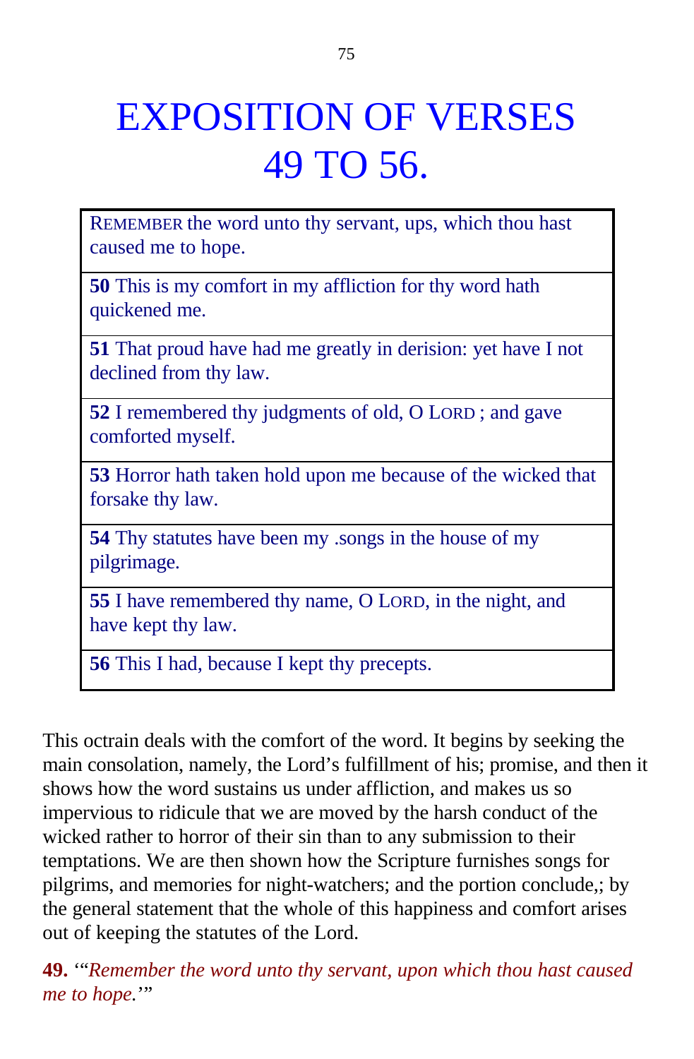# EXPOSITION OF VERSES 49 TO 56.

| REMEMBER the word unto thy servant, ups, which thou hast caused me to hope. |
|---|
| **50** This is my comfort in my affliction for thy word hath quickened me. |
| **51** That proud have had me greatly in derision: yet have I not declined from thy law. |
| **52** I remembered thy judgments of old, O LORD ; and gave comforted myself. |
| **53** Horror hath taken hold upon me because of the wicked that forsake thy law. |
| **54** Thy statutes have been my .songs in the house of my pilgrimage. |
| **55** I have remembered thy name, O LORD, in the night, and have kept thy law. |
| **56** This I had, because I kept thy precepts. |

This octrain deals with the comfort of the word. It begins by seeking the main consolation, namely, the Lord's fulfillment of his; promise, and then it shows how the word sustains us under affliction, and makes us so impervious to ridicule that we are moved by the harsh conduct of the wicked rather to horror of their sin than to any submission to their temptations. We are then shown how the Scripture furnishes songs for pilgrims, and memories for night-watchers; and the portion conclude,; by the general statement that the whole of this happiness and comfort arises out of keeping the statutes of the Lord.

**49.** '"*Remember the word unto thy servant, upon which thou hast caused me to hope.*'"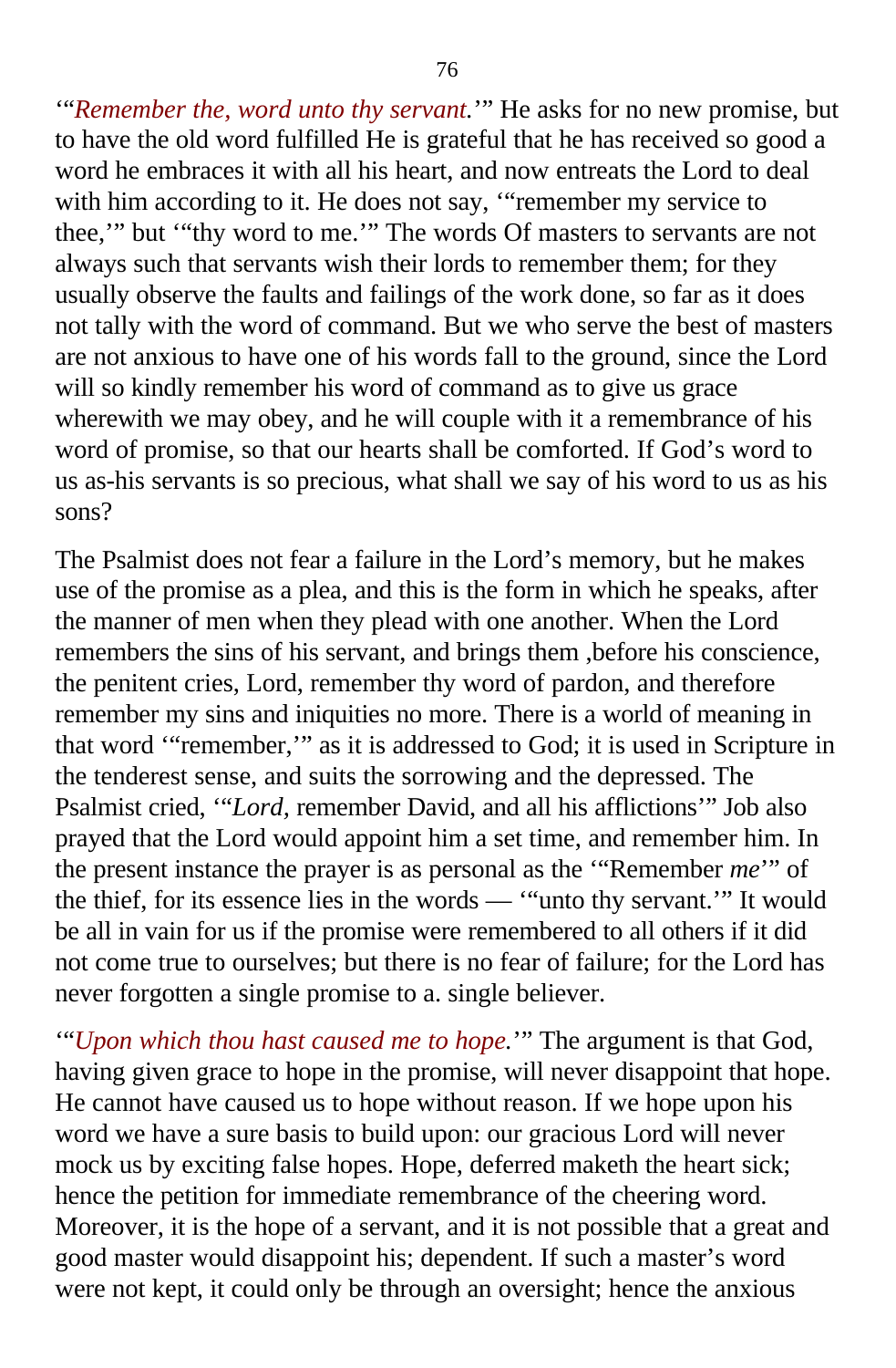'"*Remember the, word unto thy servant.*'" He asks for no new promise, but to have the old word fulfilled He is grateful that he has received so good a word he embraces it with all his heart, and now entreats the Lord to deal with him according to it. He does not say, '"remember my service to thee,'" but '"thy word to me.'" The words Of masters to servants are not always such that servants wish their lords to remember them; for they usually observe the faults and failings of the work done, so far as it does not tally with the word of command. But we who serve the best of masters are not anxious to have one of his words fall to the ground, since the Lord will so kindly remember his word of command as to give us grace wherewith we may obey, and he will couple with it a remembrance of his word of promise, so that our hearts shall be comforted. If God's word to us as-his servants is so precious, what shall we say of his word to us as his sons?

The Psalmist does not fear a failure in the Lord's memory, but he makes use of the promise as a plea, and this is the form in which he speaks, after the manner of men when they plead with one another. When the Lord remembers the sins of his servant, and brings them ,before his conscience, the penitent cries, Lord, remember thy word of pardon, and therefore remember my sins and iniquities no more. There is a world of meaning in that word '"remember,'" as it is addressed to God; it is used in Scripture in the tenderest sense, and suits the sorrowing and the depressed. The Psalmist cried, '"*Lord*, remember David, and all his afflictions'" Job also prayed that the Lord would appoint him a set time, and remember him. In the present instance the prayer is as personal as the '"Remember *me*'" of the thief, for its essence lies in the words — '"unto thy servant.'" It would be all in vain for us if the promise were remembered to all others if it did not come true to ourselves; but there is no fear of failure; for the Lord has never forgotten a single promise to a. single believer.

'"*Upon which thou hast caused me to hope.*'" The argument is that God, having given grace to hope in the promise, will never disappoint that hope. He cannot have caused us to hope without reason. If we hope upon his word we have a sure basis to build upon: our gracious Lord will never mock us by exciting false hopes. Hope, deferred maketh the heart sick; hence the petition for immediate remembrance of the cheering word. Moreover, it is the hope of a servant, and it is not possible that a great and good master would disappoint his; dependent. If such a master's word were not kept, it could only be through an oversight; hence the anxious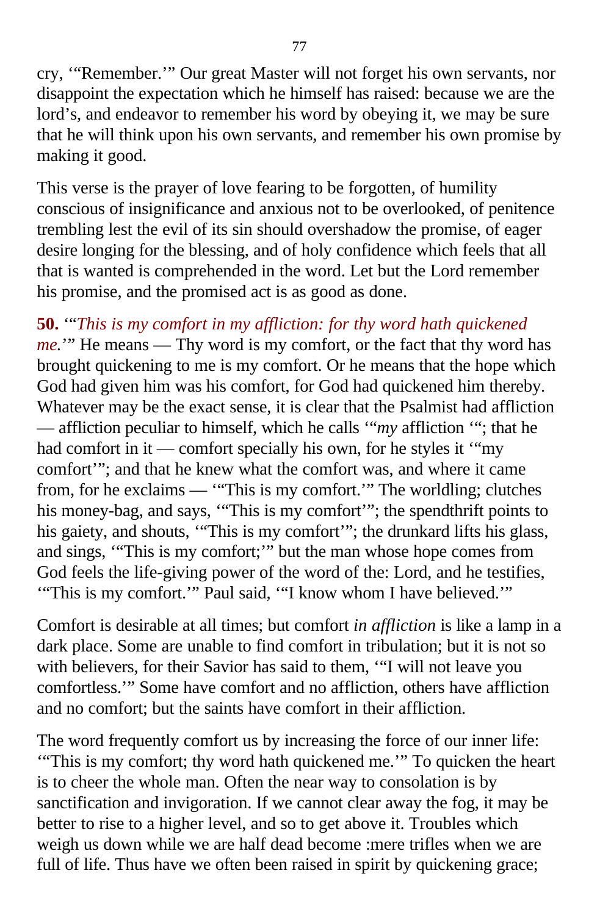cry, '"Remember.'" Our great Master will not forget his own servants, nor disappoint the expectation which he himself has raised: because we are the lord's, and endeavor to remember his word by obeying it, we may be sure that he will think upon his own servants, and remember his own promise by making it good.

This verse is the prayer of love fearing to be forgotten, of humility conscious of insignificance and anxious not to be overlooked, of penitence trembling lest the evil of its sin should overshadow the promise, of eager desire longing for the blessing, and of holy confidence which feels that all that is wanted is comprehended in the word. Let but the Lord remember his promise, and the promised act is as good as done.

**50.** '"*This is my comfort in my affliction: for thy word hath quickened me.*'" He means — Thy word is my comfort, or the fact that thy word has brought quickening to me is my comfort. Or he means that the hope which God had given him was his comfort, for God had quickened him thereby. Whatever may be the exact sense, it is clear that the Psalmist had affliction — affliction peculiar to himself, which he calls '"*my* affliction '"; that he had comfort in it — comfort specially his own, for he styles it '"my comfort'"; and that he knew what the comfort was, and where it came from, for he exclaims — '"This is my comfort.'" The worldling; clutches his money-bag, and says, '"This is my comfort'"; the spendthrift points to his gaiety, and shouts, '"This is my comfort'"; the drunkard lifts his glass, and sings, '"This is my comfort;'" but the man whose hope comes from God feels the life-giving power of the word of the: Lord, and he testifies, '"This is my comfort.'" Paul said, '"I know whom I have believed.'"

Comfort is desirable at all times; but comfort *in affliction* is like a lamp in a dark place. Some are unable to find comfort in tribulation; but it is not so with believers, for their Savior has said to them, '"I will not leave you comfortless.'" Some have comfort and no affliction, others have affliction and no comfort; but the saints have comfort in their affliction.

The word frequently comfort us by increasing the force of our inner life: '"This is my comfort; thy word hath quickened me.'" To quicken the heart is to cheer the whole man. Often the near way to consolation is by sanctification and invigoration. If we cannot clear away the fog, it may be better to rise to a higher level, and so to get above it. Troubles which weigh us down while we are half dead become :mere trifles when we are full of life. Thus have we often been raised in spirit by quickening grace;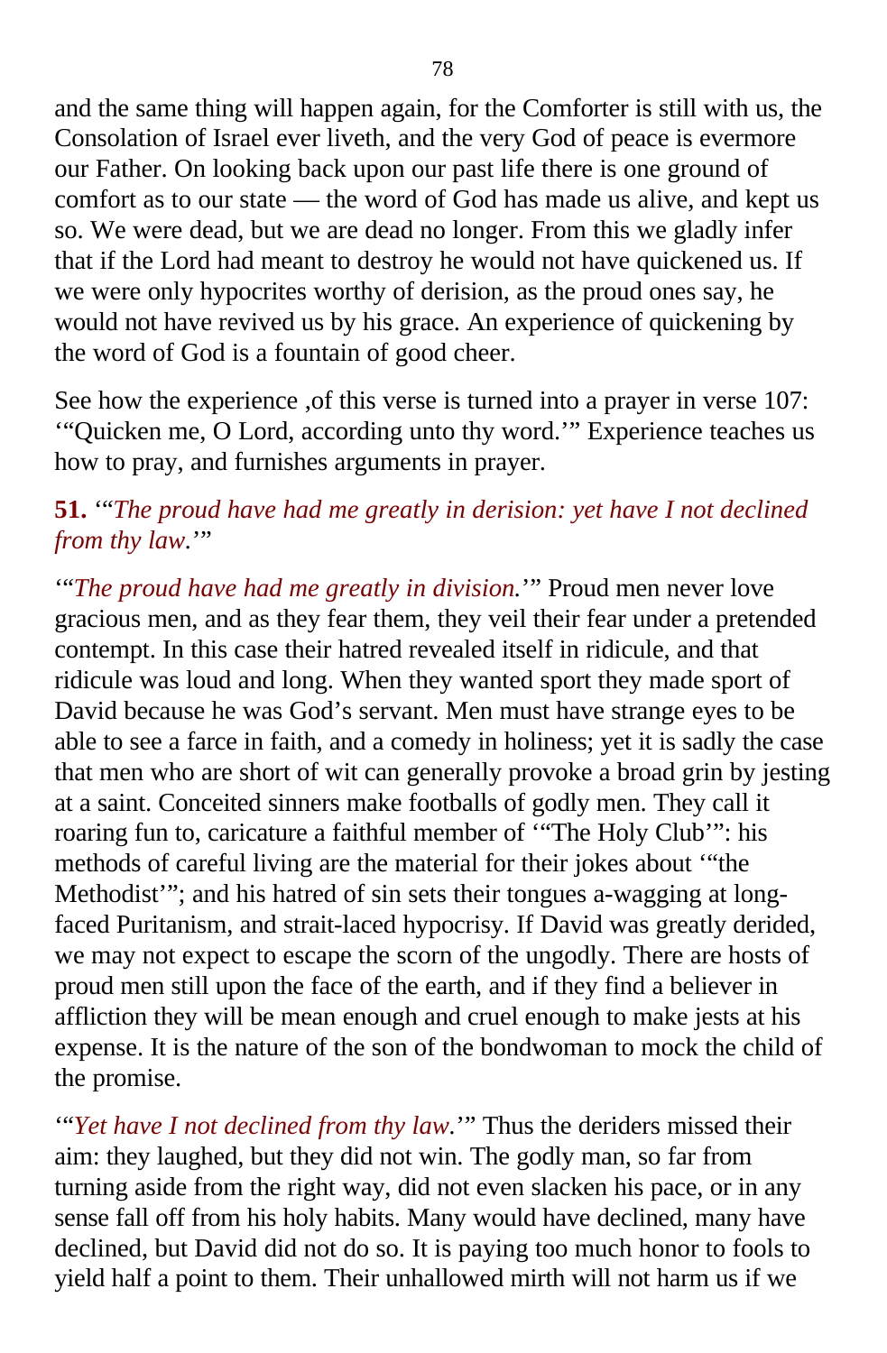and the same thing will happen again, for the Comforter is still with us, the Consolation of Israel ever liveth, and the very God of peace is evermore our Father. On looking back upon our past life there is one ground of comfort as to our state — the word of God has made us alive, and kept us so. We were dead, but we are dead no longer. From this we gladly infer that if the Lord had meant to destroy he would not have quickened us. If we were only hypocrites worthy of derision, as the proud ones say, he would not have revived us by his grace. An experience of quickening by the word of God is a fountain of good cheer.

See how the experience ,of this verse is turned into a prayer in verse 107: '"Quicken me, O Lord, according unto thy word.'" Experience teaches us how to pray, and furnishes arguments in prayer.

**51.** '"*The proud have had me greatly in derision: yet have I not declined from thy law.*'"

'"*The proud have had me greatly in division.*'" Proud men never love gracious men, and as they fear them, they veil their fear under a pretended contempt. In this case their hatred revealed itself in ridicule, and that ridicule was loud and long. When they wanted sport they made sport of David because he was God's servant. Men must have strange eyes to be able to see a farce in faith, and a comedy in holiness; yet it is sadly the case that men who are short of wit can generally provoke a broad grin by jesting at a saint. Conceited sinners make footballs of godly men. They call it roaring fun to, caricature a faithful member of '"The Holy Club'": his methods of careful living are the material for their jokes about '"the Methodist'"; and his hatred of sin sets their tongues a-wagging at long-faced Puritanism, and strait-laced hypocrisy. If David was greatly derided, we may not expect to escape the scorn of the ungodly. There are hosts of proud men still upon the face of the earth, and if they find a believer in affliction they will be mean enough and cruel enough to make jests at his expense. It is the nature of the son of the bondwoman to mock the child of the promise.

'"*Yet have I not declined from thy law.*'" Thus the deriders missed their aim: they laughed, but they did not win. The godly man, so far from turning aside from the right way, did not even slacken his pace, or in any sense fall off from his holy habits. Many would have declined, many have declined, but David did not do so. It is paying too much honor to fools to yield half a point to them. Their unhallowed mirth will not harm us if we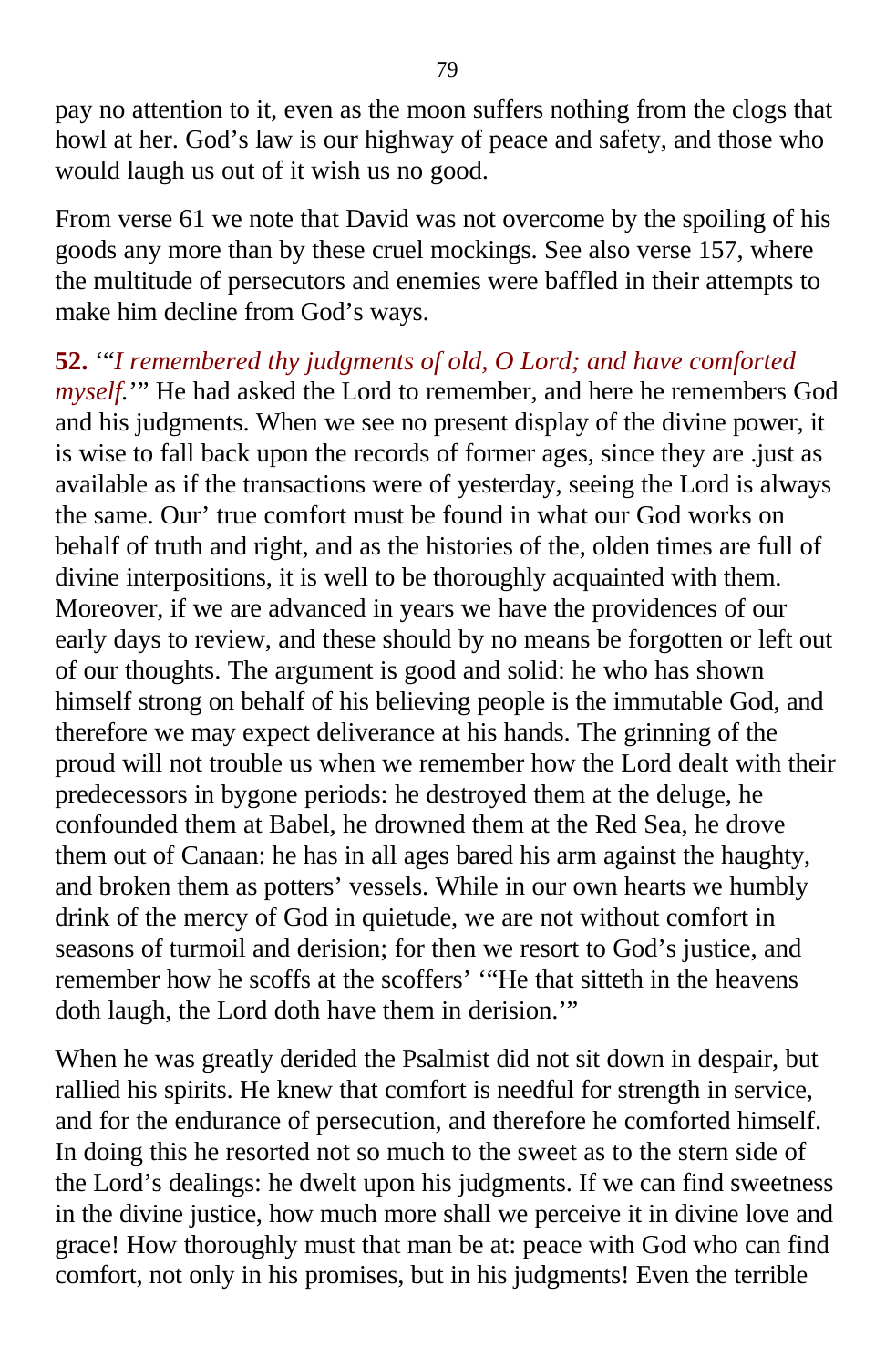pay no attention to it, even as the moon suffers nothing from the clogs that howl at her. God's law is our highway of peace and safety, and those who would laugh us out of it wish us no good.

From verse 61 we note that David was not overcome by the spoiling of his goods any more than by these cruel mockings. See also verse 157, where the multitude of persecutors and enemies were baffled in their attempts to make him decline from God's ways.

**52.** '"*I remembered thy judgments of old, O Lord; and have comforted myself.*'" He had asked the Lord to remember, and here he remembers God and his judgments. When we see no present display of the divine power, it is wise to fall back upon the records of former ages, since they are .just as available as if the transactions were of yesterday, seeing the Lord is always the same. Our' true comfort must be found in what our God works on behalf of truth and right, and as the histories of the, olden times are full of divine interpositions, it is well to be thoroughly acquainted with them. Moreover, if we are advanced in years we have the providences of our early days to review, and these should by no means be forgotten or left out of our thoughts. The argument is good and solid: he who has shown himself strong on behalf of his believing people is the immutable God, and therefore we may expect deliverance at his hands. The grinning of the proud will not trouble us when we remember how the Lord dealt with their predecessors in bygone periods: he destroyed them at the deluge, he confounded them at Babel, he drowned them at the Red Sea, he drove them out of Canaan: he has in all ages bared his arm against the haughty, and broken them as potters' vessels. While in our own hearts we humbly drink of the mercy of God in quietude, we are not without comfort in seasons of turmoil and derision; for then we resort to God's justice, and remember how he scoffs at the scoffers' '"He that sitteth in the heavens doth laugh, the Lord doth have them in derision.'"

When he was greatly derided the Psalmist did not sit down in despair, but rallied his spirits. He knew that comfort is needful for strength in service, and for the endurance of persecution, and therefore he comforted himself. In doing this he resorted not so much to the sweet as to the stern side of the Lord's dealings: he dwelt upon his judgments. If we can find sweetness in the divine justice, how much more shall we perceive it in divine love and grace! How thoroughly must that man be at: peace with God who can find comfort, not only in his promises, but in his judgments! Even the terrible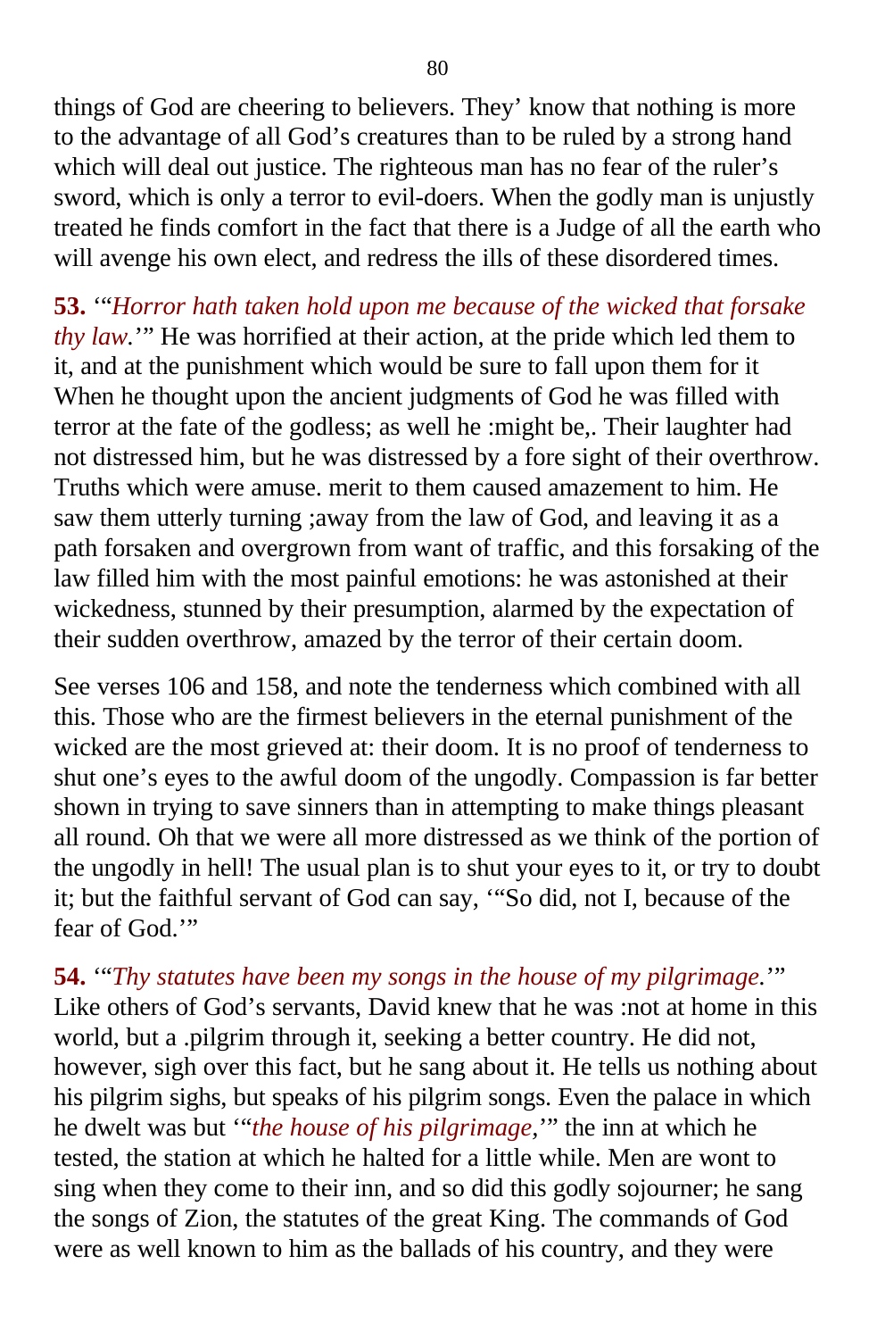things of God are cheering to believers. They' know that nothing is more to the advantage of all God's creatures than to be ruled by a strong hand which will deal out justice. The righteous man has no fear of the ruler's sword, which is only a terror to evil-doers. When the godly man is unjustly treated he finds comfort in the fact that there is a Judge of all the earth who will avenge his own elect, and redress the ills of these disordered times.

**53.** '"*Horror hath taken hold upon me because of the wicked that forsake thy law.*'" He was horrified at their action, at the pride which led them to it, and at the punishment which would be sure to fall upon them for it When he thought upon the ancient judgments of God he was filled with terror at the fate of the godless; as well he :might be,. Their laughter had not distressed him, but he was distressed by a fore sight of their overthrow. Truths which were amuse. merit to them caused amazement to him. He saw them utterly turning ;away from the law of God, and leaving it as a path forsaken and overgrown from want of traffic, and this forsaking of the law filled him with the most painful emotions: he was astonished at their wickedness, stunned by their presumption, alarmed by the expectation of their sudden overthrow, amazed by the terror of their certain doom.

See verses 106 and 158, and note the tenderness which combined with all this. Those who are the firmest believers in the eternal punishment of the wicked are the most grieved at: their doom. It is no proof of tenderness to shut one's eyes to the awful doom of the ungodly. Compassion is far better shown in trying to save sinners than in attempting to make things pleasant all round. Oh that we were all more distressed as we think of the portion of the ungodly in hell! The usual plan is to shut your eyes to it, or try to doubt it; but the faithful servant of God can say, '"So did, not I, because of the fear of God.'"

**54.** '"*Thy statutes have been my songs in the house of my pilgrimage.*'" Like others of God's servants, David knew that he was :not at home in this world, but a .pilgrim through it, seeking a better country. He did not, however, sigh over this fact, but he sang about it. He tells us nothing about his pilgrim sighs, but speaks of his pilgrim songs. Even the palace in which he dwelt was but '"*the house of his pilgrimage,*'" the inn at which he tested, the station at which he halted for a little while. Men are wont to sing when they come to their inn, and so did this godly sojourner; he sang the songs of Zion, the statutes of the great King. The commands of God were as well known to him as the ballads of his country, and they were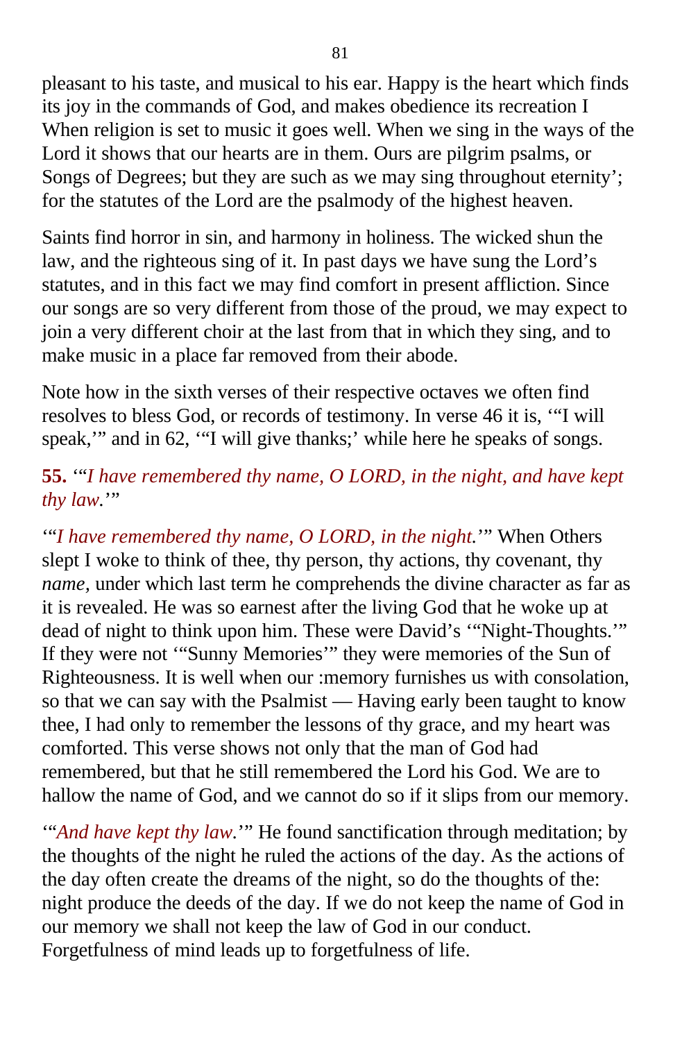pleasant to his taste, and musical to his ear. Happy is the heart which finds its joy in the commands of God, and makes obedience its recreation I When religion is set to music it goes well. When we sing in the ways of the Lord it shows that our hearts are in them. Ours are pilgrim psalms, or Songs of Degrees; but they are such as we may sing throughout eternity'; for the statutes of the Lord are the psalmody of the highest heaven.

Saints find horror in sin, and harmony in holiness. The wicked shun the law, and the righteous sing of it. In past days we have sung the Lord's statutes, and in this fact we may find comfort in present affliction. Since our songs are so very different from those of the proud, we may expect to join a very different choir at the last from that in which they sing, and to make music in a place far removed from their abode.

Note how in the sixth verses of their respective octaves we often find resolves to bless God, or records of testimony. In verse 46 it is, '"I will speak,'" and in 62, '"I will give thanks;' while here he speaks of songs.

**55.** '"*I have remembered thy name, O LORD, in the night, and have kept thy law.*'"

'"*I have remembered thy name, O LORD, in the night.*'" When Others slept I woke to think of thee, thy person, thy actions, thy covenant, thy *name,* under which last term he comprehends the divine character as far as it is revealed. He was so earnest after the living God that he woke up at dead of night to think upon him. These were David's '"Night-Thoughts.'" If they were not '"Sunny Memories'" they were memories of the Sun of Righteousness. It is well when our :memory furnishes us with consolation, so that we can say with the Psalmist — Having early been taught to know thee, I had only to remember the lessons of thy grace, and my heart was comforted. This verse shows not only that the man of God had remembered, but that he still remembered the Lord his God. We are to hallow the name of God, and we cannot do so if it slips from our memory.

'"*And have kept thy law.*'" He found sanctification through meditation; by the thoughts of the night he ruled the actions of the day. As the actions of the day often create the dreams of the night, so do the thoughts of the: night produce the deeds of the day. If we do not keep the name of God in our memory we shall not keep the law of God in our conduct. Forgetfulness of mind leads up to forgetfulness of life.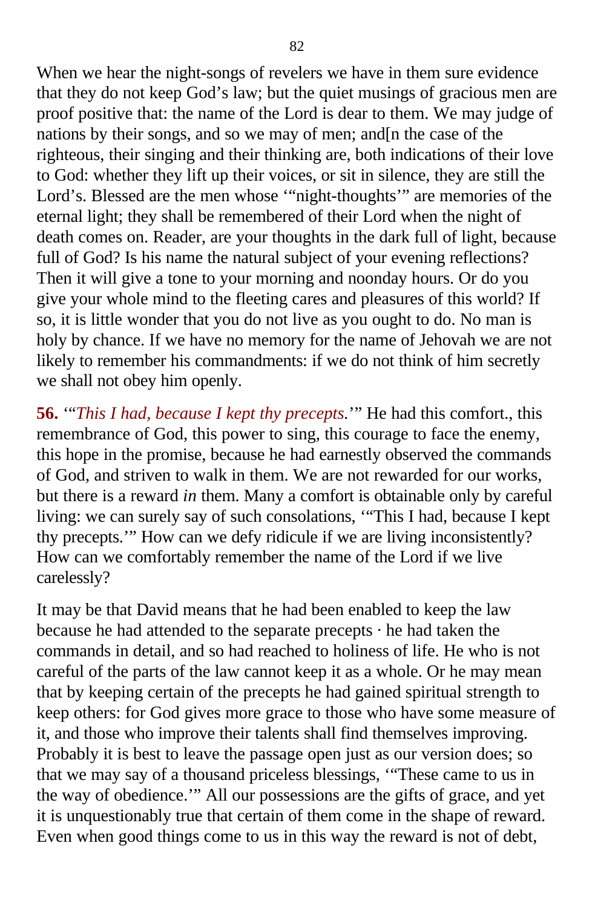When we hear the night-songs of revelers we have in them sure evidence that they do not keep God's law; but the quiet musings of gracious men are proof positive that: the name of the Lord is dear to them. We may judge of nations by their songs, and so we may of men; and[n the case of the righteous, their singing and their thinking are, both indications of their love to God: whether they lift up their voices, or sit in silence, they are still the Lord's. Blessed are the men whose '"night-thoughts'" are memories of the eternal light; they shall be remembered of their Lord when the night of death comes on. Reader, are your thoughts in the dark full of light, because full of God? Is his name the natural subject of your evening reflections? Then it will give a tone to your morning and noonday hours. Or do you give your whole mind to the fleeting cares and pleasures of this world? If so, it is little wonder that you do not live as you ought to do. No man is holy by chance. If we have no memory for the name of Jehovah we are not likely to remember his commandments: if we do not think of him secretly we shall not obey him openly.

**56.** '"*This I had, because I kept thy precepts.*'" He had this comfort., this remembrance of God, this power to sing, this courage to face the enemy, this hope in the promise, because he had earnestly observed the commands of God, and striven to walk in them. We are not rewarded for our works, but there is a reward *in* them. Many a comfort is obtainable only by careful living: we can surely say of such consolations, '"This I had, because I kept thy precepts.'" How can we defy ridicule if we are living inconsistently? How can we comfortably remember the name of the Lord if we live carelessly?

It may be that David means that he had been enabled to keep the law because he had attended to the separate precepts · he had taken the commands in detail, and so had reached to holiness of life. He who is not careful of the parts of the law cannot keep it as a whole. Or he may mean that by keeping certain of the precepts he had gained spiritual strength to keep others: for God gives more grace to those who have some measure of it, and those who improve their talents shall find themselves improving. Probably it is best to leave the passage open just as our version does; so that we may say of a thousand priceless blessings, '"These came to us in the way of obedience.'" All our possessions are the gifts of grace, and yet it is unquestionably true that certain of them come in the shape of reward. Even when good things come to us in this way the reward is not of debt,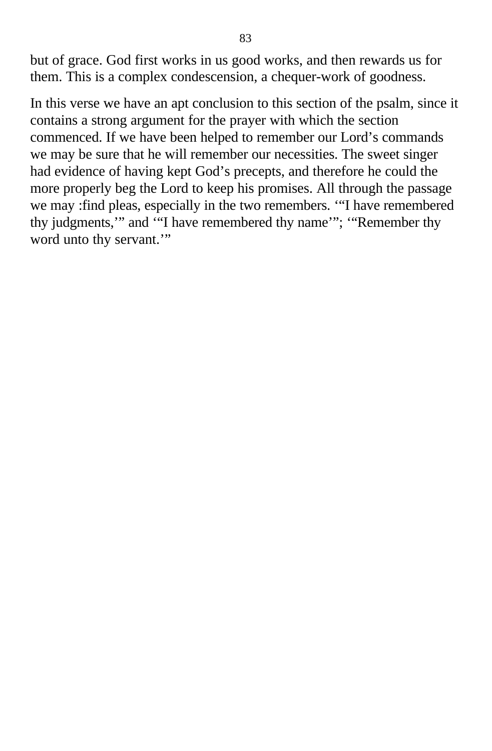but of grace. God first works in us good works, and then rewards us for them. This is a complex condescension, a chequer-work of goodness.

In this verse we have an apt conclusion to this section of the psalm, since it contains a strong argument for the prayer with which the section commenced. If we have been helped to remember our Lord’s commands we may be sure that he will remember our necessities. The sweet singer had evidence of having kept God’s precepts, and therefore he could the more properly beg the Lord to keep his promises. All through the passage we may :find pleas, especially in the two remembers. ‘“I have remembered thy judgments,’” and ‘“I have remembered thy name’”; ‘“Remember thy word unto thy servant.’”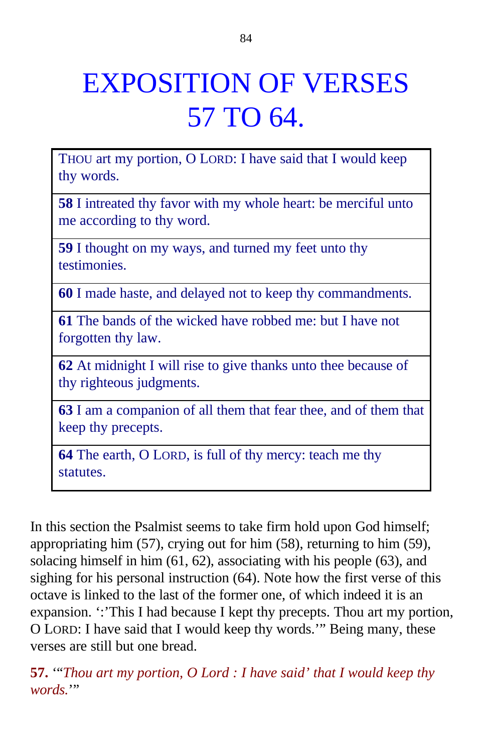# EXPOSITION OF VERSES 57 TO 64.

| |
|---|
| THOU art my portion, O LORD: I have said that I would keep thy words. |
| **58** I intreated thy favor with my whole heart: be merciful unto me according to thy word. |
| **59** I thought on my ways, and turned my feet unto thy testimonies. |
| **60** I made haste, and delayed not to keep thy commandments. |
| **61** The bands of the wicked have robbed me: but I have not forgotten thy law. |
| **62** At midnight I will rise to give thanks unto thee because of thy righteous judgments. |
| **63** I am a companion of all them that fear thee, and of them that keep thy precepts. |
| **64** The earth, O LORD, is full of thy mercy: teach me thy statutes. |

In this section the Psalmist seems to take firm hold upon God himself; appropriating him (57), crying out for him (58), returning to him (59), solacing himself in him (61, 62), associating with his people (63), and sighing for his personal instruction (64). Note how the first verse of this octave is linked to the last of the former one, of which indeed it is an expansion. ':'This I had because I kept thy precepts. Thou art my portion, O LORD: I have said that I would keep thy words.'" Being many, these verses are still but one bread.

**57.** '"*Thou art my portion, O Lord : I have said' that I would keep thy words.*'"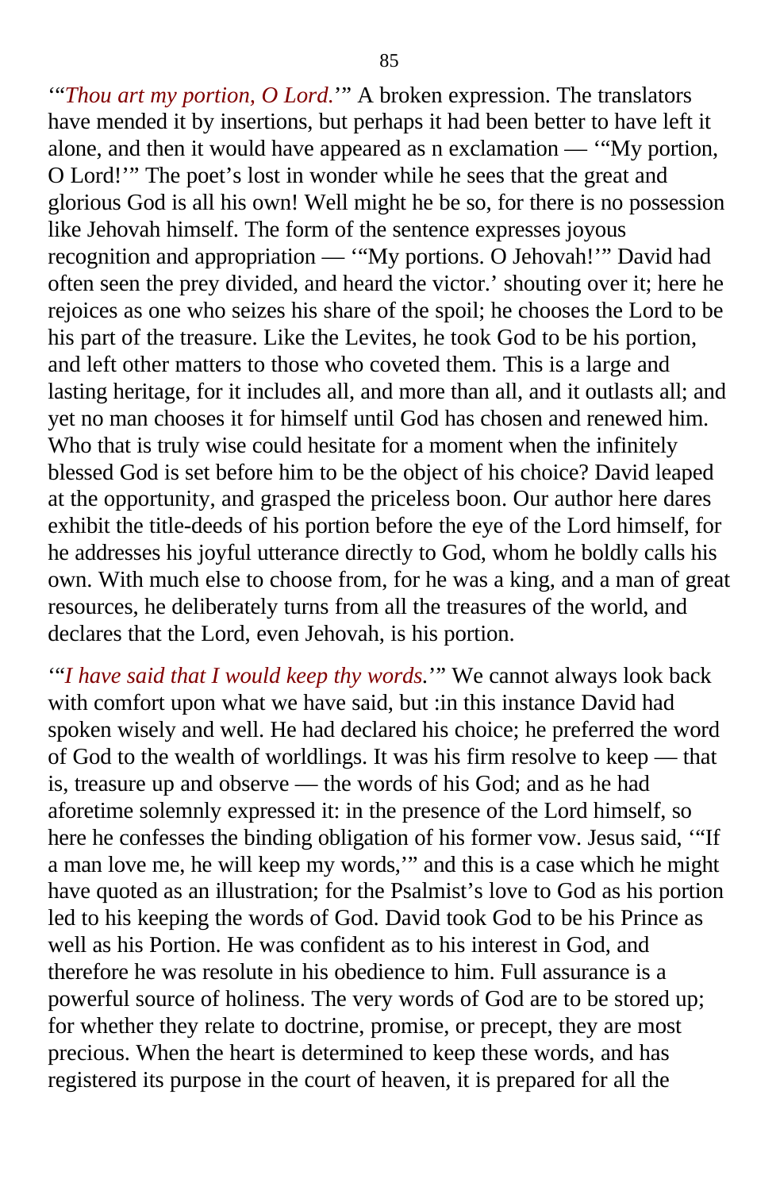'"*Thou art my portion, O Lord.*'" A broken expression. The translators have mended it by insertions, but perhaps it had been better to have left it alone, and then it would have appeared as n exclamation — '"My portion, O Lord!'" The poet's lost in wonder while he sees that the great and glorious God is all his own! Well might he be so, for there is no possession like Jehovah himself. The form of the sentence expresses joyous recognition and appropriation — '"My portions. O Jehovah!'" David had often seen the prey divided, and heard the victor.' shouting over it; here he rejoices as one who seizes his share of the spoil; he chooses the Lord to be his part of the treasure. Like the Levites, he took God to be his portion, and left other matters to those who coveted them. This is a large and lasting heritage, for it includes all, and more than all, and it outlasts all; and yet no man chooses it for himself until God has chosen and renewed him. Who that is truly wise could hesitate for a moment when the infinitely blessed God is set before him to be the object of his choice? David leaped at the opportunity, and grasped the priceless boon. Our author here dares exhibit the title-deeds of his portion before the eye of the Lord himself, for he addresses his joyful utterance directly to God, whom he boldly calls his own. With much else to choose from, for he was a king, and a man of great resources, he deliberately turns from all the treasures of the world, and declares that the Lord, even Jehovah, is his portion.

'"*I have said that I would keep thy words.*'" We cannot always look back with comfort upon what we have said, but :in this instance David had spoken wisely and well. He had declared his choice; he preferred the word of God to the wealth of worldlings. It was his firm resolve to keep — that is, treasure up and observe — the words of his God; and as he had aforetime solemnly expressed it: in the presence of the Lord himself, so here he confesses the binding obligation of his former vow. Jesus said, '"If a man love me, he will keep my words,'" and this is a case which he might have quoted as an illustration; for the Psalmist's love to God as his portion led to his keeping the words of God. David took God to be his Prince as well as his Portion. He was confident as to his interest in God, and therefore he was resolute in his obedience to him. Full assurance is a powerful source of holiness. The very words of God are to be stored up; for whether they relate to doctrine, promise, or precept, they are most precious. When the heart is determined to keep these words, and has registered its purpose in the court of heaven, it is prepared for all the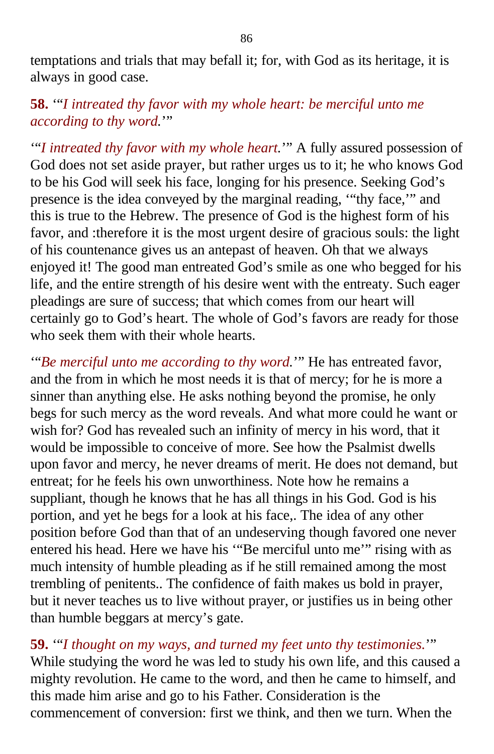temptations and trials that may befall it; for, with God as its heritage, it is always in good case.

**58.** '"*I intreated thy favor with my whole heart: be merciful unto me according to thy word.*'"

'"*I intreated thy favor with my whole heart.*'" A fully assured possession of God does not set aside prayer, but rather urges us to it; he who knows God to be his God will seek his face, longing for his presence. Seeking God's presence is the idea conveyed by the marginal reading, '"thy face,'" and this is true to the Hebrew. The presence of God is the highest form of his favor, and :therefore it is the most urgent desire of gracious souls: the light of his countenance gives us an antepast of heaven. Oh that we always enjoyed it! The good man entreated God's smile as one who begged for his life, and the entire strength of his desire went with the entreaty. Such eager pleadings are sure of success; that which comes from our heart will certainly go to God's heart. The whole of God's favors are ready for those who seek them with their whole hearts.

'"*Be merciful unto me according to thy word.*'" He has entreated favor, and the from in which he most needs it is that of mercy; for he is more a sinner than anything else. He asks nothing beyond the promise, he only begs for such mercy as the word reveals. And what more could he want or wish for? God has revealed such an infinity of mercy in his word, that it would be impossible to conceive of more. See how the Psalmist dwells upon favor and mercy, he never dreams of merit. He does not demand, but entreat; for he feels his own unworthiness. Note how he remains a suppliant, though he knows that he has all things in his God. God is his portion, and yet he begs for a look at his face,. The idea of any other position before God than that of an undeserving though favored one never entered his head. Here we have his '"Be merciful unto me'" rising with as much intensity of humble pleading as if he still remained among the most trembling of penitents.. The confidence of faith makes us bold in prayer, but it never teaches us to live without prayer, or justifies us in being other than humble beggars at mercy's gate.

**59.** '"*I thought on my ways, and turned my feet unto thy testimonies.*'" While studying the word he was led to study his own life, and this caused a mighty revolution. He came to the word, and then he came to himself, and this made him arise and go to his Father. Consideration is the commencement of conversion: first we think, and then we turn. When the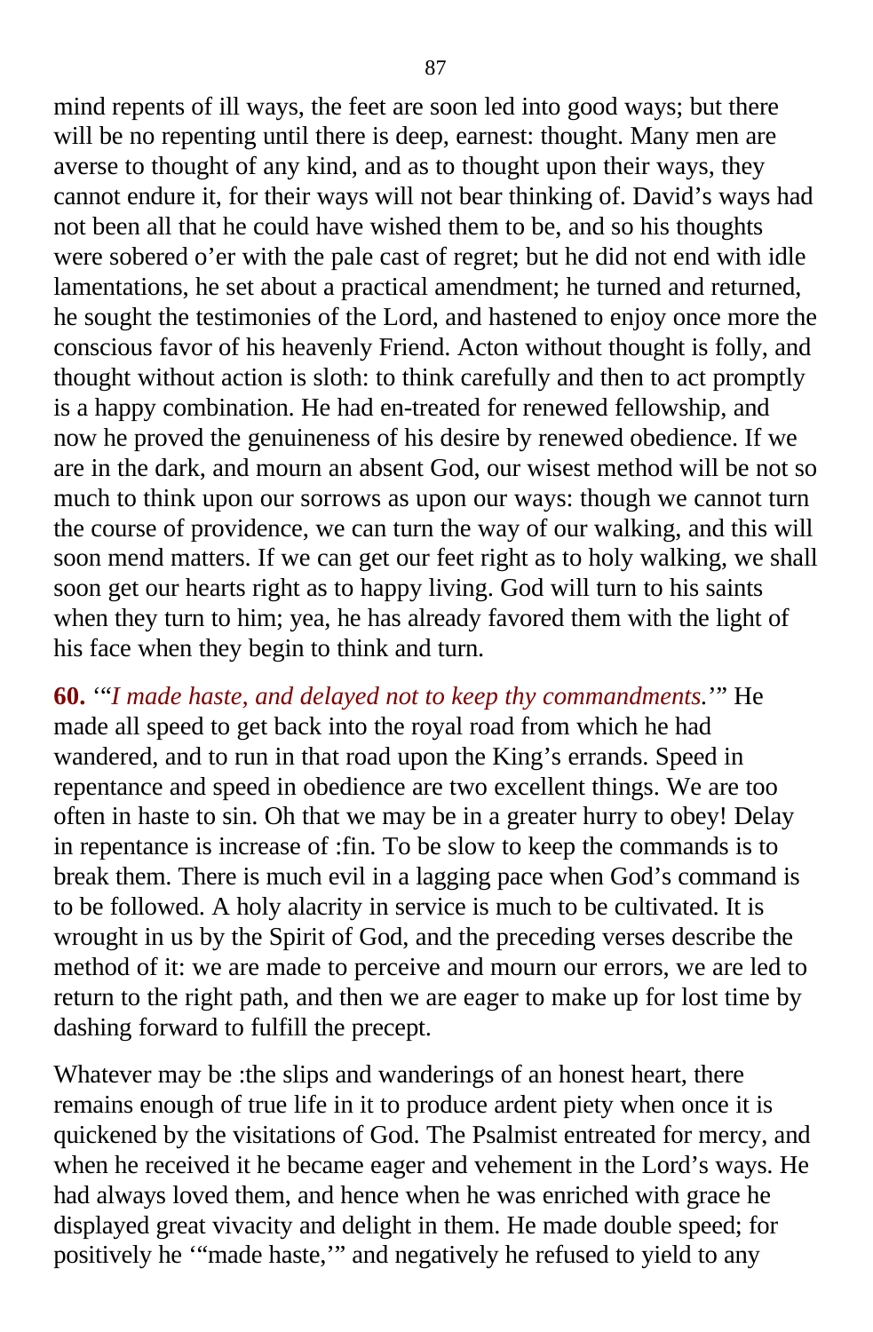mind repents of ill ways, the feet are soon led into good ways; but there will be no repenting until there is deep, earnest: thought. Many men are averse to thought of any kind, and as to thought upon their ways, they cannot endure it, for their ways will not bear thinking of. David's ways had not been all that he could have wished them to be, and so his thoughts were sobered o'er with the pale cast of regret; but he did not end with idle lamentations, he set about a practical amendment; he turned and returned, he sought the testimonies of the Lord, and hastened to enjoy once more the conscious favor of his heavenly Friend. Acton without thought is folly, and thought without action is sloth: to think carefully and then to act promptly is a happy combination. He had en-treated for renewed fellowship, and now he proved the genuineness of his desire by renewed obedience. If we are in the dark, and mourn an absent God, our wisest method will be not so much to think upon our sorrows as upon our ways: though we cannot turn the course of providence, we can turn the way of our walking, and this will soon mend matters. If we can get our feet right as to holy walking, we shall soon get our hearts right as to happy living. God will turn to his saints when they turn to him; yea, he has already favored them with the light of his face when they begin to think and turn.

**60.** '"*I made haste, and delayed not to keep thy commandments*.'" He made all speed to get back into the royal road from which he had wandered, and to run in that road upon the King's errands. Speed in repentance and speed in obedience are two excellent things. We are too often in haste to sin. Oh that we may be in a greater hurry to obey! Delay in repentance is increase of :fin. To be slow to keep the commands is to break them. There is much evil in a lagging pace when God's command is to be followed. A holy alacrity in service is much to be cultivated. It is wrought in us by the Spirit of God, and the preceding verses describe the method of it: we are made to perceive and mourn our errors, we are led to return to the right path, and then we are eager to make up for lost time by dashing forward to fulfill the precept.

Whatever may be :the slips and wanderings of an honest heart, there remains enough of true life in it to produce ardent piety when once it is quickened by the visitations of God. The Psalmist entreated for mercy, and when he received it he became eager and vehement in the Lord's ways. He had always loved them, and hence when he was enriched with grace he displayed great vivacity and delight in them. He made double speed; for positively he '"made haste,'" and negatively he refused to yield to any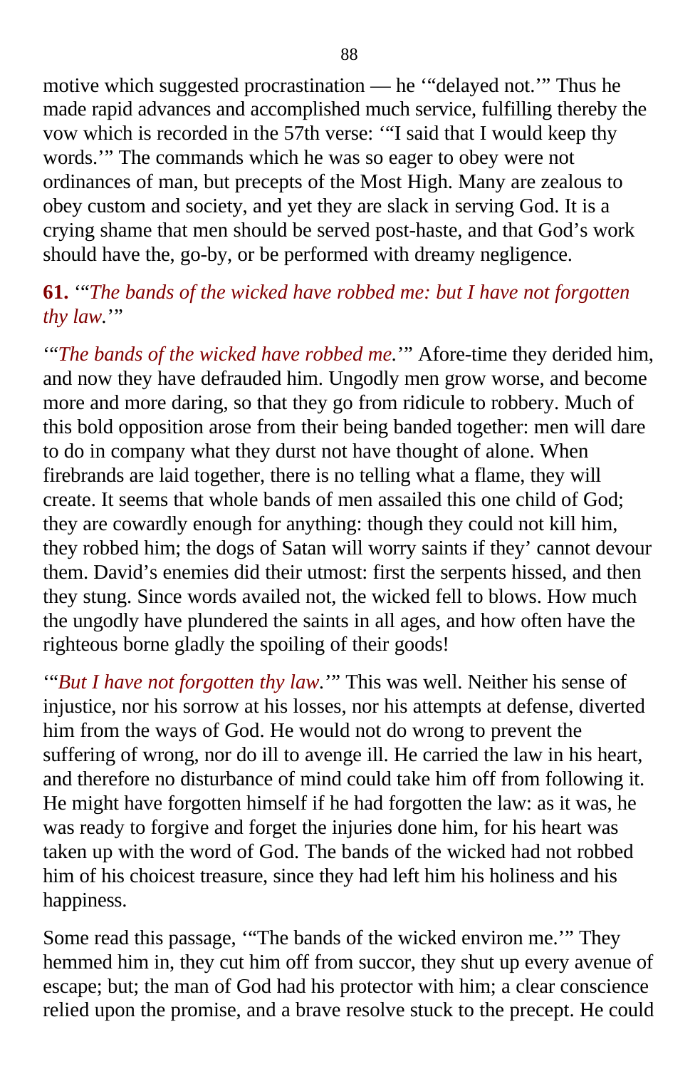motive which suggested procrastination — he '"delayed not.'" Thus he made rapid advances and accomplished much service, fulfilling thereby the vow which is recorded in the 57th verse: '"I said that I would keep thy words.'" The commands which he was so eager to obey were not ordinances of man, but precepts of the Most High. Many are zealous to obey custom and society, and yet they are slack in serving God. It is a crying shame that men should be served post-haste, and that God's work should have the, go-by, or be performed with dreamy negligence.

**61.** '"*The bands of the wicked have robbed me: but I have not forgotten thy law.*'"

'"*The bands of the wicked have robbed me.*'" Afore-time they derided him, and now they have defrauded him. Ungodly men grow worse, and become more and more daring, so that they go from ridicule to robbery. Much of this bold opposition arose from their being banded together: men will dare to do in company what they durst not have thought of alone. When firebrands are laid together, there is no telling what a flame, they will create. It seems that whole bands of men assailed this one child of God; they are cowardly enough for anything: though they could not kill him, they robbed him; the dogs of Satan will worry saints if they' cannot devour them. David's enemies did their utmost: first the serpents hissed, and then they stung. Since words availed not, the wicked fell to blows. How much the ungodly have plundered the saints in all ages, and how often have the righteous borne gladly the spoiling of their goods!

'"*But I have not forgotten thy law.*'" This was well. Neither his sense of injustice, nor his sorrow at his losses, nor his attempts at defense, diverted him from the ways of God. He would not do wrong to prevent the suffering of wrong, nor do ill to avenge ill. He carried the law in his heart, and therefore no disturbance of mind could take him off from following it. He might have forgotten himself if he had forgotten the law: as it was, he was ready to forgive and forget the injuries done him, for his heart was taken up with the word of God. The bands of the wicked had not robbed him of his choicest treasure, since they had left him his holiness and his happiness.

Some read this passage, '"The bands of the wicked environ me.'" They hemmed him in, they cut him off from succor, they shut up every avenue of escape; but; the man of God had his protector with him; a clear conscience relied upon the promise, and a brave resolve stuck to the precept. He could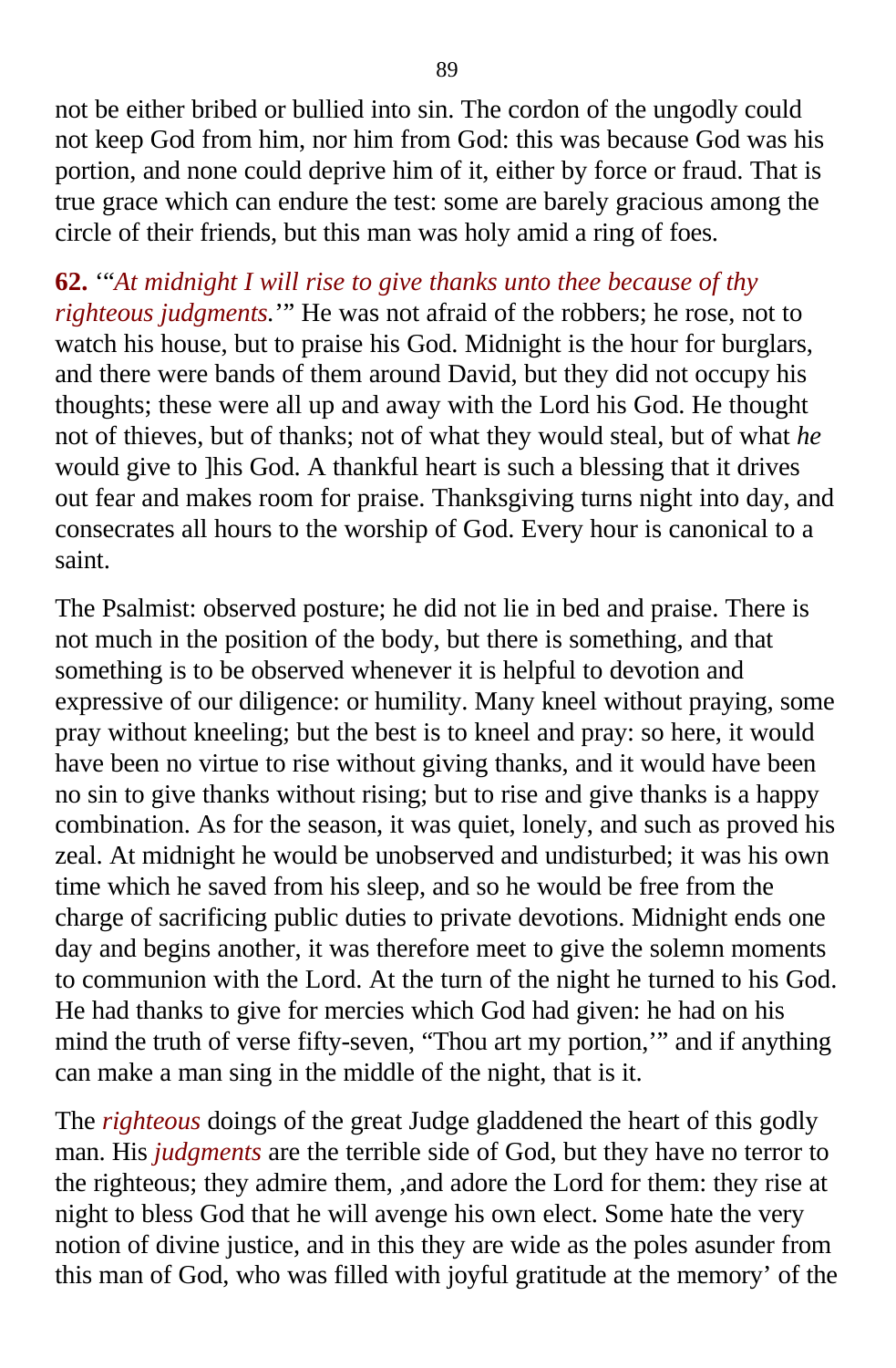not be either bribed or bullied into sin. The cordon of the ungodly could not keep God from him, nor him from God: this was because God was his portion, and none could deprive him of it, either by force or fraud. That is true grace which can endure the test: some are barely gracious among the circle of their friends, but this man was holy amid a ring of foes.

**62.** '"*At midnight I will rise to give thanks unto thee because of thy righteous judgments.*'" He was not afraid of the robbers; he rose, not to watch his house, but to praise his God. Midnight is the hour for burglars, and there were bands of them around David, but they did not occupy his thoughts; these were all up and away with the Lord his God. He thought not of thieves, but of thanks; not of what they would steal, but of what *he* would give to ]his God. A thankful heart is such a blessing that it drives out fear and makes room for praise. Thanksgiving turns night into day, and consecrates all hours to the worship of God. Every hour is canonical to a saint.

The Psalmist: observed posture; he did not lie in bed and praise. There is not much in the position of the body, but there is something, and that something is to be observed whenever it is helpful to devotion and expressive of our diligence: or humility. Many kneel without praying, some pray without kneeling; but the best is to kneel and pray: so here, it would have been no virtue to rise without giving thanks, and it would have been no sin to give thanks without rising; but to rise and give thanks is a happy combination. As for the season, it was quiet, lonely, and such as proved his zeal. At midnight he would be unobserved and undisturbed; it was his own time which he saved from his sleep, and so he would be free from the charge of sacrificing public duties to private devotions. Midnight ends one day and begins another, it was therefore meet to give the solemn moments to communion with the Lord. At the turn of the night he turned to his God. He had thanks to give for mercies which God had given: he had on his mind the truth of verse fifty-seven, "Thou art my portion,'" and if anything can make a man sing in the middle of the night, that is it.

The *righteous* doings of the great Judge gladdened the heart of this godly man. His *judgments* are the terrible side of God, but they have no terror to the righteous; they admire them, ,and adore the Lord for them: they rise at night to bless God that he will avenge his own elect. Some hate the very notion of divine justice, and in this they are wide as the poles asunder from this man of God, who was filled with joyful gratitude at the memory' of the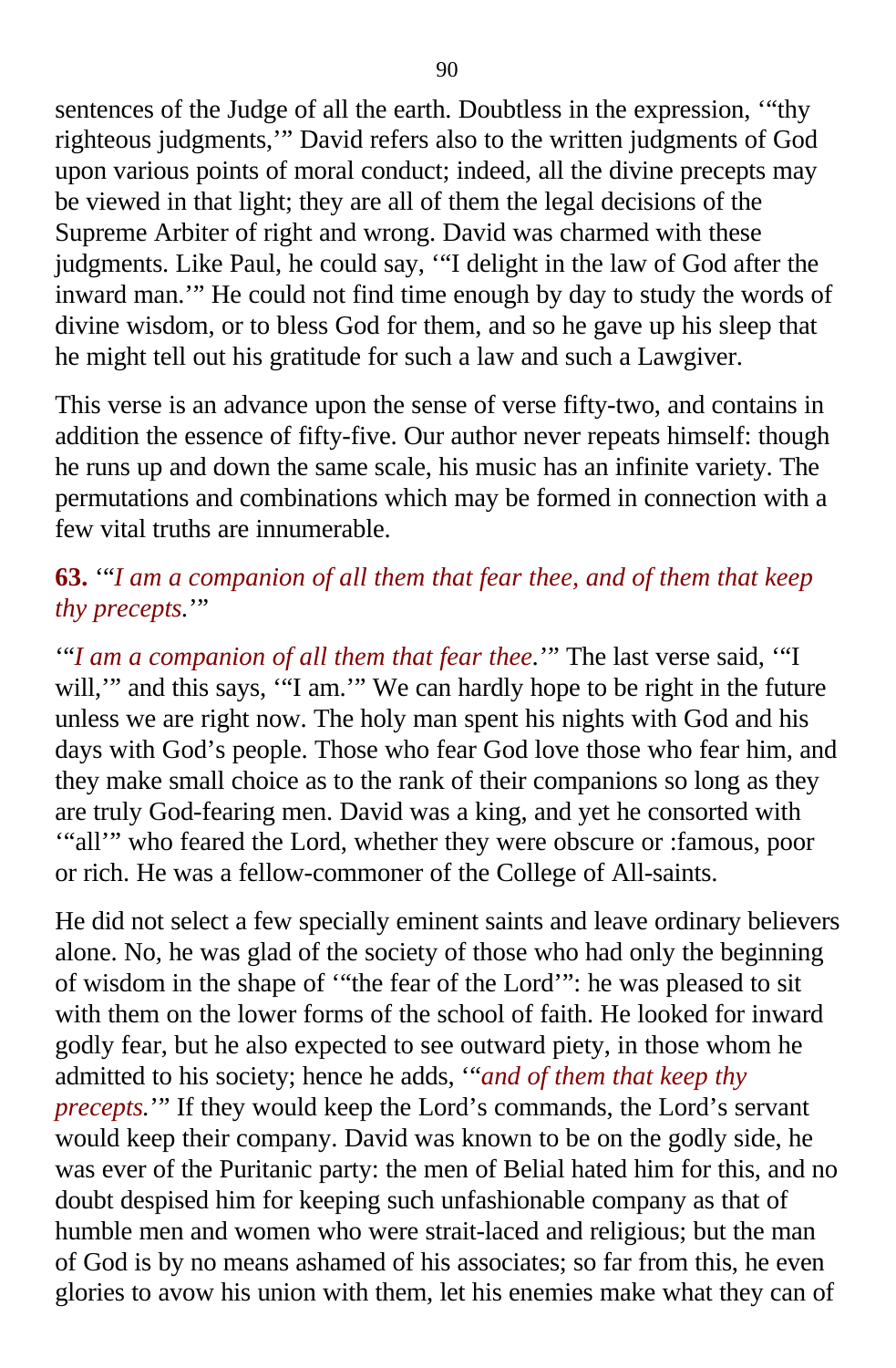sentences of the Judge of all the earth. Doubtless in the expression, '"thy righteous judgments,'" David refers also to the written judgments of God upon various points of moral conduct; indeed, all the divine precepts may be viewed in that light; they are all of them the legal decisions of the Supreme Arbiter of right and wrong. David was charmed with these judgments. Like Paul, he could say, '"I delight in the law of God after the inward man.'" He could not find time enough by day to study the words of divine wisdom, or to bless God for them, and so he gave up his sleep that he might tell out his gratitude for such a law and such a Lawgiver.

This verse is an advance upon the sense of verse fifty-two, and contains in addition the essence of fifty-five. Our author never repeats himself: though he runs up and down the same scale, his music has an infinite variety. The permutations and combinations which may be formed in connection with a few vital truths are innumerable.

**63.** '"*I am a companion of all them that fear thee, and of them that keep thy precepts.*'"

'"*I am a companion of all them that fear thee.*'" The last verse said, '"I will,'" and this says, '"I am.'" We can hardly hope to be right in the future unless we are right now. The holy man spent his nights with God and his days with God's people. Those who fear God love those who fear him, and they make small choice as to the rank of their companions so long as they are truly God-fearing men. David was a king, and yet he consorted with '"all'" who feared the Lord, whether they were obscure or :famous, poor or rich. He was a fellow-commoner of the College of All-saints.

He did not select a few specially eminent saints and leave ordinary believers alone. No, he was glad of the society of those who had only the beginning of wisdom in the shape of '"the fear of the Lord'": he was pleased to sit with them on the lower forms of the school of faith. He looked for inward godly fear, but he also expected to see outward piety, in those whom he admitted to his society; hence he adds, '"*and of them that keep thy precepts.*'" If they would keep the Lord's commands, the Lord's servant would keep their company. David was known to be on the godly side, he was ever of the Puritanic party: the men of Belial hated him for this, and no doubt despised him for keeping such unfashionable company as that of humble men and women who were strait-laced and religious; but the man of God is by no means ashamed of his associates; so far from this, he even glories to avow his union with them, let his enemies make what they can of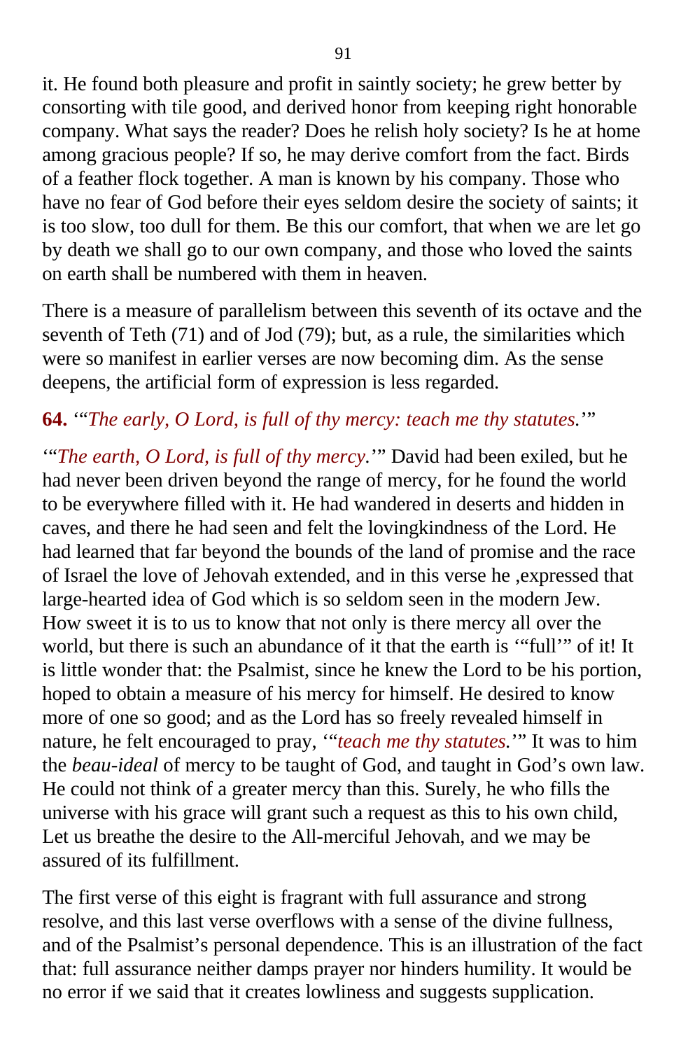it. He found both pleasure and profit in saintly society; he grew better by consorting with tile good, and derived honor from keeping right honorable company. What says the reader? Does he relish holy society? Is he at home among gracious people? If so, he may derive comfort from the fact. Birds of a feather flock together. A man is known by his company. Those who have no fear of God before their eyes seldom desire the society of saints; it is too slow, too dull for them. Be this our comfort, that when we are let go by death we shall go to our own company, and those who loved the saints on earth shall be numbered with them in heaven.

There is a measure of parallelism between this seventh of its octave and the seventh of Teth (71) and of Jod (79); but, as a rule, the similarities which were so manifest in earlier verses are now becoming dim. As the sense deepens, the artificial form of expression is less regarded.

**64.** '"*The early, O Lord, is full of thy mercy: teach me thy statutes.*'"

'"*The earth, O Lord, is full of thy mercy.*'" David had been exiled, but he had never been driven beyond the range of mercy, for he found the world to be everywhere filled with it. He had wandered in deserts and hidden in caves, and there he had seen and felt the lovingkindness of the Lord. He had learned that far beyond the bounds of the land of promise and the race of Israel the love of Jehovah extended, and in this verse he ,expressed that large-hearted idea of God which is so seldom seen in the modern Jew. How sweet it is to us to know that not only is there mercy all over the world, but there is such an abundance of it that the earth is '"full'" of it! It is little wonder that: the Psalmist, since he knew the Lord to be his portion, hoped to obtain a measure of his mercy for himself. He desired to know more of one so good; and as the Lord has so freely revealed himself in nature, he felt encouraged to pray, '"*teach me thy statutes.*'" It was to him the *beau-ideal* of mercy to be taught of God, and taught in God's own law. He could not think of a greater mercy than this. Surely, he who fills the universe with his grace will grant such a request as this to his own child, Let us breathe the desire to the All-merciful Jehovah, and we may be assured of its fulfillment.

The first verse of this eight is fragrant with full assurance and strong resolve, and this last verse overflows with a sense of the divine fullness, and of the Psalmist's personal dependence. This is an illustration of the fact that: full assurance neither damps prayer nor hinders humility. It would be no error if we said that it creates lowliness and suggests supplication.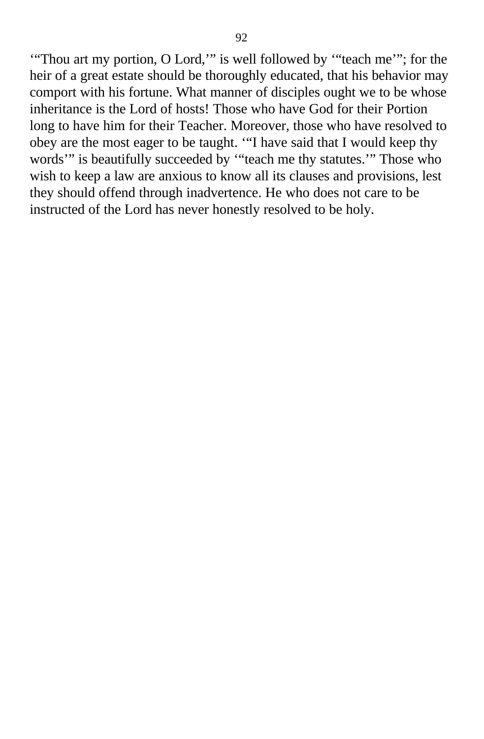‘“Thou art my portion, O Lord,’” is well followed by ‘“teach me’”; for the heir of a great estate should be thoroughly educated, that his behavior may comport with his fortune. What manner of disciples ought we to be whose inheritance is the Lord of hosts! Those who have God for their Portion long to have him for their Teacher. Moreover, those who have resolved to obey are the most eager to be taught. ‘“I have said that I would keep thy words’” is beautifully succeeded by ‘“teach me thy statutes.’” Those who wish to keep a law are anxious to know all its clauses and provisions, lest they should offend through inadvertence. He who does not care to be instructed of the Lord has never honestly resolved to be holy.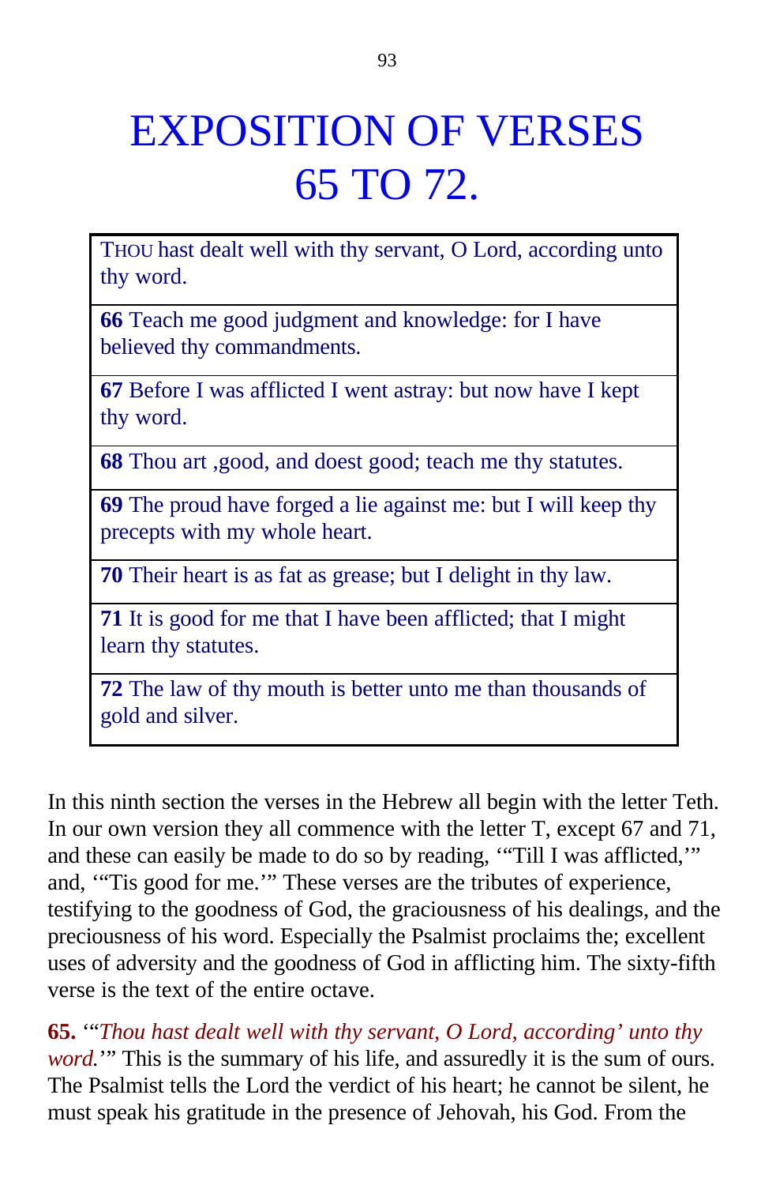# EXPOSITION OF VERSES 65 TO 72.

| THOU hast dealt well with thy servant, O Lord, according unto thy word. |
|---|
| **66** Teach me good judgment and knowledge: for I have believed thy commandments. |
| **67** Before I was afflicted I went astray: but now have I kept thy word. |
| **68** Thou art ,good, and doest good; teach me thy statutes. |
| **69** The proud have forged a lie against me: but I will keep thy precepts with my whole heart. |
| **70** Their heart is as fat as grease; but I delight in thy law. |
| **71** It is good for me that I have been afflicted; that I might learn thy statutes. |
| **72** The law of thy mouth is better unto me than thousands of gold and silver. |

In this ninth section the verses in the Hebrew all begin with the letter Teth. In our own version they all commence with the letter T, except 67 and 71, and these can easily be made to do so by reading, '"Till I was afflicted,'" and, '"Tis good for me.'" These verses are the tributes of experience, testifying to the goodness of God, the graciousness of his dealings, and the preciousness of his word. Especially the Psalmist proclaims the; excellent uses of adversity and the goodness of God in afflicting him. The sixty-fifth verse is the text of the entire octave.

**65.** '"*Thou hast dealt well with thy servant, O Lord, according' unto thy word.*'" This is the summary of his life, and assuredly it is the sum of ours. The Psalmist tells the Lord the verdict of his heart; he cannot be silent, he must speak his gratitude in the presence of Jehovah, his God. From the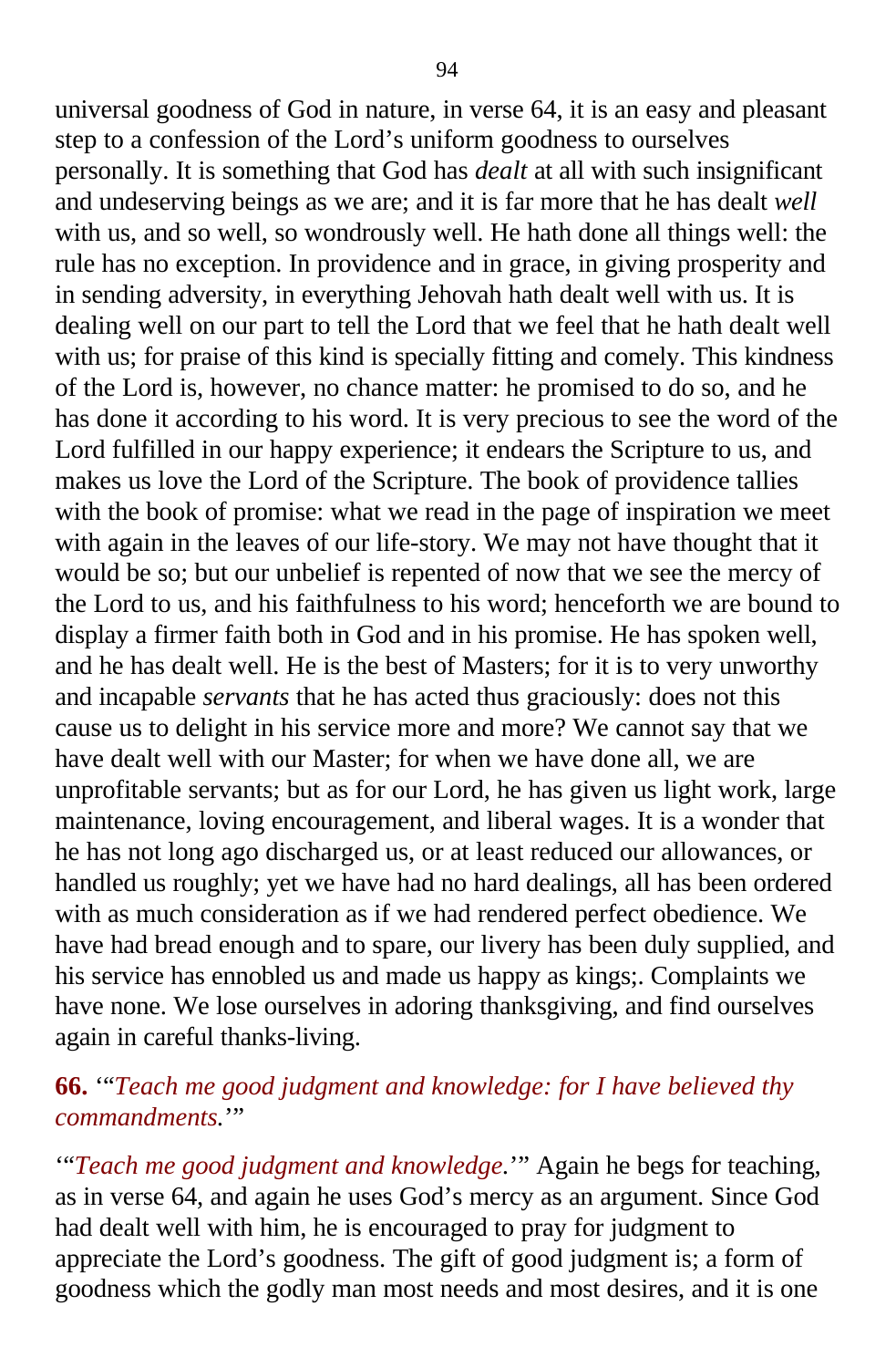universal goodness of God in nature, in verse 64, it is an easy and pleasant step to a confession of the Lord's uniform goodness to ourselves personally. It is something that God has *dealt* at all with such insignificant and undeserving beings as we are; and it is far more that he has dealt *well* with us, and so well, so wondrously well. He hath done all things well: the rule has no exception. In providence and in grace, in giving prosperity and in sending adversity, in everything Jehovah hath dealt well with us. It is dealing well on our part to tell the Lord that we feel that he hath dealt well with us; for praise of this kind is specially fitting and comely. This kindness of the Lord is, however, no chance matter: he promised to do so, and he has done it according to his word. It is very precious to see the word of the Lord fulfilled in our happy experience; it endears the Scripture to us, and makes us love the Lord of the Scripture. The book of providence tallies with the book of promise: what we read in the page of inspiration we meet with again in the leaves of our life-story. We may not have thought that it would be so; but our unbelief is repented of now that we see the mercy of the Lord to us, and his faithfulness to his word; henceforth we are bound to display a firmer faith both in God and in his promise. He has spoken well, and he has dealt well. He is the best of Masters; for it is to very unworthy and incapable *servants* that he has acted thus graciously: does not this cause us to delight in his service more and more? We cannot say that we have dealt well with our Master; for when we have done all, we are unprofitable servants; but as for our Lord, he has given us light work, large maintenance, loving encouragement, and liberal wages. It is a wonder that he has not long ago discharged us, or at least reduced our allowances, or handled us roughly; yet we have had no hard dealings, all has been ordered with as much consideration as if we had rendered perfect obedience. We have had bread enough and to spare, our livery has been duly supplied, and his service has ennobled us and made us happy as kings;. Complaints we have none. We lose ourselves in adoring thanksgiving, and find ourselves again in careful thanks-living.

### **66.** '"*Teach me good judgment and knowledge: for I have believed thy commandments.*'"

'"*Teach me good judgment and knowledge.*'" Again he begs for teaching, as in verse 64, and again he uses God's mercy as an argument. Since God had dealt well with him, he is encouraged to pray for judgment to appreciate the Lord's goodness. The gift of good judgment is; a form of goodness which the godly man most needs and most desires, and it is one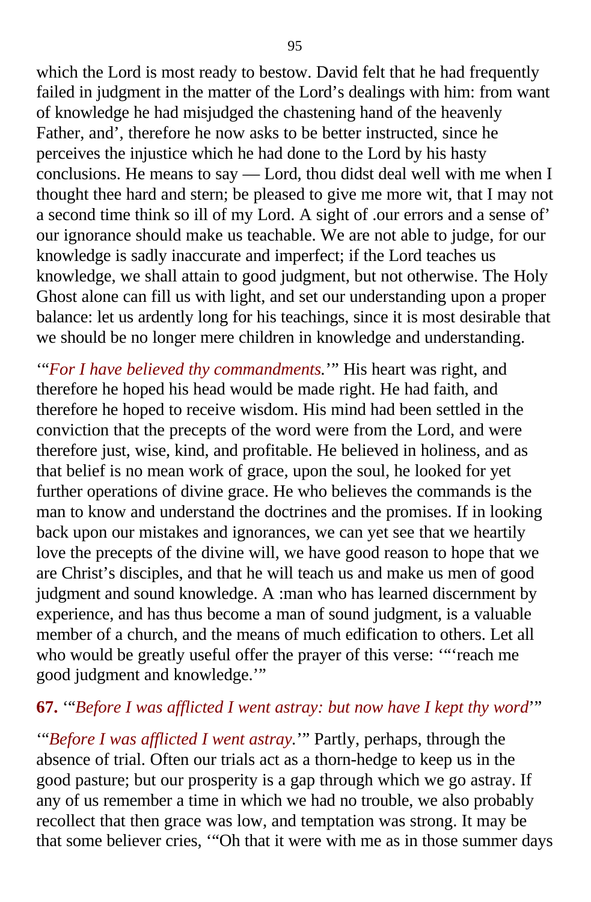which the Lord is most ready to bestow. David felt that he had frequently failed in judgment in the matter of the Lord's dealings with him: from want of knowledge he had misjudged the chastening hand of the heavenly Father, and', therefore he now asks to be better instructed, since he perceives the injustice which he had done to the Lord by his hasty conclusions. He means to say — Lord, thou didst deal well with me when I thought thee hard and stern; be pleased to give me more wit, that I may not a second time think so ill of my Lord. A sight of .our errors and a sense of' our ignorance should make us teachable. We are not able to judge, for our knowledge is sadly inaccurate and imperfect; if the Lord teaches us knowledge, we shall attain to good judgment, but not otherwise. The Holy Ghost alone can fill us with light, and set our understanding upon a proper balance: let us ardently long for his teachings, since it is most desirable that we should be no longer mere children in knowledge and understanding.

'"*For I have believed thy commandments.*'" His heart was right, and therefore he hoped his head would be made right. He had faith, and therefore he hoped to receive wisdom. His mind had been settled in the conviction that the precepts of the word were from the Lord, and were therefore just, wise, kind, and profitable. He believed in holiness, and as that belief is no mean work of grace, upon the soul, he looked for yet further operations of divine grace. He who believes the commands is the man to know and understand the doctrines and the promises. If in looking back upon our mistakes and ignorances, we can yet see that we heartily love the precepts of the divine will, we have good reason to hope that we are Christ's disciples, and that he will teach us and make us men of good judgment and sound knowledge. A :man who has learned discernment by experience, and has thus become a man of sound judgment, is a valuable member of a church, and the means of much edification to others. Let all who would be greatly useful offer the prayer of this verse: '"'reach me good judgment and knowledge.'"

**67.** '"*Before I was afflicted I went astray: but now have I kept thy word*'"

'"*Before I was afflicted I went astray.*'" Partly, perhaps, through the absence of trial. Often our trials act as a thorn-hedge to keep us in the good pasture; but our prosperity is a gap through which we go astray. If any of us remember a time in which we had no trouble, we also probably recollect that then grace was low, and temptation was strong. It may be that some believer cries, '"Oh that it were with me as in those summer days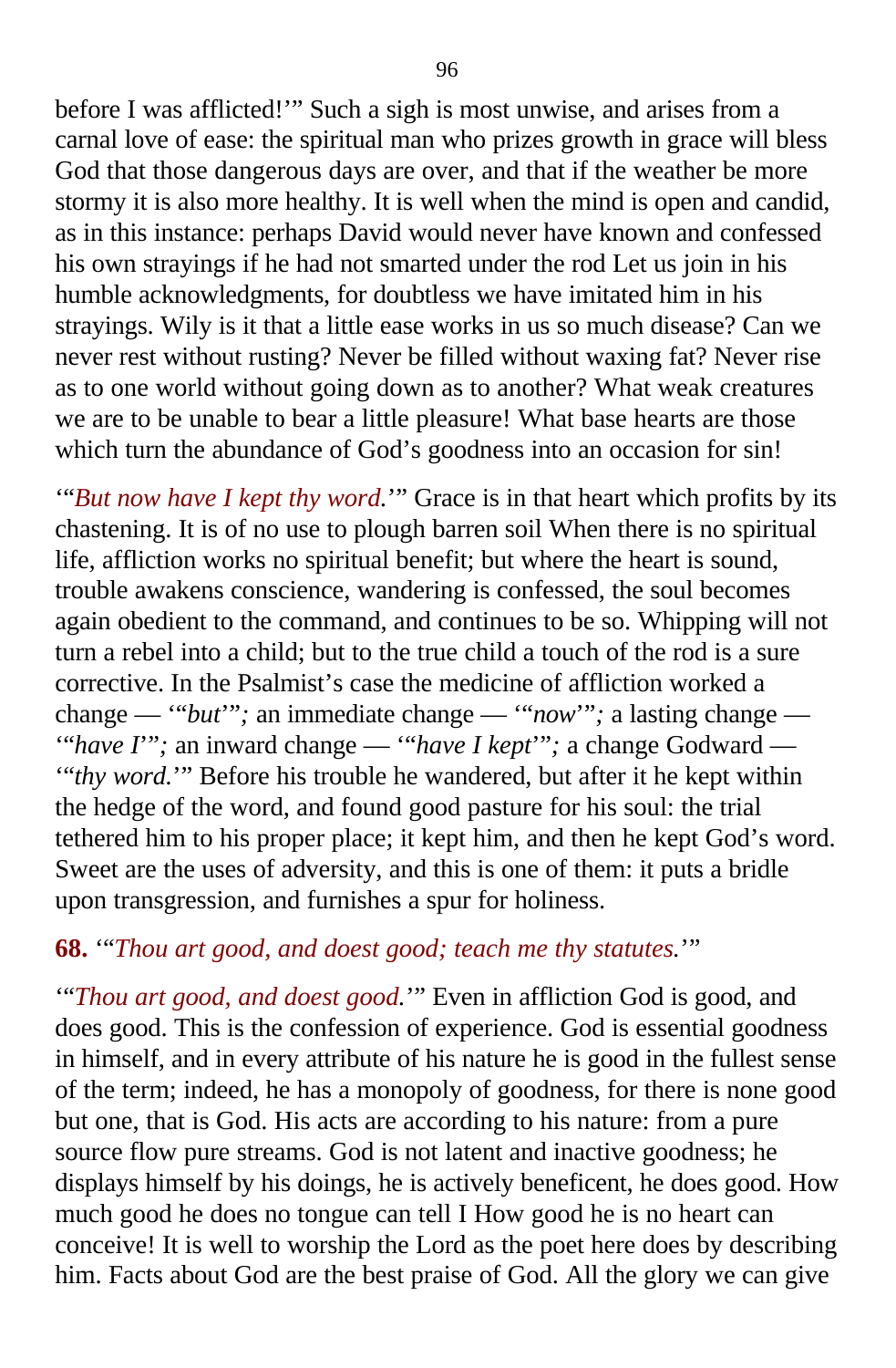before I was afflicted!'" Such a sigh is most unwise, and arises from a carnal love of ease: the spiritual man who prizes growth in grace will bless God that those dangerous days are over, and that if the weather be more stormy it is also more healthy. It is well when the mind is open and candid, as in this instance: perhaps David would never have known and confessed his own strayings if he had not smarted under the rod Let us join in his humble acknowledgments, for doubtless we have imitated him in his strayings. Wily is it that a little ease works in us so much disease? Can we never rest without rusting? Never be filled without waxing fat? Never rise as to one world without going down as to another? What weak creatures we are to be unable to bear a little pleasure! What base hearts are those which turn the abundance of God's goodness into an occasion for sin!

'"*But now have I kept thy word.*'" Grace is in that heart which profits by its chastening. It is of no use to plough barren soil When there is no spiritual life, affliction works no spiritual benefit; but where the heart is sound, trouble awakens conscience, wandering is confessed, the soul becomes again obedient to the command, and continues to be so. Whipping will not turn a rebel into a child; but to the true child a touch of the rod is a sure corrective. In the Psalmist's case the medicine of affliction worked a change — '"*but*'"*;* an immediate change — '"*now*'"*;* a lasting change — '"*have I*'"*;* an inward change — '"*have I kept*'"*;* a change Godward — '"*thy word.*'" Before his trouble he wandered, but after it he kept within the hedge of the word, and found good pasture for his soul: the trial tethered him to his proper place; it kept him, and then he kept God's word. Sweet are the uses of adversity, and this is one of them: it puts a bridle upon transgression, and furnishes a spur for holiness.

**68.** '"*Thou art good, and doest good; teach me thy statutes.*'"

'"*Thou art good, and doest good.*'" Even in affliction God is good, and does good. This is the confession of experience. God is essential goodness in himself, and in every attribute of his nature he is good in the fullest sense of the term; indeed, he has a monopoly of goodness, for there is none good but one, that is God. His acts are according to his nature: from a pure source flow pure streams. God is not latent and inactive goodness; he displays himself by his doings, he is actively beneficent, he does good. How much good he does no tongue can tell I How good he is no heart can conceive! It is well to worship the Lord as the poet here does by describing him. Facts about God are the best praise of God. All the glory we can give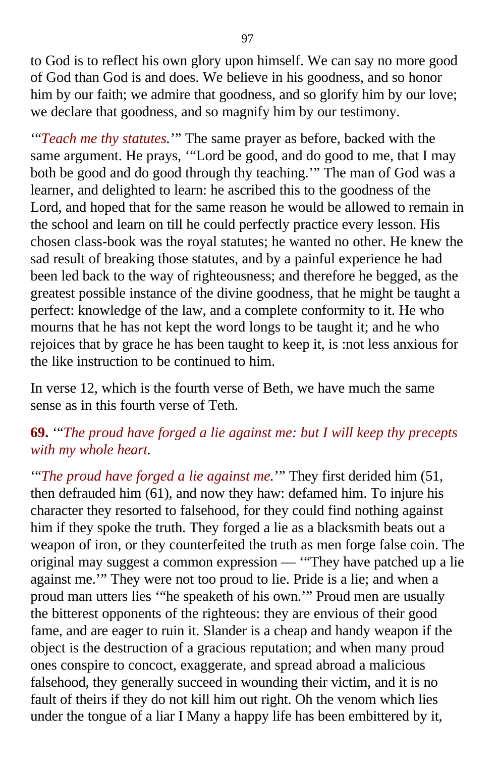to God is to reflect his own glory upon himself. We can say no more good of God than God is and does. We believe in his goodness, and so honor him by our faith; we admire that goodness, and so glorify him by our love; we declare that goodness, and so magnify him by our testimony.

‘“*Teach me thy statutes.*’” The same prayer as before, backed with the same argument. He prays, ‘“Lord be good, and do good to me, that I may both be good and do good through thy teaching.’” The man of God was a learner, and delighted to learn: he ascribed this to the goodness of the Lord, and hoped that for the same reason he would be allowed to remain in the school and learn on till he could perfectly practice every lesson. His chosen class-book was the royal statutes; he wanted no other. He knew the sad result of breaking those statutes, and by a painful experience he had been led back to the way of righteousness; and therefore he begged, as the greatest possible instance of the divine goodness, that he might be taught a perfect: knowledge of the law, and a complete conformity to it. He who mourns that he has not kept the word longs to be taught it; and he who rejoices that by grace he has been taught to keep it, is :not less anxious for the like instruction to be continued to him.

In verse 12, which is the fourth verse of Beth, we have much the same sense as in this fourth verse of Teth.

**69.** ‘“*The proud have forged a lie against me: but I will keep thy precepts with my whole heart.*

‘“*The proud have forged a lie against me.*’” They first derided him (51, then defrauded him (61), and now they haw: defamed him. To injure his character they resorted to falsehood, for they could find nothing against him if they spoke the truth. They forged a lie as a blacksmith beats out a weapon of iron, or they counterfeited the truth as men forge false coin. The original may suggest a common expression — ‘“They have patched up a lie against me.’” They were not too proud to lie. Pride is a lie; and when a proud man utters lies ‘“he speaketh of his own.’” Proud men are usually the bitterest opponents of the righteous: they are envious of their good fame, and are eager to ruin it. Slander is a cheap and handy weapon if the object is the destruction of a gracious reputation; and when many proud ones conspire to concoct, exaggerate, and spread abroad a malicious falsehood, they generally succeed in wounding their victim, and it is no fault of theirs if they do not kill him out right. Oh the venom which lies under the tongue of a liar I Many a happy life has been embittered by it,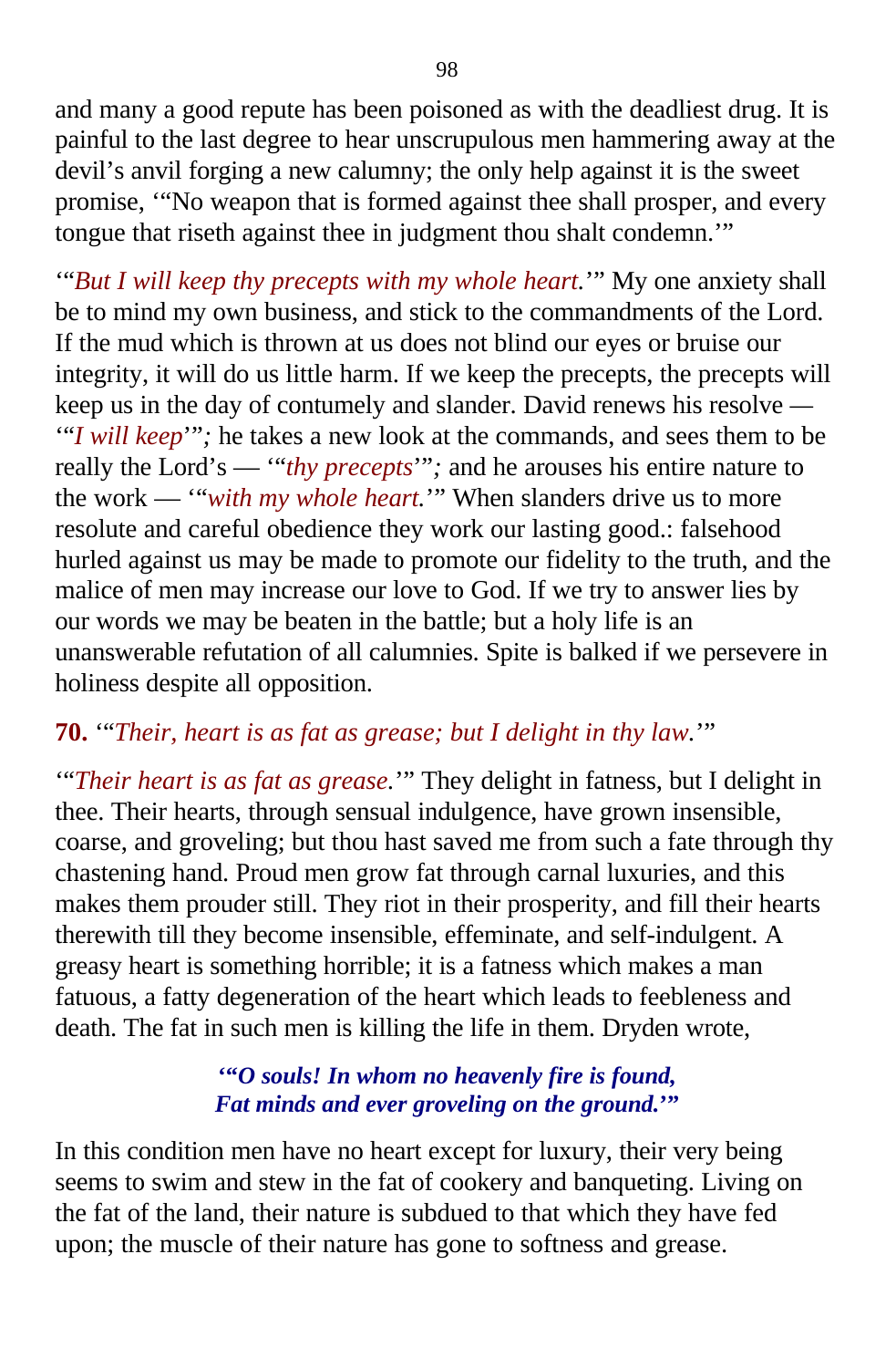and many a good repute has been poisoned as with the deadliest drug. It is painful to the last degree to hear unscrupulous men hammering away at the devil's anvil forging a new calumny; the only help against it is the sweet promise, '"No weapon that is formed against thee shall prosper, and every tongue that riseth against thee in judgment thou shalt condemn.'"

'"*But I will keep thy precepts with my whole heart.*'" My one anxiety shall be to mind my own business, and stick to the commandments of the Lord. If the mud which is thrown at us does not blind our eyes or bruise our integrity, it will do us little harm. If we keep the precepts, the precepts will keep us in the day of contumely and slander. David renews his resolve — '"*I will keep*'"; he takes a new look at the commands, and sees them to be really the Lord's — '"*thy precepts*'"; and he arouses his entire nature to the work — '"*with my whole heart.*'" When slanders drive us to more resolute and careful obedience they work our lasting good.: falsehood hurled against us may be made to promote our fidelity to the truth, and the malice of men may increase our love to God. If we try to answer lies by our words we may be beaten in the battle; but a holy life is an unanswerable refutation of all calumnies. Spite is balked if we persevere in holiness despite all opposition.

**70.** '"*Their, heart is as fat as grease; but I delight in thy law.*'"

'"*Their heart is as fat as grease.*'" They delight in fatness, but I delight in thee. Their hearts, through sensual indulgence, have grown insensible, coarse, and groveling; but thou hast saved me from such a fate through thy chastening hand. Proud men grow fat through carnal luxuries, and this makes them prouder still. They riot in their prosperity, and fill their hearts therewith till they become insensible, effeminate, and self-indulgent. A greasy heart is something horrible; it is a fatness which makes a man fatuous, a fatty degeneration of the heart which leads to feebleness and death. The fat in such men is killing the life in them. Dryden wrote,

> ***'"O souls! In whom no heavenly fire is found,***
> ***Fat minds and ever groveling on the ground.'"***

In this condition men have no heart except for luxury, their very being seems to swim and stew in the fat of cookery and banqueting. Living on the fat of the land, their nature is subdued to that which they have fed upon; the muscle of their nature has gone to softness and grease.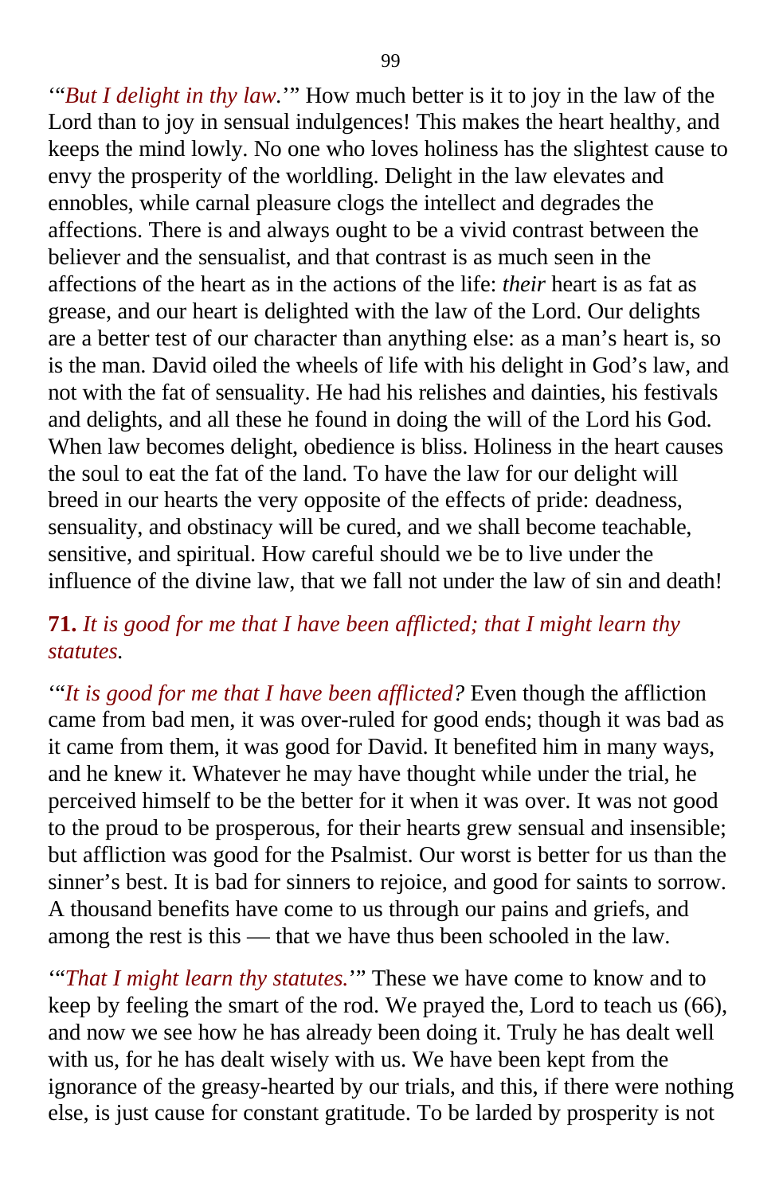'"*But I delight in thy law.*'" How much better is it to joy in the law of the Lord than to joy in sensual indulgences! This makes the heart healthy, and keeps the mind lowly. No one who loves holiness has the slightest cause to envy the prosperity of the worldling. Delight in the law elevates and ennobles, while carnal pleasure clogs the intellect and degrades the affections. There is and always ought to be a vivid contrast between the believer and the sensualist, and that contrast is as much seen in the affections of the heart as in the actions of the life: *their* heart is as fat as grease, and our heart is delighted with the law of the Lord. Our delights are a better test of our character than anything else: as a man's heart is, so is the man. David oiled the wheels of life with his delight in God's law, and not with the fat of sensuality. He had his relishes and dainties, his festivals and delights, and all these he found in doing the will of the Lord his God. When law becomes delight, obedience is bliss. Holiness in the heart causes the soul to eat the fat of the land. To have the law for our delight will breed in our hearts the very opposite of the effects of pride: deadness, sensuality, and obstinacy will be cured, and we shall become teachable, sensitive, and spiritual. How careful should we be to live under the influence of the divine law, that we fall not under the law of sin and death!

**71.** *It is good for me that I have been afflicted; that I might learn thy statutes.*

'"*It is good for me that I have been afflicted?* Even though the affliction came from bad men, it was over-ruled for good ends; though it was bad as it came from them, it was good for David. It benefited him in many ways, and he knew it. Whatever he may have thought while under the trial, he perceived himself to be the better for it when it was over. It was not good to the proud to be prosperous, for their hearts grew sensual and insensible; but affliction was good for the Psalmist. Our worst is better for us than the sinner's best. It is bad for sinners to rejoice, and good for saints to sorrow. A thousand benefits have come to us through our pains and griefs, and among the rest is this — that we have thus been schooled in the law.

'"*That I might learn thy statutes.*'" These we have come to know and to keep by feeling the smart of the rod. We prayed the, Lord to teach us (66), and now we see how he has already been doing it. Truly he has dealt well with us, for he has dealt wisely with us. We have been kept from the ignorance of the greasy-hearted by our trials, and this, if there were nothing else, is just cause for constant gratitude. To be larded by prosperity is not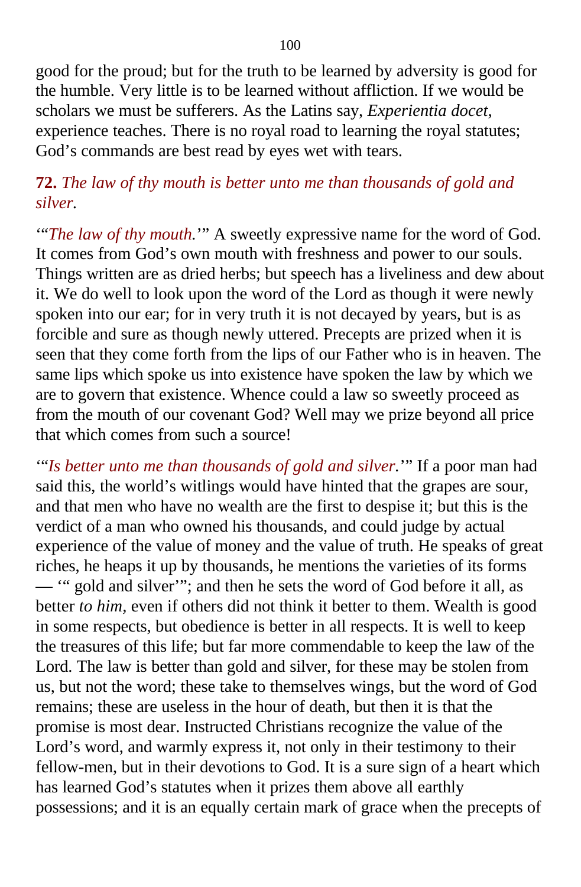good for the proud; but for the truth to be learned by adversity is good for the humble. Very little is to be learned without affliction. If we would be scholars we must be sufferers. As the Latins say, *Experientia docet*, experience teaches. There is no royal road to learning the royal statutes; God's commands are best read by eyes wet with tears.

**72.** *The law of thy mouth is better unto me than thousands of gold and silver.*

'"*The law of thy mouth.*'" A sweetly expressive name for the word of God. It comes from God's own mouth with freshness and power to our souls. Things written are as dried herbs; but speech has a liveliness and dew about it. We do well to look upon the word of the Lord as though it were newly spoken into our ear; for in very truth it is not decayed by years, but is as forcible and sure as though newly uttered. Precepts are prized when it is seen that they come forth from the lips of our Father who is in heaven. The same lips which spoke us into existence have spoken the law by which we are to govern that existence. Whence could a law so sweetly proceed as from the mouth of our covenant God? Well may we prize beyond all price that which comes from such a source!

'"*Is better unto me than thousands of gold and silver.*'" If a poor man had said this, the world's witlings would have hinted that the grapes are sour, and that men who have no wealth are the first to despise it; but this is the verdict of a man who owned his thousands, and could judge by actual experience of the value of money and the value of truth. He speaks of great riches, he heaps it up by thousands, he mentions the varieties of its forms — '" gold and silver'"; and then he sets the word of God before it all, as better *to him*, even if others did not think it better to them. Wealth is good in some respects, but obedience is better in all respects. It is well to keep the treasures of this life; but far more commendable to keep the law of the Lord. The law is better than gold and silver, for these may be stolen from us, but not the word; these take to themselves wings, but the word of God remains; these are useless in the hour of death, but then it is that the promise is most dear. Instructed Christians recognize the value of the Lord's word, and warmly express it, not only in their testimony to their fellow-men, but in their devotions to God. It is a sure sign of a heart which has learned God's statutes when it prizes them above all earthly possessions; and it is an equally certain mark of grace when the precepts of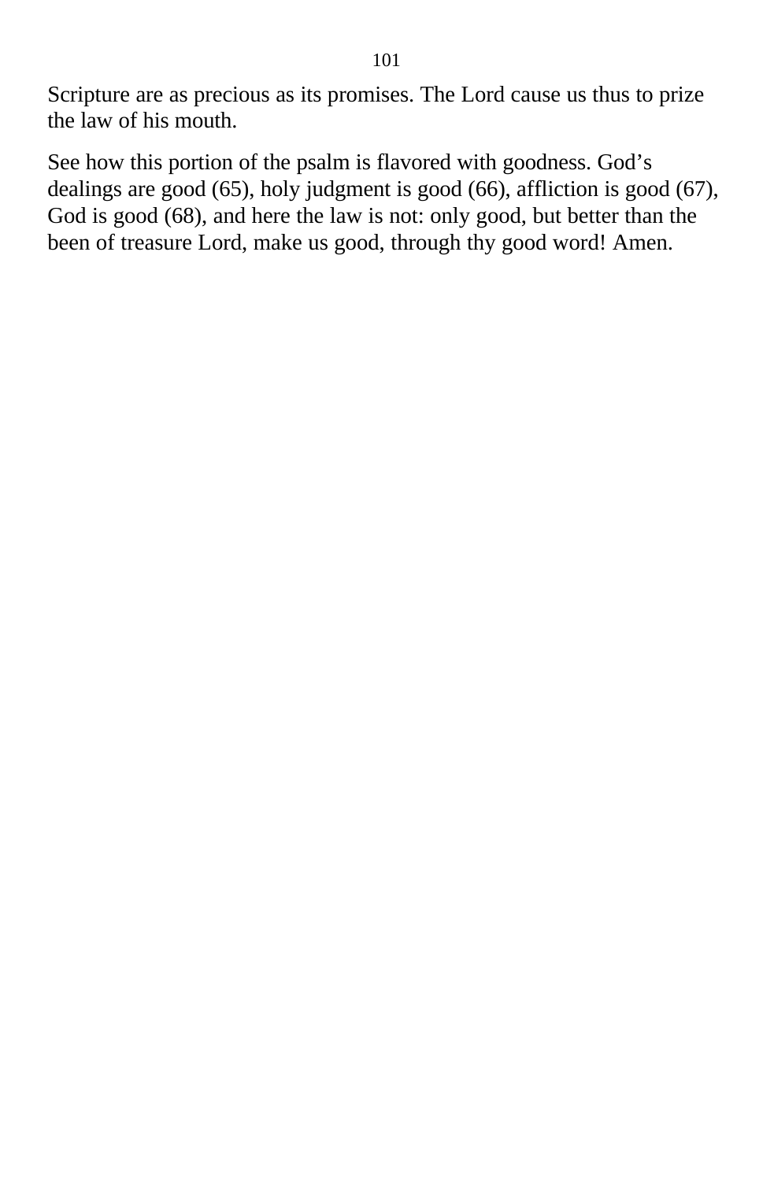Scripture are as precious as its promises. The Lord cause us thus to prize the law of his mouth.

See how this portion of the psalm is flavored with goodness. God's dealings are good (65), holy judgment is good (66), affliction is good (67), God is good (68), and here the law is not: only good, but better than the been of treasure Lord, make us good, through thy good word! Amen.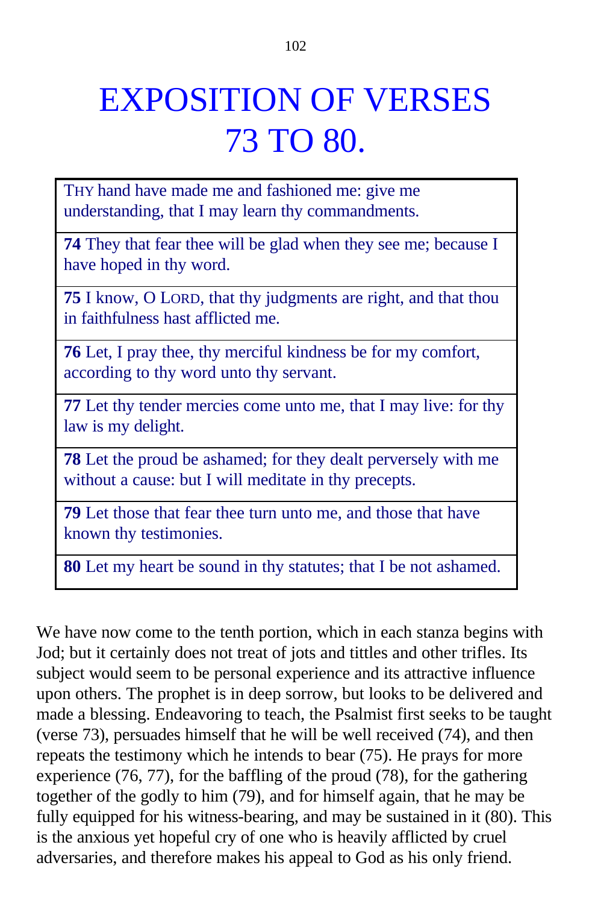# EXPOSITION OF VERSES 73 TO 80.

| |
|---|
| THY hand have made me and fashioned me: give me understanding, that I may learn thy commandments. |
| **74** They that fear thee will be glad when they see me; because I have hoped in thy word. |
| **75** I know, O LORD, that thy judgments are right, and that thou in faithfulness hast afflicted me. |
| **76** Let, I pray thee, thy merciful kindness be for my comfort, according to thy word unto thy servant. |
| **77** Let thy tender mercies come unto me, that I may live: for thy law is my delight. |
| **78** Let the proud be ashamed; for they dealt perversely with me without a cause: but I will meditate in thy precepts. |
| **79** Let those that fear thee turn unto me, and those that have known thy testimonies. |
| **80** Let my heart be sound in thy statutes; that I be not ashamed. |

We have now come to the tenth portion, which in each stanza begins with Jod; but it certainly does not treat of jots and tittles and other trifles. Its subject would seem to be personal experience and its attractive influence upon others. The prophet is in deep sorrow, but looks to be delivered and made a blessing. Endeavoring to teach, the Psalmist first seeks to be taught (verse 73), persuades himself that he will be well received (74), and then repeats the testimony which he intends to bear (75). He prays for more experience (76, 77), for the baffling of the proud (78), for the gathering together of the godly to him (79), and for himself again, that he may be fully equipped for his witness-bearing, and may be sustained in it (80). This is the anxious yet hopeful cry of one who is heavily afflicted by cruel adversaries, and therefore makes his appeal to God as his only friend.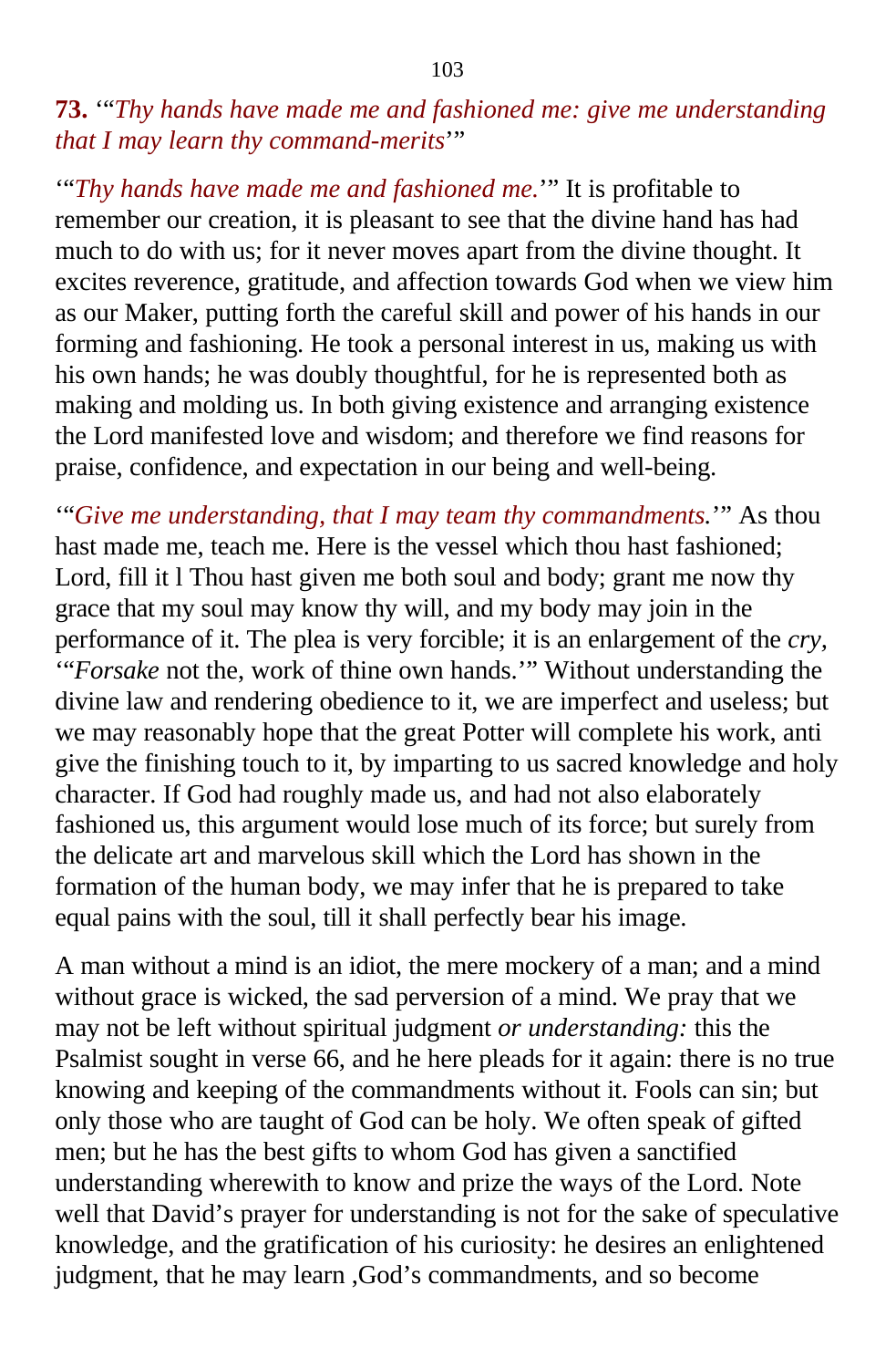**73.** '"*Thy hands have made me and fashioned me: give me understanding that I may learn thy command-merits*'"

'"*Thy hands have made me and fashioned me.*'" It is profitable to remember our creation, it is pleasant to see that the divine hand has had much to do with us; for it never moves apart from the divine thought. It excites reverence, gratitude, and affection towards God when we view him as our Maker, putting forth the careful skill and power of his hands in our forming and fashioning. He took a personal interest in us, making us with his own hands; he was doubly thoughtful, for he is represented both as making and molding us. In both giving existence and arranging existence the Lord manifested love and wisdom; and therefore we find reasons for praise, confidence, and expectation in our being and well-being.

'"*Give me understanding, that I may team thy commandments.*'" As thou hast made me, teach me. Here is the vessel which thou hast fashioned; Lord, fill it l Thou hast given me both soul and body; grant me now thy grace that my soul may know thy will, and my body may join in the performance of it. The plea is very forcible; it is an enlargement of the *cry*, '"*Forsake* not the, work of thine own hands.'" Without understanding the divine law and rendering obedience to it, we are imperfect and useless; but we may reasonably hope that the great Potter will complete his work, anti give the finishing touch to it, by imparting to us sacred knowledge and holy character. If God had roughly made us, and had not also elaborately fashioned us, this argument would lose much of its force; but surely from the delicate art and marvelous skill which the Lord has shown in the formation of the human body, we may infer that he is prepared to take equal pains with the soul, till it shall perfectly bear his image.

A man without a mind is an idiot, the mere mockery of a man; and a mind without grace is wicked, the sad perversion of a mind. We pray that we may not be left without spiritual judgment *or understanding:* this the Psalmist sought in verse 66, and he here pleads for it again: there is no true knowing and keeping of the commandments without it. Fools can sin; but only those who are taught of God can be holy. We often speak of gifted men; but he has the best gifts to whom God has given a sanctified understanding wherewith to know and prize the ways of the Lord. Note well that David's prayer for understanding is not for the sake of speculative knowledge, and the gratification of his curiosity: he desires an enlightened judgment, that he may learn ,God's commandments, and so become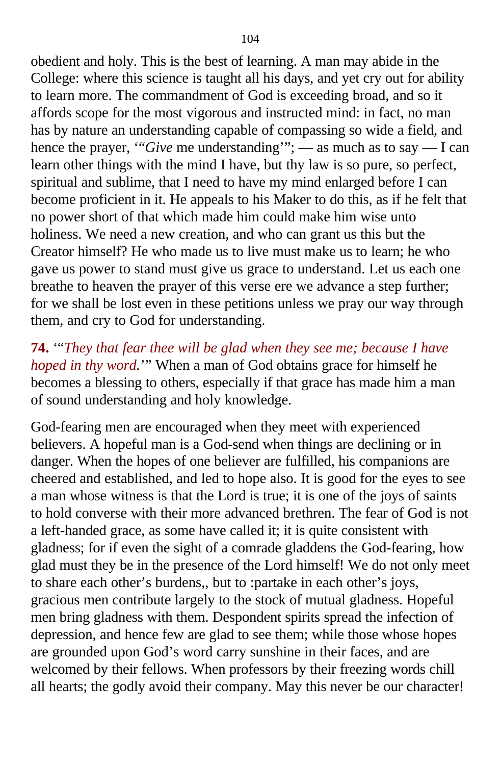obedient and holy. This is the best of learning. A man may abide in the College: where this science is taught all his days, and yet cry out for ability to learn more. The commandment of God is exceeding broad, and so it affords scope for the most vigorous and instructed mind: in fact, no man has by nature an understanding capable of compassing so wide a field, and hence the prayer, ‘“*Give* me understanding’”; — as much as to say — I can learn other things with the mind I have, but thy law is so pure, so perfect, spiritual and sublime, that I need to have my mind enlarged before I can become proficient in it. He appeals to his Maker to do this, as if he felt that no power short of that which made him could make him wise unto holiness. We need a new creation, and who can grant us this but the Creator himself? He who made us to live must make us to learn; he who gave us power to stand must give us grace to understand. Let us each one breathe to heaven the prayer of this verse ere we advance a step further; for we shall be lost even in these petitions unless we pray our way through them, and cry to God for understanding.

**74.** ‘“*They that fear thee will be glad when they see me; because I have hoped in thy word.*’” When a man of God obtains grace for himself he becomes a blessing to others, especially if that grace has made him a man of sound understanding and holy knowledge.

God-fearing men are encouraged when they meet with experienced believers. A hopeful man is a God-send when things are declining or in danger. When the hopes of one believer are fulfilled, his companions are cheered and established, and led to hope also. It is good for the eyes to see a man whose witness is that the Lord is true; it is one of the joys of saints to hold converse with their more advanced brethren. The fear of God is not a left-handed grace, as some have called it; it is quite consistent with gladness; for if even the sight of a comrade gladdens the God-fearing, how glad must they be in the presence of the Lord himself! We do not only meet to share each other’s burdens,, but to :partake in each other’s joys, gracious men contribute largely to the stock of mutual gladness. Hopeful men bring gladness with them. Despondent spirits spread the infection of depression, and hence few are glad to see them; while those whose hopes are grounded upon God’s word carry sunshine in their faces, and are welcomed by their fellows. When professors by their freezing words chill all hearts; the godly avoid their company. May this never be our character!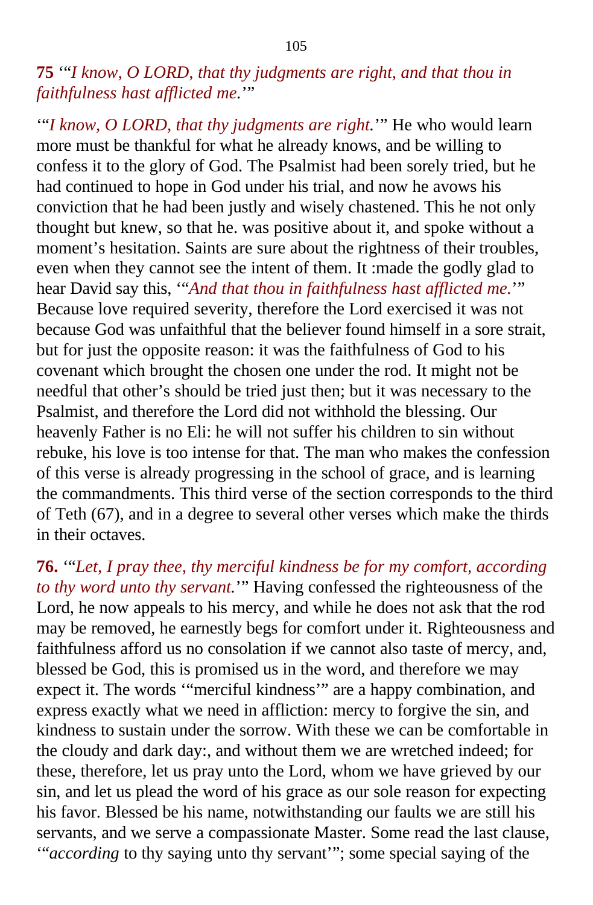**75** '"*I know, O LORD, that thy judgments are right, and that thou in faithfulness hast afflicted me.*'"

'"*I know, O LORD, that thy judgments are right.*'" He who would learn more must be thankful for what he already knows, and be willing to confess it to the glory of God. The Psalmist had been sorely tried, but he had continued to hope in God under his trial, and now he avows his conviction that he had been justly and wisely chastened. This he not only thought but knew, so that he. was positive about it, and spoke without a moment's hesitation. Saints are sure about the rightness of their troubles, even when they cannot see the intent of them. It :made the godly glad to hear David say this, '"*And that thou in faithfulness hast afflicted me.*'" Because love required severity, therefore the Lord exercised it was not because God was unfaithful that the believer found himself in a sore strait, but for just the opposite reason: it was the faithfulness of God to his covenant which brought the chosen one under the rod. It might not be needful that other's should be tried just then; but it was necessary to the Psalmist, and therefore the Lord did not withhold the blessing. Our heavenly Father is no Eli: he will not suffer his children to sin without rebuke, his love is too intense for that. The man who makes the confession of this verse is already progressing in the school of grace, and is learning the commandments. This third verse of the section corresponds to the third of Teth (67), and in a degree to several other verses which make the thirds in their octaves.

**76.** '"*Let, I pray thee, thy merciful kindness be for my comfort, according to thy word unto thy servant.*'" Having confessed the righteousness of the Lord, he now appeals to his mercy, and while he does not ask that the rod may be removed, he earnestly begs for comfort under it. Righteousness and faithfulness afford us no consolation if we cannot also taste of mercy, and, blessed be God, this is promised us in the word, and therefore we may expect it. The words '"merciful kindness'" are a happy combination, and express exactly what we need in affliction: mercy to forgive the sin, and kindness to sustain under the sorrow. With these we can be comfortable in the cloudy and dark day:, and without them we are wretched indeed; for these, therefore, let us pray unto the Lord, whom we have grieved by our sin, and let us plead the word of his grace as our sole reason for expecting his favor. Blessed be his name, notwithstanding our faults we are still his servants, and we serve a compassionate Master. Some read the last clause, '"*according* to thy saying unto thy servant'"; some special saying of the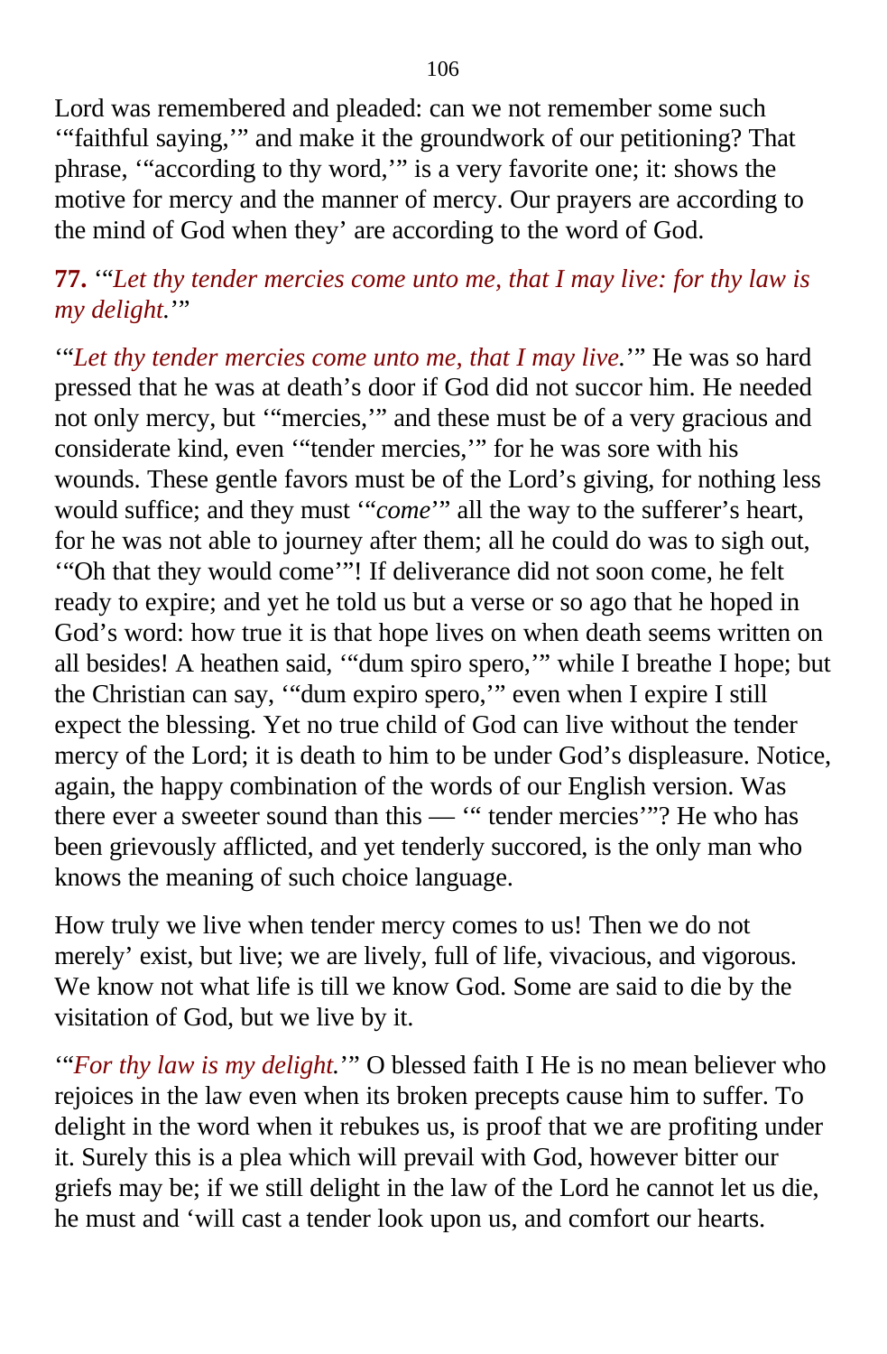Lord was remembered and pleaded: can we not remember some such '"faithful saying,'" and make it the groundwork of our petitioning? That phrase, '"according to thy word,'" is a very favorite one; it: shows the motive for mercy and the manner of mercy. Our prayers are according to the mind of God when they' are according to the word of God.

**77.** '"*Let thy tender mercies come unto me, that I may live: for thy law is my delight.*'"

'"*Let thy tender mercies come unto me, that I may live.*'" He was so hard pressed that he was at death's door if God did not succor him. He needed not only mercy, but '"mercies,'" and these must be of a very gracious and considerate kind, even '"tender mercies,'" for he was sore with his wounds. These gentle favors must be of the Lord's giving, for nothing less would suffice; and they must '"*come*'" all the way to the sufferer's heart, for he was not able to journey after them; all he could do was to sigh out, '"Oh that they would come'"! If deliverance did not soon come, he felt ready to expire; and yet he told us but a verse or so ago that he hoped in God's word: how true it is that hope lives on when death seems written on all besides! A heathen said, '"dum spiro spero,'" while I breathe I hope; but the Christian can say, '"dum expiro spero,'" even when I expire I still expect the blessing. Yet no true child of God can live without the tender mercy of the Lord; it is death to him to be under God's displeasure. Notice, again, the happy combination of the words of our English version. Was there ever a sweeter sound than this — '" tender mercies'"? He who has been grievously afflicted, and yet tenderly succored, is the only man who knows the meaning of such choice language.

How truly we live when tender mercy comes to us! Then we do not merely' exist, but live; we are lively, full of life, vivacious, and vigorous. We know not what life is till we know God. Some are said to die by the visitation of God, but we live by it.

'"*For thy law is my delight.*'" O blessed faith I He is no mean believer who rejoices in the law even when its broken precepts cause him to suffer. To delight in the word when it rebukes us, is proof that we are profiting under it. Surely this is a plea which will prevail with God, however bitter our griefs may be; if we still delight in the law of the Lord he cannot let us die, he must and 'will cast a tender look upon us, and comfort our hearts.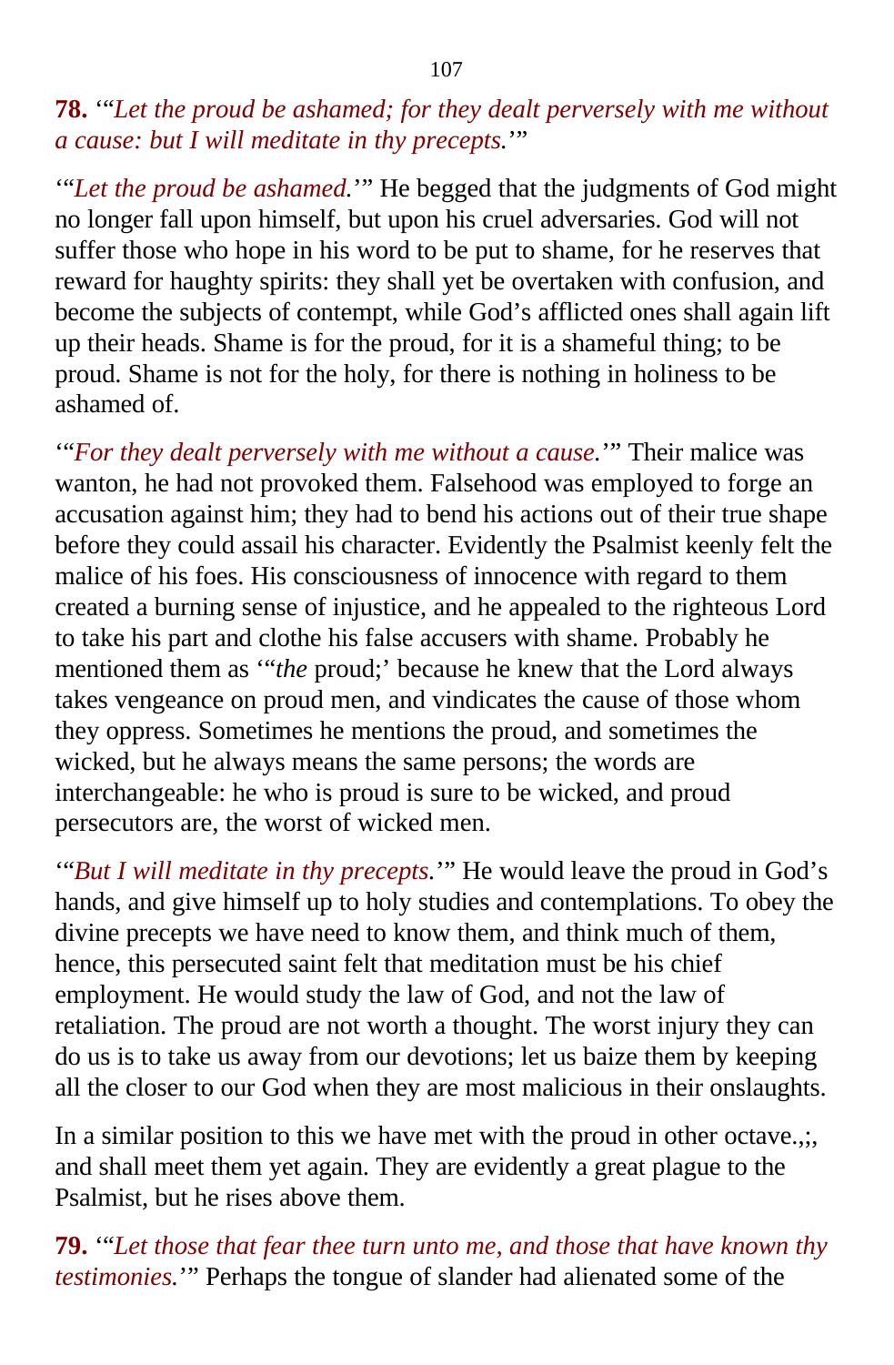**78.** '"*Let the proud be ashamed; for they dealt perversely with me without a cause: but I will meditate in thy precepts.*'"

'"*Let the proud be ashamed.*'" He begged that the judgments of God might no longer fall upon himself, but upon his cruel adversaries. God will not suffer those who hope in his word to be put to shame, for he reserves that reward for haughty spirits: they shall yet be overtaken with confusion, and become the subjects of contempt, while God's afflicted ones shall again lift up their heads. Shame is for the proud, for it is a shameful thing; to be proud. Shame is not for the holy, for there is nothing in holiness to be ashamed of.

'"*For they dealt perversely with me without a cause.*'" Their malice was wanton, he had not provoked them. Falsehood was employed to forge an accusation against him; they had to bend his actions out of their true shape before they could assail his character. Evidently the Psalmist keenly felt the malice of his foes. His consciousness of innocence with regard to them created a burning sense of injustice, and he appealed to the righteous Lord to take his part and clothe his false accusers with shame. Probably he mentioned them as '"*the* proud;' because he knew that the Lord always takes vengeance on proud men, and vindicates the cause of those whom they oppress. Sometimes he mentions the proud, and sometimes the wicked, but he always means the same persons; the words are interchangeable: he who is proud is sure to be wicked, and proud persecutors are, the worst of wicked men.

'"*But I will meditate in thy precepts.*'" He would leave the proud in God's hands, and give himself up to holy studies and contemplations. To obey the divine precepts we have need to know them, and think much of them, hence, this persecuted saint felt that meditation must be his chief employment. He would study the law of God, and not the law of retaliation. The proud are not worth a thought. The worst injury they can do us is to take us away from our devotions; let us baize them by keeping all the closer to our God when they are most malicious in their onslaughts.

In a similar position to this we have met with the proud in other octave.,;, and shall meet them yet again. They are evidently a great plague to the Psalmist, but he rises above them.

**79.** '"*Let those that fear thee turn unto me, and those that have known thy testimonies.*'" Perhaps the tongue of slander had alienated some of the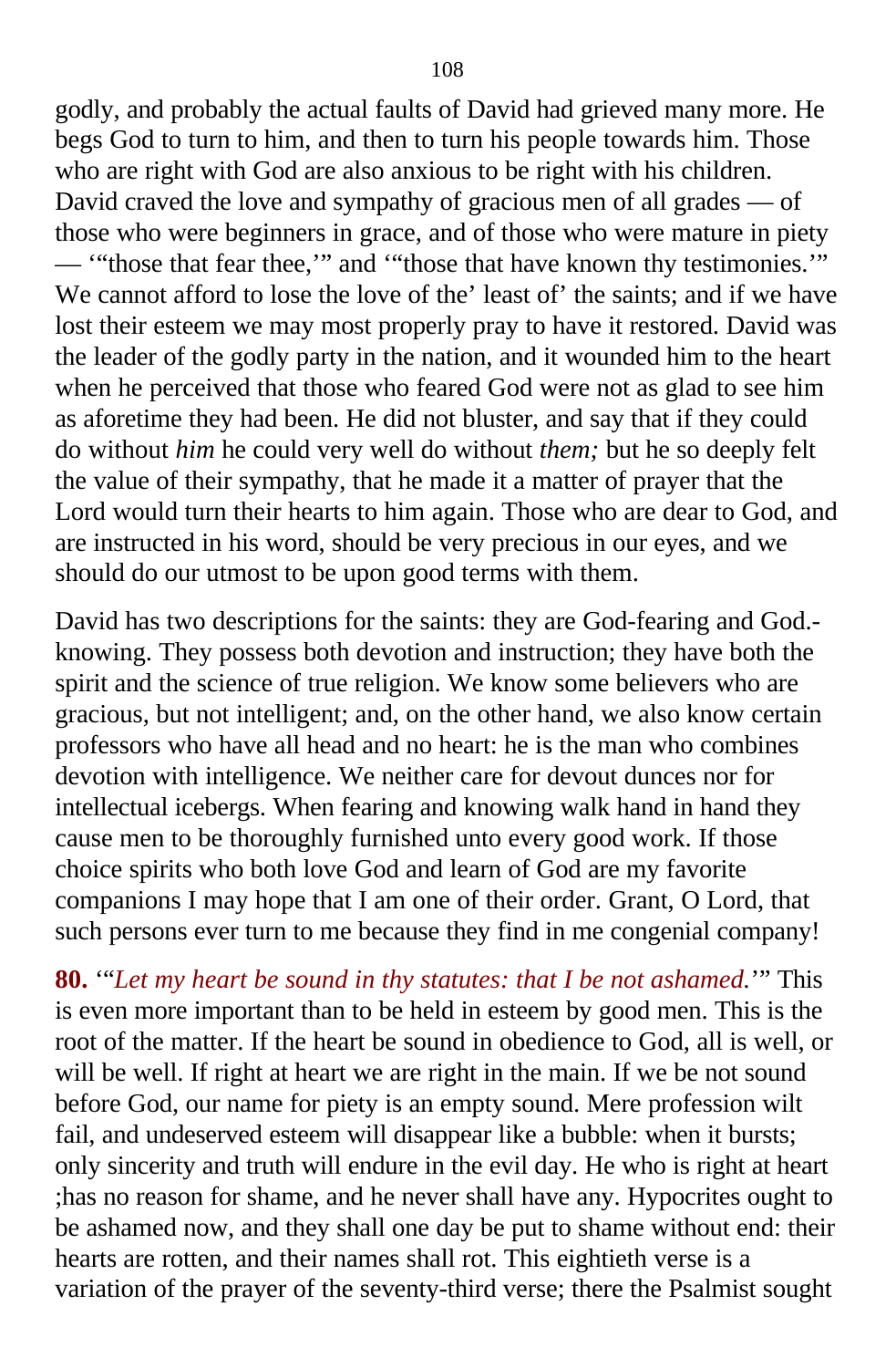godly, and probably the actual faults of David had grieved many more. He begs God to turn to him, and then to turn his people towards him. Those who are right with God are also anxious to be right with his children. David craved the love and sympathy of gracious men of all grades — of those who were beginners in grace, and of those who were mature in piety — '"those that fear thee,'" and '"those that have known thy testimonies.'" We cannot afford to lose the love of the' least of' the saints; and if we have lost their esteem we may most properly pray to have it restored. David was the leader of the godly party in the nation, and it wounded him to the heart when he perceived that those who feared God were not as glad to see him as aforetime they had been. He did not bluster, and say that if they could do without *him* he could very well do without *them;* but he so deeply felt the value of their sympathy, that he made it a matter of prayer that the Lord would turn their hearts to him again. Those who are dear to God, and are instructed in his word, should be very precious in our eyes, and we should do our utmost to be upon good terms with them.

David has two descriptions for the saints: they are God-fearing and God.-knowing. They possess both devotion and instruction; they have both the spirit and the science of true religion. We know some believers who are gracious, but not intelligent; and, on the other hand, we also know certain professors who have all head and no heart: he is the man who combines devotion with intelligence. We neither care for devout dunces nor for intellectual icebergs. When fearing and knowing walk hand in hand they cause men to be thoroughly furnished unto every good work. If those choice spirits who both love God and learn of God are my favorite companions I may hope that I am one of their order. Grant, O Lord, that such persons ever turn to me because they find in me congenial company!

**80.** '"*Let my heart be sound in thy statutes: that I be not ashamed.*'" This is even more important than to be held in esteem by good men. This is the root of the matter. If the heart be sound in obedience to God, all is well, or will be well. If right at heart we are right in the main. If we be not sound before God, our name for piety is an empty sound. Mere profession wilt fail, and undeserved esteem will disappear like a bubble: when it bursts; only sincerity and truth will endure in the evil day. He who is right at heart ;has no reason for shame, and he never shall have any. Hypocrites ought to be ashamed now, and they shall one day be put to shame without end: their hearts are rotten, and their names shall rot. This eightieth verse is a variation of the prayer of the seventy-third verse; there the Psalmist sought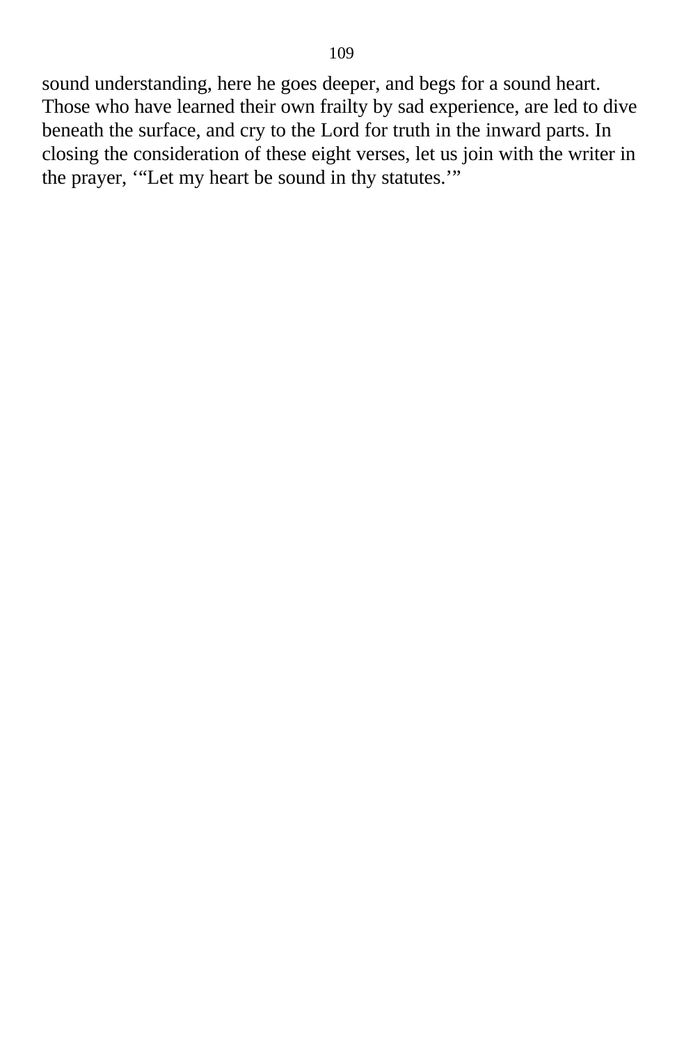sound understanding, here he goes deeper, and begs for a sound heart. Those who have learned their own frailty by sad experience, are led to dive beneath the surface, and cry to the Lord for truth in the inward parts. In closing the consideration of these eight verses, let us join with the writer in the prayer, ‘“Let my heart be sound in thy statutes.’”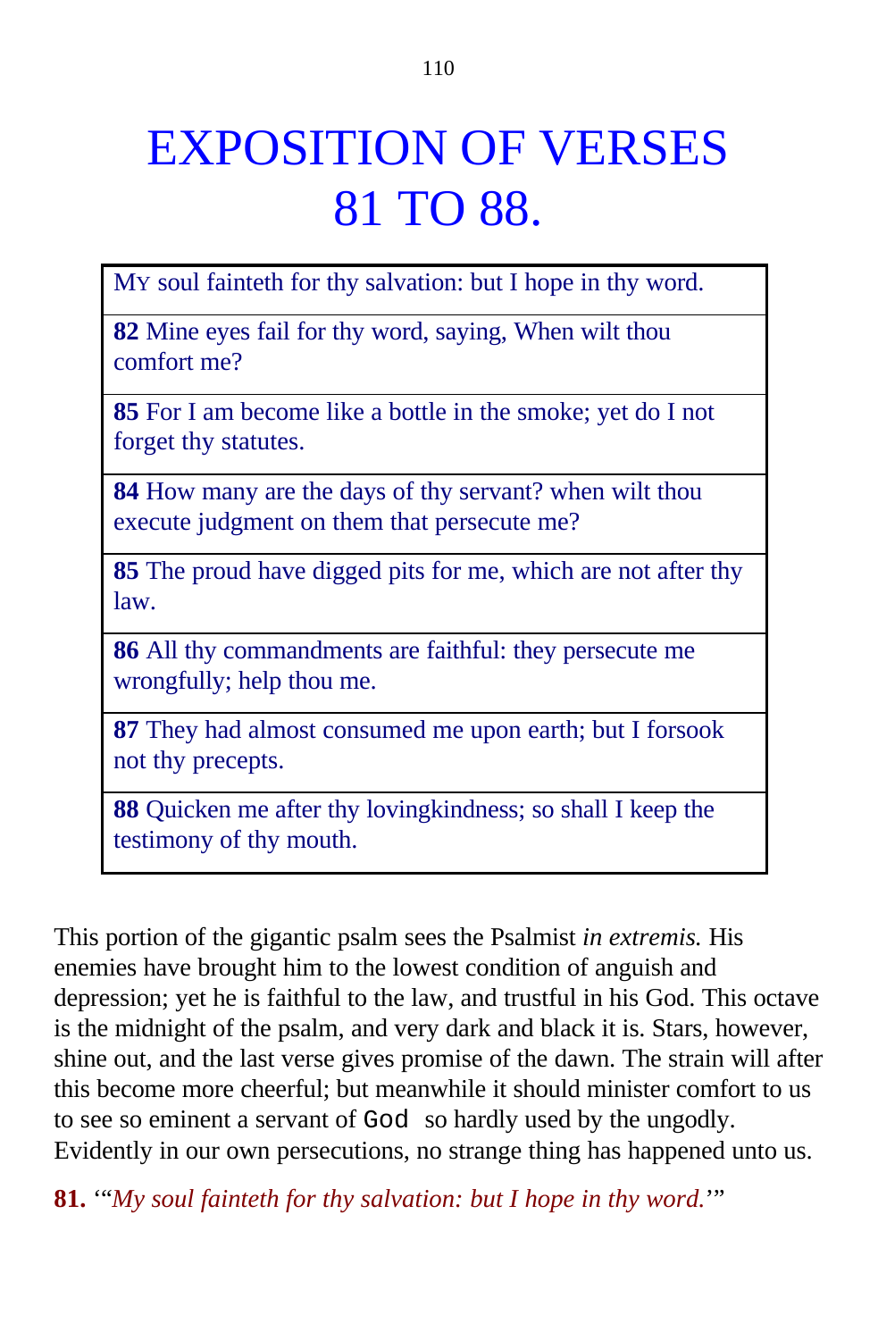# EXPOSITION OF VERSES 81 TO 88.

| MY soul fainteth for thy salvation: but I hope in thy word. |
|---|
| **82** Mine eyes fail for thy word, saying, When wilt thou comfort me? |
| **85** For I am become like a bottle in the smoke; yet do I not forget thy statutes. |
| **84** How many are the days of thy servant? when wilt thou execute judgment on them that persecute me? |
| **85** The proud have digged pits for me, which are not after thy law. |
| **86** All thy commandments are faithful: they persecute me wrongfully; help thou me. |
| **87** They had almost consumed me upon earth; but I forsook not thy precepts. |
| **88** Quicken me after thy lovingkindness; so shall I keep the testimony of thy mouth. |

This portion of the gigantic psalm sees the Psalmist *in extremis.* His enemies have brought him to the lowest condition of anguish and depression; yet he is faithful to the law, and trustful in his God. This octave is the midnight of the psalm, and very dark and black it is. Stars, however, shine out, and the last verse gives promise of the dawn. The strain will after this become more cheerful; but meanwhile it should minister comfort to us to see so eminent a servant of God so hardly used by the ungodly. Evidently in our own persecutions, no strange thing has happened unto us.

**81.** '"*My soul fainteth for thy salvation: but I hope in thy word.*'"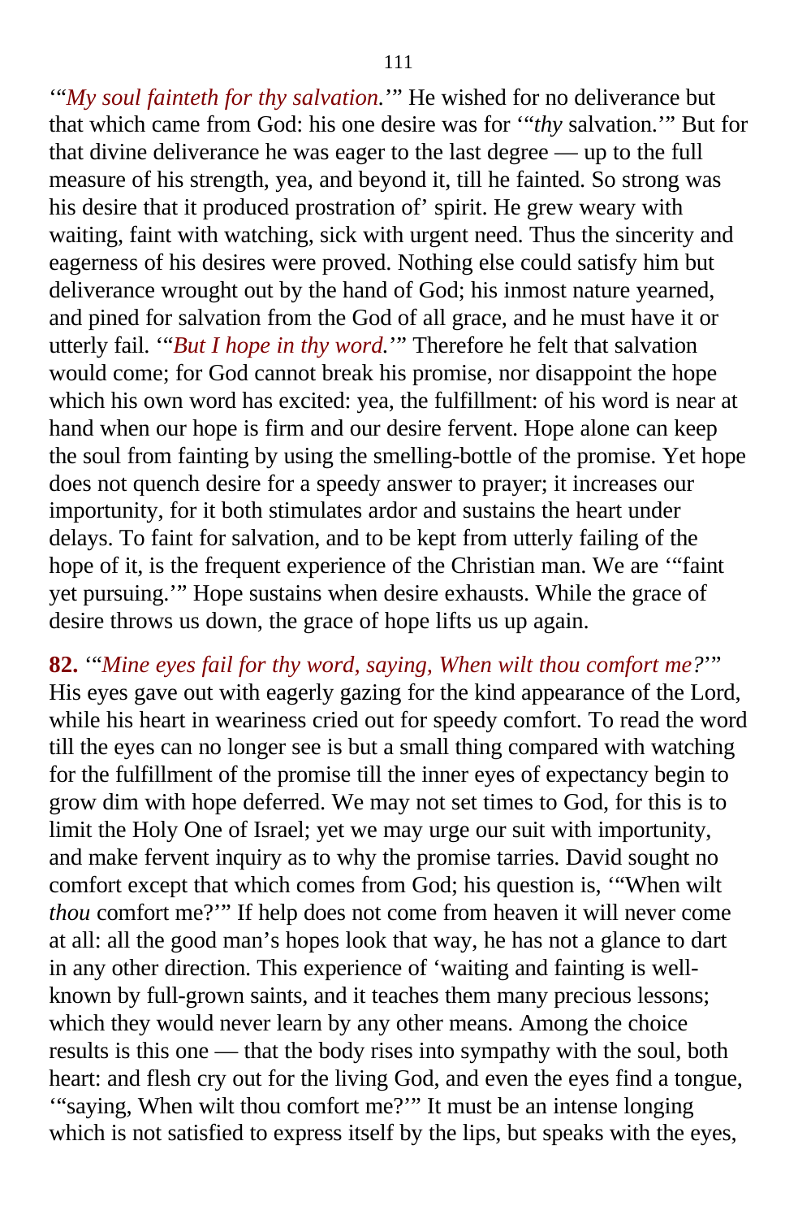'"*My soul fainteth for thy salvation.*'" He wished for no deliverance but that which came from God: his one desire was for '"*thy* salvation.'" But for that divine deliverance he was eager to the last degree — up to the full measure of his strength, yea, and beyond it, till he fainted. So strong was his desire that it produced prostration of' spirit. He grew weary with waiting, faint with watching, sick with urgent need. Thus the sincerity and eagerness of his desires were proved. Nothing else could satisfy him but deliverance wrought out by the hand of God; his inmost nature yearned, and pined for salvation from the God of all grace, and he must have it or utterly fail. '"*But I hope in thy word.*'" Therefore he felt that salvation would come; for God cannot break his promise, nor disappoint the hope which his own word has excited: yea, the fulfillment: of his word is near at hand when our hope is firm and our desire fervent. Hope alone can keep the soul from fainting by using the smelling-bottle of the promise. Yet hope does not quench desire for a speedy answer to prayer; it increases our importunity, for it both stimulates ardor and sustains the heart under delays. To faint for salvation, and to be kept from utterly failing of the hope of it, is the frequent experience of the Christian man. We are '"faint yet pursuing.'" Hope sustains when desire exhausts. While the grace of desire throws us down, the grace of hope lifts us up again.

**82.** '"*Mine eyes fail for thy word, saying, When wilt thou comfort me?*'" His eyes gave out with eagerly gazing for the kind appearance of the Lord, while his heart in weariness cried out for speedy comfort. To read the word till the eyes can no longer see is but a small thing compared with watching for the fulfillment of the promise till the inner eyes of expectancy begin to grow dim with hope deferred. We may not set times to God, for this is to limit the Holy One of Israel; yet we may urge our suit with importunity, and make fervent inquiry as to why the promise tarries. David sought no comfort except that which comes from God; his question is, '"When wilt *thou* comfort me?'" If help does not come from heaven it will never come at all: all the good man's hopes look that way, he has not a glance to dart in any other direction. This experience of 'waiting and fainting is well-known by full-grown saints, and it teaches them many precious lessons; which they would never learn by any other means. Among the choice results is this one — that the body rises into sympathy with the soul, both heart: and flesh cry out for the living God, and even the eyes find a tongue, '"saying, When wilt thou comfort me?'" It must be an intense longing which is not satisfied to express itself by the lips, but speaks with the eyes,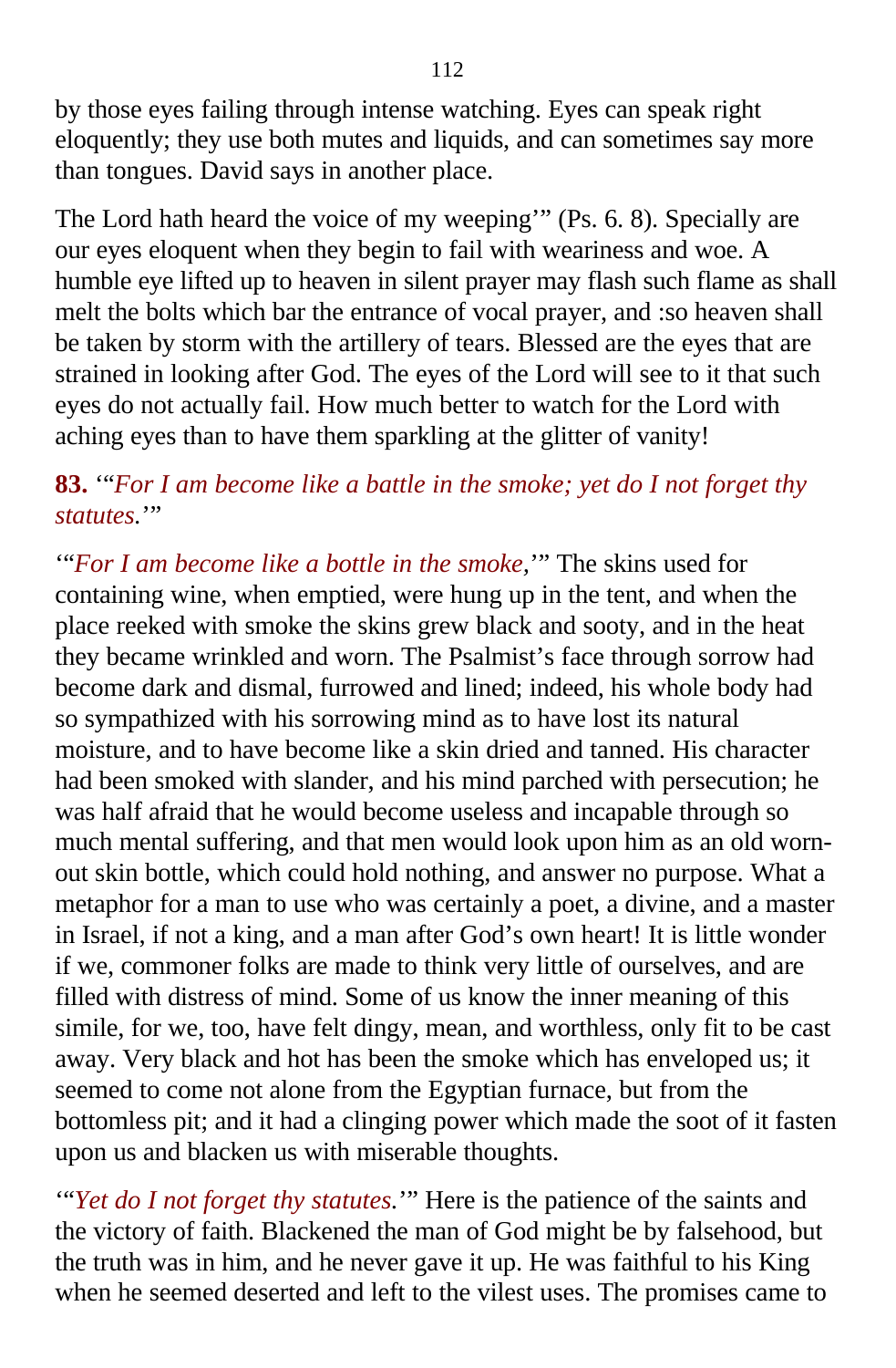by those eyes failing through intense watching. Eyes can speak right eloquently; they use both mutes and liquids, and can sometimes say more than tongues. David says in another place.

The Lord hath heard the voice of my weeping'" (Ps. 6. 8). Specially are our eyes eloquent when they begin to fail with weariness and woe. A humble eye lifted up to heaven in silent prayer may flash such flame as shall melt the bolts which bar the entrance of vocal prayer, and :so heaven shall be taken by storm with the artillery of tears. Blessed are the eyes that are strained in looking after God. The eyes of the Lord will see to it that such eyes do not actually fail. How much better to watch for the Lord with aching eyes than to have them sparkling at the glitter of vanity!

**83.** '"*For I am become like a battle in the smoke; yet do I not forget thy statutes.*'"

'"*For I am become like a bottle in the smoke*,'" The skins used for containing wine, when emptied, were hung up in the tent, and when the place reeked with smoke the skins grew black and sooty, and in the heat they became wrinkled and worn. The Psalmist's face through sorrow had become dark and dismal, furrowed and lined; indeed, his whole body had so sympathized with his sorrowing mind as to have lost its natural moisture, and to have become like a skin dried and tanned. His character had been smoked with slander, and his mind parched with persecution; he was half afraid that he would become useless and incapable through so much mental suffering, and that men would look upon him as an old worn-out skin bottle, which could hold nothing, and answer no purpose. What a metaphor for a man to use who was certainly a poet, a divine, and a master in Israel, if not a king, and a man after God's own heart! It is little wonder if we, commoner folks are made to think very little of ourselves, and are filled with distress of mind. Some of us know the inner meaning of this simile, for we, too, have felt dingy, mean, and worthless, only fit to be cast away. Very black and hot has been the smoke which has enveloped us; it seemed to come not alone from the Egyptian furnace, but from the bottomless pit; and it had a clinging power which made the soot of it fasten upon us and blacken us with miserable thoughts.

'"*Yet do I not forget thy statutes.*'" Here is the patience of the saints and the victory of faith. Blackened the man of God might be by falsehood, but the truth was in him, and he never gave it up. He was faithful to his King when he seemed deserted and left to the vilest uses. The promises came to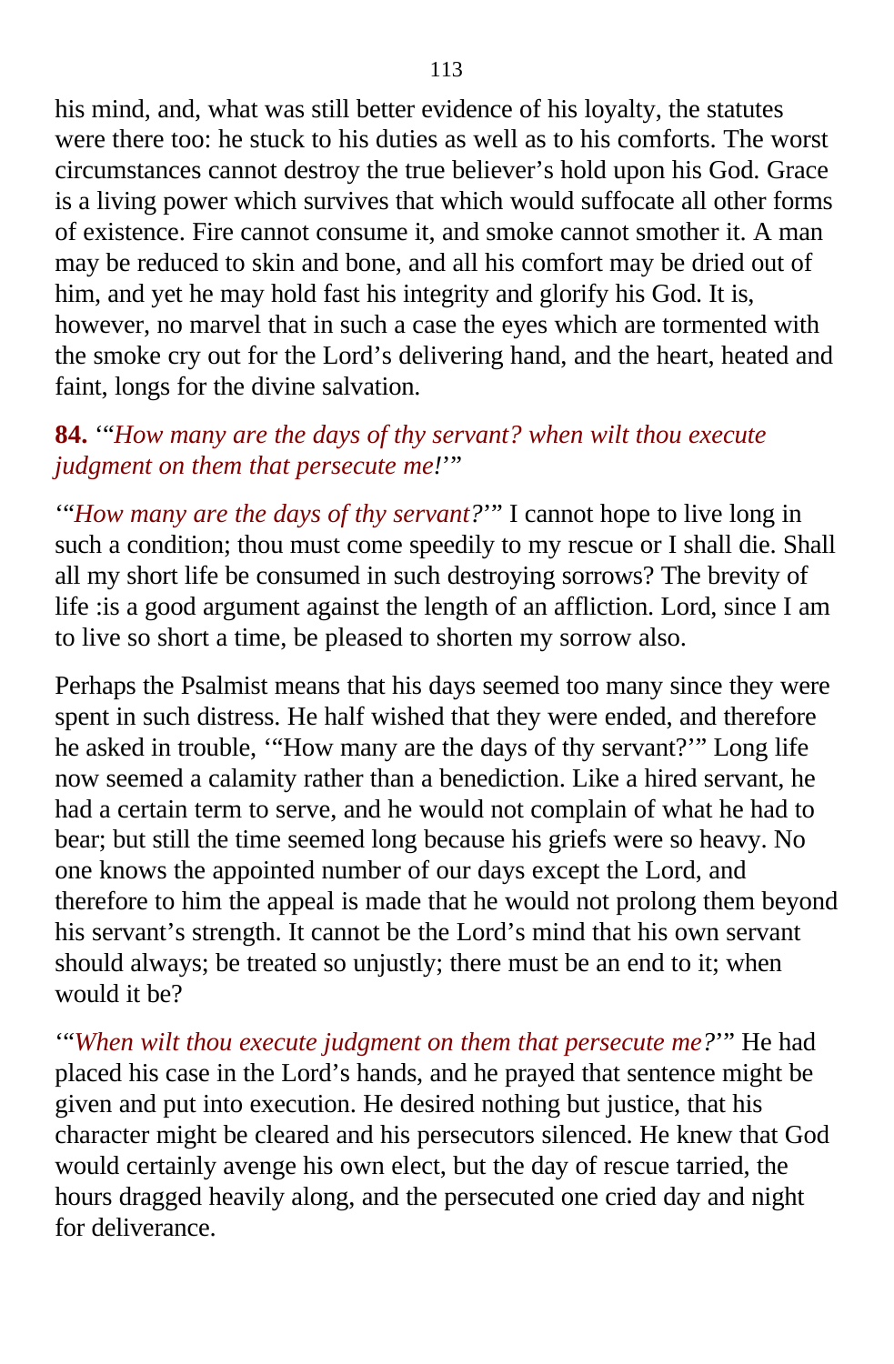his mind, and, what was still better evidence of his loyalty, the statutes were there too: he stuck to his duties as well as to his comforts. The worst circumstances cannot destroy the true believer's hold upon his God. Grace is a living power which survives that which would suffocate all other forms of existence. Fire cannot consume it, and smoke cannot smother it. A man may be reduced to skin and bone, and all his comfort may be dried out of him, and yet he may hold fast his integrity and glorify his God. It is, however, no marvel that in such a case the eyes which are tormented with the smoke cry out for the Lord's delivering hand, and the heart, heated and faint, longs for the divine salvation.

**84.** '"*How many are the days of thy servant? when wilt thou execute judgment on them that persecute me!*'"

'"*How many are the days of thy servant?*'" I cannot hope to live long in such a condition; thou must come speedily to my rescue or I shall die. Shall all my short life be consumed in such destroying sorrows? The brevity of life :is a good argument against the length of an affliction. Lord, since I am to live so short a time, be pleased to shorten my sorrow also.

Perhaps the Psalmist means that his days seemed too many since they were spent in such distress. He half wished that they were ended, and therefore he asked in trouble, '"How many are the days of thy servant?'" Long life now seemed a calamity rather than a benediction. Like a hired servant, he had a certain term to serve, and he would not complain of what he had to bear; but still the time seemed long because his griefs were so heavy. No one knows the appointed number of our days except the Lord, and therefore to him the appeal is made that he would not prolong them beyond his servant's strength. It cannot be the Lord's mind that his own servant should always; be treated so unjustly; there must be an end to it; when would it be?

'"*When wilt thou execute judgment on them that persecute me?*'" He had placed his case in the Lord's hands, and he prayed that sentence might be given and put into execution. He desired nothing but justice, that his character might be cleared and his persecutors silenced. He knew that God would certainly avenge his own elect, but the day of rescue tarried, the hours dragged heavily along, and the persecuted one cried day and night for deliverance.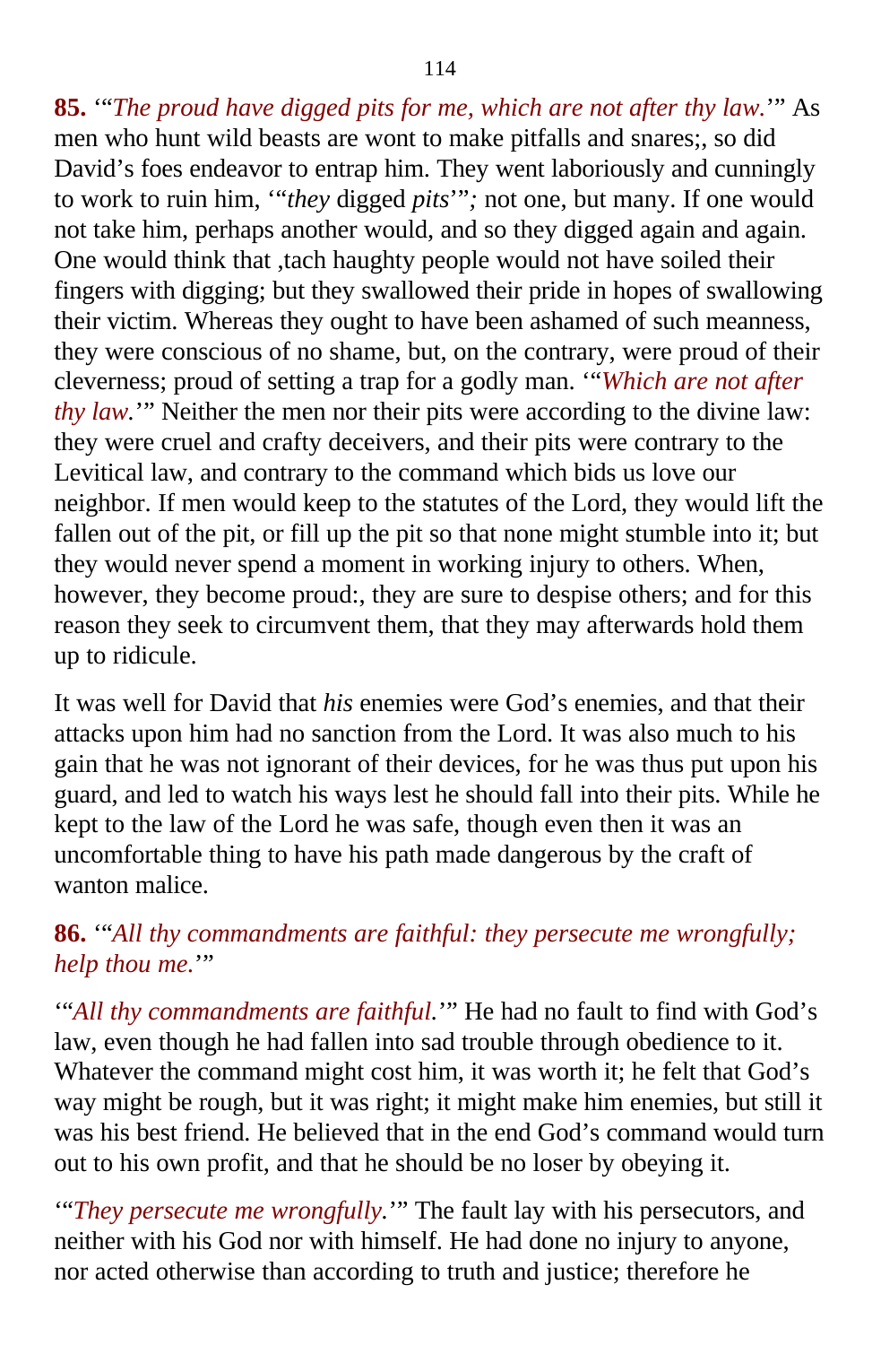**85.** '"*The proud have digged pits for me, which are not after thy law.*'" As men who hunt wild beasts are wont to make pitfalls and snares;, so did David's foes endeavor to entrap him. They went laboriously and cunningly to work to ruin him, '"*they* digged *pits*'"*;* not one, but many. If one would not take him, perhaps another would, and so they digged again and again. One would think that ,tach haughty people would not have soiled their fingers with digging; but they swallowed their pride in hopes of swallowing their victim. Whereas they ought to have been ashamed of such meanness, they were conscious of no shame, but, on the contrary, were proud of their cleverness; proud of setting a trap for a godly man. '"*Which are not after thy law.*'" Neither the men nor their pits were according to the divine law: they were cruel and crafty deceivers, and their pits were contrary to the Levitical law, and contrary to the command which bids us love our neighbor. If men would keep to the statutes of the Lord, they would lift the fallen out of the pit, or fill up the pit so that none might stumble into it; but they would never spend a moment in working injury to others. When, however, they become proud:, they are sure to despise others; and for this reason they seek to circumvent them, that they may afterwards hold them up to ridicule.

It was well for David that *his* enemies were God's enemies, and that their attacks upon him had no sanction from the Lord. It was also much to his gain that he was not ignorant of their devices, for he was thus put upon his guard, and led to watch his ways lest he should fall into their pits. While he kept to the law of the Lord he was safe, though even then it was an uncomfortable thing to have his path made dangerous by the craft of wanton malice.

**86.** '"*All thy commandments are faithful: they persecute me wrongfully; help thou me.*'"

'"*All thy commandments are faithful.*'" He had no fault to find with God's law, even though he had fallen into sad trouble through obedience to it. Whatever the command might cost him, it was worth it; he felt that God's way might be rough, but it was right; it might make him enemies, but still it was his best friend. He believed that in the end God's command would turn out to his own profit, and that he should be no loser by obeying it.

'"*They persecute me wrongfully.*'" The fault lay with his persecutors, and neither with his God nor with himself. He had done no injury to anyone, nor acted otherwise than according to truth and justice; therefore he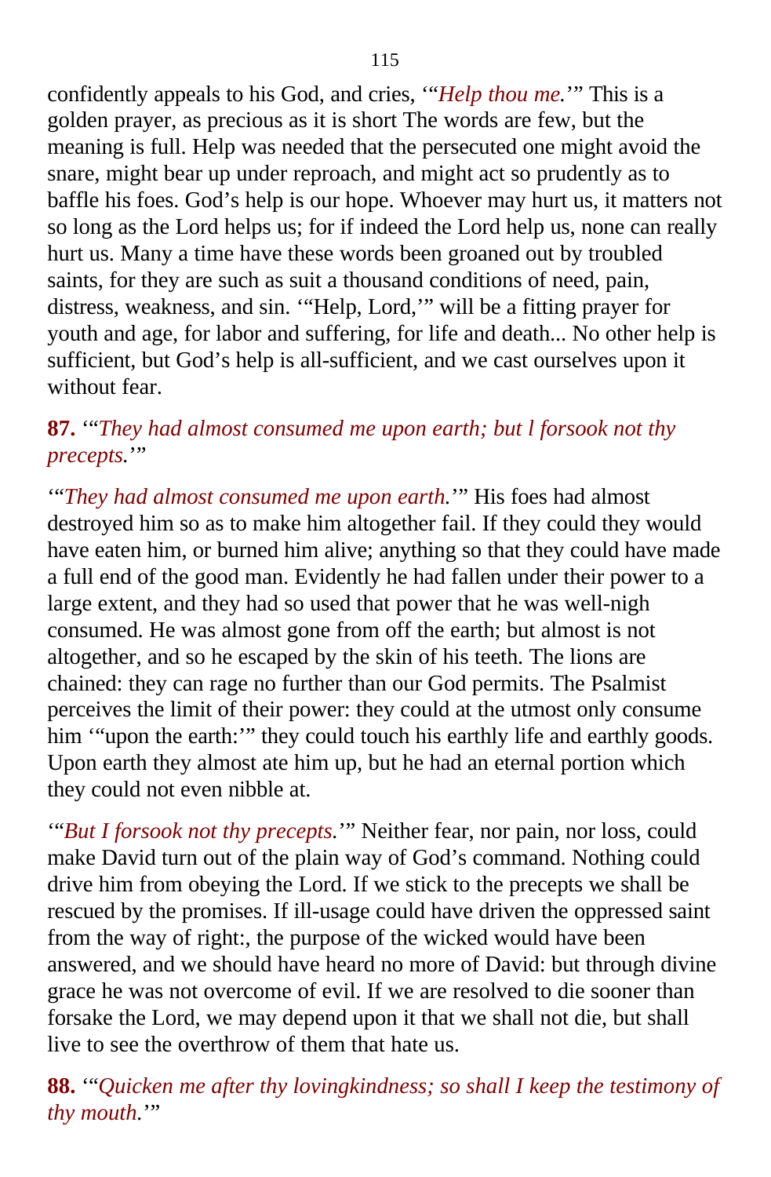confidently appeals to his God, and cries, '"*Help thou me.*'" This is a golden prayer, as precious as it is short The words are few, but the meaning is full. Help was needed that the persecuted one might avoid the snare, might bear up under reproach, and might act so prudently as to baffle his foes. God's help is our hope. Whoever may hurt us, it matters not so long as the Lord helps us; for if indeed the Lord help us, none can really hurt us. Many a time have these words been groaned out by troubled saints, for they are such as suit a thousand conditions of need, pain, distress, weakness, and sin. '"Help, Lord,'" will be a fitting prayer for youth and age, for labor and suffering, for life and death... No other help is sufficient, but God's help is all-sufficient, and we cast ourselves upon it without fear.

**87.** '"*They had almost consumed me upon earth; but l forsook not thy precepts.*'"

'"*They had almost consumed me upon earth.*'" His foes had almost destroyed him so as to make him altogether fail. If they could they would have eaten him, or burned him alive; anything so that they could have made a full end of the good man. Evidently he had fallen under their power to a large extent, and they had so used that power that he was well-nigh consumed. He was almost gone from off the earth; but almost is not altogether, and so he escaped by the skin of his teeth. The lions are chained: they can rage no further than our God permits. The Psalmist perceives the limit of their power: they could at the utmost only consume him '"upon the earth:'" they could touch his earthly life and earthly goods. Upon earth they almost ate him up, but he had an eternal portion which they could not even nibble at.

'"*But I forsook not thy precepts.*'" Neither fear, nor pain, nor loss, could make David turn out of the plain way of God's command. Nothing could drive him from obeying the Lord. If we stick to the precepts we shall be rescued by the promises. If ill-usage could have driven the oppressed saint from the way of right:, the purpose of the wicked would have been answered, and we should have heard no more of David: but through divine grace he was not overcome of evil. If we are resolved to die sooner than forsake the Lord, we may depend upon it that we shall not die, but shall live to see the overthrow of them that hate us.

**88.** '"*Quicken me after thy lovingkindness; so shall I keep the testimony of thy mouth.*'"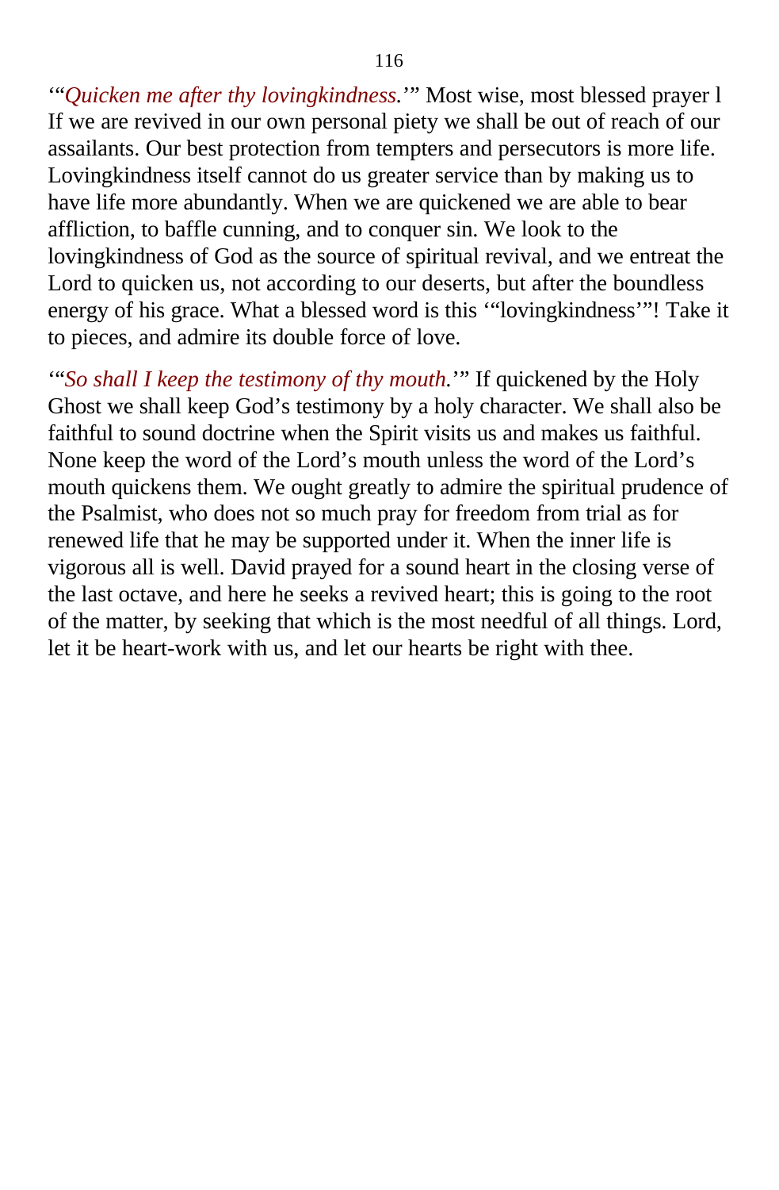'“*Quicken me after thy lovingkindness.*’” Most wise, most blessed prayer l If we are revived in our own personal piety we shall be out of reach of our assailants. Our best protection from tempters and persecutors is more life. Lovingkindness itself cannot do us greater service than by making us to have life more abundantly. When we are quickened we are able to bear affliction, to baffle cunning, and to conquer sin. We look to the lovingkindness of God as the source of spiritual revival, and we entreat the Lord to quicken us, not according to our deserts, but after the boundless energy of his grace. What a blessed word is this ‘“lovingkindness’”! Take it to pieces, and admire its double force of love.

‘“*So shall I keep the testimony of thy mouth.*’” If quickened by the Holy Ghost we shall keep God’s testimony by a holy character. We shall also be faithful to sound doctrine when the Spirit visits us and makes us faithful. None keep the word of the Lord’s mouth unless the word of the Lord’s mouth quickens them. We ought greatly to admire the spiritual prudence of the Psalmist, who does not so much pray for freedom from trial as for renewed life that he may be supported under it. When the inner life is vigorous all is well. David prayed for a sound heart in the closing verse of the last octave, and here he seeks a revived heart; this is going to the root of the matter, by seeking that which is the most needful of all things. Lord, let it be heart-work with us, and let our hearts be right with thee.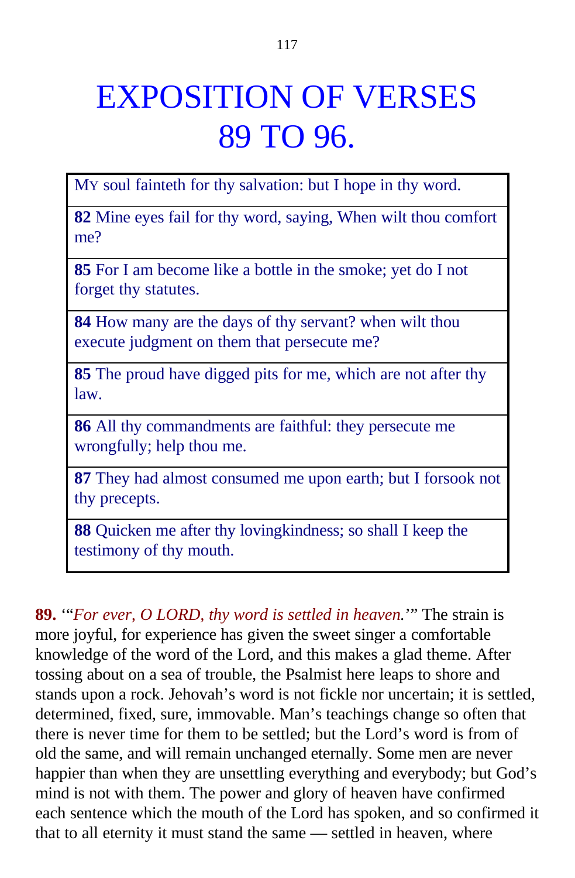# EXPOSITION OF VERSES 89 TO 96.

| MY soul fainteth for thy salvation: but I hope in thy word. |
|---|
| **82** Mine eyes fail for thy word, saying, When wilt thou comfort me? |
| **85** For I am become like a bottle in the smoke; yet do I not forget thy statutes. |
| **84** How many are the days of thy servant? when wilt thou execute judgment on them that persecute me? |
| **85** The proud have digged pits for me, which are not after thy law. |
| **86** All thy commandments are faithful: they persecute me wrongfully; help thou me. |
| **87** They had almost consumed me upon earth; but I forsook not thy precepts. |
| **88** Quicken me after thy lovingkindness; so shall I keep the testimony of thy mouth. |

**89.** '"*For ever, O LORD, thy word is settled in heaven.*'" The strain is more joyful, for experience has given the sweet singer a comfortable knowledge of the word of the Lord, and this makes a glad theme. After tossing about on a sea of trouble, the Psalmist here leaps to shore and stands upon a rock. Jehovah's word is not fickle nor uncertain; it is settled, determined, fixed, sure, immovable. Man's teachings change so often that there is never time for them to be settled; but the Lord's word is from of old the same, and will remain unchanged eternally. Some men are never happier than when they are unsettling everything and everybody; but God's mind is not with them. The power and glory of heaven have confirmed each sentence which the mouth of the Lord has spoken, and so confirmed it that to all eternity it must stand the same — settled in heaven, where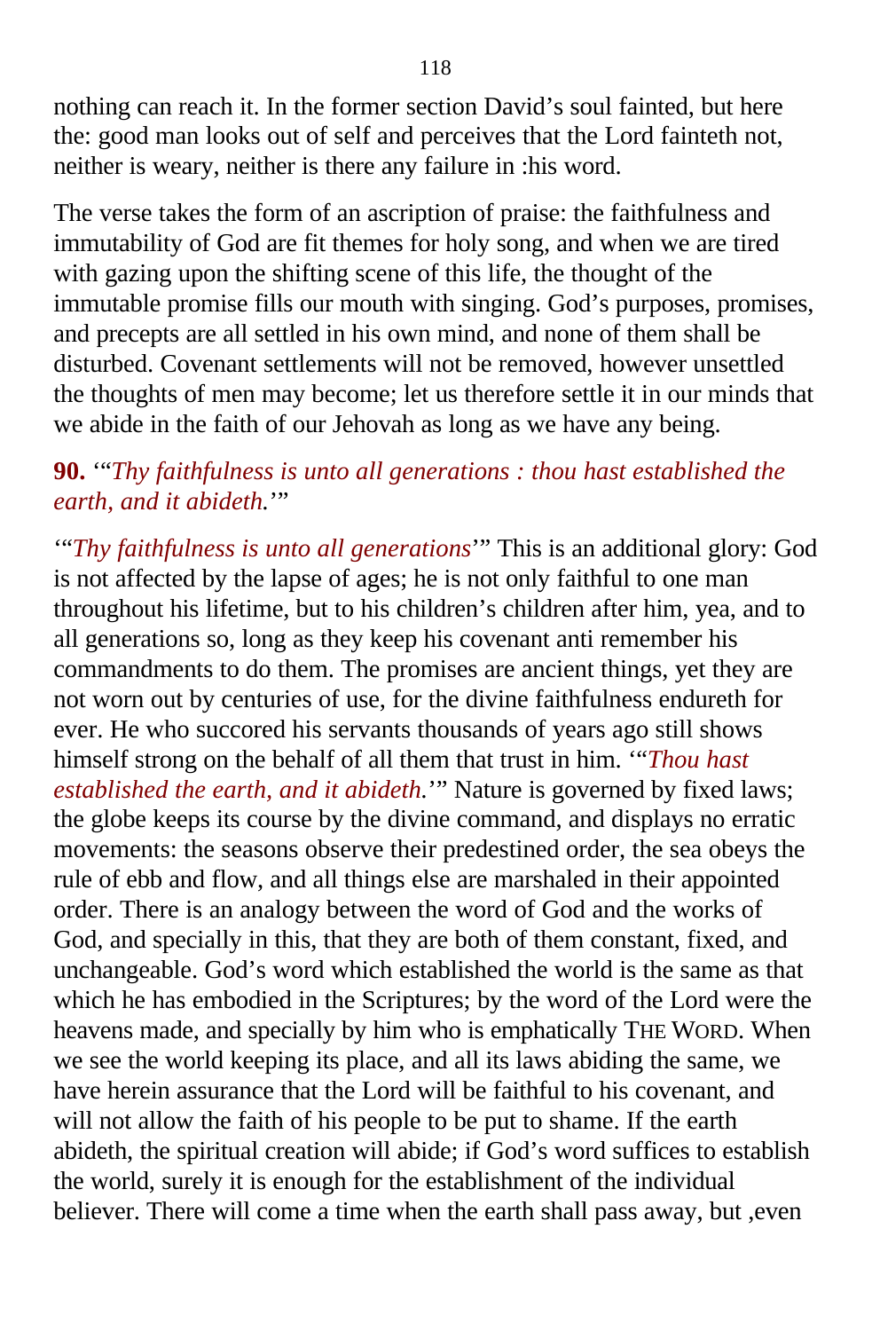nothing can reach it. In the former section David's soul fainted, but here the: good man looks out of self and perceives that the Lord fainteth not, neither is weary, neither is there any failure in :his word.

The verse takes the form of an ascription of praise: the faithfulness and immutability of God are fit themes for holy song, and when we are tired with gazing upon the shifting scene of this life, the thought of the immutable promise fills our mouth with singing. God's purposes, promises, and precepts are all settled in his own mind, and none of them shall be disturbed. Covenant settlements will not be removed, however unsettled the thoughts of men may become; let us therefore settle it in our minds that we abide in the faith of our Jehovah as long as we have any being.

**90.** '"*Thy faithfulness is unto all generations : thou hast established the earth, and it abideth.*'"

'"*Thy faithfulness is unto all generations*'" This is an additional glory: God is not affected by the lapse of ages; he is not only faithful to one man throughout his lifetime, but to his children's children after him, yea, and to all generations so, long as they keep his covenant anti remember his commandments to do them. The promises are ancient things, yet they are not worn out by centuries of use, for the divine faithfulness endureth for ever. He who succored his servants thousands of years ago still shows himself strong on the behalf of all them that trust in him. '"*Thou hast established the earth, and it abideth.*'" Nature is governed by fixed laws; the globe keeps its course by the divine command, and displays no erratic movements: the seasons observe their predestined order, the sea obeys the rule of ebb and flow, and all things else are marshaled in their appointed order. There is an analogy between the word of God and the works of God, and specially in this, that they are both of them constant, fixed, and unchangeable. God's word which established the world is the same as that which he has embodied in the Scriptures; by the word of the Lord were the heavens made, and specially by him who is emphatically THE WORD. When we see the world keeping its place, and all its laws abiding the same, we have herein assurance that the Lord will be faithful to his covenant, and will not allow the faith of his people to be put to shame. If the earth abideth, the spiritual creation will abide; if God's word suffices to establish the world, surely it is enough for the establishment of the individual believer. There will come a time when the earth shall pass away, but ,even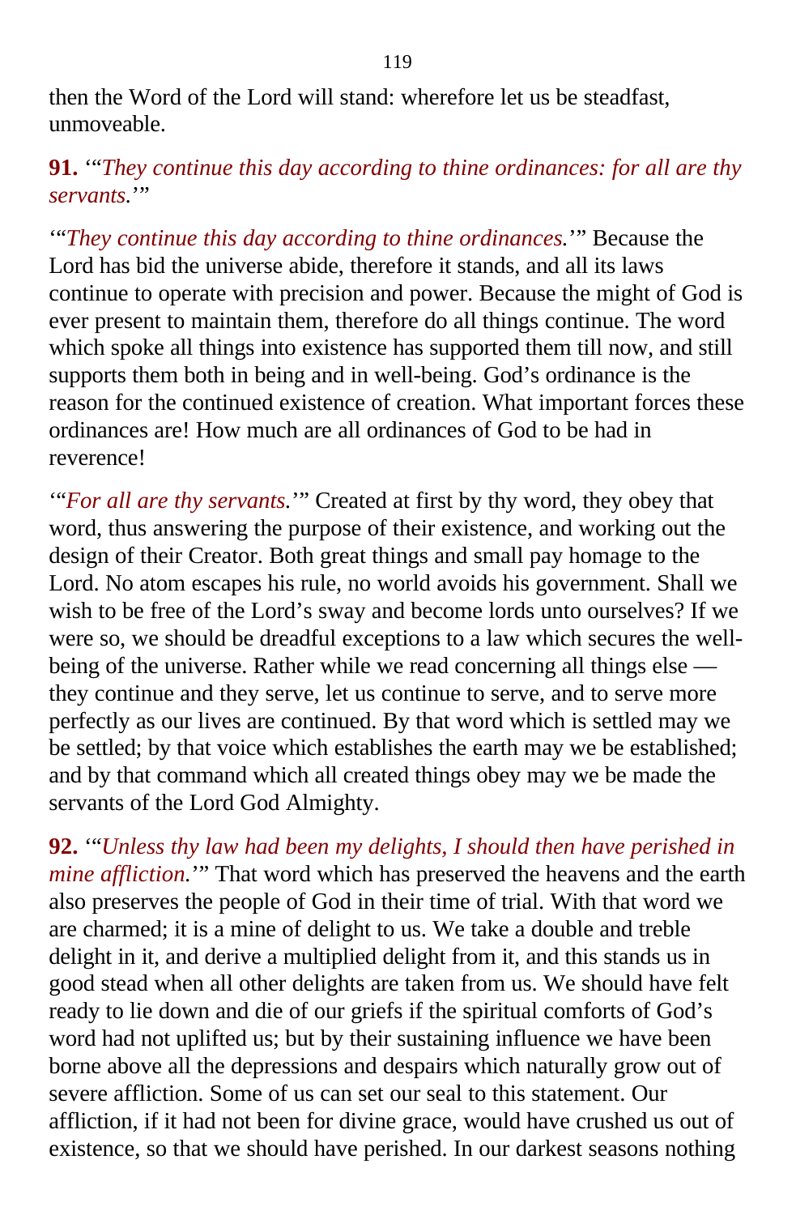then the Word of the Lord will stand: wherefore let us be steadfast, unmoveable.

**91.** '"*They continue this day according to thine ordinances: for all are thy servants.*'"

'"*They continue this day according to thine ordinances.*'" Because the Lord has bid the universe abide, therefore it stands, and all its laws continue to operate with precision and power. Because the might of God is ever present to maintain them, therefore do all things continue. The word which spoke all things into existence has supported them till now, and still supports them both in being and in well-being. God's ordinance is the reason for the continued existence of creation. What important forces these ordinances are! How much are all ordinances of God to be had in reverence!

'"*For all are thy servants.*'" Created at first by thy word, they obey that word, thus answering the purpose of their existence, and working out the design of their Creator. Both great things and small pay homage to the Lord. No atom escapes his rule, no world avoids his government. Shall we wish to be free of the Lord's sway and become lords unto ourselves? If we were so, we should be dreadful exceptions to a law which secures the well-being of the universe. Rather while we read concerning all things else — they continue and they serve, let us continue to serve, and to serve more perfectly as our lives are continued. By that word which is settled may we be settled; by that voice which establishes the earth may we be established; and by that command which all created things obey may we be made the servants of the Lord God Almighty.

**92.** '"*Unless thy law had been my delights, I should then have perished in mine affliction.*'" That word which has preserved the heavens and the earth also preserves the people of God in their time of trial. With that word we are charmed; it is a mine of delight to us. We take a double and treble delight in it, and derive a multiplied delight from it, and this stands us in good stead when all other delights are taken from us. We should have felt ready to lie down and die of our griefs if the spiritual comforts of God's word had not uplifted us; but by their sustaining influence we have been borne above all the depressions and despairs which naturally grow out of severe affliction. Some of us can set our seal to this statement. Our affliction, if it had not been for divine grace, would have crushed us out of existence, so that we should have perished. In our darkest seasons nothing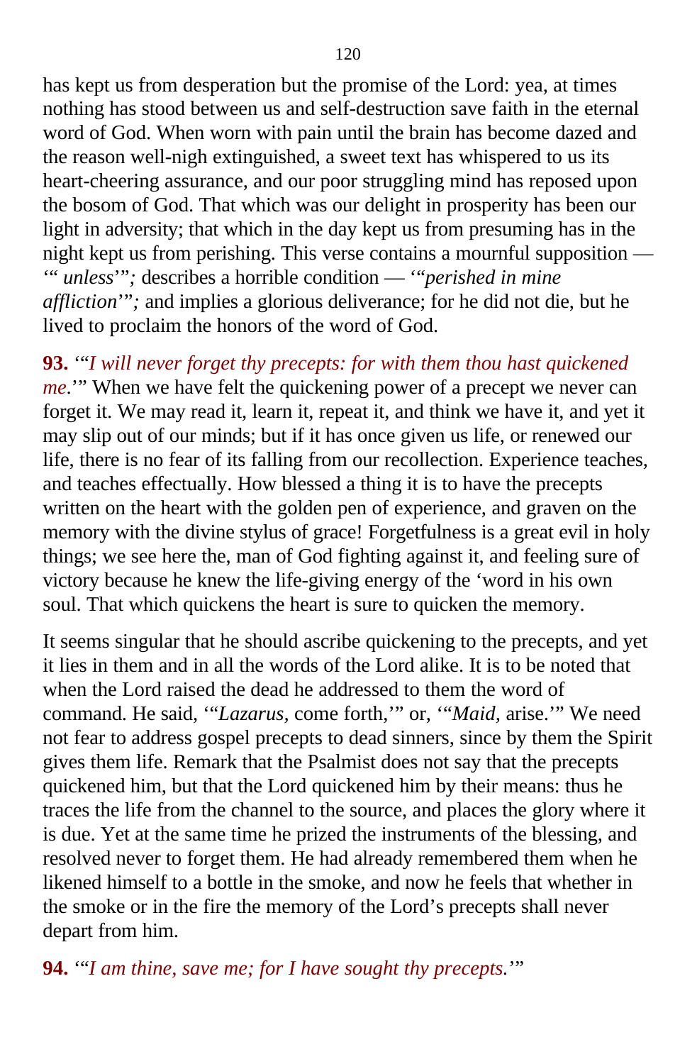has kept us from desperation but the promise of the Lord: yea, at times nothing has stood between us and self-destruction save faith in the eternal word of God. When worn with pain until the brain has become dazed and the reason well-nigh extinguished, a sweet text has whispered to us its heart-cheering assurance, and our poor struggling mind has reposed upon the bosom of God. That which was our delight in prosperity has been our light in adversity; that which in the day kept us from presuming has in the night kept us from perishing. This verse contains a mournful supposition — '" *unless*'"*;* describes a horrible condition — '"*perished in mine affliction*'"*;* and implies a glorious deliverance; for he did not die, but he lived to proclaim the honors of the word of God.

**93.** '"*I will never forget thy precepts: for with them thou hast quickened me*.'" When we have felt the quickening power of a precept we never can forget it. We may read it, learn it, repeat it, and think we have it, and yet it may slip out of our minds; but if it has once given us life, or renewed our life, there is no fear of its falling from our recollection. Experience teaches, and teaches effectually. How blessed a thing it is to have the precepts written on the heart with the golden pen of experience, and graven on the memory with the divine stylus of grace! Forgetfulness is a great evil in holy things; we see here the, man of God fighting against it, and feeling sure of victory because he knew the life-giving energy of the 'word in his own soul. That which quickens the heart is sure to quicken the memory.

It seems singular that he should ascribe quickening to the precepts, and yet it lies in them and in all the words of the Lord alike. It is to be noted that when the Lord raised the dead he addressed to them the word of command. He said, '"*Lazarus,* come forth,'" or, '"*Maid,* arise.'" We need not fear to address gospel precepts to dead sinners, since by them the Spirit gives them life. Remark that the Psalmist does not say that the precepts quickened him, but that the Lord quickened him by their means: thus he traces the life from the channel to the source, and places the glory where it is due. Yet at the same time he prized the instruments of the blessing, and resolved never to forget them. He had already remembered them when he likened himself to a bottle in the smoke, and now he feels that whether in the smoke or in the fire the memory of the Lord's precepts shall never depart from him.

**94.** '"*I am thine, save me; for I have sought thy precepts.*'"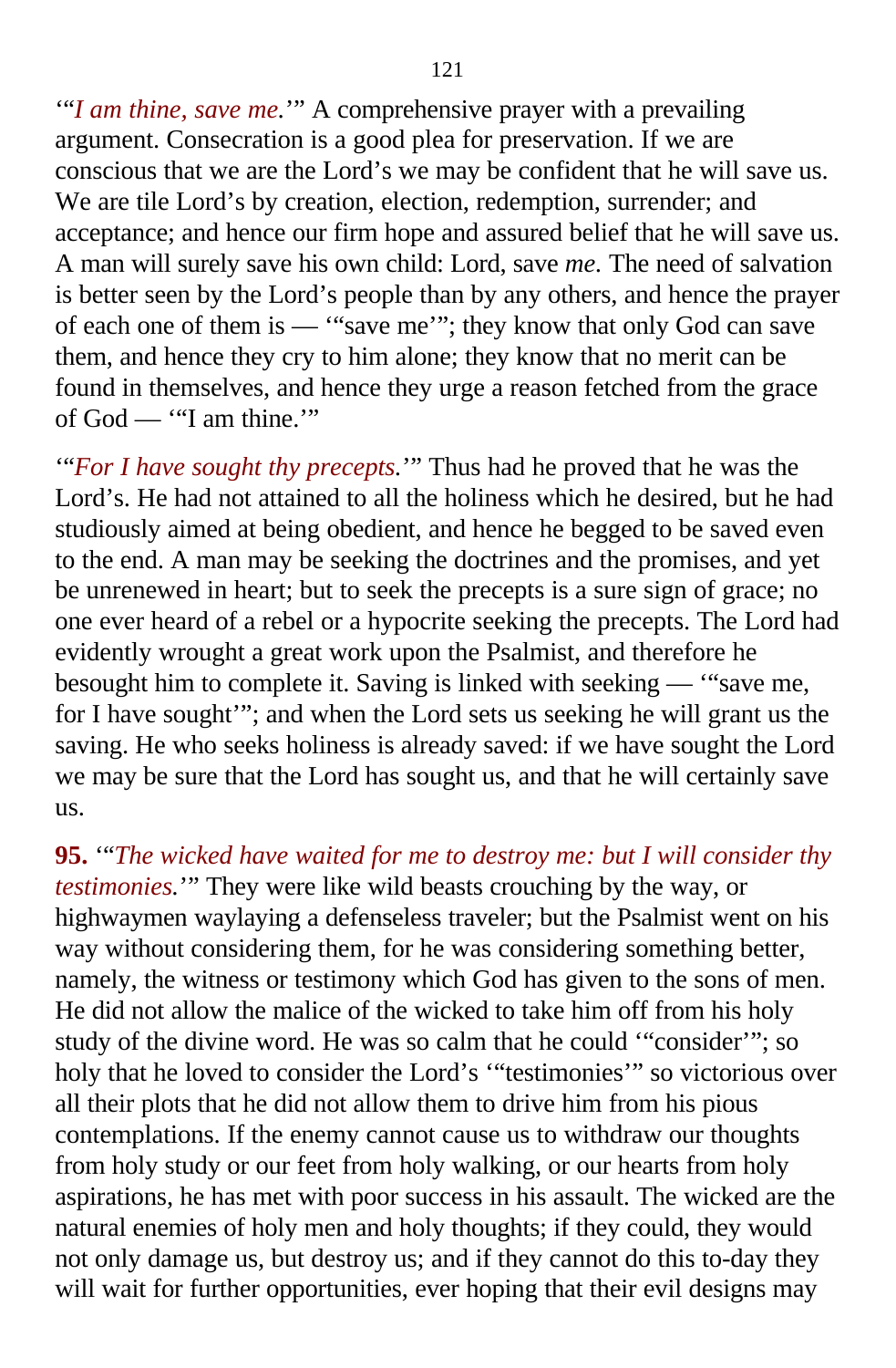'"*I am thine, save me.*'" A comprehensive prayer with a prevailing argument. Consecration is a good plea for preservation. If we are conscious that we are the Lord's we may be confident that he will save us. We are tile Lord's by creation, election, redemption, surrender; and acceptance; and hence our firm hope and assured belief that he will save us. A man will surely save his own child: Lord, save *me.* The need of salvation is better seen by the Lord's people than by any others, and hence the prayer of each one of them is — '"save me'"; they know that only God can save them, and hence they cry to him alone; they know that no merit can be found in themselves, and hence they urge a reason fetched from the grace of God — '"I am thine.'"

'"*For I have sought thy precepts.*'" Thus had he proved that he was the Lord's. He had not attained to all the holiness which he desired, but he had studiously aimed at being obedient, and hence he begged to be saved even to the end. A man may be seeking the doctrines and the promises, and yet be unrenewed in heart; but to seek the precepts is a sure sign of grace; no one ever heard of a rebel or a hypocrite seeking the precepts. The Lord had evidently wrought a great work upon the Psalmist, and therefore he besought him to complete it. Saving is linked with seeking — '"save me, for I have sought'"; and when the Lord sets us seeking he will grant us the saving. He who seeks holiness is already saved: if we have sought the Lord we may be sure that the Lord has sought us, and that he will certainly save us.

**95.** '"*The wicked have waited for me to destroy me: but I will consider thy testimonies.*'" They were like wild beasts crouching by the way, or highwaymen waylaying a defenseless traveler; but the Psalmist went on his way without considering them, for he was considering something better, namely, the witness or testimony which God has given to the sons of men. He did not allow the malice of the wicked to take him off from his holy study of the divine word. He was so calm that he could '"consider'"; so holy that he loved to consider the Lord's '"testimonies'" so victorious over all their plots that he did not allow them to drive him from his pious contemplations. If the enemy cannot cause us to withdraw our thoughts from holy study or our feet from holy walking, or our hearts from holy aspirations, he has met with poor success in his assault. The wicked are the natural enemies of holy men and holy thoughts; if they could, they would not only damage us, but destroy us; and if they cannot do this to-day they will wait for further opportunities, ever hoping that their evil designs may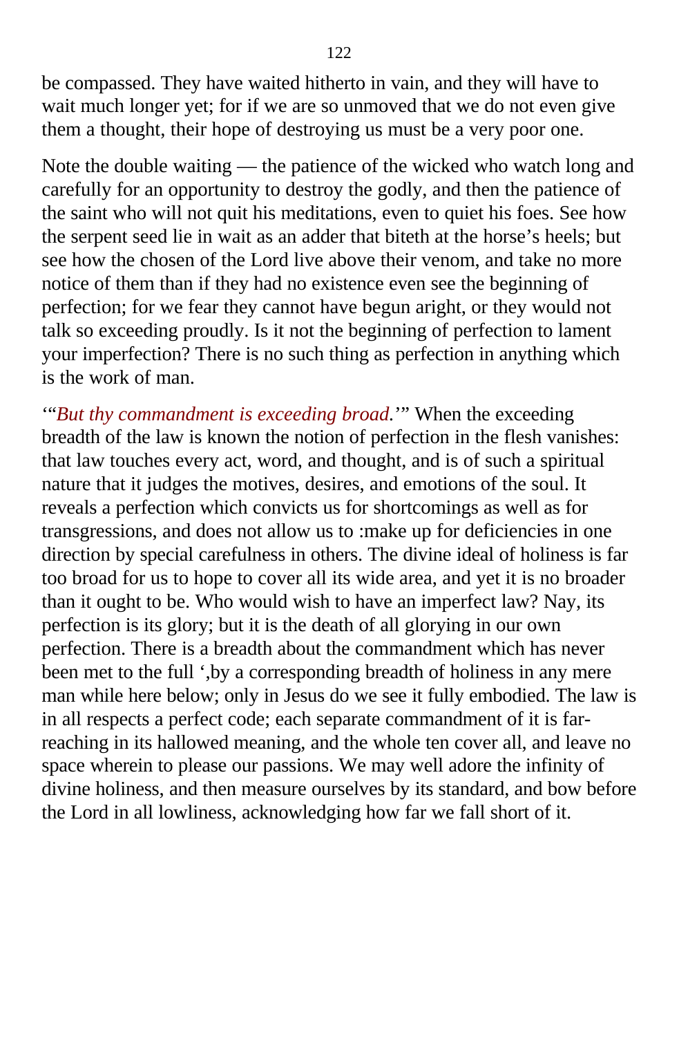be compassed. They have waited hitherto in vain, and they will have to wait much longer yet; for if we are so unmoved that we do not even give them a thought, their hope of destroying us must be a very poor one.

Note the double waiting — the patience of the wicked who watch long and carefully for an opportunity to destroy the godly, and then the patience of the saint who will not quit his meditations, even to quiet his foes. See how the serpent seed lie in wait as an adder that biteth at the horse's heels; but see how the chosen of the Lord live above their venom, and take no more notice of them than if they had no existence even see the beginning of perfection; for we fear they cannot have begun aright, or they would not talk so exceeding proudly. Is it not the beginning of perfection to lament your imperfection? There is no such thing as perfection in anything which is the work of man.

'"*But thy commandment is exceeding broad.*'" When the exceeding breadth of the law is known the notion of perfection in the flesh vanishes: that law touches every act, word, and thought, and is of such a spiritual nature that it judges the motives, desires, and emotions of the soul. It reveals a perfection which convicts us for shortcomings as well as for transgressions, and does not allow us to :make up for deficiencies in one direction by special carefulness in others. The divine ideal of holiness is far too broad for us to hope to cover all its wide area, and yet it is no broader than it ought to be. Who would wish to have an imperfect law? Nay, its perfection is its glory; but it is the death of all glorying in our own perfection. There is a breadth about the commandment which has never been met to the full ',by a corresponding breadth of holiness in any mere man while here below; only in Jesus do we see it fully embodied. The law is in all respects a perfect code; each separate commandment of it is far-reaching in its hallowed meaning, and the whole ten cover all, and leave no space wherein to please our passions. We may well adore the infinity of divine holiness, and then measure ourselves by its standard, and bow before the Lord in all lowliness, acknowledging how far we fall short of it.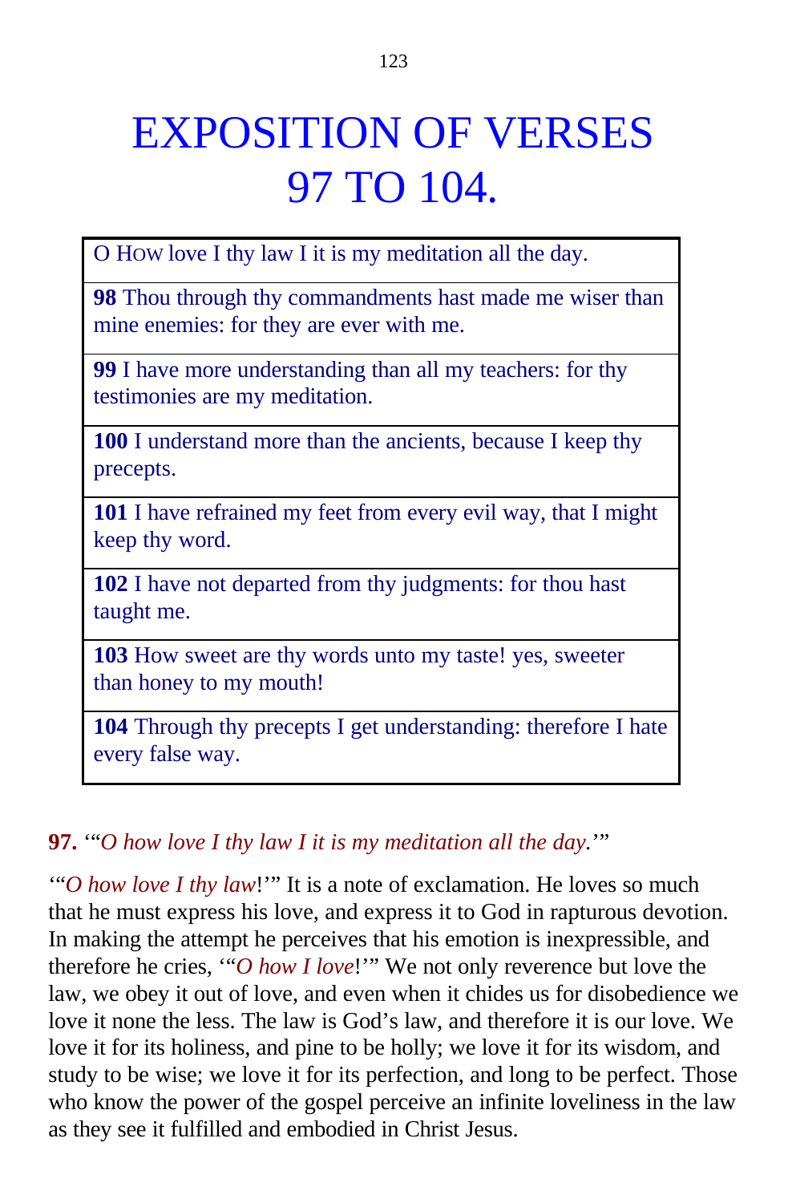# EXPOSITION OF VERSES 97 TO 104.

| O HOW love I thy law I it is my meditation all the day. |
|---|
| **98** Thou through thy commandments hast made me wiser than mine enemies: for they are ever with me. |
| **99** I have more understanding than all my teachers: for thy testimonies are my meditation. |
| **100** I understand more than the ancients, because I keep thy precepts. |
| **101** I have refrained my feet from every evil way, that I might keep thy word. |
| **102** I have not departed from thy judgments: for thou hast taught me. |
| **103** How sweet are thy words unto my taste! yes, sweeter than honey to my mouth! |
| **104** Through thy precepts I get understanding: therefore I hate every false way. |

**97.** '"*O how love I thy law I it is my meditation all the day.*'"

'"*O how love I thy law*!'" It is a note of exclamation. He loves so much that he must express his love, and express it to God in rapturous devotion. In making the attempt he perceives that his emotion is inexpressible, and therefore he cries, '"*O how I love*!'" We not only reverence but love the law, we obey it out of love, and even when it chides us for disobedience we love it none the less. The law is God's law, and therefore it is our love. We love it for its holiness, and pine to be holly; we love it for its wisdom, and study to be wise; we love it for its perfection, and long to be perfect. Those who know the power of the gospel perceive an infinite loveliness in the law as they see it fulfilled and embodied in Christ Jesus.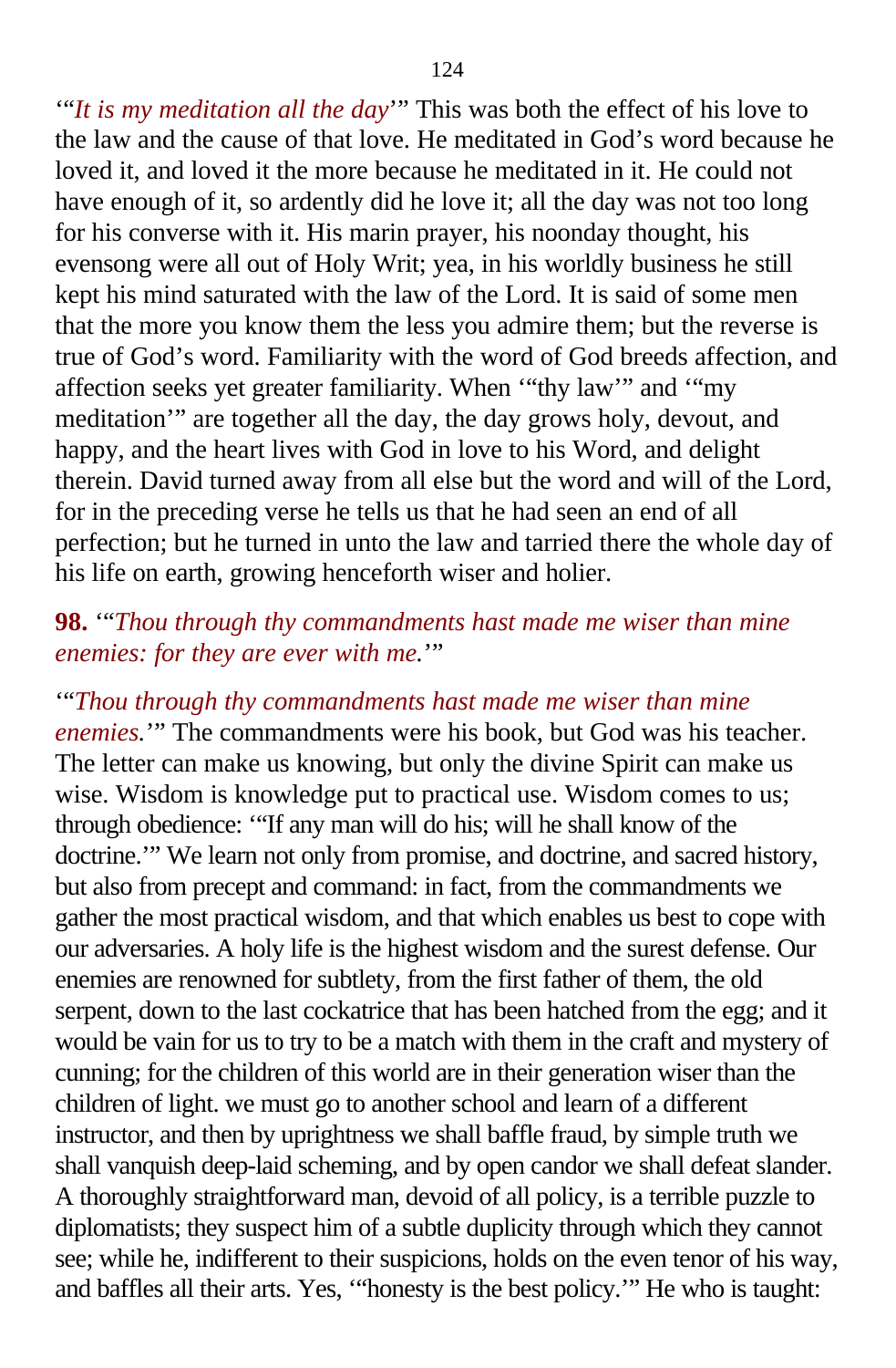'"*It is my meditation all the day*'" This was both the effect of his love to the law and the cause of that love. He meditated in God's word because he loved it, and loved it the more because he meditated in it. He could not have enough of it, so ardently did he love it; all the day was not too long for his converse with it. His marin prayer, his noonday thought, his evensong were all out of Holy Writ; yea, in his worldly business he still kept his mind saturated with the law of the Lord. It is said of some men that the more you know them the less you admire them; but the reverse is true of God's word. Familiarity with the word of God breeds affection, and affection seeks yet greater familiarity. When '"thy law'" and '"my meditation'" are together all the day, the day grows holy, devout, and happy, and the heart lives with God in love to his Word, and delight therein. David turned away from all else but the word and will of the Lord, for in the preceding verse he tells us that he had seen an end of all perfection; but he turned in unto the law and tarried there the whole day of his life on earth, growing henceforth wiser and holier.

**98.** '"*Thou through thy commandments hast made me wiser than mine enemies: for they are ever with me.*'"

'"*Thou through thy commandments hast made me wiser than mine enemies.*'" The commandments were his book, but God was his teacher. The letter can make us knowing, but only the divine Spirit can make us wise. Wisdom is knowledge put to practical use. Wisdom comes to us; through obedience: '"If any man will do his; will he shall know of the doctrine.'" We learn not only from promise, and doctrine, and sacred history, but also from precept and command: in fact, from the commandments we gather the most practical wisdom, and that which enables us best to cope with our adversaries. A holy life is the highest wisdom and the surest defense. Our enemies are renowned for subtlety, from the first father of them, the old serpent, down to the last cockatrice that has been hatched from the egg; and it would be vain for us to try to be a match with them in the craft and mystery of cunning; for the children of this world are in their generation wiser than the children of light. we must go to another school and learn of a different instructor, and then by uprightness we shall baffle fraud, by simple truth we shall vanquish deep-laid scheming, and by open candor we shall defeat slander. A thoroughly straightforward man, devoid of all policy, is a terrible puzzle to diplomatists; they suspect him of a subtle duplicity through which they cannot see; while he, indifferent to their suspicions, holds on the even tenor of his way, and baffles all their arts. Yes, '"honesty is the best policy.'" He who is taught: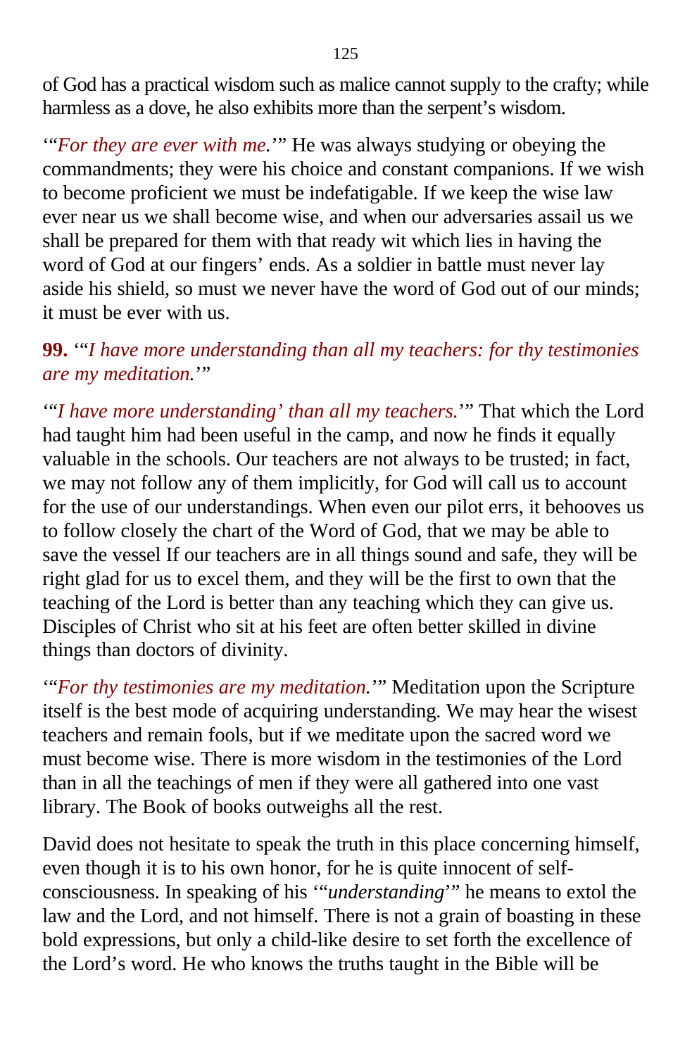of God has a practical wisdom such as malice cannot supply to the crafty; while harmless as a dove, he also exhibits more than the serpent's wisdom.

'"*For they are ever with me.*'" He was always studying or obeying the commandments; they were his choice and constant companions. If we wish to become proficient we must be indefatigable. If we keep the wise law ever near us we shall become wise, and when our adversaries assail us we shall be prepared for them with that ready wit which lies in having the word of God at our fingers' ends. As a soldier in battle must never lay aside his shield, so must we never have the word of God out of our minds; it must be ever with us.

**99.** '"*I have more understanding than all my teachers: for thy testimonies are my meditation.*'"

'"*I have more understanding' than all my teachers.*'" That which the Lord had taught him had been useful in the camp, and now he finds it equally valuable in the schools. Our teachers are not always to be trusted; in fact, we may not follow any of them implicitly, for God will call us to account for the use of our understandings. When even our pilot errs, it behooves us to follow closely the chart of the Word of God, that we may be able to save the vessel If our teachers are in all things sound and safe, they will be right glad for us to excel them, and they will be the first to own that the teaching of the Lord is better than any teaching which they can give us. Disciples of Christ who sit at his feet are often better skilled in divine things than doctors of divinity.

'"*For thy testimonies are my meditation.*'" Meditation upon the Scripture itself is the best mode of acquiring understanding. We may hear the wisest teachers and remain fools, but if we meditate upon the sacred word we must become wise. There is more wisdom in the testimonies of the Lord than in all the teachings of men if they were all gathered into one vast library. The Book of books outweighs all the rest.

David does not hesitate to speak the truth in this place concerning himself, even though it is to his own honor, for he is quite innocent of self-consciousness. In speaking of his '"*understanding*'" he means to extol the law and the Lord, and not himself. There is not a grain of boasting in these bold expressions, but only a child-like desire to set forth the excellence of the Lord's word. He who knows the truths taught in the Bible will be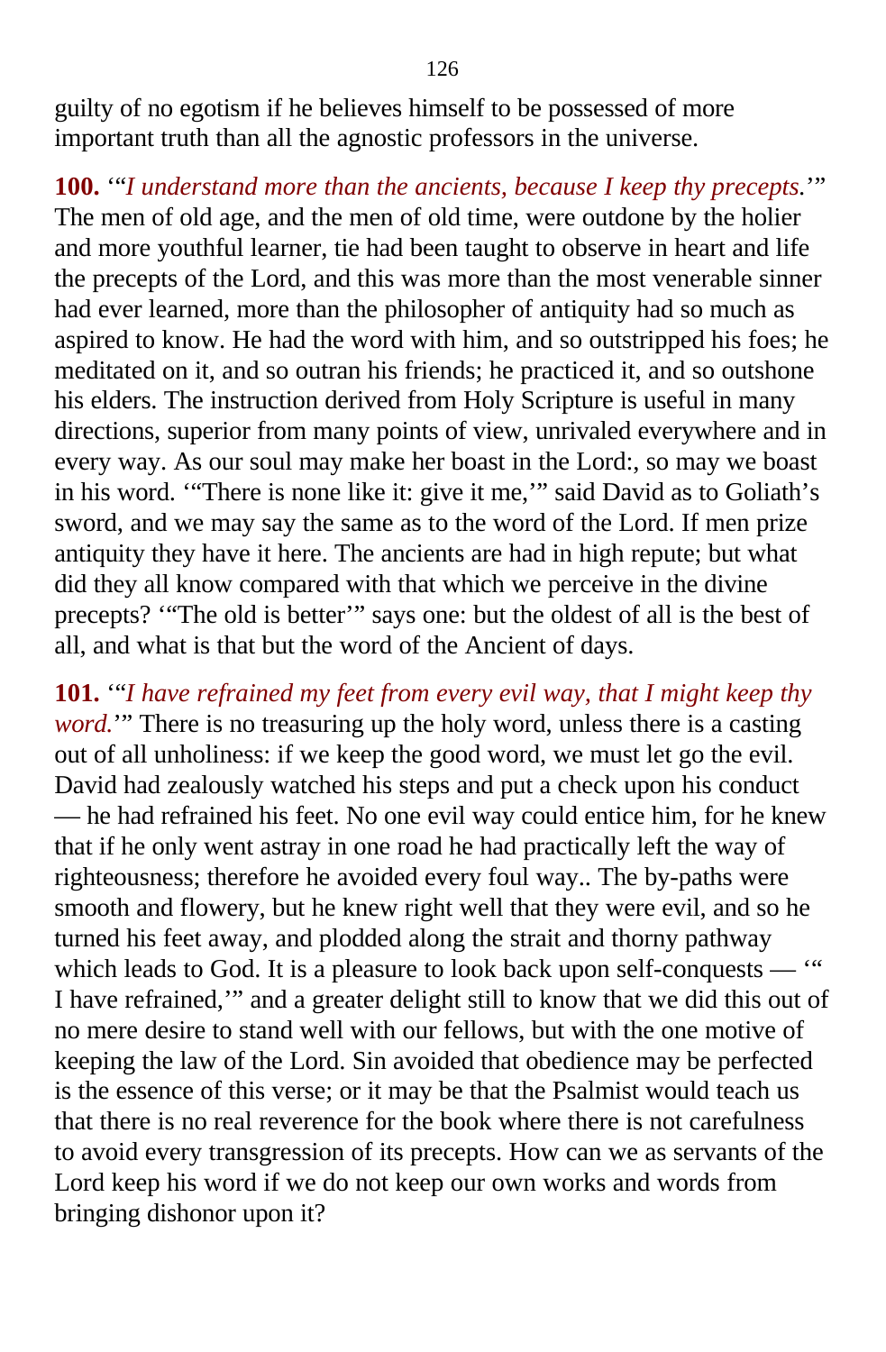guilty of no egotism if he believes himself to be possessed of more important truth than all the agnostic professors in the universe.

**100.** '"*I understand more than the ancients, because I keep thy precepts.*'" The men of old age, and the men of old time, were outdone by the holier and more youthful learner, tie had been taught to observe in heart and life the precepts of the Lord, and this was more than the most venerable sinner had ever learned, more than the philosopher of antiquity had so much as aspired to know. He had the word with him, and so outstripped his foes; he meditated on it, and so outran his friends; he practiced it, and so outshone his elders. The instruction derived from Holy Scripture is useful in many directions, superior from many points of view, unrivaled everywhere and in every way. As our soul may make her boast in the Lord:, so may we boast in his word. '"There is none like it: give it me,'" said David as to Goliath's sword, and we may say the same as to the word of the Lord. If men prize antiquity they have it here. The ancients are had in high repute; but what did they all know compared with that which we perceive in the divine precepts? '"The old is better'" says one: but the oldest of all is the best of all, and what is that but the word of the Ancient of days.

**101.** '"*I have refrained my feet from every evil way, that I might keep thy word.*'" There is no treasuring up the holy word, unless there is a casting out of all unholiness: if we keep the good word, we must let go the evil. David had zealously watched his steps and put a check upon his conduct — he had refrained his feet. No one evil way could entice him, for he knew that if he only went astray in one road he had practically left the way of righteousness; therefore he avoided every foul way.. The by-paths were smooth and flowery, but he knew right well that they were evil, and so he turned his feet away, and plodded along the strait and thorny pathway which leads to God. It is a pleasure to look back upon self-conquests — '" I have refrained,'" and a greater delight still to know that we did this out of no mere desire to stand well with our fellows, but with the one motive of keeping the law of the Lord. Sin avoided that obedience may be perfected is the essence of this verse; or it may be that the Psalmist would teach us that there is no real reverence for the book where there is not carefulness to avoid every transgression of its precepts. How can we as servants of the Lord keep his word if we do not keep our own works and words from bringing dishonor upon it?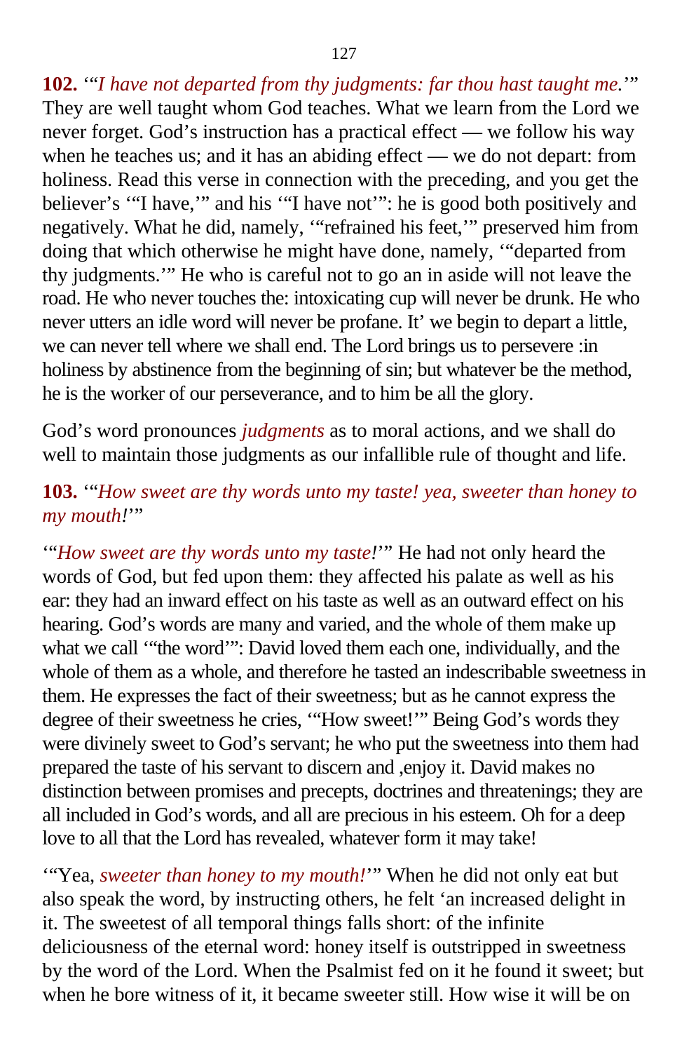**102.** '"*I have not departed from thy judgments: far thou hast taught me.*'" They are well taught whom God teaches. What we learn from the Lord we never forget. God's instruction has a practical effect — we follow his way when he teaches us; and it has an abiding effect — we do not depart: from holiness. Read this verse in connection with the preceding, and you get the believer's '"I have,'" and his '"I have not'": he is good both positively and negatively. What he did, namely, '"refrained his feet,'" preserved him from doing that which otherwise he might have done, namely, '"departed from thy judgments.'" He who is careful not to go an in aside will not leave the road. He who never touches the: intoxicating cup will never be drunk. He who never utters an idle word will never be profane. It' we begin to depart a little, we can never tell where we shall end. The Lord brings us to persevere :in holiness by abstinence from the beginning of sin; but whatever be the method, he is the worker of our perseverance, and to him be all the glory.

God's word pronounces *judgments* as to moral actions, and we shall do well to maintain those judgments as our infallible rule of thought and life.

**103.** '"*How sweet are thy words unto my taste! yea, sweeter than honey to my mouth!*'"

'"*How sweet are thy words unto my taste!*'" He had not only heard the words of God, but fed upon them: they affected his palate as well as his ear: they had an inward effect on his taste as well as an outward effect on his hearing. God's words are many and varied, and the whole of them make up what we call '"the word'": David loved them each one, individually, and the whole of them as a whole, and therefore he tasted an indescribable sweetness in them. He expresses the fact of their sweetness; but as he cannot express the degree of their sweetness he cries, '"How sweet!'" Being God's words they were divinely sweet to God's servant; he who put the sweetness into them had prepared the taste of his servant to discern and ,enjoy it. David makes no distinction between promises and precepts, doctrines and threatenings; they are all included in God's words, and all are precious in his esteem. Oh for a deep love to all that the Lord has revealed, whatever form it may take!

'"Yea, *sweeter than honey to my mouth!*'" When he did not only eat but also speak the word, by instructing others, he felt 'an increased delight in it. The sweetest of all temporal things falls short: of the infinite deliciousness of the eternal word: honey itself is outstripped in sweetness by the word of the Lord. When the Psalmist fed on it he found it sweet; but when he bore witness of it, it became sweeter still. How wise it will be on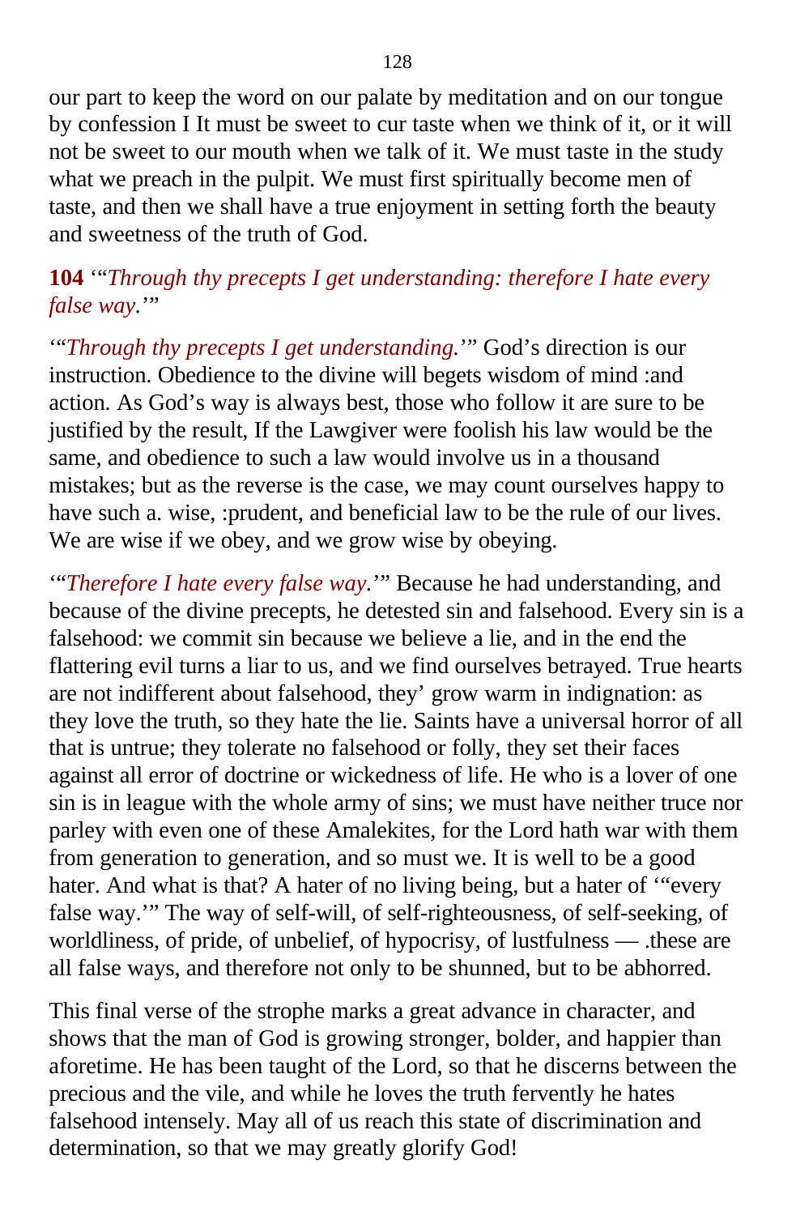our part to keep the word on our palate by meditation and on our tongue by confession I It must be sweet to cur taste when we think of it, or it will not be sweet to our mouth when we talk of it. We must taste in the study what we preach in the pulpit. We must first spiritually become men of taste, and then we shall have a true enjoyment in setting forth the beauty and sweetness of the truth of God.

**104** *'"Through thy precepts I get understanding: therefore I hate every false way.'"*

*'"Through thy precepts I get understanding.'"* God's direction is our instruction. Obedience to the divine will begets wisdom of mind :and action. As God's way is always best, those who follow it are sure to be justified by the result, If the Lawgiver were foolish his law would be the same, and obedience to such a law would involve us in a thousand mistakes; but as the reverse is the case, we may count ourselves happy to have such a. wise, :prudent, and beneficial law to be the rule of our lives. We are wise if we obey, and we grow wise by obeying.

*'"Therefore I hate every false way.'"* Because he had understanding, and because of the divine precepts, he detested sin and falsehood. Every sin is a falsehood: we commit sin because we believe a lie, and in the end the flattering evil turns a liar to us, and we find ourselves betrayed. True hearts are not indifferent about falsehood, they' grow warm in indignation: as they love the truth, so they hate the lie. Saints have a universal horror of all that is untrue; they tolerate no falsehood or folly, they set their faces against all error of doctrine or wickedness of life. He who is a lover of one sin is in league with the whole army of sins; we must have neither truce nor parley with even one of these Amalekites, for the Lord hath war with them from generation to generation, and so must we. It is well to be a good hater. And what is that? A hater of no living being, but a hater of '"every false way.'" The way of self-will, of self-righteousness, of self-seeking, of worldliness, of pride, of unbelief, of hypocrisy, of lustfulness — .these are all false ways, and therefore not only to be shunned, but to be abhorred.

This final verse of the strophe marks a great advance in character, and shows that the man of God is growing stronger, bolder, and happier than aforetime. He has been taught of the Lord, so that he discerns between the precious and the vile, and while he loves the truth fervently he hates falsehood intensely. May all of us reach this state of discrimination and determination, so that we may greatly glorify God!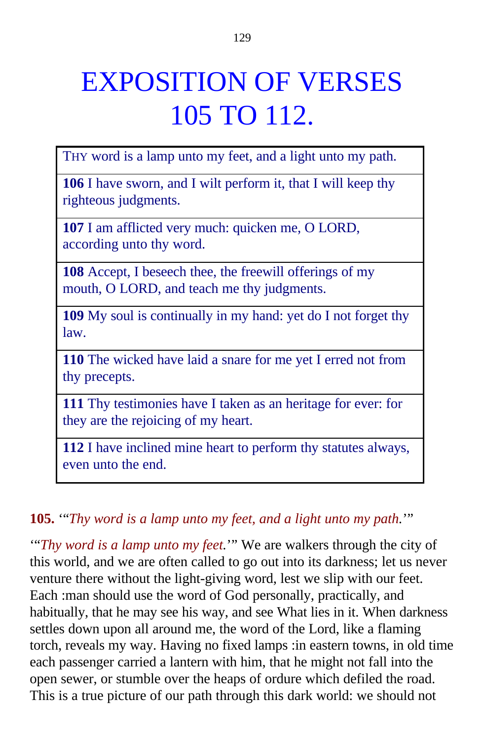# EXPOSITION OF VERSES 105 TO 112.

| THY word is a lamp unto my feet, and a light unto my path. |
|---|
| **106** I have sworn, and I wilt perform it, that I will keep thy righteous judgments. |
| **107** I am afflicted very much: quicken me, O LORD, according unto thy word. |
| **108** Accept, I beseech thee, the freewill offerings of my mouth, O LORD, and teach me thy judgments. |
| **109** My soul is continually in my hand: yet do I not forget thy law. |
| **110** The wicked have laid a snare for me yet I erred not from thy precepts. |
| **111** Thy testimonies have I taken as an heritage for ever: for they are the rejoicing of my heart. |
| **112** I have inclined mine heart to perform thy statutes always, even unto the end. |

**105.** '"*Thy word is a lamp unto my feet, and a light unto my path.*'"

'"*Thy word is a lamp unto my feet.*'" We are walkers through the city of this world, and we are often called to go out into its darkness; let us never venture there without the light-giving word, lest we slip with our feet. Each :man should use the word of God personally, practically, and habitually, that he may see his way, and see What lies in it. When darkness settles down upon all around me, the word of the Lord, like a flaming torch, reveals my way. Having no fixed lamps :in eastern towns, in old time each passenger carried a lantern with him, that he might not fall into the open sewer, or stumble over the heaps of ordure which defiled the road. This is a true picture of our path through this dark world: we should not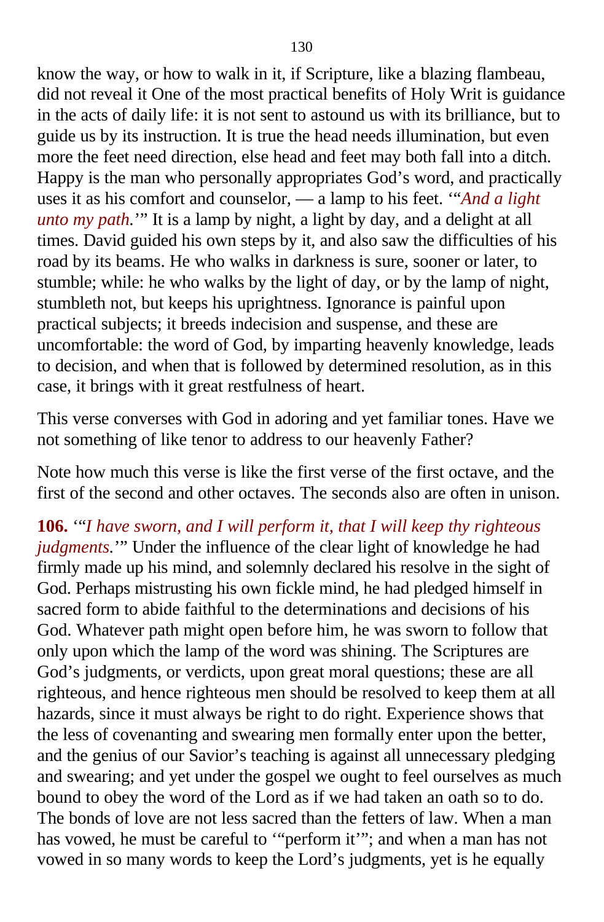know the way, or how to walk in it, if Scripture, like a blazing flambeau, did not reveal it One of the most practical benefits of Holy Writ is guidance in the acts of daily life: it is not sent to astound us with its brilliance, but to guide us by its instruction. It is true the head needs illumination, but even more the feet need direction, else head and feet may both fall into a ditch. Happy is the man who personally appropriates God's word, and practically uses it as his comfort and counselor, — a lamp to his feet. '"*And a light unto my path.*'" It is a lamp by night, a light by day, and a delight at all times. David guided his own steps by it, and also saw the difficulties of his road by its beams. He who walks in darkness is sure, sooner or later, to stumble; while: he who walks by the light of day, or by the lamp of night, stumbleth not, but keeps his uprightness. Ignorance is painful upon practical subjects; it breeds indecision and suspense, and these are uncomfortable: the word of God, by imparting heavenly knowledge, leads to decision, and when that is followed by determined resolution, as in this case, it brings with it great restfulness of heart.

This verse converses with God in adoring and yet familiar tones. Have we not something of like tenor to address to our heavenly Father?

Note how much this verse is like the first verse of the first octave, and the first of the second and other octaves. The seconds also are often in unison.

**106.** '"*I have sworn, and I will perform it, that I will keep thy righteous judgments.*'" Under the influence of the clear light of knowledge he had firmly made up his mind, and solemnly declared his resolve in the sight of God. Perhaps mistrusting his own fickle mind, he had pledged himself in sacred form to abide faithful to the determinations and decisions of his God. Whatever path might open before him, he was sworn to follow that only upon which the lamp of the word was shining. The Scriptures are God's judgments, or verdicts, upon great moral questions; these are all righteous, and hence righteous men should be resolved to keep them at all hazards, since it must always be right to do right. Experience shows that the less of covenanting and swearing men formally enter upon the better, and the genius of our Savior's teaching is against all unnecessary pledging and swearing; and yet under the gospel we ought to feel ourselves as much bound to obey the word of the Lord as if we had taken an oath so to do. The bonds of love are not less sacred than the fetters of law. When a man has vowed, he must be careful to '"perform it'"; and when a man has not vowed in so many words to keep the Lord's judgments, yet is he equally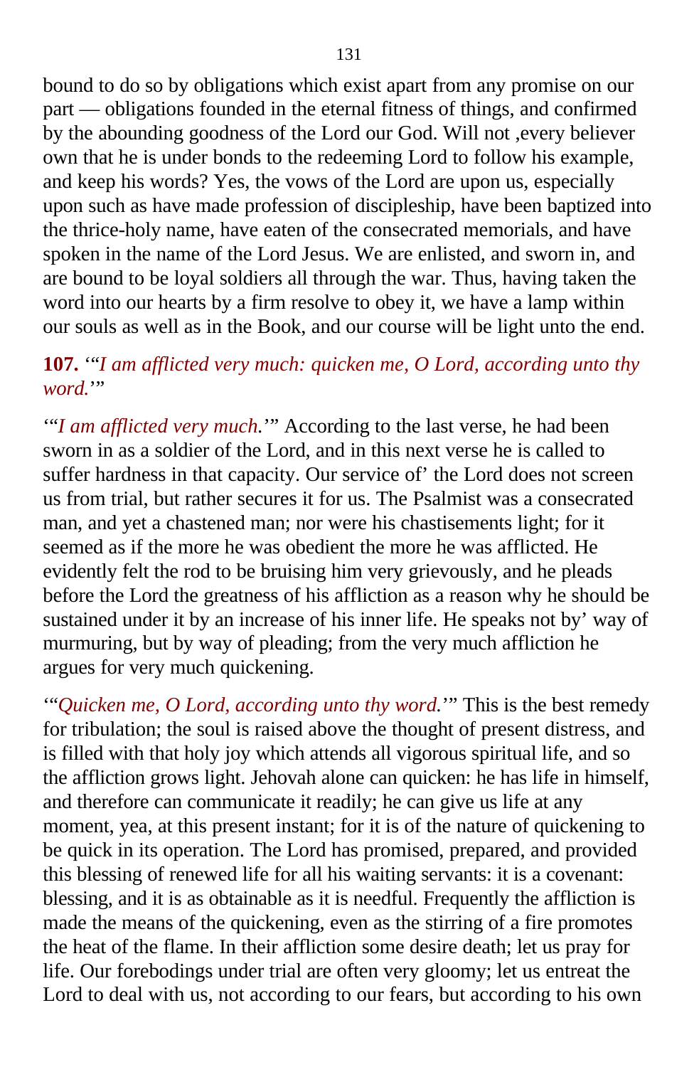bound to do so by obligations which exist apart from any promise on our part — obligations founded in the eternal fitness of things, and confirmed by the abounding goodness of the Lord our God. Will not ,every believer own that he is under bonds to the redeeming Lord to follow his example, and keep his words? Yes, the vows of the Lord are upon us, especially upon such as have made profession of discipleship, have been baptized into the thrice-holy name, have eaten of the consecrated memorials, and have spoken in the name of the Lord Jesus. We are enlisted, and sworn in, and are bound to be loyal soldiers all through the war. Thus, having taken the word into our hearts by a firm resolve to obey it, we have a lamp within our souls as well as in the Book, and our course will be light unto the end.

**107.** '"*I am afflicted very much: quicken me, O Lord, according unto thy word.*'"

'"*I am afflicted very much.*'" According to the last verse, he had been sworn in as a soldier of the Lord, and in this next verse he is called to suffer hardness in that capacity. Our service of' the Lord does not screen us from trial, but rather secures it for us. The Psalmist was a consecrated man, and yet a chastened man; nor were his chastisements light; for it seemed as if the more he was obedient the more he was afflicted. He evidently felt the rod to be bruising him very grievously, and he pleads before the Lord the greatness of his affliction as a reason why he should be sustained under it by an increase of his inner life. He speaks not by' way of murmuring, but by way of pleading; from the very much affliction he argues for very much quickening.

'"*Quicken me, O Lord, according unto thy word.*'" This is the best remedy for tribulation; the soul is raised above the thought of present distress, and is filled with that holy joy which attends all vigorous spiritual life, and so the affliction grows light. Jehovah alone can quicken: he has life in himself, and therefore can communicate it readily; he can give us life at any moment, yea, at this present instant; for it is of the nature of quickening to be quick in its operation. The Lord has promised, prepared, and provided this blessing of renewed life for all his waiting servants: it is a covenant: blessing, and it is as obtainable as it is needful. Frequently the affliction is made the means of the quickening, even as the stirring of a fire promotes the heat of the flame. In their affliction some desire death; let us pray for life. Our forebodings under trial are often very gloomy; let us entreat the Lord to deal with us, not according to our fears, but according to his own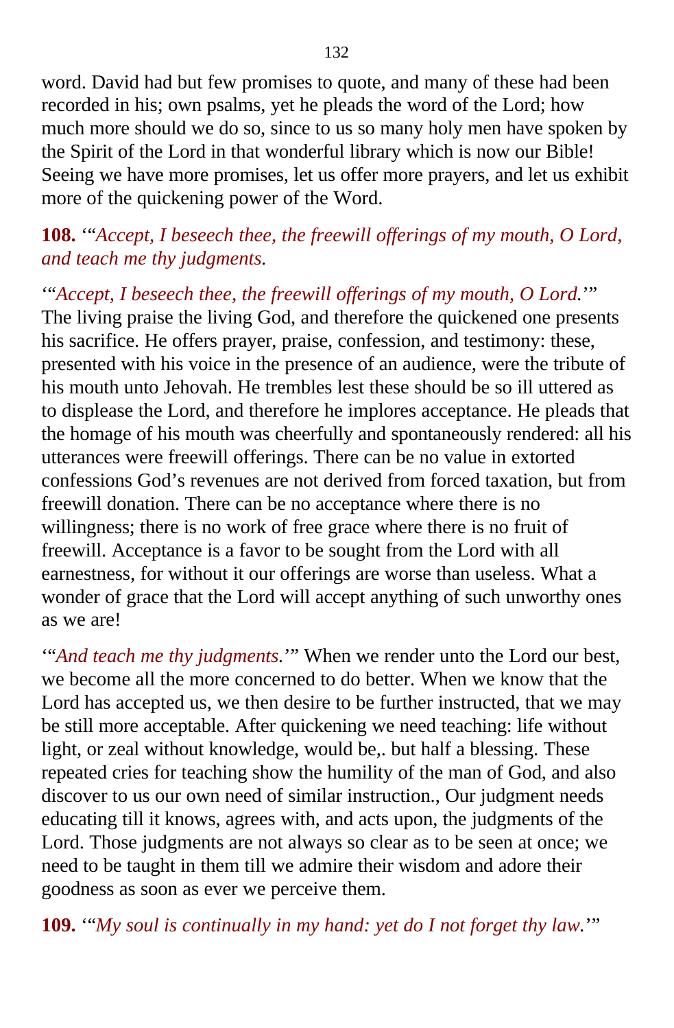word. David had but few promises to quote, and many of these had been recorded in his; own psalms, yet he pleads the word of the Lord; how much more should we do so, since to us so many holy men have spoken by the Spirit of the Lord in that wonderful library which is now our Bible! Seeing we have more promises, let us offer more prayers, and let us exhibit more of the quickening power of the Word.

**108.** '"*Accept, I beseech thee, the freewill offerings of my mouth, O Lord, and teach me thy judgments.*

'"*Accept, I beseech thee, the freewill offerings of my mouth, O Lord.*'" The living praise the living God, and therefore the quickened one presents his sacrifice. He offers prayer, praise, confession, and testimony: these, presented with his voice in the presence of an audience, were the tribute of his mouth unto Jehovah. He trembles lest these should be so ill uttered as to displease the Lord, and therefore he implores acceptance. He pleads that the homage of his mouth was cheerfully and spontaneously rendered: all his utterances were freewill offerings. There can be no value in extorted confessions God's revenues are not derived from forced taxation, but from freewill donation. There can be no acceptance where there is no willingness; there is no work of free grace where there is no fruit of freewill. Acceptance is a favor to be sought from the Lord with all earnestness, for without it our offerings are worse than useless. What a wonder of grace that the Lord will accept anything of such unworthy ones as we are!

'"*And teach me thy judgments.*'" When we render unto the Lord our best, we become all the more concerned to do better. When we know that the Lord has accepted us, we then desire to be further instructed, that we may be still more acceptable. After quickening we need teaching: life without light, or zeal without knowledge, would be,. but half a blessing. These repeated cries for teaching show the humility of the man of God, and also discover to us our own need of similar instruction., Our judgment needs educating till it knows, agrees with, and acts upon, the judgments of the Lord. Those judgments are not always so clear as to be seen at once; we need to be taught in them till we admire their wisdom and adore their goodness as soon as ever we perceive them.

**109.** '"*My soul is continually in my hand: yet do I not forget thy law.*'"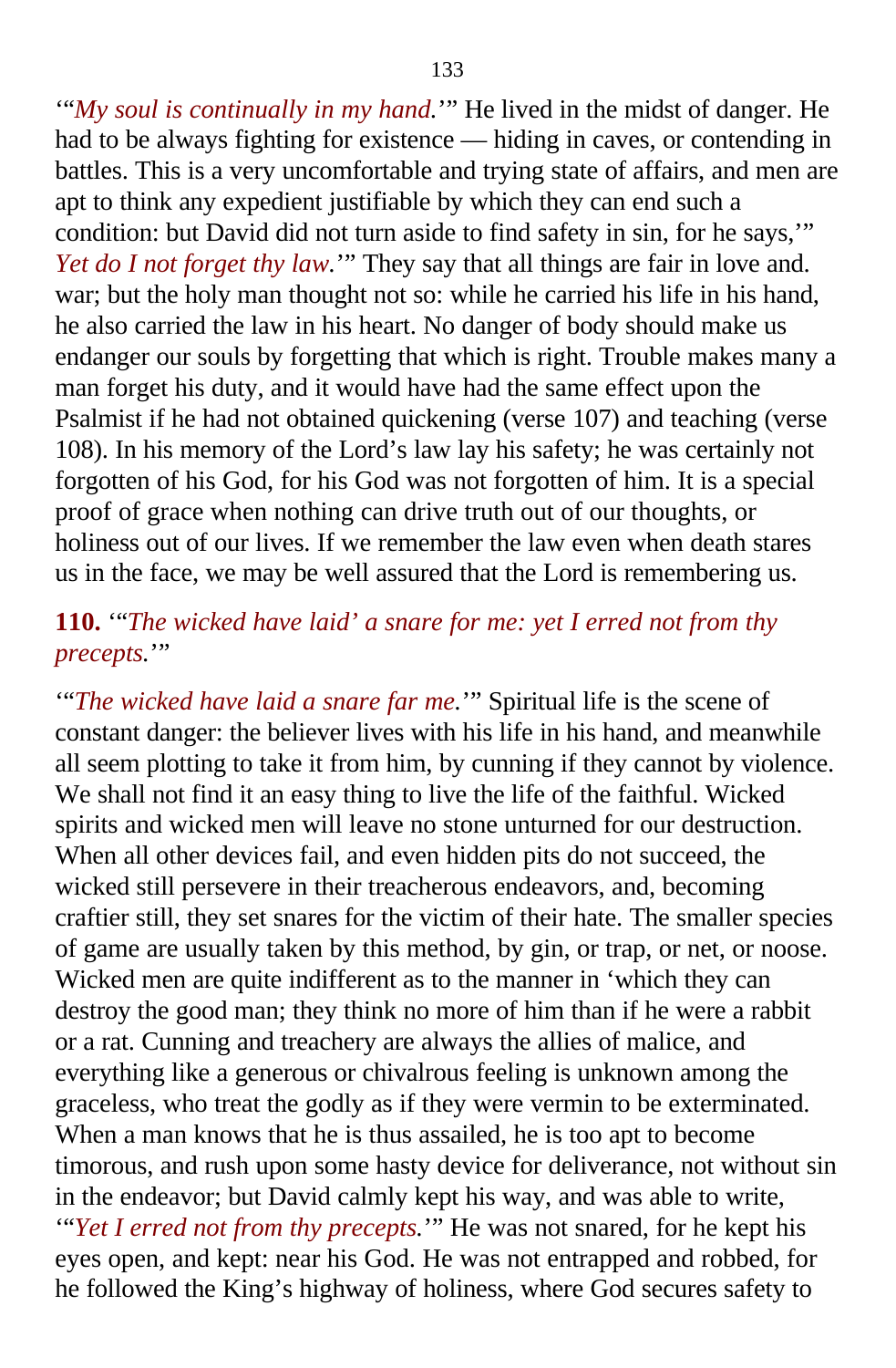'"*My soul is continually in my hand.*'" He lived in the midst of danger. He had to be always fighting for existence — hiding in caves, or contending in battles. This is a very uncomfortable and trying state of affairs, and men are apt to think any expedient justifiable by which they can end such a condition: but David did not turn aside to find safety in sin, for he says,'" *Yet do I not forget thy law.*'" They say that all things are fair in love and. war; but the holy man thought not so: while he carried his life in his hand, he also carried the law in his heart. No danger of body should make us endanger our souls by forgetting that which is right. Trouble makes many a man forget his duty, and it would have had the same effect upon the Psalmist if he had not obtained quickening (verse 107) and teaching (verse 108). In his memory of the Lord's law lay his safety; he was certainly not forgotten of his God, for his God was not forgotten of him. It is a special proof of grace when nothing can drive truth out of our thoughts, or holiness out of our lives. If we remember the law even when death stares us in the face, we may be well assured that the Lord is remembering us.

**110.** '"*The wicked have laid' a snare for me: yet I erred not from thy precepts.*'"

'"*The wicked have laid a snare far me.*'" Spiritual life is the scene of constant danger: the believer lives with his life in his hand, and meanwhile all seem plotting to take it from him, by cunning if they cannot by violence. We shall not find it an easy thing to live the life of the faithful. Wicked spirits and wicked men will leave no stone unturned for our destruction. When all other devices fail, and even hidden pits do not succeed, the wicked still persevere in their treacherous endeavors, and, becoming craftier still, they set snares for the victim of their hate. The smaller species of game are usually taken by this method, by gin, or trap, or net, or noose. Wicked men are quite indifferent as to the manner in 'which they can destroy the good man; they think no more of him than if he were a rabbit or a rat. Cunning and treachery are always the allies of malice, and everything like a generous or chivalrous feeling is unknown among the graceless, who treat the godly as if they were vermin to be exterminated. When a man knows that he is thus assailed, he is too apt to become timorous, and rush upon some hasty device for deliverance, not without sin in the endeavor; but David calmly kept his way, and was able to write, '"*Yet I erred not from thy precepts.*'" He was not snared, for he kept his eyes open, and kept: near his God. He was not entrapped and robbed, for he followed the King's highway of holiness, where God secures safety to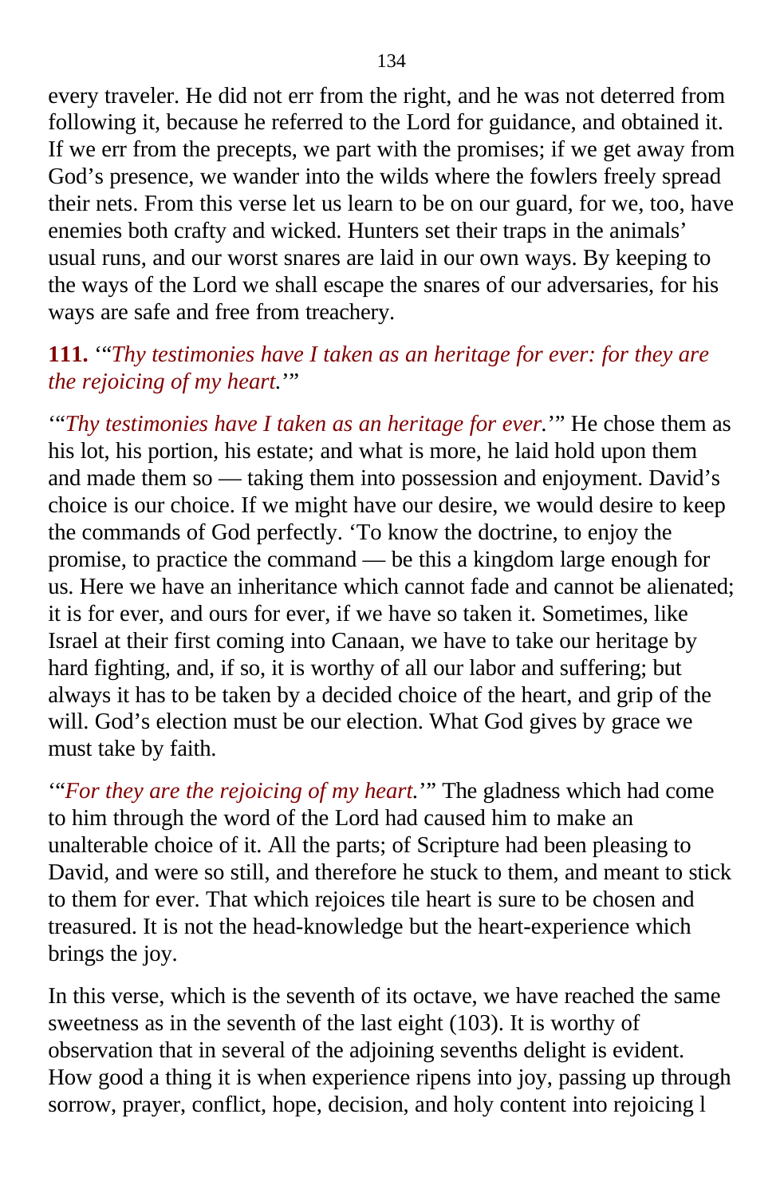every traveler. He did not err from the right, and he was not deterred from following it, because he referred to the Lord for guidance, and obtained it. If we err from the precepts, we part with the promises; if we get away from God's presence, we wander into the wilds where the fowlers freely spread their nets. From this verse let us learn to be on our guard, for we, too, have enemies both crafty and wicked. Hunters set their traps in the animals' usual runs, and our worst snares are laid in our own ways. By keeping to the ways of the Lord we shall escape the snares of our adversaries, for his ways are safe and free from treachery.

**111.** '"*Thy testimonies have I taken as an heritage for ever: for they are the rejoicing of my heart.*'"

'"*Thy testimonies have I taken as an heritage for ever.*'" He chose them as his lot, his portion, his estate; and what is more, he laid hold upon them and made them so — taking them into possession and enjoyment. David's choice is our choice. If we might have our desire, we would desire to keep the commands of God perfectly. 'To know the doctrine, to enjoy the promise, to practice the command — be this a kingdom large enough for us. Here we have an inheritance which cannot fade and cannot be alienated; it is for ever, and ours for ever, if we have so taken it. Sometimes, like Israel at their first coming into Canaan, we have to take our heritage by hard fighting, and, if so, it is worthy of all our labor and suffering; but always it has to be taken by a decided choice of the heart, and grip of the will. God's election must be our election. What God gives by grace we must take by faith.

'"*For they are the rejoicing of my heart.*'" The gladness which had come to him through the word of the Lord had caused him to make an unalterable choice of it. All the parts; of Scripture had been pleasing to David, and were so still, and therefore he stuck to them, and meant to stick to them for ever. That which rejoices tile heart is sure to be chosen and treasured. It is not the head-knowledge but the heart-experience which brings the joy.

In this verse, which is the seventh of its octave, we have reached the same sweetness as in the seventh of the last eight (103). It is worthy of observation that in several of the adjoining sevenths delight is evident. How good a thing it is when experience ripens into joy, passing up through sorrow, prayer, conflict, hope, decision, and holy content into rejoicing l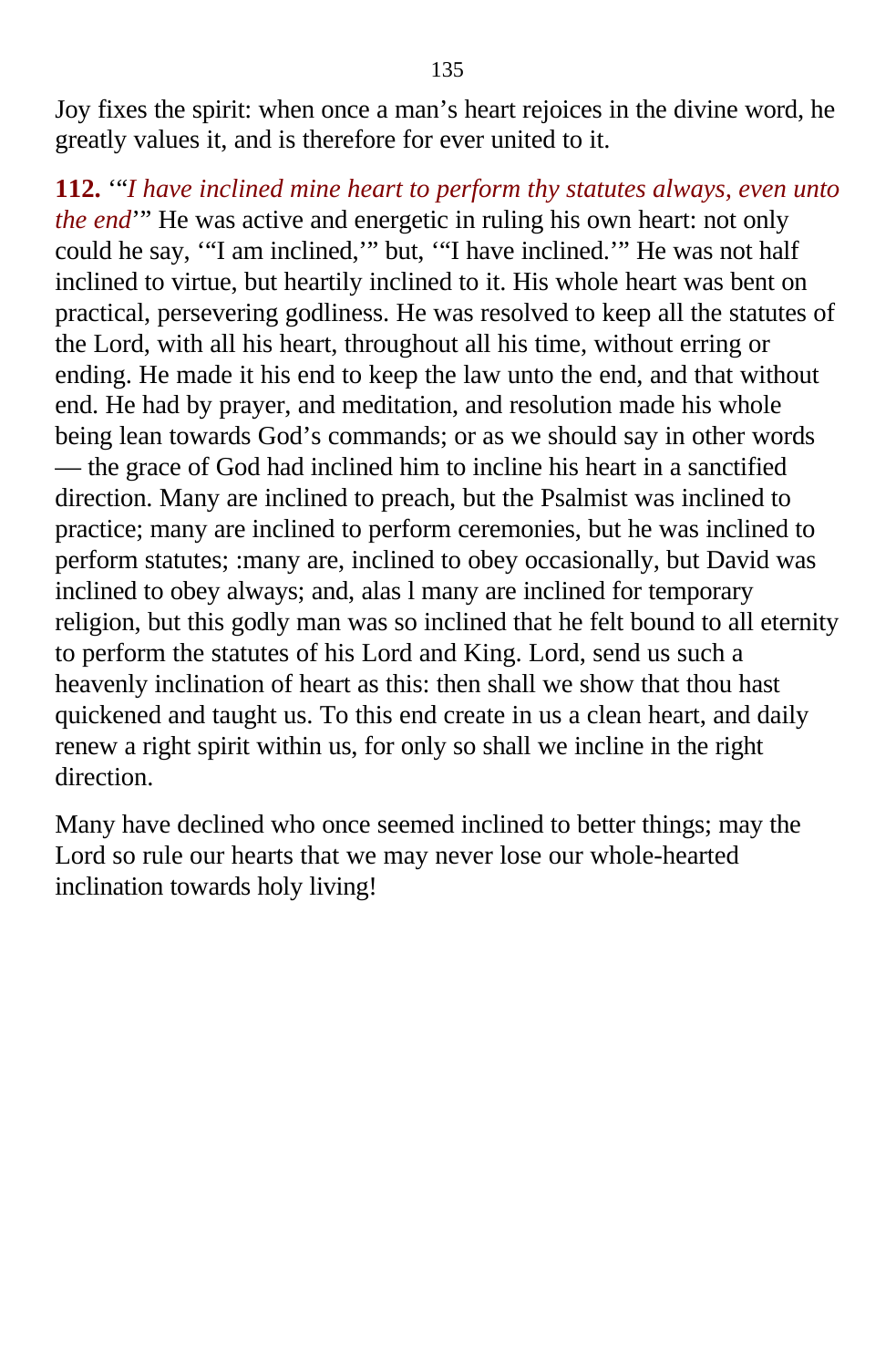Joy fixes the spirit: when once a man's heart rejoices in the divine word, he greatly values it, and is therefore for ever united to it.

**112.** '"*I have inclined mine heart to perform thy statutes always, even unto the end*'" He was active and energetic in ruling his own heart: not only could he say, '"I am inclined,'" but, '"I have inclined.'" He was not half inclined to virtue, but heartily inclined to it. His whole heart was bent on practical, persevering godliness. He was resolved to keep all the statutes of the Lord, with all his heart, throughout all his time, without erring or ending. He made it his end to keep the law unto the end, and that without end. He had by prayer, and meditation, and resolution made his whole being lean towards God's commands; or as we should say in other words — the grace of God had inclined him to incline his heart in a sanctified direction. Many are inclined to preach, but the Psalmist was inclined to practice; many are inclined to perform ceremonies, but he was inclined to perform statutes; :many are, inclined to obey occasionally, but David was inclined to obey always; and, alas l many are inclined for temporary religion, but this godly man was so inclined that he felt bound to all eternity to perform the statutes of his Lord and King. Lord, send us such a heavenly inclination of heart as this: then shall we show that thou hast quickened and taught us. To this end create in us a clean heart, and daily renew a right spirit within us, for only so shall we incline in the right direction.

Many have declined who once seemed inclined to better things; may the Lord so rule our hearts that we may never lose our whole-hearted inclination towards holy living!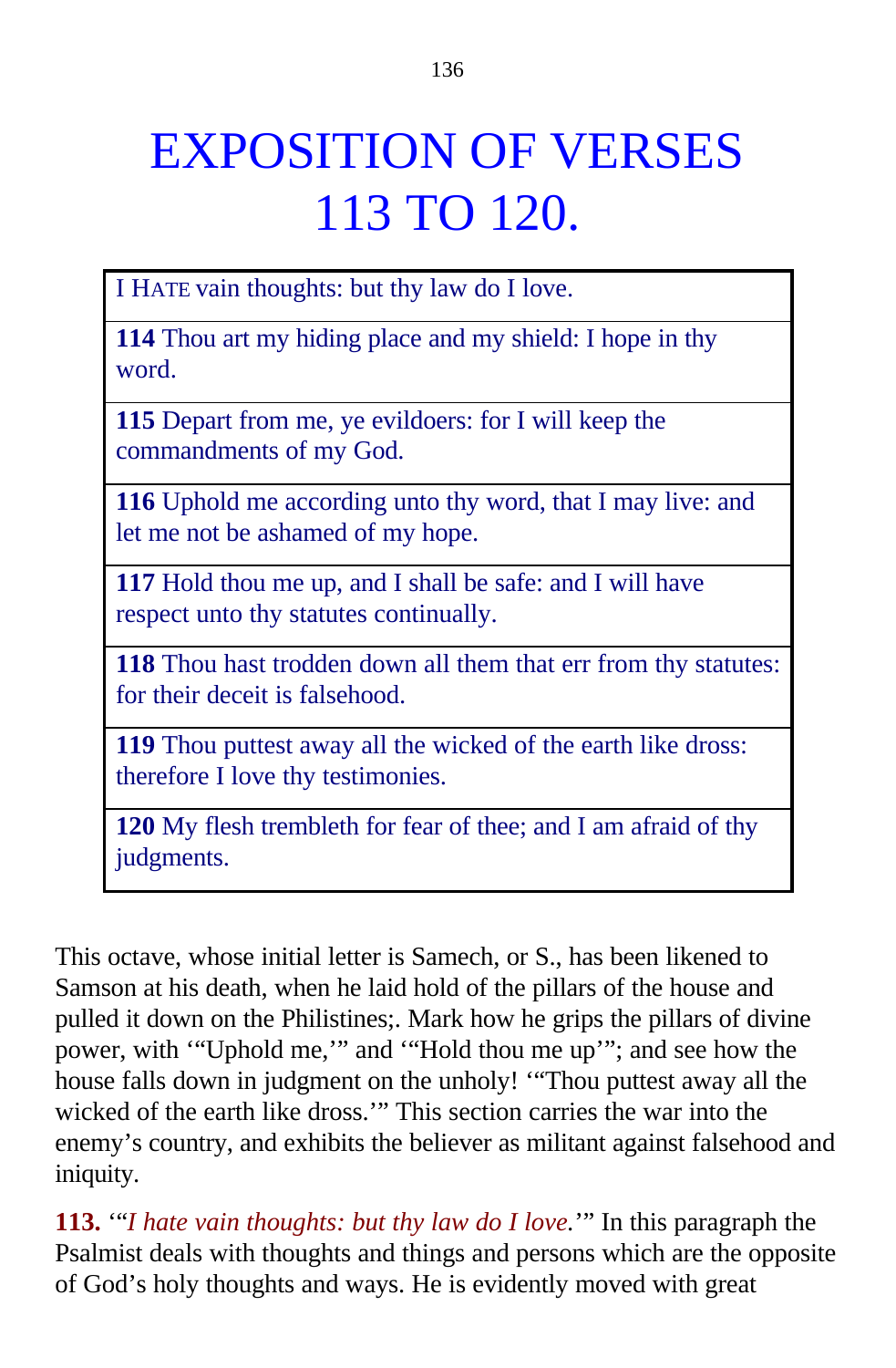# EXPOSITION OF VERSES 113 TO 120.

| I HATE vain thoughts: but thy law do I love. |
|---|
| **114** Thou art my hiding place and my shield: I hope in thy word. |
| **115** Depart from me, ye evildoers: for I will keep the commandments of my God. |
| **116** Uphold me according unto thy word, that I may live: and let me not be ashamed of my hope. |
| **117** Hold thou me up, and I shall be safe: and I will have respect unto thy statutes continually. |
| **118** Thou hast trodden down all them that err from thy statutes: for their deceit is falsehood. |
| **119** Thou puttest away all the wicked of the earth like dross: therefore I love thy testimonies. |
| **120** My flesh trembleth for fear of thee; and I am afraid of thy judgments. |

This octave, whose initial letter is Samech, or S., has been likened to Samson at his death, when he laid hold of the pillars of the house and pulled it down on the Philistines;. Mark how he grips the pillars of divine power, with '"Uphold me,'" and '"Hold thou me up'"; and see how the house falls down in judgment on the unholy! '"Thou puttest away all the wicked of the earth like dross.'" This section carries the war into the enemy's country, and exhibits the believer as militant against falsehood and iniquity.

**113.** '"*I hate vain thoughts: but thy law do I love.*'" In this paragraph the Psalmist deals with thoughts and things and persons which are the opposite of God's holy thoughts and ways. He is evidently moved with great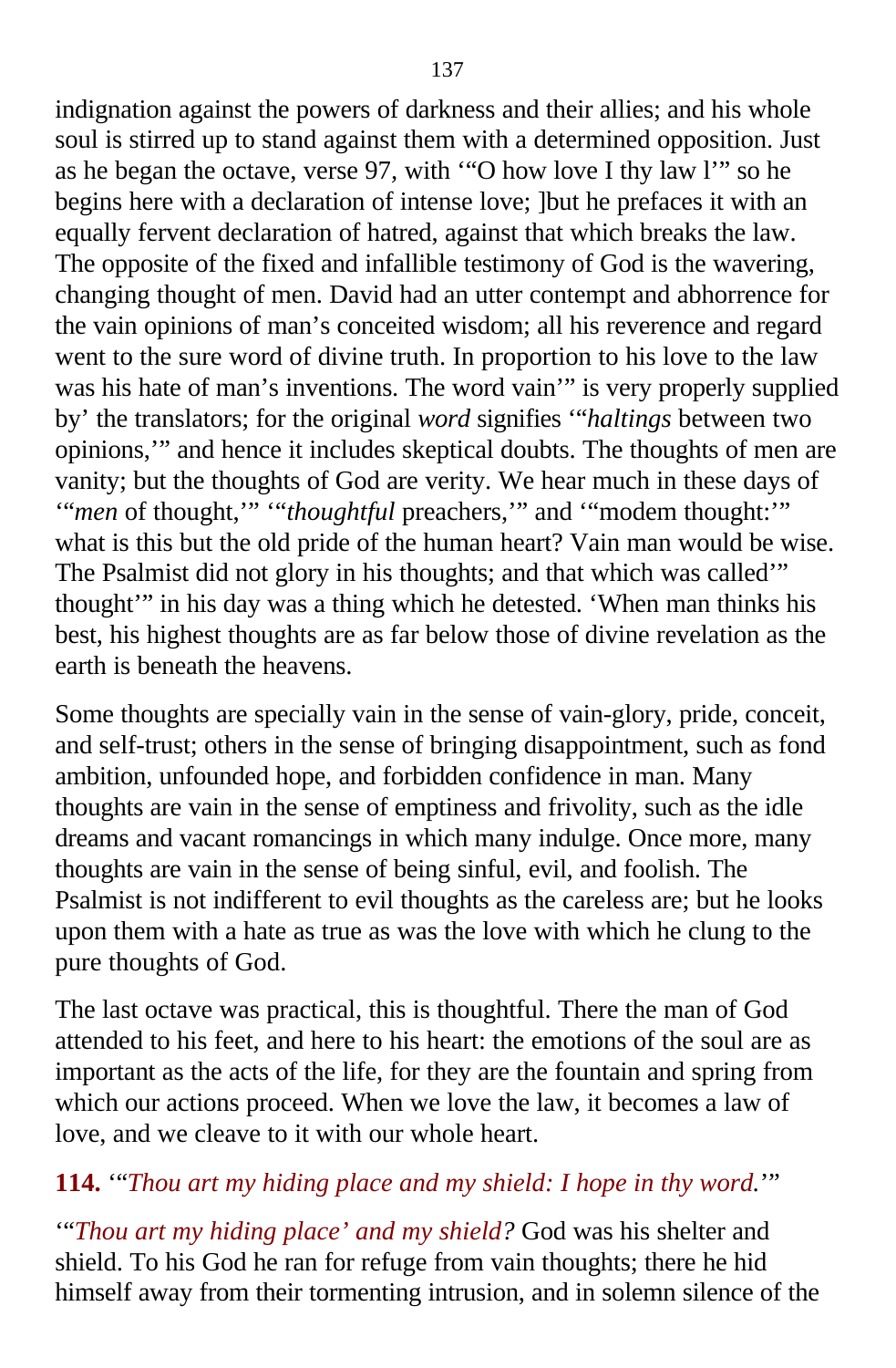indignation against the powers of darkness and their allies; and his whole soul is stirred up to stand against them with a determined opposition. Just as he began the octave, verse 97, with '"O how love I thy law l'" so he begins here with a declaration of intense love; ]but he prefaces it with an equally fervent declaration of hatred, against that which breaks the law. The opposite of the fixed and infallible testimony of God is the wavering, changing thought of men. David had an utter contempt and abhorrence for the vain opinions of man's conceited wisdom; all his reverence and regard went to the sure word of divine truth. In proportion to his love to the law was his hate of man's inventions. The word vain'" is very properly supplied by' the translators; for the original *word* signifies '"*haltings* between two opinions,'" and hence it includes skeptical doubts. The thoughts of men are vanity; but the thoughts of God are verity. We hear much in these days of '"*men* of thought,'" '"*thoughtful* preachers,'" and '"modem thought:'" what is this but the old pride of the human heart? Vain man would be wise. The Psalmist did not glory in his thoughts; and that which was called'" thought'" in his day was a thing which he detested. 'When man thinks his best, his highest thoughts are as far below those of divine revelation as the earth is beneath the heavens.

Some thoughts are specially vain in the sense of vain-glory, pride, conceit, and self-trust; others in the sense of bringing disappointment, such as fond ambition, unfounded hope, and forbidden confidence in man. Many thoughts are vain in the sense of emptiness and frivolity, such as the idle dreams and vacant romancings in which many indulge. Once more, many thoughts are vain in the sense of being sinful, evil, and foolish. The Psalmist is not indifferent to evil thoughts as the careless are; but he looks upon them with a hate as true as was the love with which he clung to the pure thoughts of God.

The last octave was practical, this is thoughtful. There the man of God attended to his feet, and here to his heart: the emotions of the soul are as important as the acts of the life, for they are the fountain and spring from which our actions proceed. When we love the law, it becomes a law of love, and we cleave to it with our whole heart.

**114.** '"*Thou art my hiding place and my shield: I hope in thy word.*'"

'"*Thou art my hiding place' and my shield?* God was his shelter and shield. To his God he ran for refuge from vain thoughts; there he hid himself away from their tormenting intrusion, and in solemn silence of the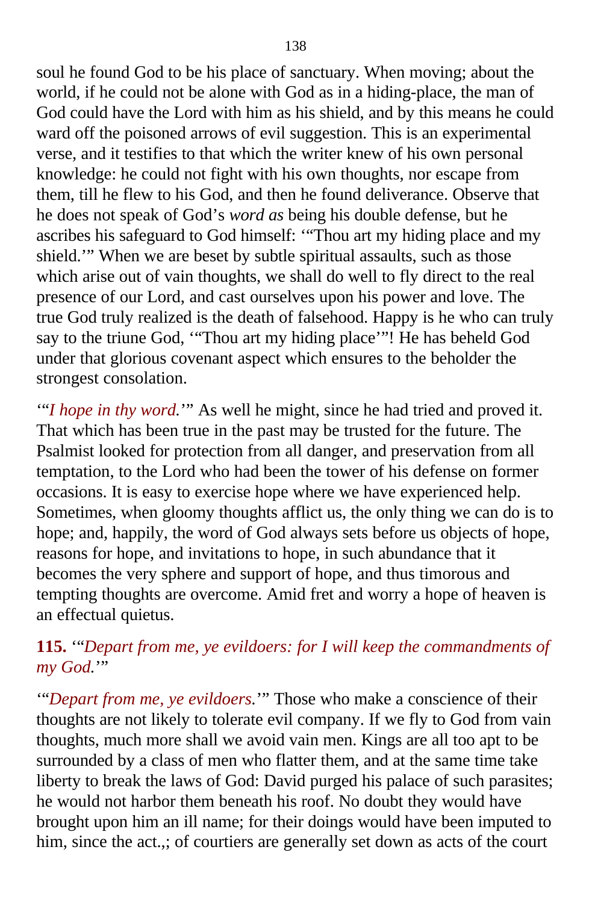soul he found God to be his place of sanctuary. When moving; about the world, if he could not be alone with God as in a hiding-place, the man of God could have the Lord with him as his shield, and by this means he could ward off the poisoned arrows of evil suggestion. This is an experimental verse, and it testifies to that which the writer knew of his own personal knowledge: he could not fight with his own thoughts, nor escape from them, till he flew to his God, and then he found deliverance. Observe that he does not speak of God's *word as* being his double defense, but he ascribes his safeguard to God himself: '"Thou art my hiding place and my shield.'" When we are beset by subtle spiritual assaults, such as those which arise out of vain thoughts, we shall do well to fly direct to the real presence of our Lord, and cast ourselves upon his power and love. The true God truly realized is the death of falsehood. Happy is he who can truly say to the triune God, '"Thou art my hiding place'"! He has beheld God under that glorious covenant aspect which ensures to the beholder the strongest consolation.

'"*I hope in thy word.*'" As well he might, since he had tried and proved it. That which has been true in the past may be trusted for the future. The Psalmist looked for protection from all danger, and preservation from all temptation, to the Lord who had been the tower of his defense on former occasions. It is easy to exercise hope where we have experienced help. Sometimes, when gloomy thoughts afflict us, the only thing we can do is to hope; and, happily, the word of God always sets before us objects of hope, reasons for hope, and invitations to hope, in such abundance that it becomes the very sphere and support of hope, and thus timorous and tempting thoughts are overcome. Amid fret and worry a hope of heaven is an effectual quietus.

**115.** '"*Depart from me, ye evildoers: for I will keep the commandments of my God.*'"

'"*Depart from me, ye evildoers.*'" Those who make a conscience of their thoughts are not likely to tolerate evil company. If we fly to God from vain thoughts, much more shall we avoid vain men. Kings are all too apt to be surrounded by a class of men who flatter them, and at the same time take liberty to break the laws of God: David purged his palace of such parasites; he would not harbor them beneath his roof. No doubt they would have brought upon him an ill name; for their doings would have been imputed to him, since the act.,; of courtiers are generally set down as acts of the court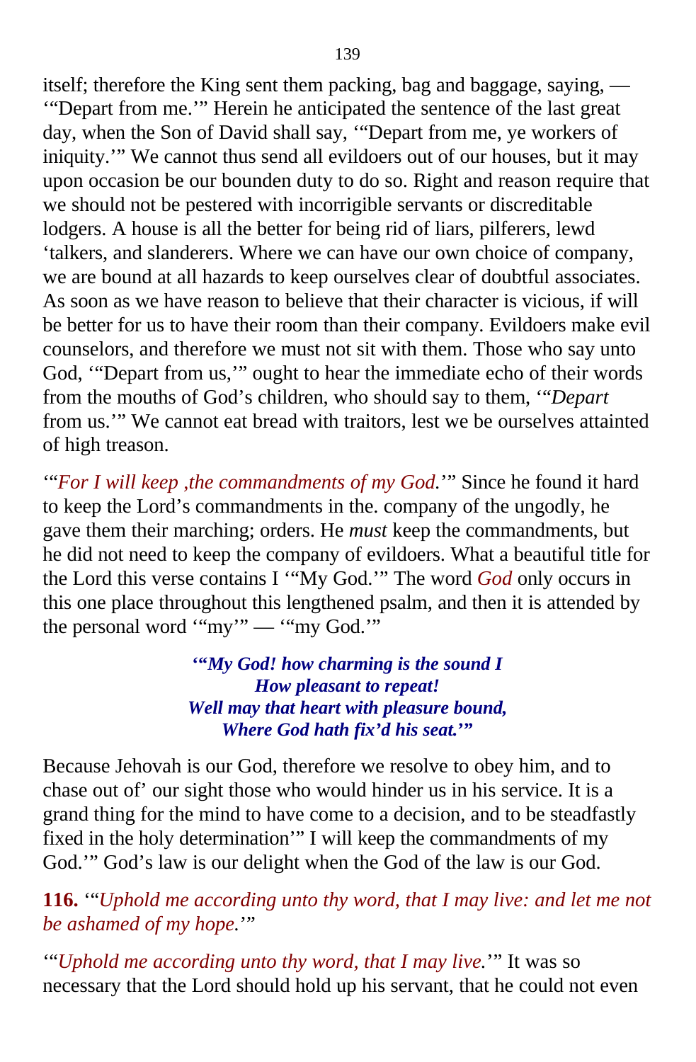itself; therefore the King sent them packing, bag and baggage, saying, — '"Depart from me.'" Herein he anticipated the sentence of the last great day, when the Son of David shall say, '"Depart from me, ye workers of iniquity.'" We cannot thus send all evildoers out of our houses, but it may upon occasion be our bounden duty to do so. Right and reason require that we should not be pestered with incorrigible servants or discreditable lodgers. A house is all the better for being rid of liars, pilferers, lewd 'talkers, and slanderers. Where we can have our own choice of company, we are bound at all hazards to keep ourselves clear of doubtful associates. As soon as we have reason to believe that their character is vicious, if will be better for us to have their room than their company. Evildoers make evil counselors, and therefore we must not sit with them. Those who say unto God, '"Depart from us,'" ought to hear the immediate echo of their words from the mouths of God's children, who should say to them, '"*Depart* from us.'" We cannot eat bread with traitors, lest we be ourselves attainted of high treason.

'"*For I will keep ,the commandments of my God.*'" Since he found it hard to keep the Lord's commandments in the. company of the ungodly, he gave them their marching; orders. He *must* keep the commandments, but he did not need to keep the company of evildoers. What a beautiful title for the Lord this verse contains I '"My God.'" The word *God* only occurs in this one place throughout this lengthened psalm, and then it is attended by the personal word '"my'" — '"my God.'"

> ***'"My God! how charming is the sound I***
> ***How pleasant to repeat!***
> ***Well may that heart with pleasure bound,***
> ***Where God hath fix'd his seat.'"***

Because Jehovah is our God, therefore we resolve to obey him, and to chase out of' our sight those who would hinder us in his service. It is a grand thing for the mind to have come to a decision, and to be steadfastly fixed in the holy determination'" I will keep the commandments of my God.'" God's law is our delight when the God of the law is our God.

**116.** '"*Uphold me according unto thy word, that I may live: and let me not be ashamed of my hope.*'"

'"*Uphold me according unto thy word, that I may live.*'" It was so necessary that the Lord should hold up his servant, that he could not even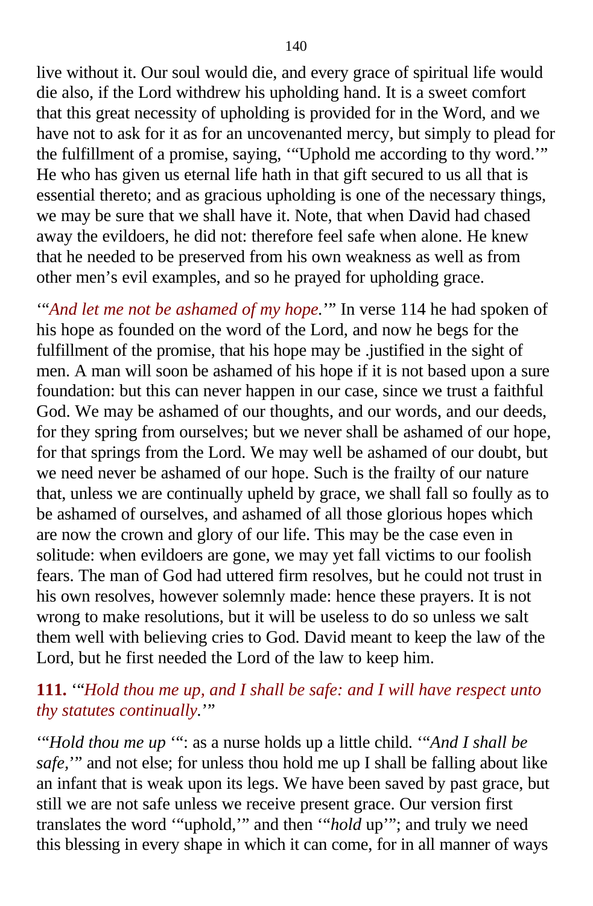live without it. Our soul would die, and every grace of spiritual life would die also, if the Lord withdrew his upholding hand. It is a sweet comfort that this great necessity of upholding is provided for in the Word, and we have not to ask for it as for an uncovenanted mercy, but simply to plead for the fulfillment of a promise, saying, '"Uphold me according to thy word.'" He who has given us eternal life hath in that gift secured to us all that is essential thereto; and as gracious upholding is one of the necessary things, we may be sure that we shall have it. Note, that when David had chased away the evildoers, he did not: therefore feel safe when alone. He knew that he needed to be preserved from his own weakness as well as from other men's evil examples, and so he prayed for upholding grace.

'"*And let me not be ashamed of my hope.*'" In verse 114 he had spoken of his hope as founded on the word of the Lord, and now he begs for the fulfillment of the promise, that his hope may be .justified in the sight of men. A man will soon be ashamed of his hope if it is not based upon a sure foundation: but this can never happen in our case, since we trust a faithful God. We may be ashamed of our thoughts, and our words, and our deeds, for they spring from ourselves; but we never shall be ashamed of our hope, for that springs from the Lord. We may well be ashamed of our doubt, but we need never be ashamed of our hope. Such is the frailty of our nature that, unless we are continually upheld by grace, we shall fall so foully as to be ashamed of ourselves, and ashamed of all those glorious hopes which are now the crown and glory of our life. This may be the case even in solitude: when evildoers are gone, we may yet fall victims to our foolish fears. The man of God had uttered firm resolves, but he could not trust in his own resolves, however solemnly made: hence these prayers. It is not wrong to make resolutions, but it will be useless to do so unless we salt them well with believing cries to God. David meant to keep the law of the Lord, but he first needed the Lord of the law to keep him.

**111.** '"*Hold thou me up, and I shall be safe: and I will have respect unto thy statutes continually.*'"

'"*Hold thou me up* '": as a nurse holds up a little child. '"*And I shall be safe,*'" and not else; for unless thou hold me up I shall be falling about like an infant that is weak upon its legs. We have been saved by past grace, but still we are not safe unless we receive present grace. Our version first translates the word '"uphold,'" and then '"*hold* up'"; and truly we need this blessing in every shape in which it can come, for in all manner of ways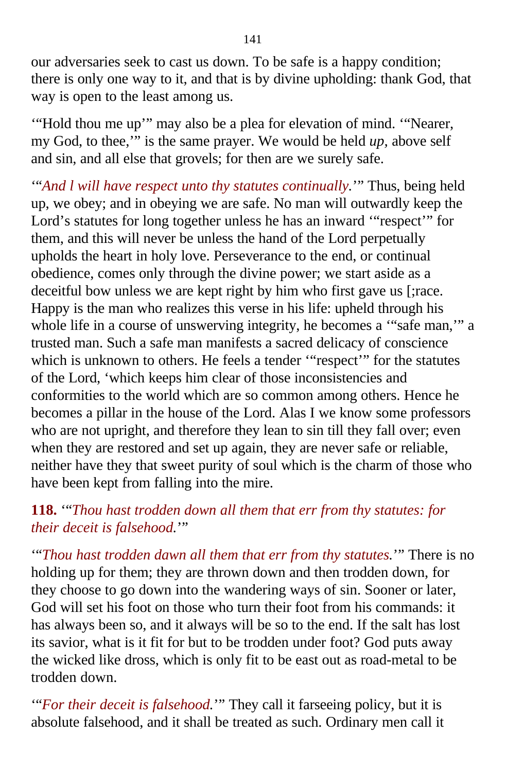our adversaries seek to cast us down. To be safe is a happy condition; there is only one way to it, and that is by divine upholding: thank God, that way is open to the least among us.

‘“Hold thou me up’” may also be a plea for elevation of mind. ‘“Nearer, my God, to thee,’” is the same prayer. We would be held *up,* above self and sin, and all else that grovels; for then are we surely safe.

‘“*And l will have respect unto thy statutes continually.*’” Thus, being held up, we obey; and in obeying we are safe. No man will outwardly keep the Lord’s statutes for long together unless he has an inward ‘“respect’” for them, and this will never be unless the hand of the Lord perpetually upholds the heart in holy love. Perseverance to the end, or continual obedience, comes only through the divine power; we start aside as a deceitful bow unless we are kept right by him who first gave us [;race. Happy is the man who realizes this verse in his life: upheld through his whole life in a course of unswerving integrity, he becomes a ‘“safe man,’” a trusted man. Such a safe man manifests a sacred delicacy of conscience which is unknown to others. He feels a tender ‘“respect’” for the statutes of the Lord, ‘which keeps him clear of those inconsistencies and conformities to the world which are so common among others. Hence he becomes a pillar in the house of the Lord. Alas I we know some professors who are not upright, and therefore they lean to sin till they fall over; even when they are restored and set up again, they are never safe or reliable, neither have they that sweet purity of soul which is the charm of those who have been kept from falling into the mire.

**118.** ‘“*Thou hast trodden down all them that err from thy statutes: for their deceit is falsehood.*’”

‘“*Thou hast trodden dawn all them that err from thy statutes.*’” There is no holding up for them; they are thrown down and then trodden down, for they choose to go down into the wandering ways of sin. Sooner or later, God will set his foot on those who turn their foot from his commands: it has always been so, and it always will be so to the end. If the salt has lost its savior, what is it fit for but to be trodden under foot? God puts away the wicked like dross, which is only fit to be east out as road-metal to be trodden down.

‘“*For their deceit is falsehood.*’” They call it farseeing policy, but it is absolute falsehood, and it shall be treated as such. Ordinary men call it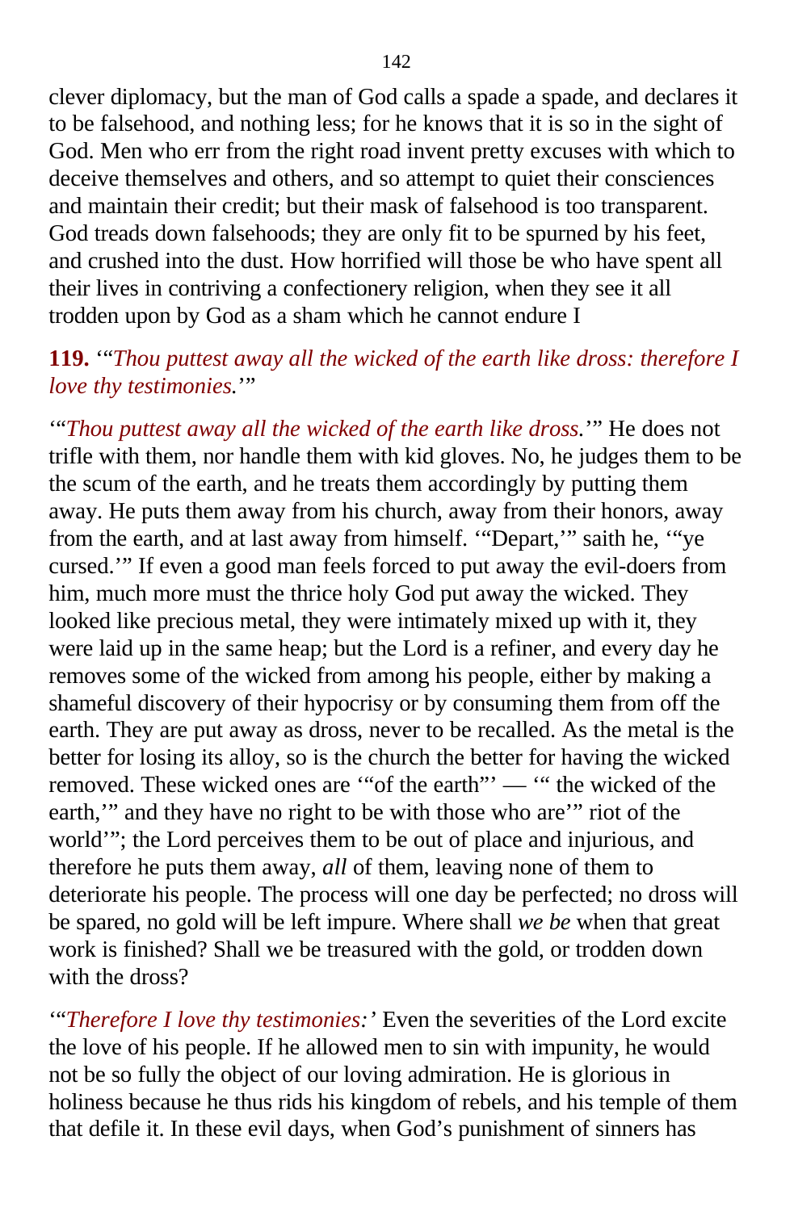clever diplomacy, but the man of God calls a spade a spade, and declares it to be falsehood, and nothing less; for he knows that it is so in the sight of God. Men who err from the right road invent pretty excuses with which to deceive themselves and others, and so attempt to quiet their consciences and maintain their credit; but their mask of falsehood is too transparent. God treads down falsehoods; they are only fit to be spurned by his feet, and crushed into the dust. How horrified will those be who have spent all their lives in contriving a confectionery religion, when they see it all trodden upon by God as a sham which he cannot endure I

**119.** '"*Thou puttest away all the wicked of the earth like dross: therefore I love thy testimonies.*'"

'"*Thou puttest away all the wicked of the earth like dross.*'" He does not trifle with them, nor handle them with kid gloves. No, he judges them to be the scum of the earth, and he treats them accordingly by putting them away. He puts them away from his church, away from their honors, away from the earth, and at last away from himself. '"Depart,'" saith he, '"ye cursed.'" If even a good man feels forced to put away the evil-doers from him, much more must the thrice holy God put away the wicked. They looked like precious metal, they were intimately mixed up with it, they were laid up in the same heap; but the Lord is a refiner, and every day he removes some of the wicked from among his people, either by making a shameful discovery of their hypocrisy or by consuming them from off the earth. They are put away as dross, never to be recalled. As the metal is the better for losing its alloy, so is the church the better for having the wicked removed. These wicked ones are '"of the earth"' — '" the wicked of the earth,'" and they have no right to be with those who are'" riot of the world'"; the Lord perceives them to be out of place and injurious, and therefore he puts them away, *all* of them, leaving none of them to deteriorate his people. The process will one day be perfected; no dross will be spared, no gold will be left impure. Where shall *we be* when that great work is finished? Shall we be treasured with the gold, or trodden down with the dross?

'"*Therefore I love thy testimonies:'* Even the severities of the Lord excite the love of his people. If he allowed men to sin with impunity, he would not be so fully the object of our loving admiration. He is glorious in holiness because he thus rids his kingdom of rebels, and his temple of them that defile it. In these evil days, when God's punishment of sinners has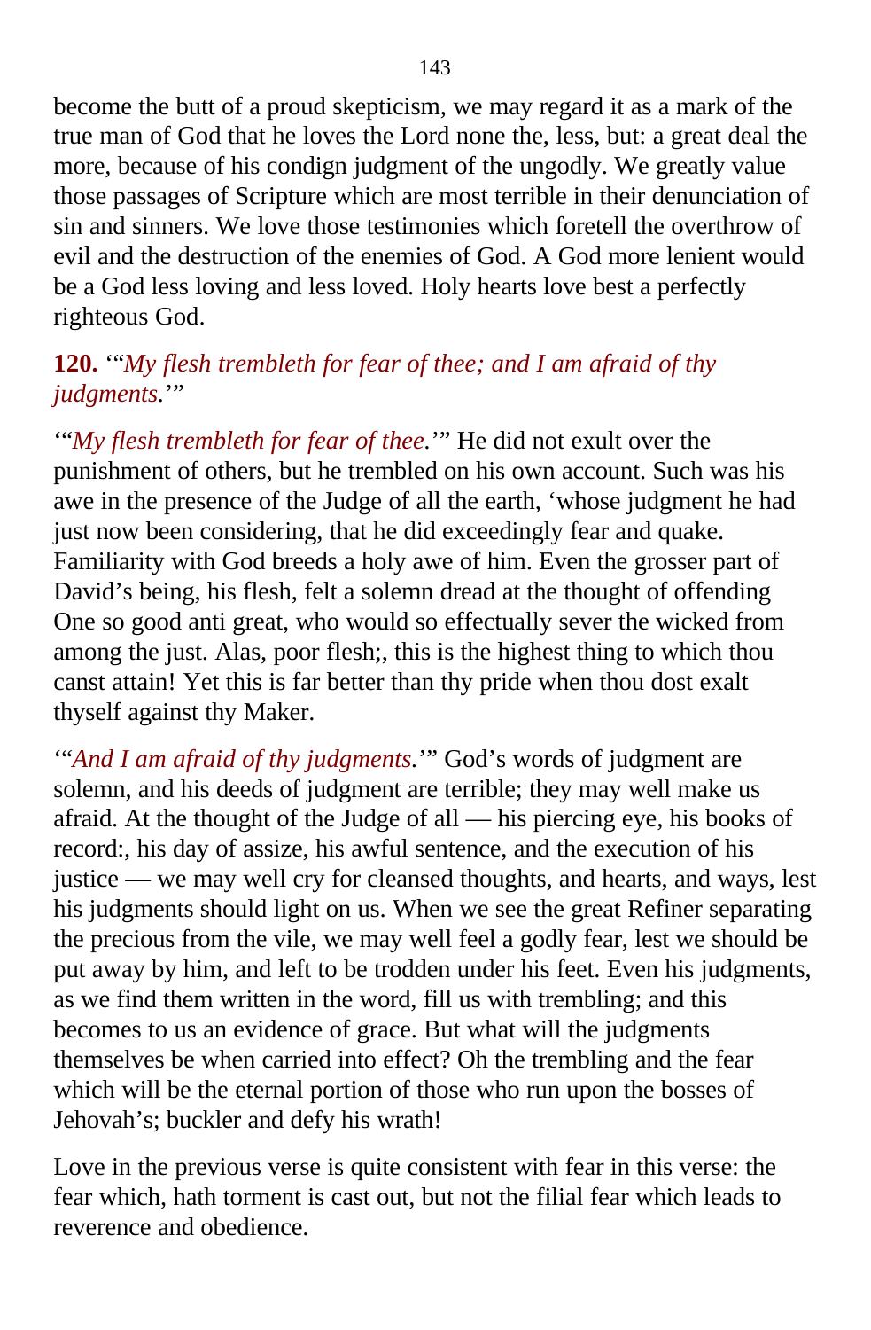become the butt of a proud skepticism, we may regard it as a mark of the true man of God that he loves the Lord none the, less, but: a great deal the more, because of his condign judgment of the ungodly. We greatly value those passages of Scripture which are most terrible in their denunciation of sin and sinners. We love those testimonies which foretell the overthrow of evil and the destruction of the enemies of God. A God more lenient would be a God less loving and less loved. Holy hearts love best a perfectly righteous God.

**120.** '"*My flesh trembleth for fear of thee; and I am afraid of thy judgments.*'"

'"*My flesh trembleth for fear of thee.*'" He did not exult over the punishment of others, but he trembled on his own account. Such was his awe in the presence of the Judge of all the earth, 'whose judgment he had just now been considering, that he did exceedingly fear and quake. Familiarity with God breeds a holy awe of him. Even the grosser part of David's being, his flesh, felt a solemn dread at the thought of offending One so good anti great, who would so effectually sever the wicked from among the just. Alas, poor flesh;, this is the highest thing to which thou canst attain! Yet this is far better than thy pride when thou dost exalt thyself against thy Maker.

'"*And I am afraid of thy judgments.*'" God's words of judgment are solemn, and his deeds of judgment are terrible; they may well make us afraid. At the thought of the Judge of all — his piercing eye, his books of record:, his day of assize, his awful sentence, and the execution of his justice — we may well cry for cleansed thoughts, and hearts, and ways, lest his judgments should light on us. When we see the great Refiner separating the precious from the vile, we may well feel a godly fear, lest we should be put away by him, and left to be trodden under his feet. Even his judgments, as we find them written in the word, fill us with trembling; and this becomes to us an evidence of grace. But what will the judgments themselves be when carried into effect? Oh the trembling and the fear which will be the eternal portion of those who run upon the bosses of Jehovah's; buckler and defy his wrath!

Love in the previous verse is quite consistent with fear in this verse: the fear which, hath torment is cast out, but not the filial fear which leads to reverence and obedience.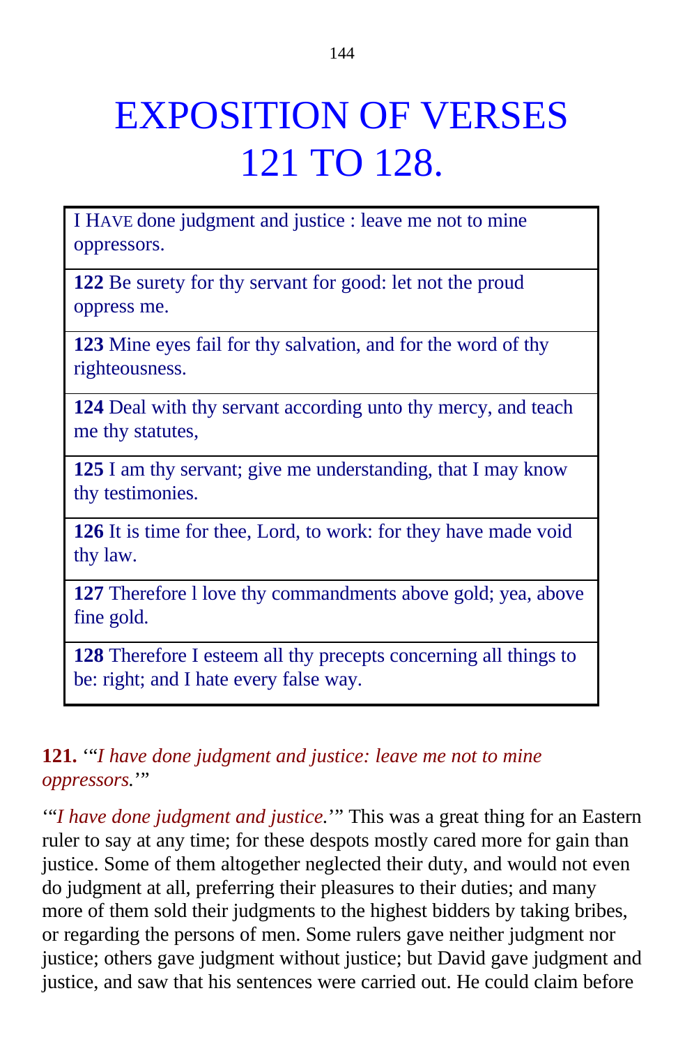# EXPOSITION OF VERSES 121 TO 128.

| |
|---|
| I HAVE done judgment and justice : leave me not to mine oppressors. |
| **122** Be surety for thy servant for good: let not the proud oppress me. |
| **123** Mine eyes fail for thy salvation, and for the word of thy righteousness. |
| **124** Deal with thy servant according unto thy mercy, and teach me thy statutes, |
| **125** I am thy servant; give me understanding, that I may know thy testimonies. |
| **126** It is time for thee, Lord, to work: for they have made void thy law. |
| **127** Therefore l love thy commandments above gold; yea, above fine gold. |
| **128** Therefore I esteem all thy precepts concerning all things to be: right; and I hate every false way. |

**121.** '"*I have done judgment and justice: leave me not to mine oppressors.*'"

'"*I have done judgment and justice.*'" This was a great thing for an Eastern ruler to say at any time; for these despots mostly cared more for gain than justice. Some of them altogether neglected their duty, and would not even do judgment at all, preferring their pleasures to their duties; and many more of them sold their judgments to the highest bidders by taking bribes, or regarding the persons of men. Some rulers gave neither judgment nor justice; others gave judgment without justice; but David gave judgment and justice, and saw that his sentences were carried out. He could claim before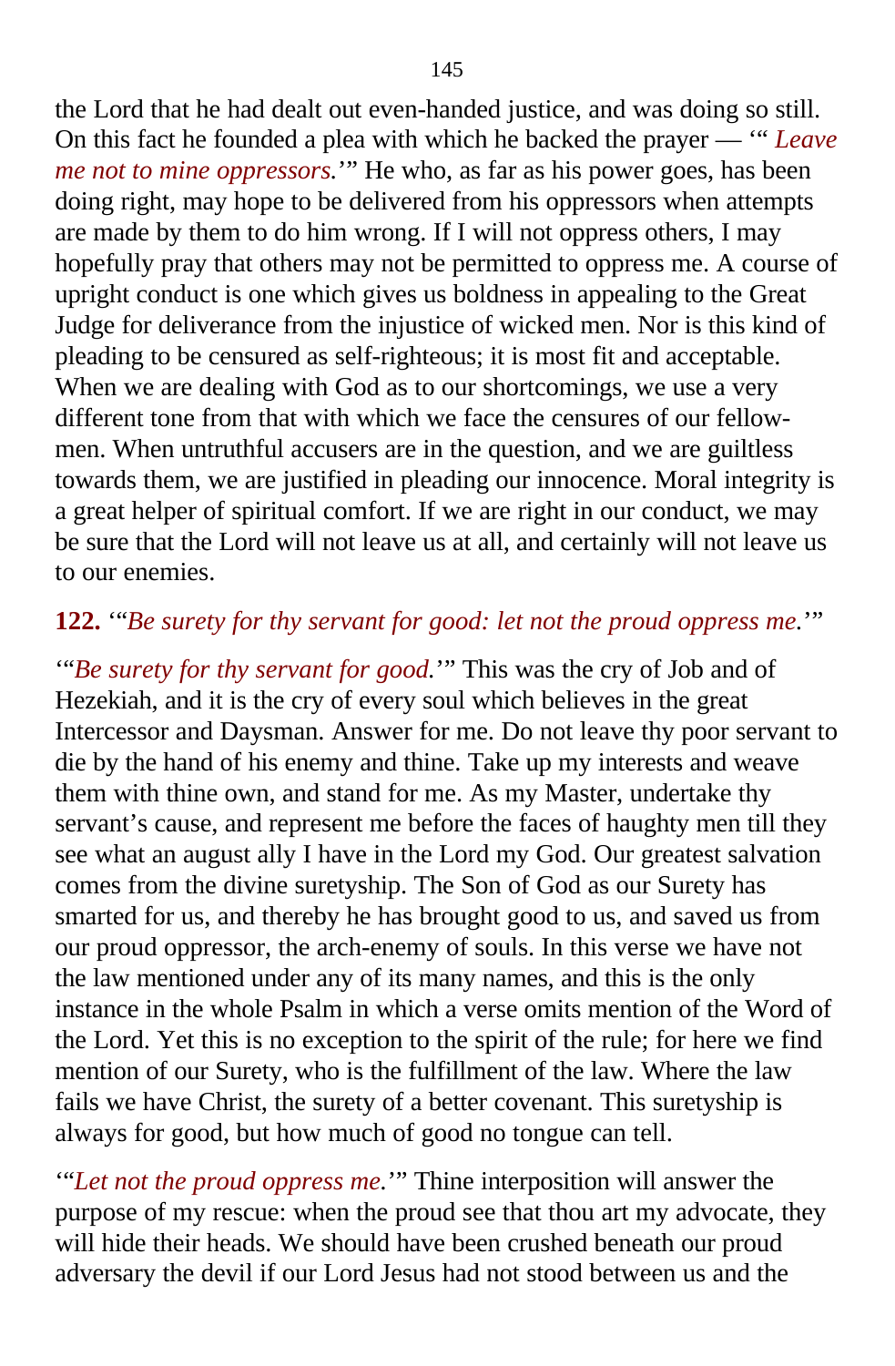the Lord that he had dealt out even-handed justice, and was doing so still. On this fact he founded a plea with which he backed the prayer — '" *Leave me not to mine oppressors.*'" He who, as far as his power goes, has been doing right, may hope to be delivered from his oppressors when attempts are made by them to do him wrong. If I will not oppress others, I may hopefully pray that others may not be permitted to oppress me. A course of upright conduct is one which gives us boldness in appealing to the Great Judge for deliverance from the injustice of wicked men. Nor is this kind of pleading to be censured as self-righteous; it is most fit and acceptable. When we are dealing with God as to our shortcomings, we use a very different tone from that with which we face the censures of our fellow-men. When untruthful accusers are in the question, and we are guiltless towards them, we are justified in pleading our innocence. Moral integrity is a great helper of spiritual comfort. If we are right in our conduct, we may be sure that the Lord will not leave us at all, and certainly will not leave us to our enemies.

**122.** '"*Be surety for thy servant for good: let not the proud oppress me.*'"

'"*Be surety for thy servant for good.*'" This was the cry of Job and of Hezekiah, and it is the cry of every soul which believes in the great Intercessor and Daysman. Answer for me. Do not leave thy poor servant to die by the hand of his enemy and thine. Take up my interests and weave them with thine own, and stand for me. As my Master, undertake thy servant's cause, and represent me before the faces of haughty men till they see what an august ally I have in the Lord my God. Our greatest salvation comes from the divine suretyship. The Son of God as our Surety has smarted for us, and thereby he has brought good to us, and saved us from our proud oppressor, the arch-enemy of souls. In this verse we have not the law mentioned under any of its many names, and this is the only instance in the whole Psalm in which a verse omits mention of the Word of the Lord. Yet this is no exception to the spirit of the rule; for here we find mention of our Surety, who is the fulfillment of the law. Where the law fails we have Christ, the surety of a better covenant. This suretyship is always for good, but how much of good no tongue can tell.

'"*Let not the proud oppress me.*'" Thine interposition will answer the purpose of my rescue: when the proud see that thou art my advocate, they will hide their heads. We should have been crushed beneath our proud adversary the devil if our Lord Jesus had not stood between us and the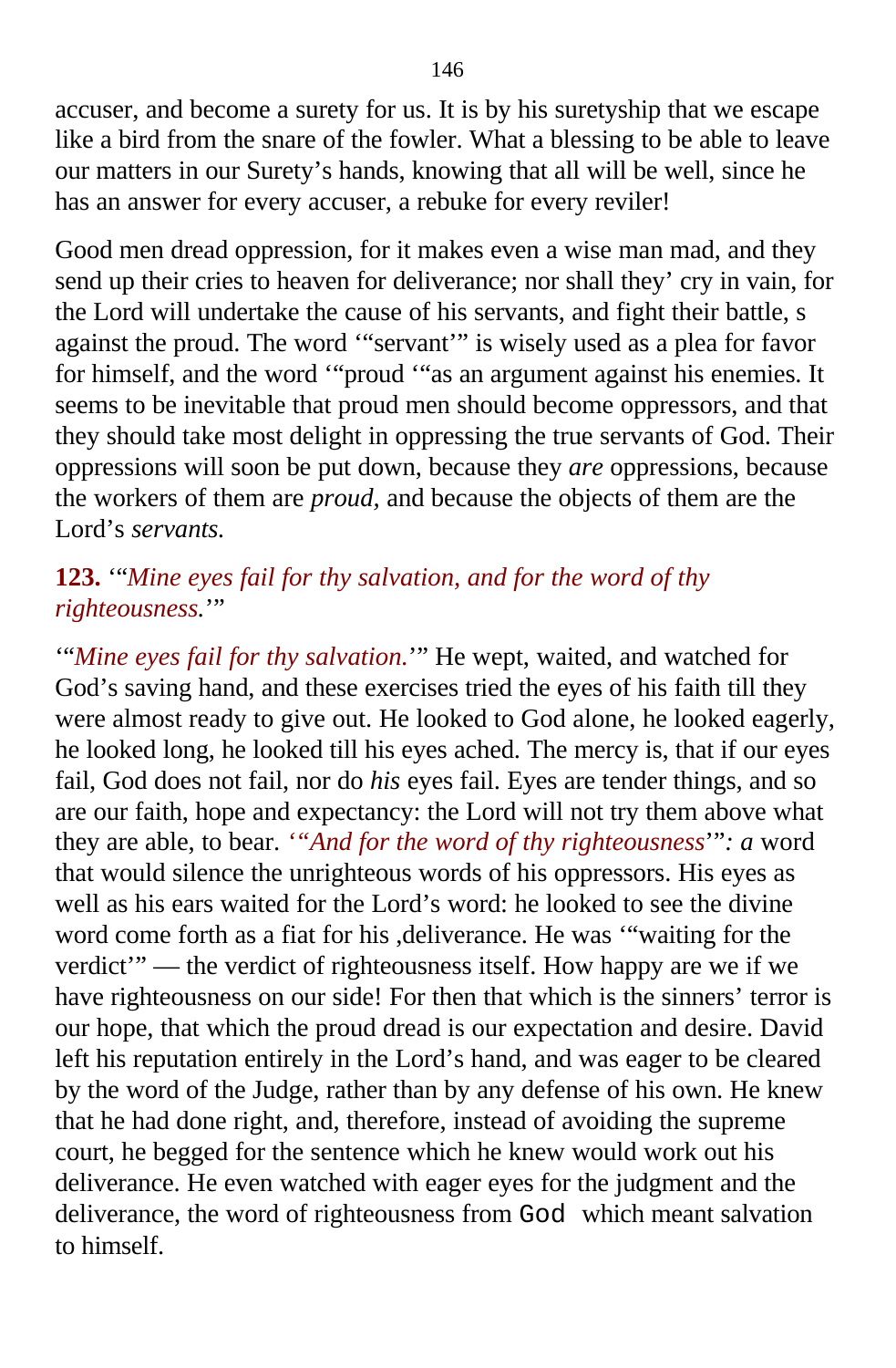accuser, and become a surety for us. It is by his suretyship that we escape like a bird from the snare of the fowler. What a blessing to be able to leave our matters in our Surety’s hands, knowing that all will be well, since he has an answer for every accuser, a rebuke for every reviler!

Good men dread oppression, for it makes even a wise man mad, and they send up their cries to heaven for deliverance; nor shall they’ cry in vain, for the Lord will undertake the cause of his servants, and fight their battle, s against the proud. The word ‘“servant’” is wisely used as a plea for favor for himself, and the word ‘“proud ‘“as an argument against his enemies. It seems to be inevitable that proud men should become oppressors, and that they should take most delight in oppressing the true servants of God. Their oppressions will soon be put down, because they *are* oppressions, because the workers of them are *proud*, and because the objects of them are the Lord’s *servants.*

**123.** ‘“*Mine eyes fail for thy salvation, and for the word of thy righteousness.*’”

‘“*Mine eyes fail for thy salvation.*’” He wept, waited, and watched for God’s saving hand, and these exercises tried the eyes of his faith till they were almost ready to give out. He looked to God alone, he looked eagerly, he looked long, he looked till his eyes ached. The mercy is, that if our eyes fail, God does not fail, nor do *his* eyes fail. Eyes are tender things, and so are our faith, hope and expectancy: the Lord will not try them above what they are able, to bear. ‘“*And for the word of thy righteousness*’”*: a* word that would silence the unrighteous words of his oppressors. His eyes as well as his ears waited for the Lord’s word: he looked to see the divine word come forth as a fiat for his ,deliverance. He was ‘“waiting for the verdict’” — the verdict of righteousness itself. How happy are we if we have righteousness on our side! For then that which is the sinners’ terror is our hope, that which the proud dread is our expectation and desire. David left his reputation entirely in the Lord’s hand, and was eager to be cleared by the word of the Judge, rather than by any defense of his own. He knew that he had done right, and, therefore, instead of avoiding the supreme court, he begged for the sentence which he knew would work out his deliverance. He even watched with eager eyes for the judgment and the deliverance, the word of righteousness from God which meant salvation to himself.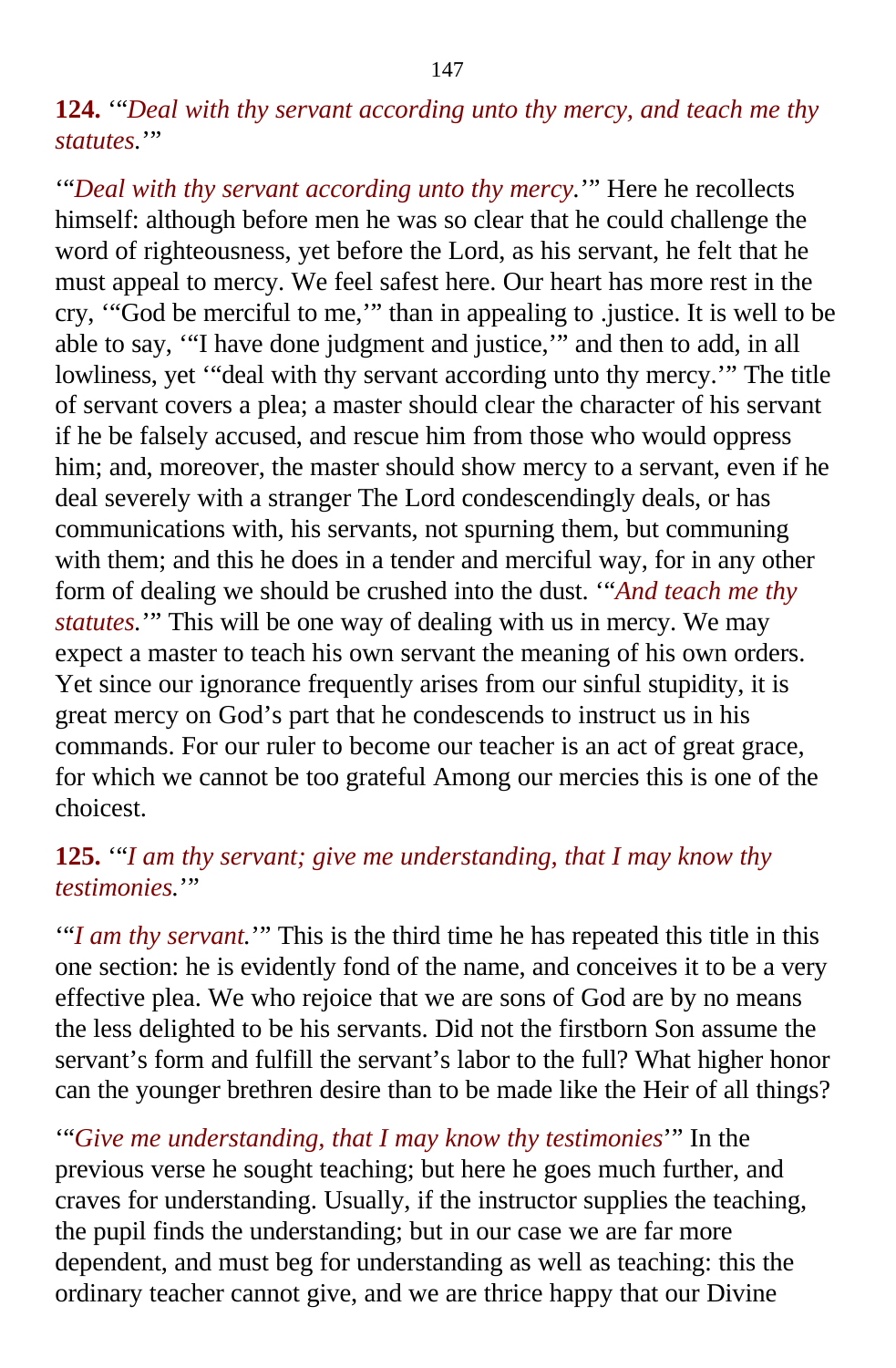**124.** '"*Deal with thy servant according unto thy mercy, and teach me thy statutes.*'"

'"*Deal with thy servant according unto thy mercy.*'" Here he recollects himself: although before men he was so clear that he could challenge the word of righteousness, yet before the Lord, as his servant, he felt that he must appeal to mercy. We feel safest here. Our heart has more rest in the cry, '"God be merciful to me,'" than in appealing to .justice. It is well to be able to say, '"I have done judgment and justice,'" and then to add, in all lowliness, yet '"deal with thy servant according unto thy mercy.'" The title of servant covers a plea; a master should clear the character of his servant if he be falsely accused, and rescue him from those who would oppress him; and, moreover, the master should show mercy to a servant, even if he deal severely with a stranger The Lord condescendingly deals, or has communications with, his servants, not spurning them, but communing with them; and this he does in a tender and merciful way, for in any other form of dealing we should be crushed into the dust. '"*And teach me thy statutes.*'" This will be one way of dealing with us in mercy. We may expect a master to teach his own servant the meaning of his own orders. Yet since our ignorance frequently arises from our sinful stupidity, it is great mercy on God's part that he condescends to instruct us in his commands. For our ruler to become our teacher is an act of great grace, for which we cannot be too grateful Among our mercies this is one of the choicest.

**125.** '"*I am thy servant; give me understanding, that I may know thy testimonies.*'"

'"*I am thy servant.*'" This is the third time he has repeated this title in this one section: he is evidently fond of the name, and conceives it to be a very effective plea. We who rejoice that we are sons of God are by no means the less delighted to be his servants. Did not the firstborn Son assume the servant's form and fulfill the servant's labor to the full? What higher honor can the younger brethren desire than to be made like the Heir of all things?

'"*Give me understanding, that I may know thy testimonies*'" In the previous verse he sought teaching; but here he goes much further, and craves for understanding. Usually, if the instructor supplies the teaching, the pupil finds the understanding; but in our case we are far more dependent, and must beg for understanding as well as teaching: this the ordinary teacher cannot give, and we are thrice happy that our Divine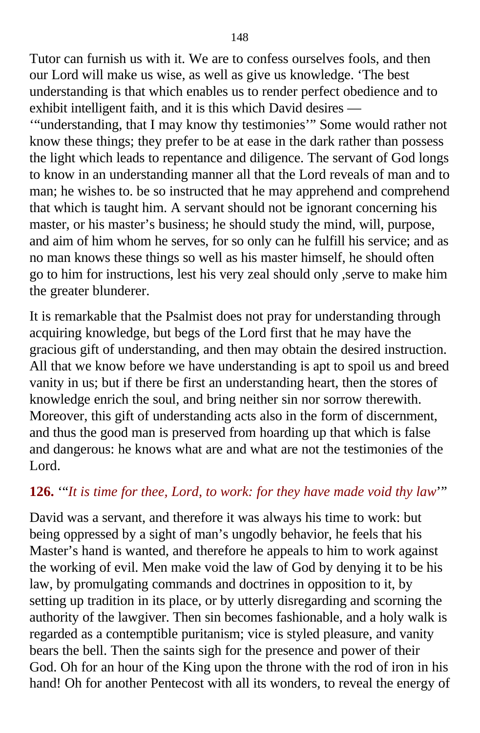Tutor can furnish us with it. We are to confess ourselves fools, and then our Lord will make us wise, as well as give us knowledge. ‘The best understanding is that which enables us to render perfect obedience and to exhibit intelligent faith, and it is this which David desires — ‘“understanding, that I may know thy testimonies’” Some would rather not know these things; they prefer to be at ease in the dark rather than possess the light which leads to repentance and diligence. The servant of God longs to know in an understanding manner all that the Lord reveals of man and to man; he wishes to. be so instructed that he may apprehend and comprehend that which is taught him. A servant should not be ignorant concerning his master, or his master’s business; he should study the mind, will, purpose, and aim of him whom he serves, for so only can he fulfill his service; and as no man knows these things so well as his master himself, he should often go to him for instructions, lest his very zeal should only ,serve to make him the greater blunderer.

It is remarkable that the Psalmist does not pray for understanding through acquiring knowledge, but begs of the Lord first that he may have the gracious gift of understanding, and then may obtain the desired instruction. All that we know before we have understanding is apt to spoil us and breed vanity in us; but if there be first an understanding heart, then the stores of knowledge enrich the soul, and bring neither sin nor sorrow therewith. Moreover, this gift of understanding acts also in the form of discernment, and thus the good man is preserved from hoarding up that which is false and dangerous: he knows what are and what are not the testimonies of the Lord.

**126.** ‘“*It is time for thee, Lord, to work: for they have made void thy law*’”

David was a servant, and therefore it was always his time to work: but being oppressed by a sight of man’s ungodly behavior, he feels that his Master’s hand is wanted, and therefore he appeals to him to work against the working of evil. Men make void the law of God by denying it to be his law, by promulgating commands and doctrines in opposition to it, by setting up tradition in its place, or by utterly disregarding and scorning the authority of the lawgiver. Then sin becomes fashionable, and a holy walk is regarded as a contemptible puritanism; vice is styled pleasure, and vanity bears the bell. Then the saints sigh for the presence and power of their God. Oh for an hour of the King upon the throne with the rod of iron in his hand! Oh for another Pentecost with all its wonders, to reveal the energy of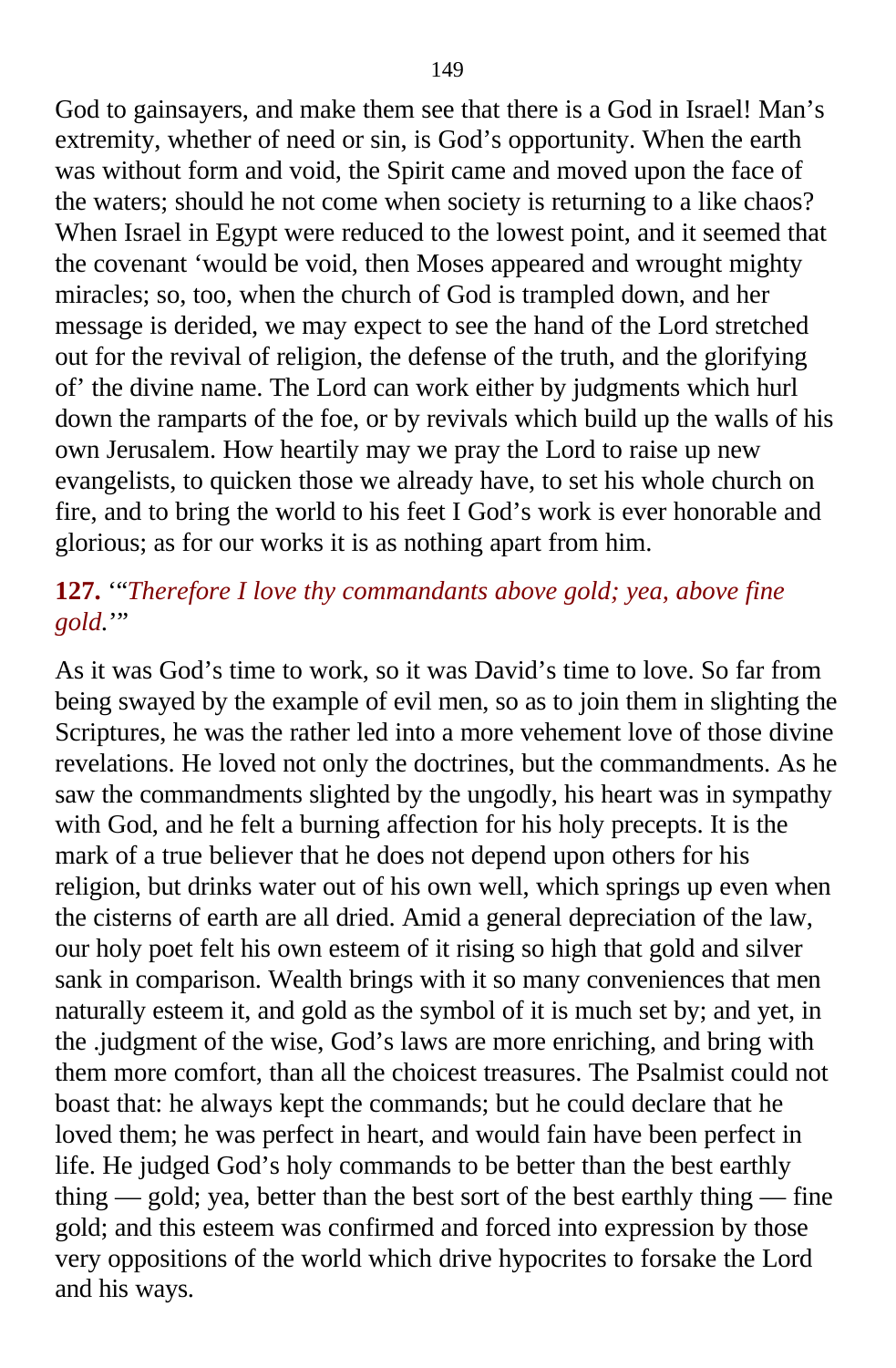God to gainsayers, and make them see that there is a God in Israel! Man's extremity, whether of need or sin, is God's opportunity. When the earth was without form and void, the Spirit came and moved upon the face of the waters; should he not come when society is returning to a like chaos? When Israel in Egypt were reduced to the lowest point, and it seemed that the covenant 'would be void, then Moses appeared and wrought mighty miracles; so, too, when the church of God is trampled down, and her message is derided, we may expect to see the hand of the Lord stretched out for the revival of religion, the defense of the truth, and the glorifying of' the divine name. The Lord can work either by judgments which hurl down the ramparts of the foe, or by revivals which build up the walls of his own Jerusalem. How heartily may we pray the Lord to raise up new evangelists, to quicken those we already have, to set his whole church on fire, and to bring the world to his feet I God's work is ever honorable and glorious; as for our works it is as nothing apart from him.

**127.** '"*Therefore I love thy commandants above gold; yea, above fine gold.*'"

As it was God's time to work, so it was David's time to love. So far from being swayed by the example of evil men, so as to join them in slighting the Scriptures, he was the rather led into a more vehement love of those divine revelations. He loved not only the doctrines, but the commandments. As he saw the commandments slighted by the ungodly, his heart was in sympathy with God, and he felt a burning affection for his holy precepts. It is the mark of a true believer that he does not depend upon others for his religion, but drinks water out of his own well, which springs up even when the cisterns of earth are all dried. Amid a general depreciation of the law, our holy poet felt his own esteem of it rising so high that gold and silver sank in comparison. Wealth brings with it so many conveniences that men naturally esteem it, and gold as the symbol of it is much set by; and yet, in the .judgment of the wise, God's laws are more enriching, and bring with them more comfort, than all the choicest treasures. The Psalmist could not boast that: he always kept the commands; but he could declare that he loved them; he was perfect in heart, and would fain have been perfect in life. He judged God's holy commands to be better than the best earthly thing — gold; yea, better than the best sort of the best earthly thing — fine gold; and this esteem was confirmed and forced into expression by those very oppositions of the world which drive hypocrites to forsake the Lord and his ways.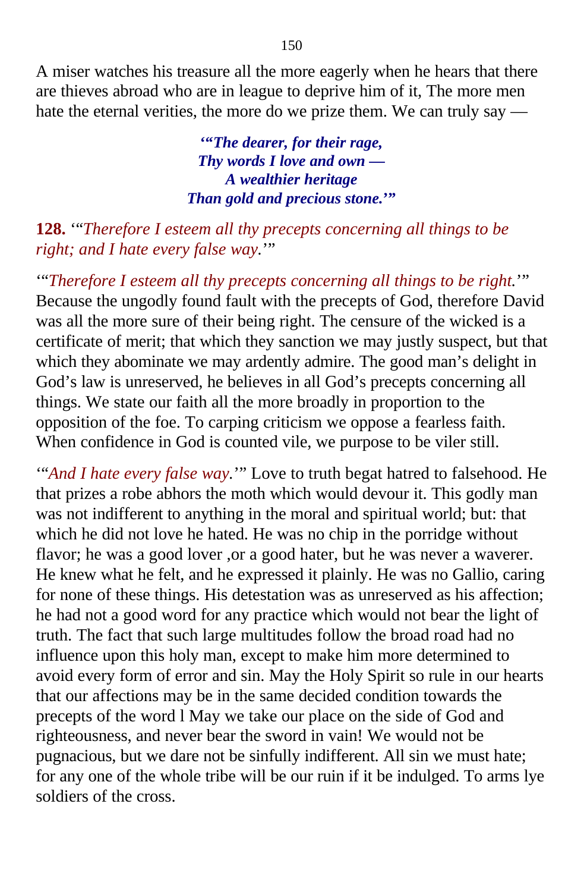A miser watches his treasure all the more eagerly when he hears that there are thieves abroad who are in league to deprive him of it, The more men hate the eternal verities, the more do we prize them. We can truly say —

> ***'"The dearer, for their rage,***
> ***Thy words I love and own —***
> ***A wealthier heritage***
> ***Than gold and precious stone.'"***

**128.** '"*Therefore I esteem all thy precepts concerning all things to be right; and I hate every false way.*'"

'"*Therefore I esteem all thy precepts concerning all things to be right.*'" Because the ungodly found fault with the precepts of God, therefore David was all the more sure of their being right. The censure of the wicked is a certificate of merit; that which they sanction we may justly suspect, but that which they abominate we may ardently admire. The good man's delight in God's law is unreserved, he believes in all God's precepts concerning all things. We state our faith all the more broadly in proportion to the opposition of the foe. To carping criticism we oppose a fearless faith. When confidence in God is counted vile, we purpose to be viler still.

'"*And I hate every false way.*'" Love to truth begat hatred to falsehood. He that prizes a robe abhors the moth which would devour it. This godly man was not indifferent to anything in the moral and spiritual world; but: that which he did not love he hated. He was no chip in the porridge without flavor; he was a good lover ,or a good hater, but he was never a waverer. He knew what he felt, and he expressed it plainly. He was no Gallio, caring for none of these things. His detestation was as unreserved as his affection; he had not a good word for any practice which would not bear the light of truth. The fact that such large multitudes follow the broad road had no influence upon this holy man, except to make him more determined to avoid every form of error and sin. May the Holy Spirit so rule in our hearts that our affections may be in the same decided condition towards the precepts of the word l May we take our place on the side of God and righteousness, and never bear the sword in vain! We would not be pugnacious, but we dare not be sinfully indifferent. All sin we must hate; for any one of the whole tribe will be our ruin if it be indulged. To arms lye soldiers of the cross.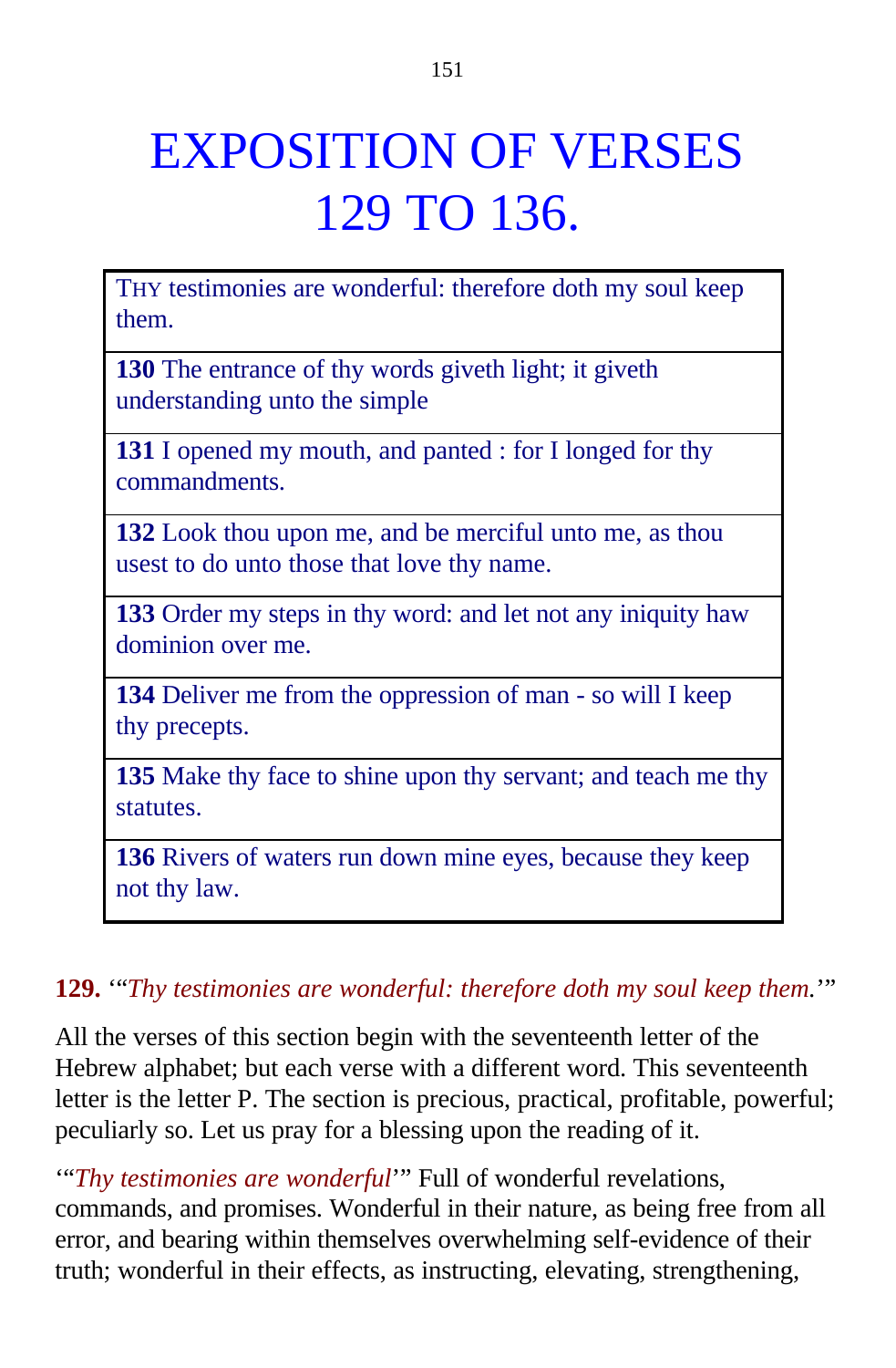# EXPOSITION OF VERSES 129 TO 136.

| |
|---|
| THY testimonies are wonderful: therefore doth my soul keep them. |
| **130** The entrance of thy words giveth light; it giveth understanding unto the simple |
| **131** I opened my mouth, and panted : for I longed for thy commandments. |
| **132** Look thou upon me, and be merciful unto me, as thou usest to do unto those that love thy name. |
| **133** Order my steps in thy word: and let not any iniquity haw dominion over me. |
| **134** Deliver me from the oppression of man - so will I keep thy precepts. |
| **135** Make thy face to shine upon thy servant; and teach me thy statutes. |
| **136** Rivers of waters run down mine eyes, because they keep not thy law. |

**129.** '"*Thy testimonies are wonderful: therefore doth my soul keep them.*'"

All the verses of this section begin with the seventeenth letter of the Hebrew alphabet; but each verse with a different word. This seventeenth letter is the letter P. The section is precious, practical, profitable, powerful; peculiarly so. Let us pray for a blessing upon the reading of it.

'"*Thy testimonies are wonderful*'" Full of wonderful revelations, commands, and promises. Wonderful in their nature, as being free from all error, and bearing within themselves overwhelming self-evidence of their truth; wonderful in their effects, as instructing, elevating, strengthening,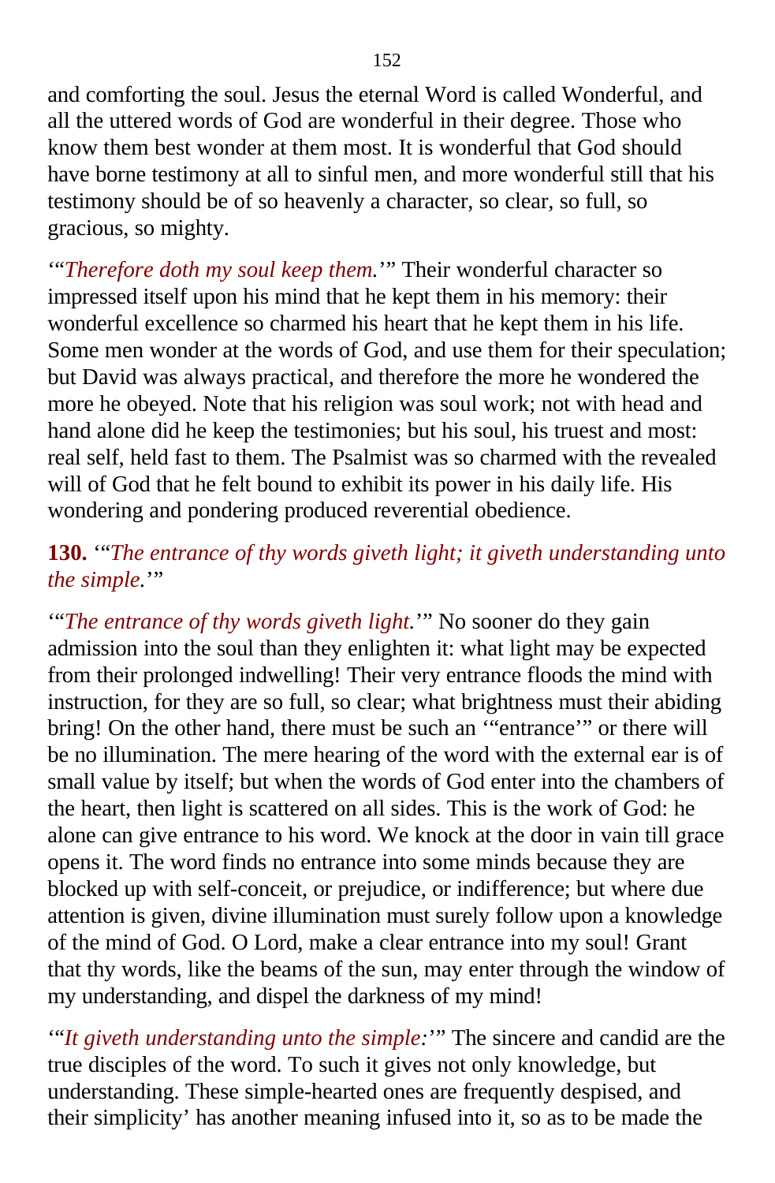and comforting the soul. Jesus the eternal Word is called Wonderful, and all the uttered words of God are wonderful in their degree. Those who know them best wonder at them most. It is wonderful that God should have borne testimony at all to sinful men, and more wonderful still that his testimony should be of so heavenly a character, so clear, so full, so gracious, so mighty.

'"*Therefore doth my soul keep them.*'" Their wonderful character so impressed itself upon his mind that he kept them in his memory: their wonderful excellence so charmed his heart that he kept them in his life. Some men wonder at the words of God, and use them for their speculation; but David was always practical, and therefore the more he wondered the more he obeyed. Note that his religion was soul work; not with head and hand alone did he keep the testimonies; but his soul, his truest and most: real self, held fast to them. The Psalmist was so charmed with the revealed will of God that he felt bound to exhibit its power in his daily life. His wondering and pondering produced reverential obedience.

**130.** '"*The entrance of thy words giveth light; it giveth understanding unto the simple.*'"

'"*The entrance of thy words giveth light.*'" No sooner do they gain admission into the soul than they enlighten it: what light may be expected from their prolonged indwelling! Their very entrance floods the mind with instruction, for they are so full, so clear; what brightness must their abiding bring! On the other hand, there must be such an '"entrance'" or there will be no illumination. The mere hearing of the word with the external ear is of small value by itself; but when the words of God enter into the chambers of the heart, then light is scattered on all sides. This is the work of God: he alone can give entrance to his word. We knock at the door in vain till grace opens it. The word finds no entrance into some minds because they are blocked up with self-conceit, or prejudice, or indifference; but where due attention is given, divine illumination must surely follow upon a knowledge of the mind of God. O Lord, make a clear entrance into my soul! Grant that thy words, like the beams of the sun, may enter through the window of my understanding, and dispel the darkness of my mind!

'"*It giveth understanding unto the simple:*'" The sincere and candid are the true disciples of the word. To such it gives not only knowledge, but understanding. These simple-hearted ones are frequently despised, and their simplicity' has another meaning infused into it, so as to be made the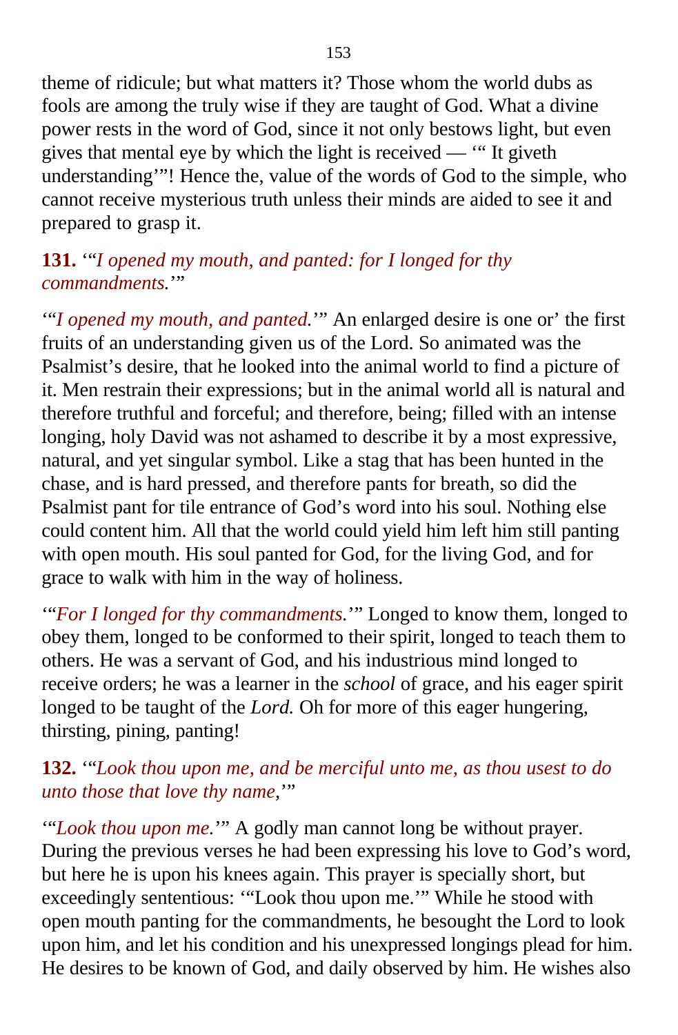theme of ridicule; but what matters it? Those whom the world dubs as fools are among the truly wise if they are taught of God. What a divine power rests in the word of God, since it not only bestows light, but even gives that mental eye by which the light is received — ‘“ It giveth understanding’”! Hence the, value of the words of God to the simple, who cannot receive mysterious truth unless their minds are aided to see it and prepared to grasp it.

**131.** ‘“*I opened my mouth, and panted: for I longed for thy commandments.*’”

‘“*I opened my mouth, and panted.*’” An enlarged desire is one or’ the first fruits of an understanding given us of the Lord. So animated was the Psalmist’s desire, that he looked into the animal world to find a picture of it. Men restrain their expressions; but in the animal world all is natural and therefore truthful and forceful; and therefore, being; filled with an intense longing, holy David was not ashamed to describe it by a most expressive, natural, and yet singular symbol. Like a stag that has been hunted in the chase, and is hard pressed, and therefore pants for breath, so did the Psalmist pant for tile entrance of God’s word into his soul. Nothing else could content him. All that the world could yield him left him still panting with open mouth. His soul panted for God, for the living God, and for grace to walk with him in the way of holiness.

‘“*For I longed for thy commandments.*’” Longed to know them, longed to obey them, longed to be conformed to their spirit, longed to teach them to others. He was a servant of God, and his industrious mind longed to receive orders; he was a learner in the *school* of grace, and his eager spirit longed to be taught of the *Lord.* Oh for more of this eager hungering, thirsting, pining, panting!

**132.** ‘“*Look thou upon me, and be merciful unto me, as thou usest to do unto those that love thy name,*’”

‘“*Look thou upon me.*’” A godly man cannot long be without prayer. During the previous verses he had been expressing his love to God’s word, but here he is upon his knees again. This prayer is specially short, but exceedingly sententious: ‘“Look thou upon me.’” While he stood with open mouth panting for the commandments, he besought the Lord to look upon him, and let his condition and his unexpressed longings plead for him. He desires to be known of God, and daily observed by him. He wishes also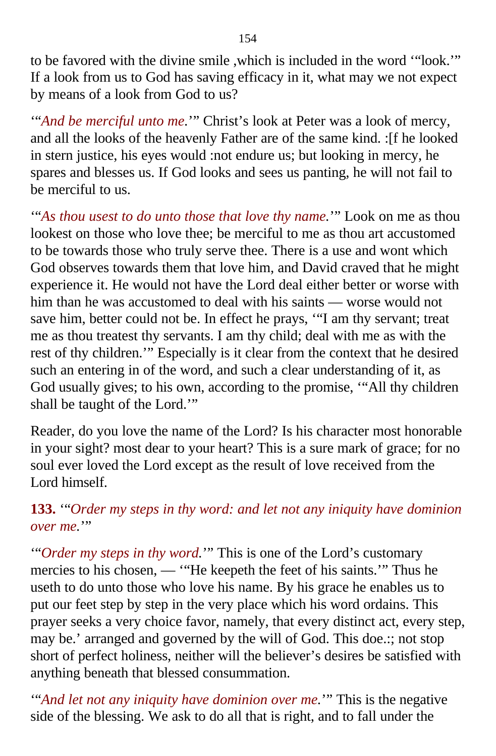to be favored with the divine smile ,which is included in the word '"look.'" If a look from us to God has saving efficacy in it, what may we not expect by means of a look from God to us?

'"*And be merciful unto me.*'" Christ's look at Peter was a look of mercy, and all the looks of the heavenly Father are of the same kind. :[f he looked in stern justice, his eyes would :not endure us; but looking in mercy, he spares and blesses us. If God looks and sees us panting, he will not fail to be merciful to us.

'"*As thou usest to do unto those that love thy name.*'" Look on me as thou lookest on those who love thee; be merciful to me as thou art accustomed to be towards those who truly serve thee. There is a use and wont which God observes towards them that love him, and David craved that he might experience it. He would not have the Lord deal either better or worse with him than he was accustomed to deal with his saints — worse would not save him, better could not be. In effect he prays, '"I am thy servant; treat me as thou treatest thy servants. I am thy child; deal with me as with the rest of thy children.'" Especially is it clear from the context that he desired such an entering in of the word, and such a clear understanding of it, as God usually gives; to his own, according to the promise, '"All thy children shall be taught of the Lord.'"

Reader, do you love the name of the Lord? Is his character most honorable in your sight? most dear to your heart? This is a sure mark of grace; for no soul ever loved the Lord except as the result of love received from the Lord himself.

**133.** '"*Order my steps in thy word: and let not any iniquity have dominion over me.*'"

'"*Order my steps in thy word.*'" This is one of the Lord's customary mercies to his chosen, — '"He keepeth the feet of his saints.'" Thus he useth to do unto those who love his name. By his grace he enables us to put our feet step by step in the very place which his word ordains. This prayer seeks a very choice favor, namely, that every distinct act, every step, may be.' arranged and governed by the will of God. This doe.:; not stop short of perfect holiness, neither will the believer's desires be satisfied with anything beneath that blessed consummation.

'"*And let not any iniquity have dominion over me.*'" This is the negative side of the blessing. We ask to do all that is right, and to fall under the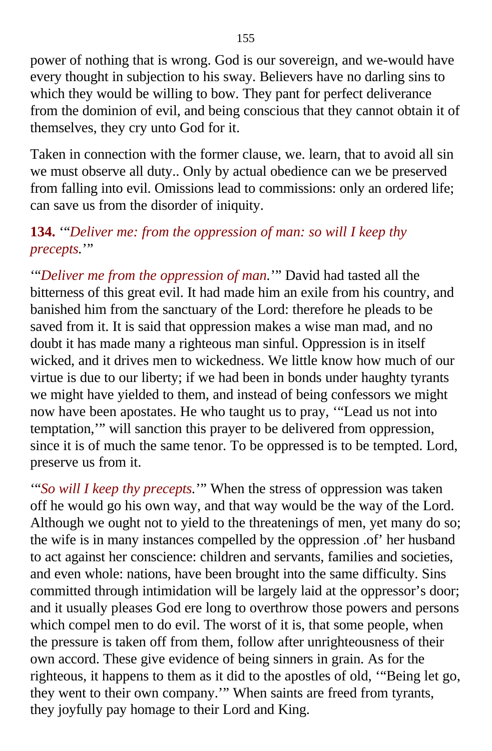power of nothing that is wrong. God is our sovereign, and we-would have every thought in subjection to his sway. Believers have no darling sins to which they would be willing to bow. They pant for perfect deliverance from the dominion of evil, and being conscious that they cannot obtain it of themselves, they cry unto God for it.

Taken in connection with the former clause, we. learn, that to avoid all sin we must observe all duty.. Only by actual obedience can we be preserved from falling into evil. Omissions lead to commissions: only an ordered life; can save us from the disorder of iniquity.

**134.** '"*Deliver me: from the oppression of man: so will I keep thy precepts.*'"

'"*Deliver me from the oppression of man.*'" David had tasted all the bitterness of this great evil. It had made him an exile from his country, and banished him from the sanctuary of the Lord: therefore he pleads to be saved from it. It is said that oppression makes a wise man mad, and no doubt it has made many a righteous man sinful. Oppression is in itself wicked, and it drives men to wickedness. We little know how much of our virtue is due to our liberty; if we had been in bonds under haughty tyrants we might have yielded to them, and instead of being confessors we might now have been apostates. He who taught us to pray, '"Lead us not into temptation,'" will sanction this prayer to be delivered from oppression, since it is of much the same tenor. To be oppressed is to be tempted. Lord, preserve us from it.

'"*So will I keep thy precepts.*'" When the stress of oppression was taken off he would go his own way, and that way would be the way of the Lord. Although we ought not to yield to the threatenings of men, yet many do so; the wife is in many instances compelled by the oppression .of' her husband to act against her conscience: children and servants, families and societies, and even whole: nations, have been brought into the same difficulty. Sins committed through intimidation will be largely laid at the oppressor's door; and it usually pleases God ere long to overthrow those powers and persons which compel men to do evil. The worst of it is, that some people, when the pressure is taken off from them, follow after unrighteousness of their own accord. These give evidence of being sinners in grain. As for the righteous, it happens to them as it did to the apostles of old, '"Being let go, they went to their own company.'" When saints are freed from tyrants, they joyfully pay homage to their Lord and King.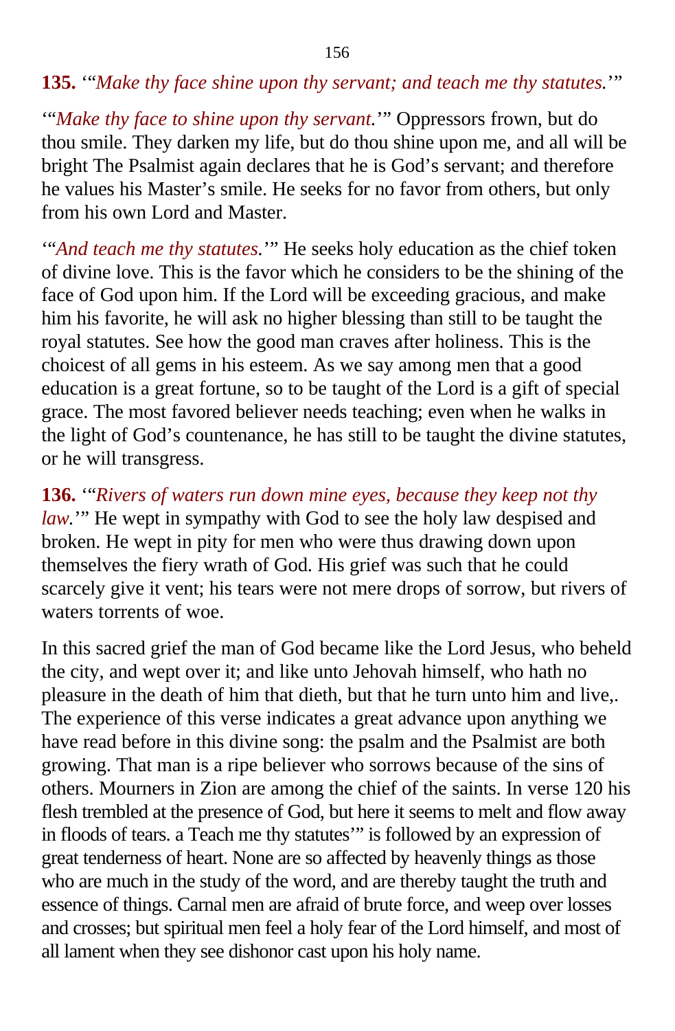**135.** '"*Make thy face shine upon thy servant; and teach me thy statutes.*'"

'"*Make thy face to shine upon thy servant.*'" Oppressors frown, but do thou smile. They darken my life, but do thou shine upon me, and all will be bright The Psalmist again declares that he is God's servant; and therefore he values his Master's smile. He seeks for no favor from others, but only from his own Lord and Master.

'"*And teach me thy statutes.*'" He seeks holy education as the chief token of divine love. This is the favor which he considers to be the shining of the face of God upon him. If the Lord will be exceeding gracious, and make him his favorite, he will ask no higher blessing than still to be taught the royal statutes. See how the good man craves after holiness. This is the choicest of all gems in his esteem. As we say among men that a good education is a great fortune, so to be taught of the Lord is a gift of special grace. The most favored believer needs teaching; even when he walks in the light of God's countenance, he has still to be taught the divine statutes, or he will transgress.

**136.** '"*Rivers of waters run down mine eyes, because they keep not thy law.*'" He wept in sympathy with God to see the holy law despised and broken. He wept in pity for men who were thus drawing down upon themselves the fiery wrath of God. His grief was such that he could scarcely give it vent; his tears were not mere drops of sorrow, but rivers of waters torrents of woe.

In this sacred grief the man of God became like the Lord Jesus, who beheld the city, and wept over it; and like unto Jehovah himself, who hath no pleasure in the death of him that dieth, but that he turn unto him and live,. The experience of this verse indicates a great advance upon anything we have read before in this divine song: the psalm and the Psalmist are both growing. That man is a ripe believer who sorrows because of the sins of others. Mourners in Zion are among the chief of the saints. In verse 120 his flesh trembled at the presence of God, but here it seems to melt and flow away in floods of tears. a Teach me thy statutes'" is followed by an expression of great tenderness of heart. None are so affected by heavenly things as those who are much in the study of the word, and are thereby taught the truth and essence of things. Carnal men are afraid of brute force, and weep over losses and crosses; but spiritual men feel a holy fear of the Lord himself, and most of all lament when they see dishonor cast upon his holy name.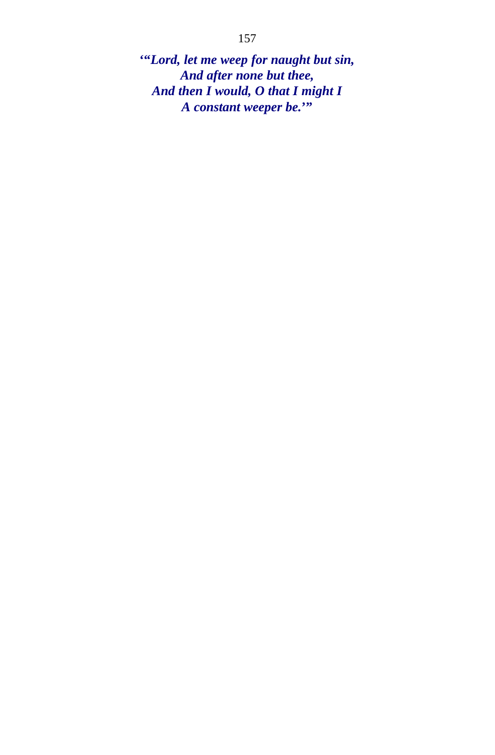***'"Lord, let me weep for naught but sin,***  
***And after none but thee,***  
***And then I would, O that I might I***  
***A constant weeper be.'"***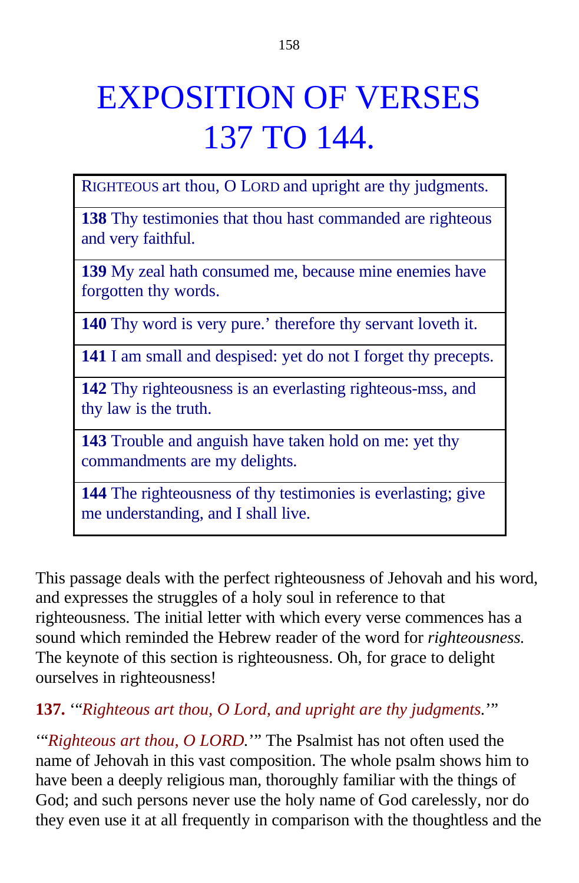# EXPOSITION OF VERSES 137 TO 144.

| RIGHTEOUS art thou, O LORD and upright are thy judgments. |
|---|
| **138** Thy testimonies that thou hast commanded are righteous and very faithful. |
| **139** My zeal hath consumed me, because mine enemies have forgotten thy words. |
| **140** Thy word is very pure.' therefore thy servant loveth it. |
| **141** I am small and despised: yet do not I forget thy precepts. |
| **142** Thy righteousness is an everlasting righteous-mss, and thy law is the truth. |
| **143** Trouble and anguish have taken hold on me: yet thy commandments are my delights. |
| **144** The righteousness of thy testimonies is everlasting; give me understanding, and I shall live. |

This passage deals with the perfect righteousness of Jehovah and his word, and expresses the struggles of a holy soul in reference to that righteousness. The initial letter with which every verse commences has a sound which reminded the Hebrew reader of the word for *righteousness.* The keynote of this section is righteousness. Oh, for grace to delight ourselves in righteousness!

**137.** '"*Righteous art thou, O Lord, and upright are thy judgments.*'"

'"*Righteous art thou, O LORD.*'" The Psalmist has not often used the name of Jehovah in this vast composition. The whole psalm shows him to have been a deeply religious man, thoroughly familiar with the things of God; and such persons never use the holy name of God carelessly, nor do they even use it at all frequently in comparison with the thoughtless and the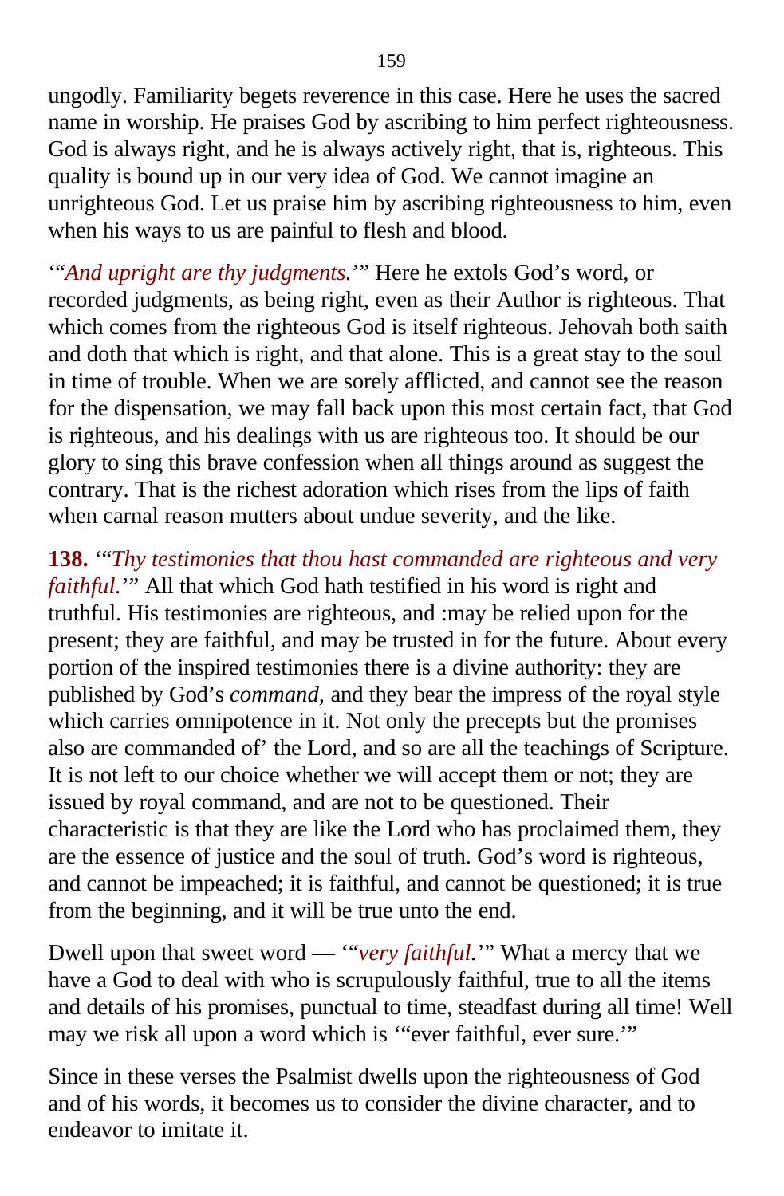ungodly. Familiarity begets reverence in this case. Here he uses the sacred name in worship. He praises God by ascribing to him perfect righteousness. God is always right, and he is always actively right, that is, righteous. This quality is bound up in our very idea of God. We cannot imagine an unrighteous God. Let us praise him by ascribing righteousness to him, even when his ways to us are painful to flesh and blood.

'"*And upright are thy judgments.*'" Here he extols God's word, or recorded judgments, as being right, even as their Author is righteous. That which comes from the righteous God is itself righteous. Jehovah both saith and doth that which is right, and that alone. This is a great stay to the soul in time of trouble. When we are sorely afflicted, and cannot see the reason for the dispensation, we may fall back upon this most certain fact, that God is righteous, and his dealings with us are righteous too. It should be our glory to sing this brave confession when all things around as suggest the contrary. That is the richest adoration which rises from the lips of faith when carnal reason mutters about undue severity, and the like.

**138.** '"*Thy testimonies that thou hast commanded are righteous and very faithful.*'" All that which God hath testified in his word is right and truthful. His testimonies are righteous, and :may be relied upon for the present; they are faithful, and may be trusted in for the future. About every portion of the inspired testimonies there is a divine authority: they are published by God's *command*, and they bear the impress of the royal style which carries omnipotence in it. Not only the precepts but the promises also are commanded of' the Lord, and so are all the teachings of Scripture. It is not left to our choice whether we will accept them or not; they are issued by royal command, and are not to be questioned. Their characteristic is that they are like the Lord who has proclaimed them, they are the essence of justice and the soul of truth. God's word is righteous, and cannot be impeached; it is faithful, and cannot be questioned; it is true from the beginning, and it will be true unto the end.

Dwell upon that sweet word — '"*very faithful.*'" What a mercy that we have a God to deal with who is scrupulously faithful, true to all the items and details of his promises, punctual to time, steadfast during all time! Well may we risk all upon a word which is '"ever faithful, ever sure.'"

Since in these verses the Psalmist dwells upon the righteousness of God and of his words, it becomes us to consider the divine character, and to endeavor to imitate it.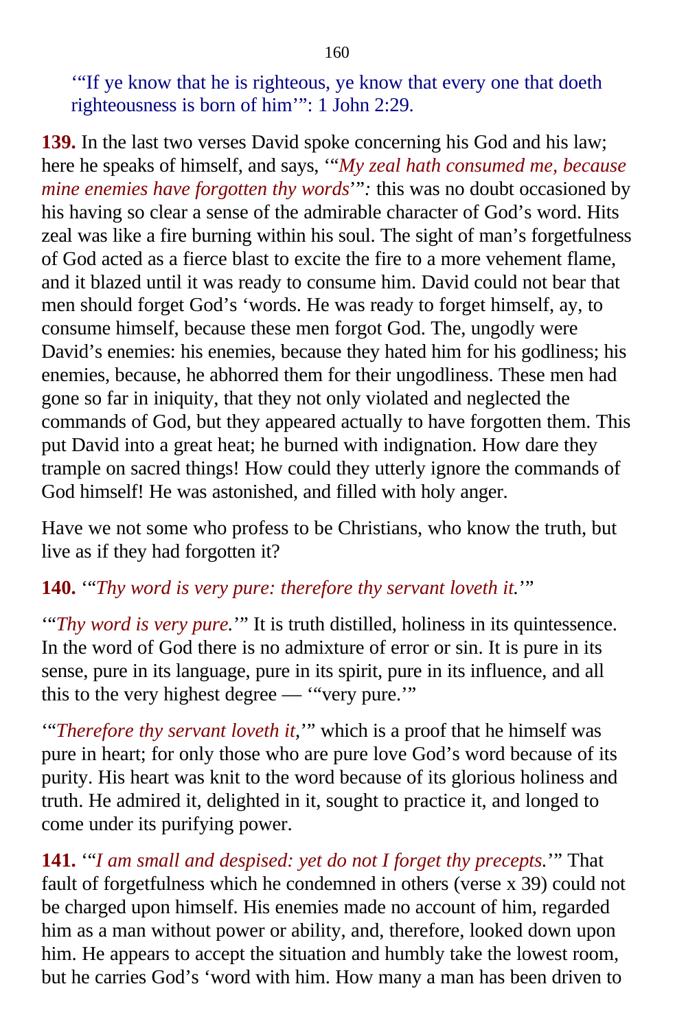'"If ye know that he is righteous, ye know that every one that doeth righteousness is born of him'": 1 John 2:29.

**139.** In the last two verses David spoke concerning his God and his law; here he speaks of himself, and says, '"*My zeal hath consumed me, because mine enemies have forgotten thy words*'"*:* this was no doubt occasioned by his having so clear a sense of the admirable character of God's word. Hits zeal was like a fire burning within his soul. The sight of man's forgetfulness of God acted as a fierce blast to excite the fire to a more vehement flame, and it blazed until it was ready to consume him. David could not bear that men should forget God's 'words. He was ready to forget himself, ay, to consume himself, because these men forgot God. The, ungodly were David's enemies: his enemies, because they hated him for his godliness; his enemies, because, he abhorred them for their ungodliness. These men had gone so far in iniquity, that they not only violated and neglected the commands of God, but they appeared actually to have forgotten them. This put David into a great heat; he burned with indignation. How dare they trample on sacred things! How could they utterly ignore the commands of God himself! He was astonished, and filled with holy anger.

Have we not some who profess to be Christians, who know the truth, but live as if they had forgotten it?

**140.** '"*Thy word is very pure: therefore thy servant loveth it.*'"

'"*Thy word is very pure.*'" It is truth distilled, holiness in its quintessence. In the word of God there is no admixture of error or sin. It is pure in its sense, pure in its language, pure in its spirit, pure in its influence, and all this to the very highest degree — '"very pure.'"

'"*Therefore thy servant loveth it,*'" which is a proof that he himself was pure in heart; for only those who are pure love God's word because of its purity. His heart was knit to the word because of its glorious holiness and truth. He admired it, delighted in it, sought to practice it, and longed to come under its purifying power.

**141.** '"*I am small and despised: yet do not I forget thy precepts.*'" That fault of forgetfulness which he condemned in others (verse x 39) could not be charged upon himself. His enemies made no account of him, regarded him as a man without power or ability, and, therefore, looked down upon him. He appears to accept the situation and humbly take the lowest room, but he carries God's 'word with him. How many a man has been driven to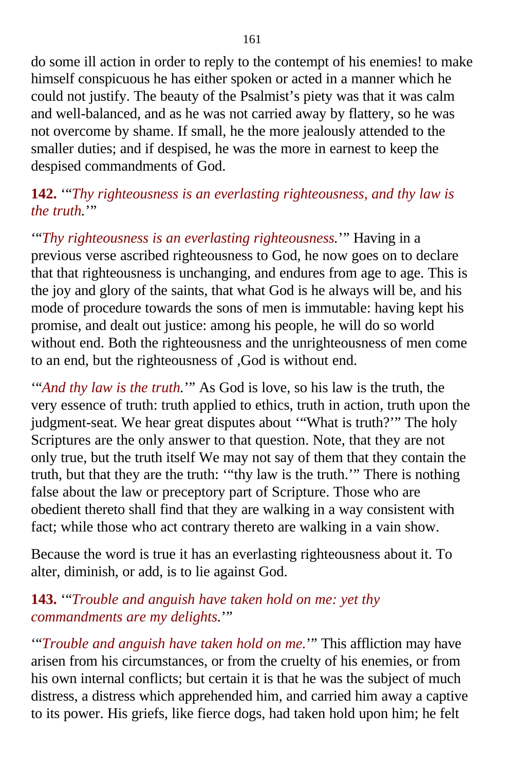do some ill action in order to reply to the contempt of his enemies! to make himself conspicuous he has either spoken or acted in a manner which he could not justify. The beauty of the Psalmist's piety was that it was calm and well-balanced, and as he was not carried away by flattery, so he was not overcome by shame. If small, he the more jealously attended to the smaller duties; and if despised, he was the more in earnest to keep the despised commandments of God.

**142.** '"*Thy righteousness is an everlasting righteousness, and thy law is the truth.*'"

'"*Thy righteousness is an everlasting righteousness.*'" Having in a previous verse ascribed righteousness to God, he now goes on to declare that that righteousness is unchanging, and endures from age to age. This is the joy and glory of the saints, that what God is he always will be, and his mode of procedure towards the sons of men is immutable: having kept his promise, and dealt out justice: among his people, he will do so world without end. Both the righteousness and the unrighteousness of men come to an end, but the righteousness of ,God is without end.

'"*And thy law is the truth.*'" As God is love, so his law is the truth, the very essence of truth: truth applied to ethics, truth in action, truth upon the judgment-seat. We hear great disputes about '"What is truth?'" The holy Scriptures are the only answer to that question. Note, that they are not only true, but the truth itself We may not say of them that they contain the truth, but that they are the truth: '"thy law is the truth.'" There is nothing false about the law or preceptory part of Scripture. Those who are obedient thereto shall find that they are walking in a way consistent with fact; while those who act contrary thereto are walking in a vain show.

Because the word is true it has an everlasting righteousness about it. To alter, diminish, or add, is to lie against God.

**143.** '"*Trouble and anguish have taken hold on me: yet thy commandments are my delights.*'"

'"*Trouble and anguish have taken hold on me.*'" This affliction may have arisen from his circumstances, or from the cruelty of his enemies, or from his own internal conflicts; but certain it is that he was the subject of much distress, a distress which apprehended him, and carried him away a captive to its power. His griefs, like fierce dogs, had taken hold upon him; he felt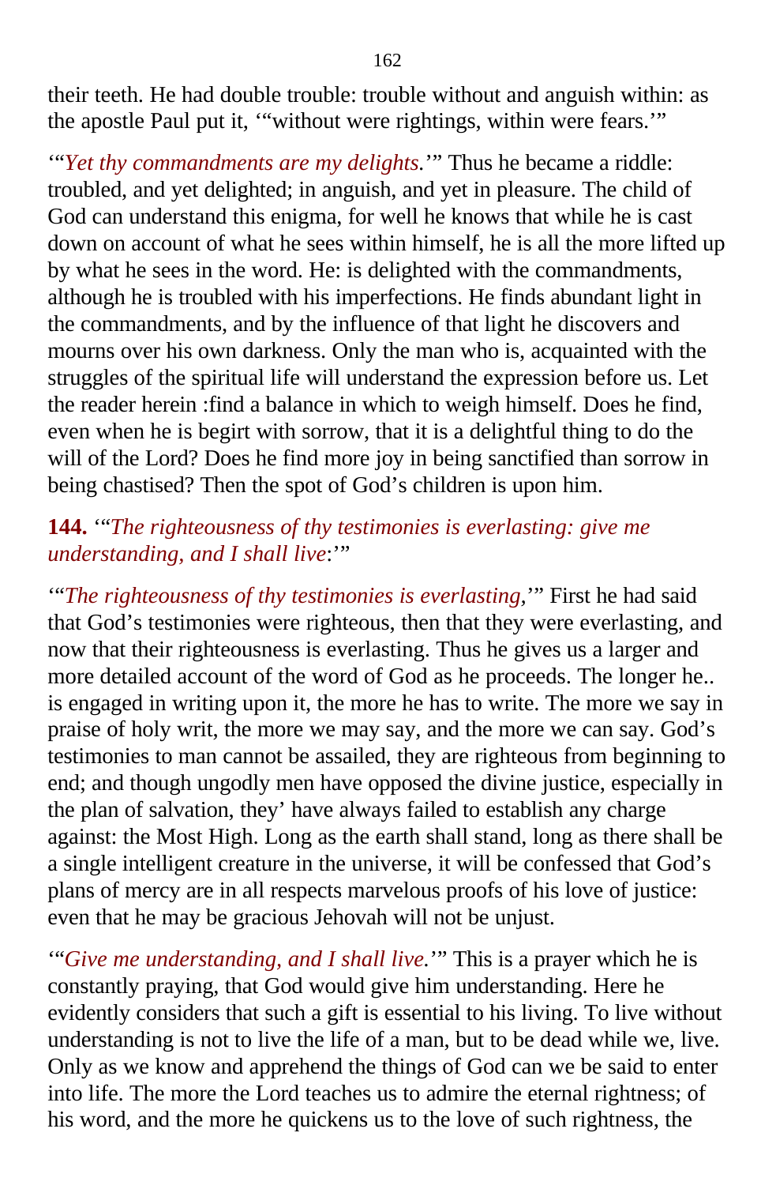their teeth. He had double trouble: trouble without and anguish within: as the apostle Paul put it, '"without were rightings, within were fears.'"

'"*Yet thy commandments are my delights.*'" Thus he became a riddle: troubled, and yet delighted; in anguish, and yet in pleasure. The child of God can understand this enigma, for well he knows that while he is cast down on account of what he sees within himself, he is all the more lifted up by what he sees in the word. He: is delighted with the commandments, although he is troubled with his imperfections. He finds abundant light in the commandments, and by the influence of that light he discovers and mourns over his own darkness. Only the man who is, acquainted with the struggles of the spiritual life will understand the expression before us. Let the reader herein :find a balance in which to weigh himself. Does he find, even when he is begirt with sorrow, that it is a delightful thing to do the will of the Lord? Does he find more joy in being sanctified than sorrow in being chastised? Then the spot of God's children is upon him.

**144.** '"*The righteousness of thy testimonies is everlasting: give me understanding, and I shall live*:'"

'"*The righteousness of thy testimonies is everlasting,*'" First he had said that God's testimonies were righteous, then that they were everlasting, and now that their righteousness is everlasting. Thus he gives us a larger and more detailed account of the word of God as he proceeds. The longer he.. is engaged in writing upon it, the more he has to write. The more we say in praise of holy writ, the more we may say, and the more we can say. God's testimonies to man cannot be assailed, they are righteous from beginning to end; and though ungodly men have opposed the divine justice, especially in the plan of salvation, they' have always failed to establish any charge against: the Most High. Long as the earth shall stand, long as there shall be a single intelligent creature in the universe, it will be confessed that God's plans of mercy are in all respects marvelous proofs of his love of justice: even that he may be gracious Jehovah will not be unjust.

'"*Give me understanding, and I shall live.*'" This is a prayer which he is constantly praying, that God would give him understanding. Here he evidently considers that such a gift is essential to his living. To live without understanding is not to live the life of a man, but to be dead while we, live. Only as we know and apprehend the things of God can we be said to enter into life. The more the Lord teaches us to admire the eternal rightness; of his word, and the more he quickens us to the love of such rightness, the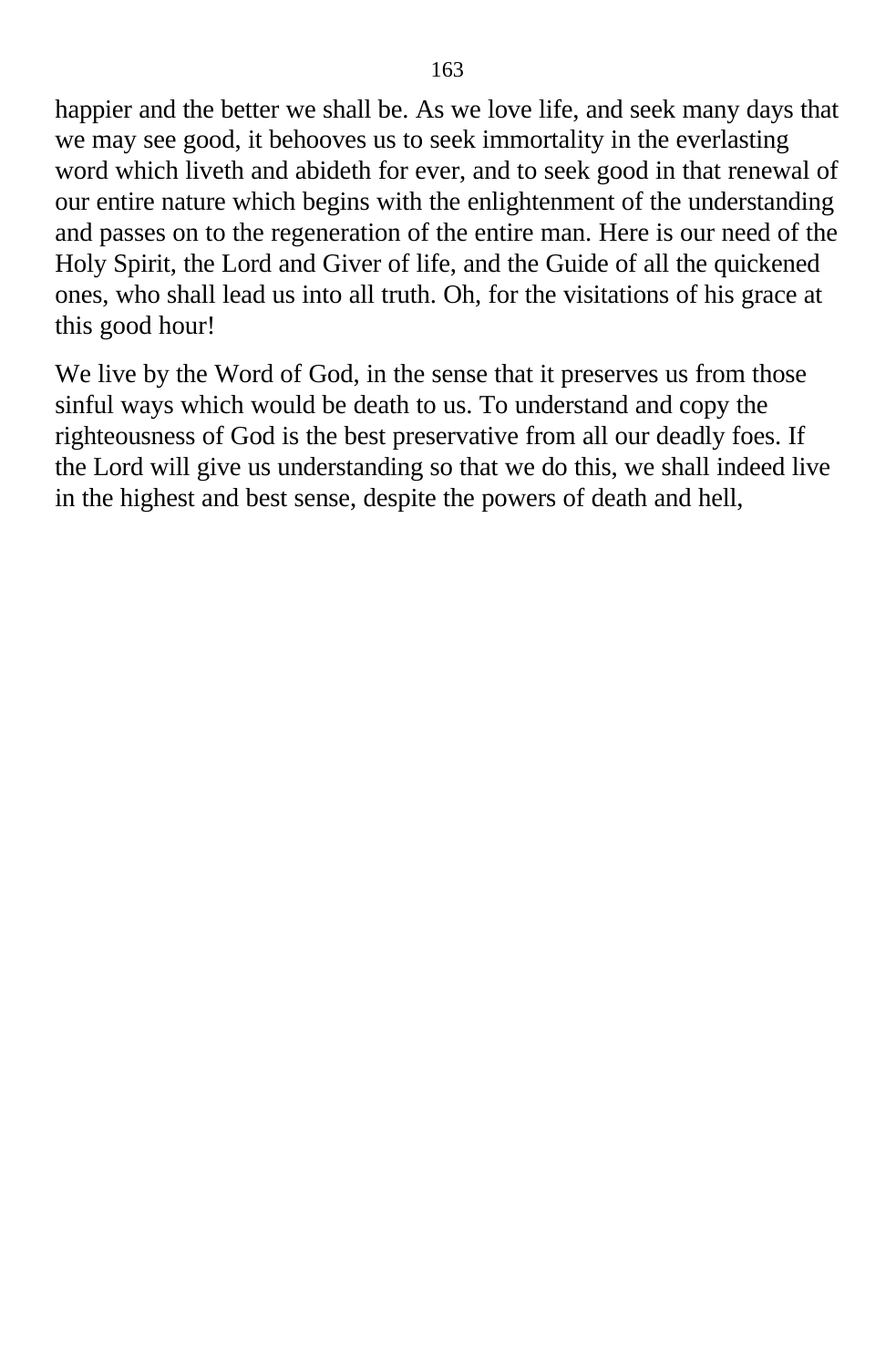happier and the better we shall be. As we love life, and seek many days that we may see good, it behooves us to seek immortality in the everlasting word which liveth and abideth for ever, and to seek good in that renewal of our entire nature which begins with the enlightenment of the understanding and passes on to the regeneration of the entire man. Here is our need of the Holy Spirit, the Lord and Giver of life, and the Guide of all the quickened ones, who shall lead us into all truth. Oh, for the visitations of his grace at this good hour!

We live by the Word of God, in the sense that it preserves us from those sinful ways which would be death to us. To understand and copy the righteousness of God is the best preservative from all our deadly foes. If the Lord will give us understanding so that we do this, we shall indeed live in the highest and best sense, despite the powers of death and hell,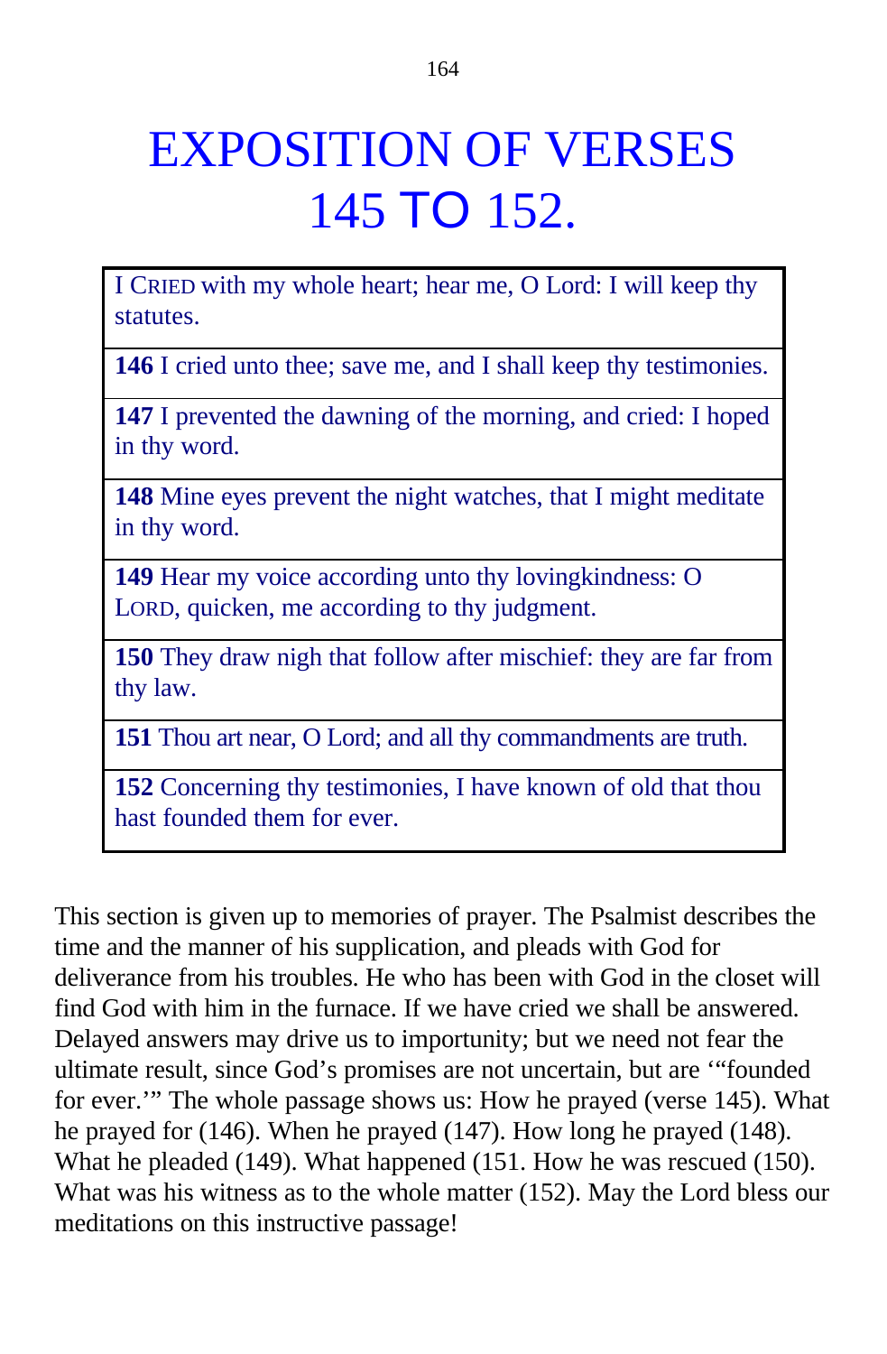# EXPOSITION OF VERSES 145 TO 152.

| I CRIED with my whole heart; hear me, O Lord: I will keep thy statutes. |
|---|
| **146** I cried unto thee; save me, and I shall keep thy testimonies. |
| **147** I prevented the dawning of the morning, and cried: I hoped in thy word. |
| **148** Mine eyes prevent the night watches, that I might meditate in thy word. |
| **149** Hear my voice according unto thy lovingkindness: O LORD, quicken, me according to thy judgment. |
| **150** They draw nigh that follow after mischief: they are far from thy law. |
| **151** Thou art near, O Lord; and all thy commandments are truth. |
| **152** Concerning thy testimonies, I have known of old that thou hast founded them for ever. |

This section is given up to memories of prayer. The Psalmist describes the time and the manner of his supplication, and pleads with God for deliverance from his troubles. He who has been with God in the closet will find God with him in the furnace. If we have cried we shall be answered. Delayed answers may drive us to importunity; but we need not fear the ultimate result, since God's promises are not uncertain, but are '"founded for ever.'" The whole passage shows us: How he prayed (verse 145). What he prayed for (146). When he prayed (147). How long he prayed (148). What he pleaded (149). What happened (151. How he was rescued (150). What was his witness as to the whole matter (152). May the Lord bless our meditations on this instructive passage!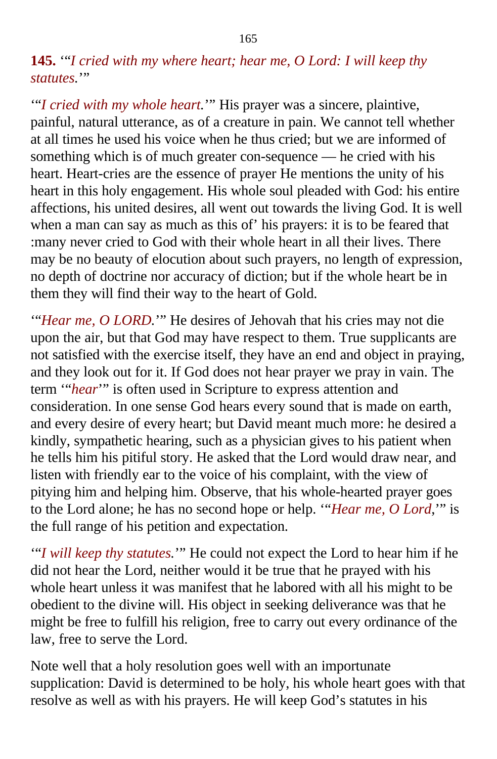**145.** '"*I cried with my where heart; hear me, O Lord: I will keep thy statutes.*'"

'"*I cried with my whole heart.*'" His prayer was a sincere, plaintive, painful, natural utterance, as of a creature in pain. We cannot tell whether at all times he used his voice when he thus cried; but we are informed of something which is of much greater con-sequence — he cried with his heart. Heart-cries are the essence of prayer He mentions the unity of his heart in this holy engagement. His whole soul pleaded with God: his entire affections, his united desires, all went out towards the living God. It is well when a man can say as much as this of' his prayers: it is to be feared that :many never cried to God with their whole heart in all their lives. There may be no beauty of elocution about such prayers, no length of expression, no depth of doctrine nor accuracy of diction; but if the whole heart be in them they will find their way to the heart of Gold.

'"*Hear me, O LORD.*'" He desires of Jehovah that his cries may not die upon the air, but that God may have respect to them. True supplicants are not satisfied with the exercise itself, they have an end and object in praying, and they look out for it. If God does not hear prayer we pray in vain. The term '"*hear*'" is often used in Scripture to express attention and consideration. In one sense God hears every sound that is made on earth, and every desire of every heart; but David meant much more: he desired a kindly, sympathetic hearing, such as a physician gives to his patient when he tells him his pitiful story. He asked that the Lord would draw near, and listen with friendly ear to the voice of his complaint, with the view of pitying him and helping him. Observe, that his whole-hearted prayer goes to the Lord alone; he has no second hope or help. '"*Hear me, O Lord*,'" is the full range of his petition and expectation.

'"*I will keep thy statutes.*'" He could not expect the Lord to hear him if he did not hear the Lord, neither would it be true that he prayed with his whole heart unless it was manifest that he labored with all his might to be obedient to the divine will. His object in seeking deliverance was that he might be free to fulfill his religion, free to carry out every ordinance of the law, free to serve the Lord.

Note well that a holy resolution goes well with an importunate supplication: David is determined to be holy, his whole heart goes with that resolve as well as with his prayers. He will keep God's statutes in his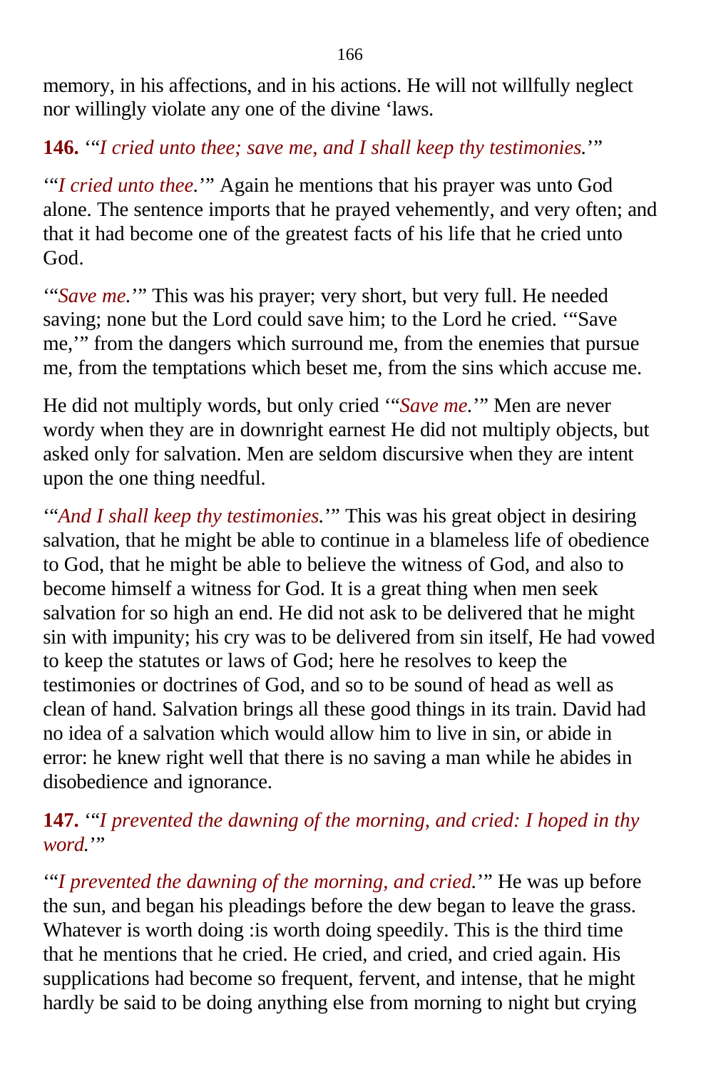memory, in his affections, and in his actions. He will not willfully neglect nor willingly violate any one of the divine ‘laws.

**146.** ‘“*I cried unto thee; save me, and I shall keep thy testimonies.*’”

‘“*I cried unto thee.*’” Again he mentions that his prayer was unto God alone. The sentence imports that he prayed vehemently, and very often; and that it had become one of the greatest facts of his life that he cried unto God.

‘“*Save me.*’” This was his prayer; very short, but very full. He needed saving; none but the Lord could save him; to the Lord he cried. ‘“Save me,’” from the dangers which surround me, from the enemies that pursue me, from the temptations which beset me, from the sins which accuse me.

He did not multiply words, but only cried ‘“*Save me.*’” Men are never wordy when they are in downright earnest He did not multiply objects, but asked only for salvation. Men are seldom discursive when they are intent upon the one thing needful.

‘“*And I shall keep thy testimonies.*’” This was his great object in desiring salvation, that he might be able to continue in a blameless life of obedience to God, that he might be able to believe the witness of God, and also to become himself a witness for God. It is a great thing when men seek salvation for so high an end. He did not ask to be delivered that he might sin with impunity; his cry was to be delivered from sin itself, He had vowed to keep the statutes or laws of God; here he resolves to keep the testimonies or doctrines of God, and so to be sound of head as well as clean of hand. Salvation brings all these good things in its train. David had no idea of a salvation which would allow him to live in sin, or abide in error: he knew right well that there is no saving a man while he abides in disobedience and ignorance.

**147.** ‘“*I prevented the dawning of the morning, and cried: I hoped in thy word.*’”

‘“*I prevented the dawning of the morning, and cried.*’” He was up before the sun, and began his pleadings before the dew began to leave the grass. Whatever is worth doing :is worth doing speedily. This is the third time that he mentions that he cried. He cried, and cried, and cried again. His supplications had become so frequent, fervent, and intense, that he might hardly be said to be doing anything else from morning to night but crying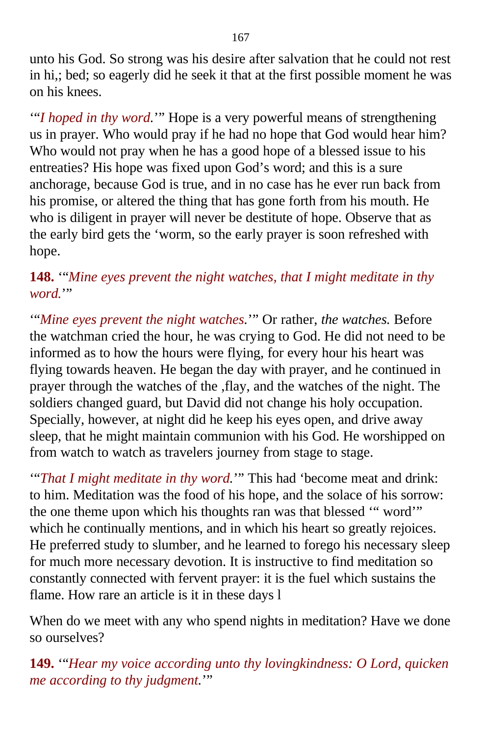unto his God. So strong was his desire after salvation that he could not rest in hi,; bed; so eagerly did he seek it that at the first possible moment he was on his knees.

‘"*I hoped in thy word.*’" Hope is a very powerful means of strengthening us in prayer. Who would pray if he had no hope that God would hear him? Who would not pray when he has a good hope of a blessed issue to his entreaties? His hope was fixed upon God’s word; and this is a sure anchorage, because God is true, and in no case has he ever run back from his promise, or altered the thing that has gone forth from his mouth. He who is diligent in prayer will never be destitute of hope. Observe that as the early bird gets the ‘worm, so the early prayer is soon refreshed with hope.

**148.** ‘"*Mine eyes prevent the night watches, that I might meditate in thy word.*’"

‘"*Mine eyes prevent the night watches.*’" Or rather, *the watches.* Before the watchman cried the hour, he was crying to God. He did not need to be informed as to how the hours were flying, for every hour his heart was flying towards heaven. He began the day with prayer, and he continued in prayer through the watches of the ,flay, and the watches of the night. The soldiers changed guard, but David did not change his holy occupation. Specially, however, at night did he keep his eyes open, and drive away sleep, that he might maintain communion with his God. He worshipped on from watch to watch as travelers journey from stage to stage.

‘"*That I might meditate in thy word.*’" This had ‘become meat and drink: to him. Meditation was the food of his hope, and the solace of his sorrow: the one theme upon which his thoughts ran was that blessed ‘" word’" which he continually mentions, and in which his heart so greatly rejoices. He preferred study to slumber, and he learned to forego his necessary sleep for much more necessary devotion. It is instructive to find meditation so constantly connected with fervent prayer: it is the fuel which sustains the flame. How rare an article is it in these days l

When do we meet with any who spend nights in meditation? Have we done so ourselves?

**149.** ‘"*Hear my voice according unto thy lovingkindness: O Lord, quicken me according to thy judgment.*’"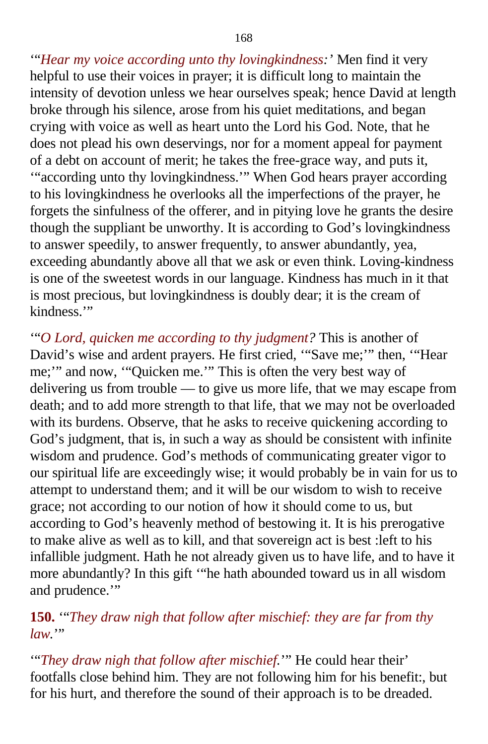'"*Hear my voice according unto thy lovingkindness:'* Men find it very helpful to use their voices in prayer; it is difficult long to maintain the intensity of devotion unless we hear ourselves speak; hence David at length broke through his silence, arose from his quiet meditations, and began crying with voice as well as heart unto the Lord his God. Note, that he does not plead his own deservings, nor for a moment appeal for payment of a debt on account of merit; he takes the free-grace way, and puts it, '"according unto thy lovingkindness.'" When God hears prayer according to his lovingkindness he overlooks all the imperfections of the prayer, he forgets the sinfulness of the offerer, and in pitying love he grants the desire though the suppliant be unworthy. It is according to God's lovingkindness to answer speedily, to answer frequently, to answer abundantly, yea, exceeding abundantly above all that we ask or even think. Loving-kindness is one of the sweetest words in our language. Kindness has much in it that is most precious, but lovingkindness is doubly dear; it is the cream of kindness.'"

'"*O Lord, quicken me according to thy judgment?* This is another of David's wise and ardent prayers. He first cried, '"Save me;'" then, '"Hear me;'" and now, '"Quicken me.'" This is often the very best way of delivering us from trouble — to give us more life, that we may escape from death; and to add more strength to that life, that we may not be overloaded with its burdens. Observe, that he asks to receive quickening according to God's judgment, that is, in such a way as should be consistent with infinite wisdom and prudence. God's methods of communicating greater vigor to our spiritual life are exceedingly wise; it would probably be in vain for us to attempt to understand them; and it will be our wisdom to wish to receive grace; not according to our notion of how it should come to us, but according to God's heavenly method of bestowing it. It is his prerogative to make alive as well as to kill, and that sovereign act is best :left to his infallible judgment. Hath he not already given us to have life, and to have it more abundantly? In this gift '"he hath abounded toward us in all wisdom and prudence.'"

**150.** '"*They draw nigh that follow after mischief: they are far from thy law.'"*

'"*They draw nigh that follow after mischief.*'" He could hear their' footfalls close behind him. They are not following him for his benefit:, but for his hurt, and therefore the sound of their approach is to be dreaded.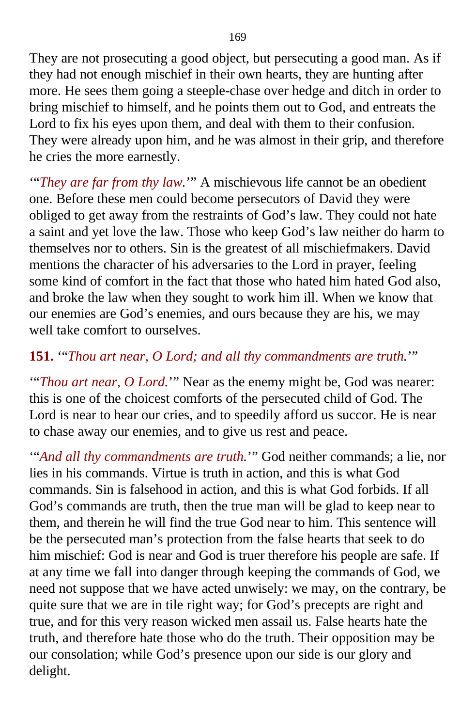They are not prosecuting a good object, but persecuting a good man. As if they had not enough mischief in their own hearts, they are hunting after more. He sees them going a steeple-chase over hedge and ditch in order to bring mischief to himself, and he points them out to God, and entreats the Lord to fix his eyes upon them, and deal with them to their confusion. They were already upon him, and he was almost in their grip, and therefore he cries the more earnestly.

'"*They are far from thy law.*'" A mischievous life cannot be an obedient one. Before these men could become persecutors of David they were obliged to get away from the restraints of God's law. They could not hate a saint and yet love the law. Those who keep God's law neither do harm to themselves nor to others. Sin is the greatest of all mischiefmakers. David mentions the character of his adversaries to the Lord in prayer, feeling some kind of comfort in the fact that those who hated him hated God also, and broke the law when they sought to work him ill. When we know that our enemies are God's enemies, and ours because they are his, we may well take comfort to ourselves.

**151.** '"*Thou art near, O Lord; and all thy commandments are truth.*'"

'"*Thou art near, O Lord.*'" Near as the enemy might be, God was nearer: this is one of the choicest comforts of the persecuted child of God. The Lord is near to hear our cries, and to speedily afford us succor. He is near to chase away our enemies, and to give us rest and peace.

'"*And all thy commandments are truth.*'" God neither commands; a lie, nor lies in his commands. Virtue is truth in action, and this is what God commands. Sin is falsehood in action, and this is what God forbids. If all God's commands are truth, then the true man will be glad to keep near to them, and therein he will find the true God near to him. This sentence will be the persecuted man's protection from the false hearts that seek to do him mischief: God is near and God is truer therefore his people are safe. If at any time we fall into danger through keeping the commands of God, we need not suppose that we have acted unwisely: we may, on the contrary, be quite sure that we are in tile right way; for God's precepts are right and true, and for this very reason wicked men assail us. False hearts hate the truth, and therefore hate those who do the truth. Their opposition may be our consolation; while God's presence upon our side is our glory and delight.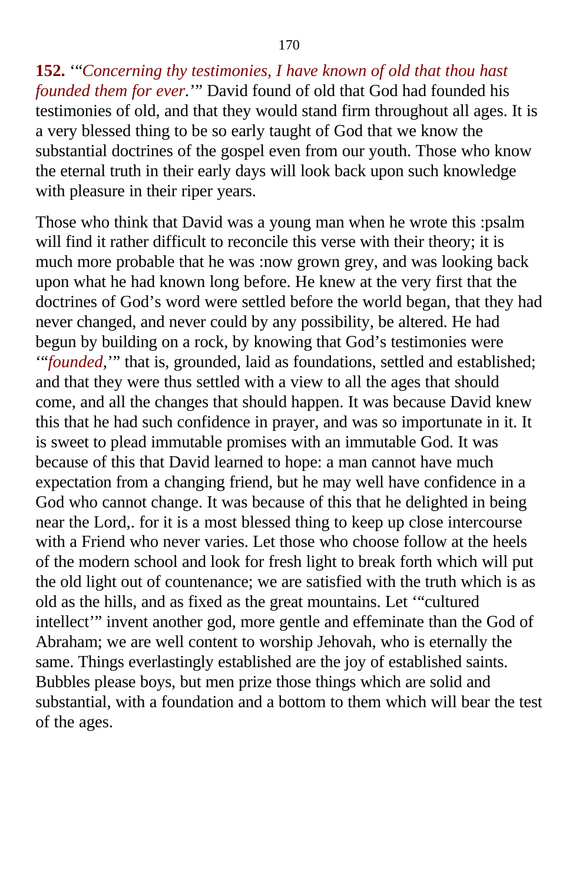**152.** '"*Concerning thy testimonies, I have known of old that thou hast founded them for ever.*'" David found of old that God had founded his testimonies of old, and that they would stand firm throughout all ages. It is a very blessed thing to be so early taught of God that we know the substantial doctrines of the gospel even from our youth. Those who know the eternal truth in their early days will look back upon such knowledge with pleasure in their riper years.

Those who think that David was a young man when he wrote this :psalm will find it rather difficult to reconcile this verse with their theory; it is much more probable that he was :now grown grey, and was looking back upon what he had known long before. He knew at the very first that the doctrines of God's word were settled before the world began, that they had never changed, and never could by any possibility, be altered. He had begun by building on a rock, by knowing that God's testimonies were '"*founded*,'" that is, grounded, laid as foundations, settled and established; and that they were thus settled with a view to all the ages that should come, and all the changes that should happen. It was because David knew this that he had such confidence in prayer, and was so importunate in it. It is sweet to plead immutable promises with an immutable God. It was because of this that David learned to hope: a man cannot have much expectation from a changing friend, but he may well have confidence in a God who cannot change. It was because of this that he delighted in being near the Lord,. for it is a most blessed thing to keep up close intercourse with a Friend who never varies. Let those who choose follow at the heels of the modern school and look for fresh light to break forth which will put the old light out of countenance; we are satisfied with the truth which is as old as the hills, and as fixed as the great mountains. Let '"cultured intellect'" invent another god, more gentle and effeminate than the God of Abraham; we are well content to worship Jehovah, who is eternally the same. Things everlastingly established are the joy of established saints. Bubbles please boys, but men prize those things which are solid and substantial, with a foundation and a bottom to them which will bear the test of the ages.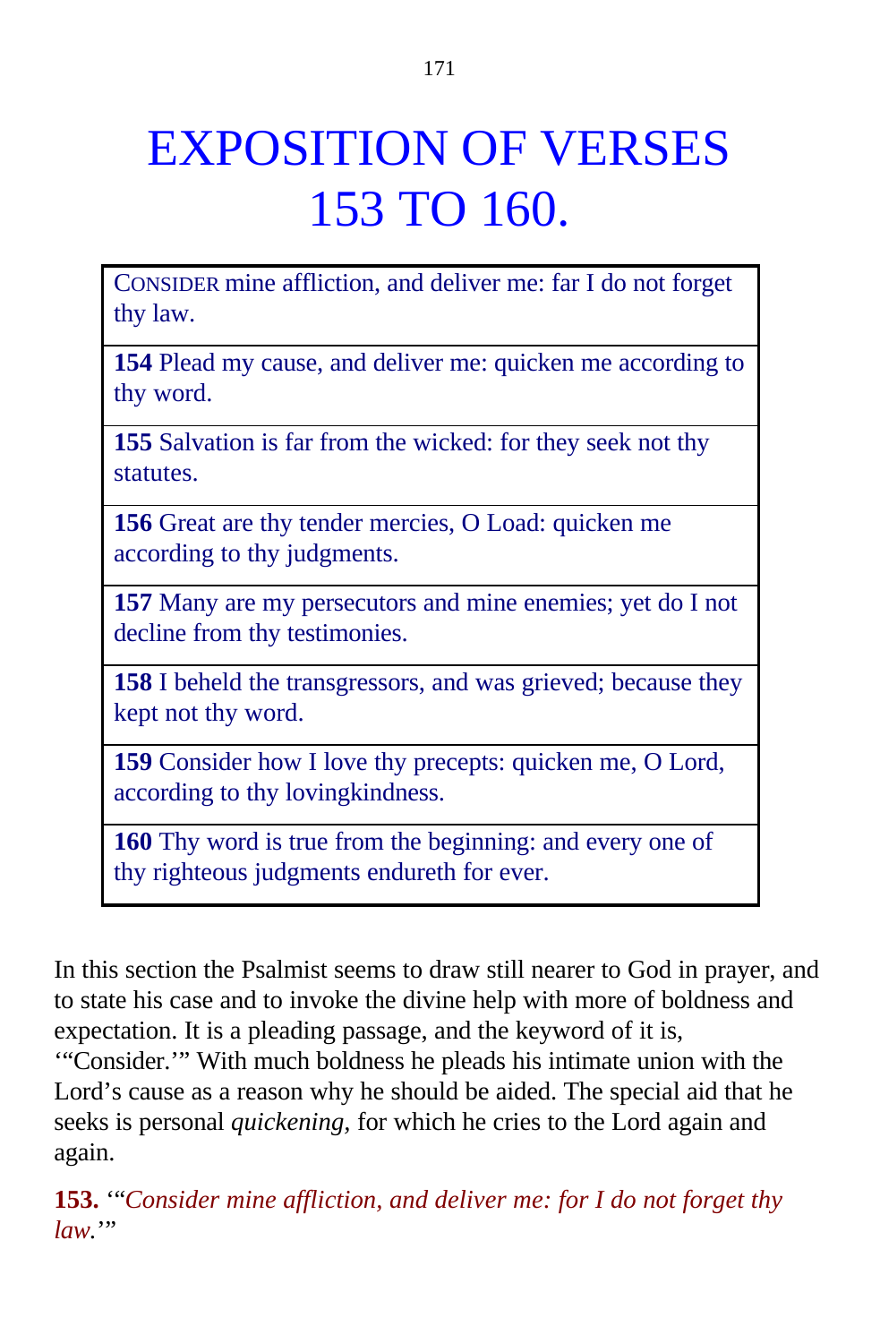# EXPOSITION OF VERSES 153 TO 160.

| |
|---|
| CONSIDER mine affliction, and deliver me: far I do not forget thy law. |
| **154** Plead my cause, and deliver me: quicken me according to thy word. |
| **155** Salvation is far from the wicked: for they seek not thy statutes. |
| **156** Great are thy tender mercies, O Load: quicken me according to thy judgments. |
| **157** Many are my persecutors and mine enemies; yet do I not decline from thy testimonies. |
| **158** I beheld the transgressors, and was grieved; because they kept not thy word. |
| **159** Consider how I love thy precepts: quicken me, O Lord, according to thy lovingkindness. |
| **160** Thy word is true from the beginning: and every one of thy righteous judgments endureth for ever. |

In this section the Psalmist seems to draw still nearer to God in prayer, and to state his case and to invoke the divine help with more of boldness and expectation. It is a pleading passage, and the keyword of it is, '"Consider.'" With much boldness he pleads his intimate union with the Lord's cause as a reason why he should be aided. The special aid that he seeks is personal *quickening,* for which he cries to the Lord again and again.

**153.** '"*Consider mine affliction, and deliver me: for I do not forget thy law.*'"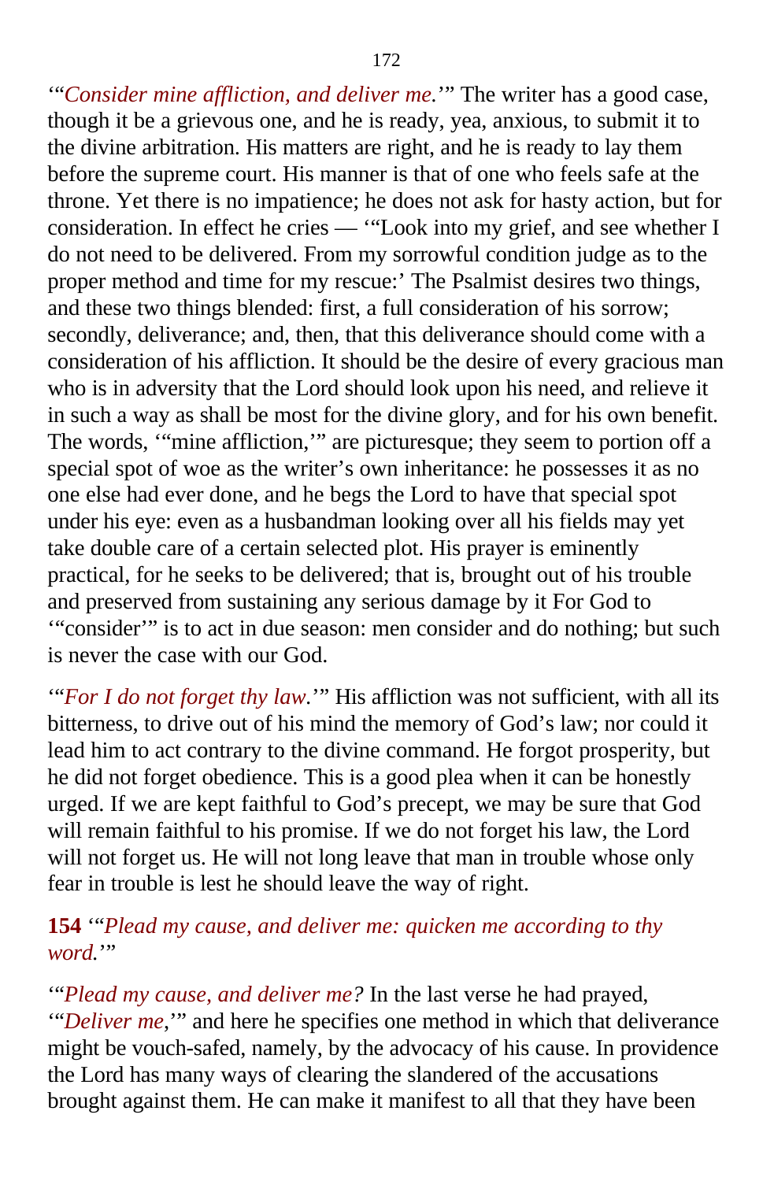'"*Consider mine affliction, and deliver me.*'" The writer has a good case, though it be a grievous one, and he is ready, yea, anxious, to submit it to the divine arbitration. His matters are right, and he is ready to lay them before the supreme court. His manner is that of one who feels safe at the throne. Yet there is no impatience; he does not ask for hasty action, but for consideration. In effect he cries — '"Look into my grief, and see whether I do not need to be delivered. From my sorrowful condition judge as to the proper method and time for my rescue:' The Psalmist desires two things, and these two things blended: first, a full consideration of his sorrow; secondly, deliverance; and, then, that this deliverance should come with a consideration of his affliction. It should be the desire of every gracious man who is in adversity that the Lord should look upon his need, and relieve it in such a way as shall be most for the divine glory, and for his own benefit. The words, '"mine affliction,'" are picturesque; they seem to portion off a special spot of woe as the writer's own inheritance: he possesses it as no one else had ever done, and he begs the Lord to have that special spot under his eye: even as a husbandman looking over all his fields may yet take double care of a certain selected plot. His prayer is eminently practical, for he seeks to be delivered; that is, brought out of his trouble and preserved from sustaining any serious damage by it For God to '"consider'" is to act in due season: men consider and do nothing; but such is never the case with our God.

'"*For I do not forget thy law.*'" His affliction was not sufficient, with all its bitterness, to drive out of his mind the memory of God's law; nor could it lead him to act contrary to the divine command. He forgot prosperity, but he did not forget obedience. This is a good plea when it can be honestly urged. If we are kept faithful to God's precept, we may be sure that God will remain faithful to his promise. If we do not forget his law, the Lord will not forget us. He will not long leave that man in trouble whose only fear in trouble is lest he should leave the way of right.

**154** '"*Plead my cause, and deliver me: quicken me according to thy word.*'"

'"*Plead my cause, and deliver me?* In the last verse he had prayed, '"*Deliver me*,'" and here he specifies one method in which that deliverance might be vouch-safed, namely, by the advocacy of his cause. In providence the Lord has many ways of clearing the slandered of the accusations brought against them. He can make it manifest to all that they have been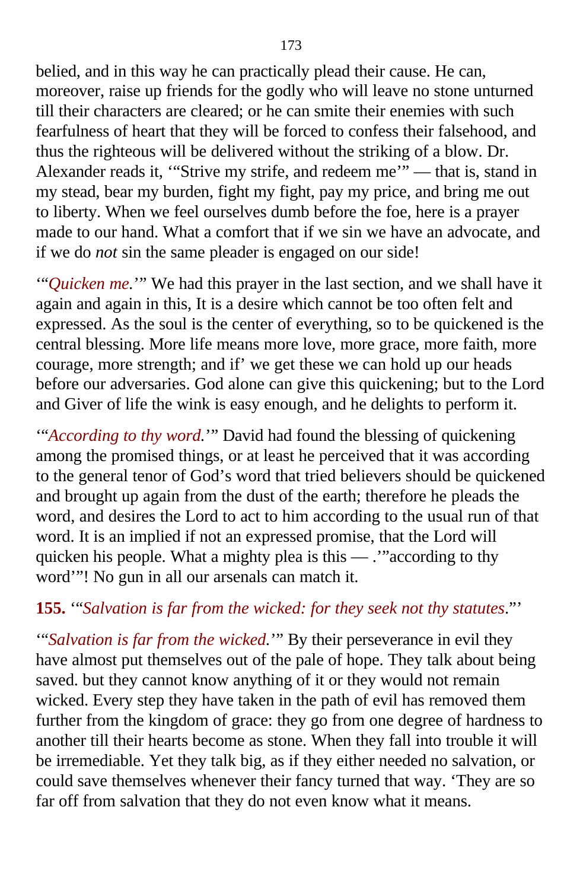belied, and in this way he can practically plead their cause. He can, moreover, raise up friends for the godly who will leave no stone unturned till their characters are cleared; or he can smite their enemies with such fearfulness of heart that they will be forced to confess their falsehood, and thus the righteous will be delivered without the striking of a blow. Dr. Alexander reads it, '"Strive my strife, and redeem me'" — that is, stand in my stead, bear my burden, fight my fight, pay my price, and bring me out to liberty. When we feel ourselves dumb before the foe, here is a prayer made to our hand. What a comfort that if we sin we have an advocate, and if we do *not* sin the same pleader is engaged on our side!

'"*Quicken me.*'" We had this prayer in the last section, and we shall have it again and again in this, It is a desire which cannot be too often felt and expressed. As the soul is the center of everything, so to be quickened is the central blessing. More life means more love, more grace, more faith, more courage, more strength; and if' we get these we can hold up our heads before our adversaries. God alone can give this quickening; but to the Lord and Giver of life the wink is easy enough, and he delights to perform it.

'"*According to thy word.*'" David had found the blessing of quickening among the promised things, or at least he perceived that it was according to the general tenor of God's word that tried believers should be quickened and brought up again from the dust of the earth; therefore he pleads the word, and desires the Lord to act to him according to the usual run of that word. It is an implied if not an expressed promise, that the Lord will quicken his people. What a mighty plea is this — .'"according to thy word'"! No gun in all our arsenals can match it.

**155.** '"*Salvation is far from the wicked: for they seek not thy statutes.*"'

'"*Salvation is far from the wicked.*'" By their perseverance in evil they have almost put themselves out of the pale of hope. They talk about being saved. but they cannot know anything of it or they would not remain wicked. Every step they have taken in the path of evil has removed them further from the kingdom of grace: they go from one degree of hardness to another till their hearts become as stone. When they fall into trouble it will be irremediable. Yet they talk big, as if they either needed no salvation, or could save themselves whenever their fancy turned that way. 'They are so far off from salvation that they do not even know what it means.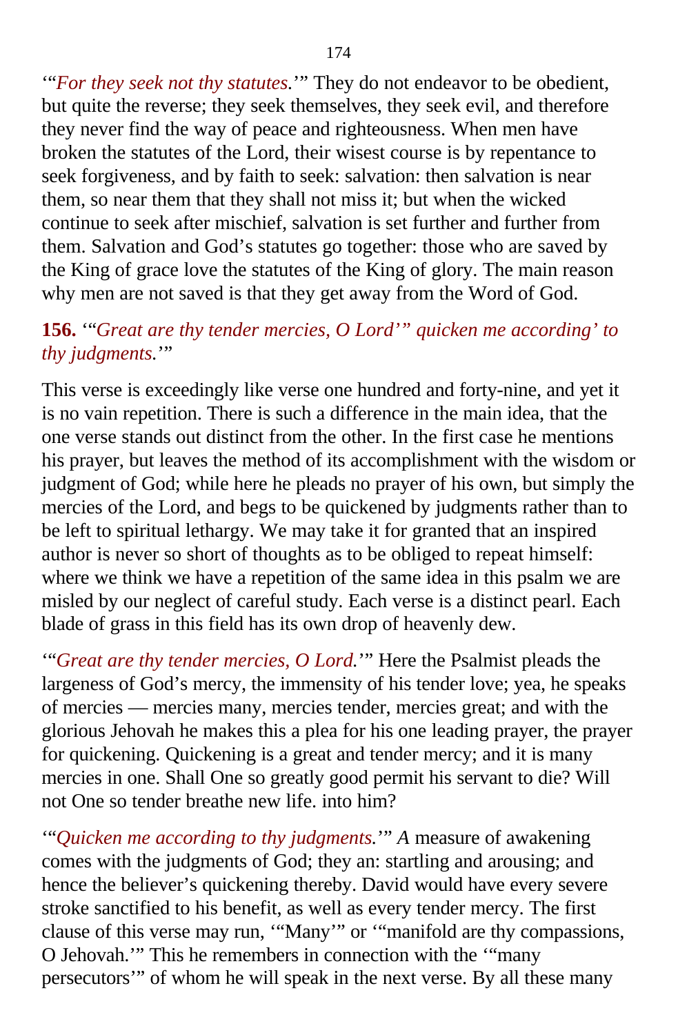'"*For they seek not thy statutes.*'" They do not endeavor to be obedient, but quite the reverse; they seek themselves, they seek evil, and therefore they never find the way of peace and righteousness. When men have broken the statutes of the Lord, their wisest course is by repentance to seek forgiveness, and by faith to seek: salvation: then salvation is near them, so near them that they shall not miss it; but when the wicked continue to seek after mischief, salvation is set further and further from them. Salvation and God's statutes go together: those who are saved by the King of grace love the statutes of the King of glory. The main reason why men are not saved is that they get away from the Word of God.

**156.** '"*Great are thy tender mercies, O Lord'" quicken me according' to thy judgments.*'"

This verse is exceedingly like verse one hundred and forty-nine, and yet it is no vain repetition. There is such a difference in the main idea, that the one verse stands out distinct from the other. In the first case he mentions his prayer, but leaves the method of its accomplishment with the wisdom or judgment of God; while here he pleads no prayer of his own, but simply the mercies of the Lord, and begs to be quickened by judgments rather than to be left to spiritual lethargy. We may take it for granted that an inspired author is never so short of thoughts as to be obliged to repeat himself: where we think we have a repetition of the same idea in this psalm we are misled by our neglect of careful study. Each verse is a distinct pearl. Each blade of grass in this field has its own drop of heavenly dew.

'"*Great are thy tender mercies, O Lord.*'" Here the Psalmist pleads the largeness of God's mercy, the immensity of his tender love; yea, he speaks of mercies — mercies many, mercies tender, mercies great; and with the glorious Jehovah he makes this a plea for his one leading prayer, the prayer for quickening. Quickening is a great and tender mercy; and it is many mercies in one. Shall One so greatly good permit his servant to die? Will not One so tender breathe new life. into him?

'"*Quicken me according to thy judgments.*'" *A* measure of awakening comes with the judgments of God; they an: startling and arousing; and hence the believer's quickening thereby. David would have every severe stroke sanctified to his benefit, as well as every tender mercy. The first clause of this verse may run, '"Many'" or '"manifold are thy compassions, O Jehovah.'" This he remembers in connection with the '"many persecutors'" of whom he will speak in the next verse. By all these many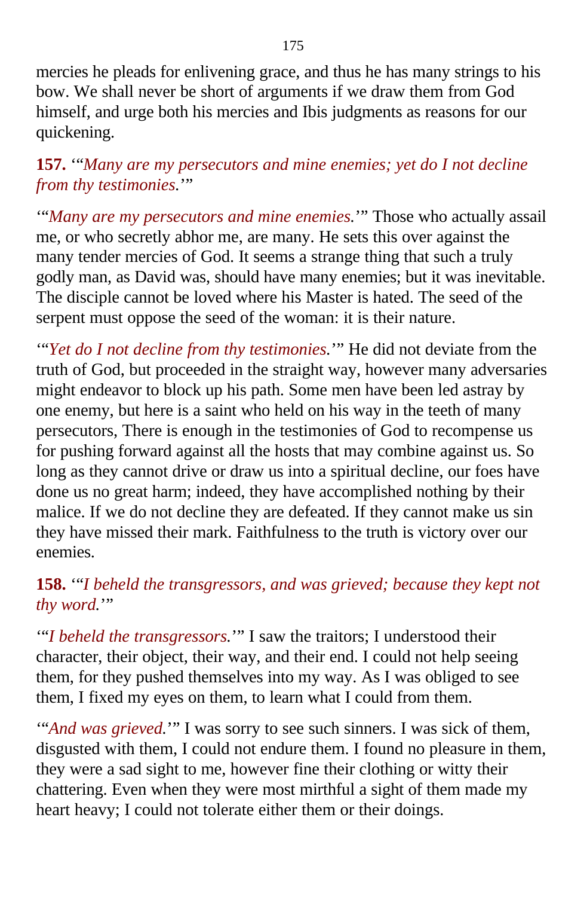mercies he pleads for enlivening grace, and thus he has many strings to his bow. We shall never be short of arguments if we draw them from God himself, and urge both his mercies and Ibis judgments as reasons for our quickening.

**157.** '"*Many are my persecutors and mine enemies; yet do I not decline from thy testimonies.*'"

'"*Many are my persecutors and mine enemies.*'" Those who actually assail me, or who secretly abhor me, are many. He sets this over against the many tender mercies of God. It seems a strange thing that such a truly godly man, as David was, should have many enemies; but it was inevitable. The disciple cannot be loved where his Master is hated. The seed of the serpent must oppose the seed of the woman: it is their nature.

'"*Yet do I not decline from thy testimonies.*'" He did not deviate from the truth of God, but proceeded in the straight way, however many adversaries might endeavor to block up his path. Some men have been led astray by one enemy, but here is a saint who held on his way in the teeth of many persecutors, There is enough in the testimonies of God to recompense us for pushing forward against all the hosts that may combine against us. So long as they cannot drive or draw us into a spiritual decline, our foes have done us no great harm; indeed, they have accomplished nothing by their malice. If we do not decline they are defeated. If they cannot make us sin they have missed their mark. Faithfulness to the truth is victory over our enemies.

**158.** '"*I beheld the transgressors, and was grieved; because they kept not thy word.*'"

'"*I beheld the transgressors.*'" I saw the traitors; I understood their character, their object, their way, and their end. I could not help seeing them, for they pushed themselves into my way. As I was obliged to see them, I fixed my eyes on them, to learn what I could from them.

'"*And was grieved.*'" I was sorry to see such sinners. I was sick of them, disgusted with them, I could not endure them. I found no pleasure in them, they were a sad sight to me, however fine their clothing or witty their chattering. Even when they were most mirthful a sight of them made my heart heavy; I could not tolerate either them or their doings.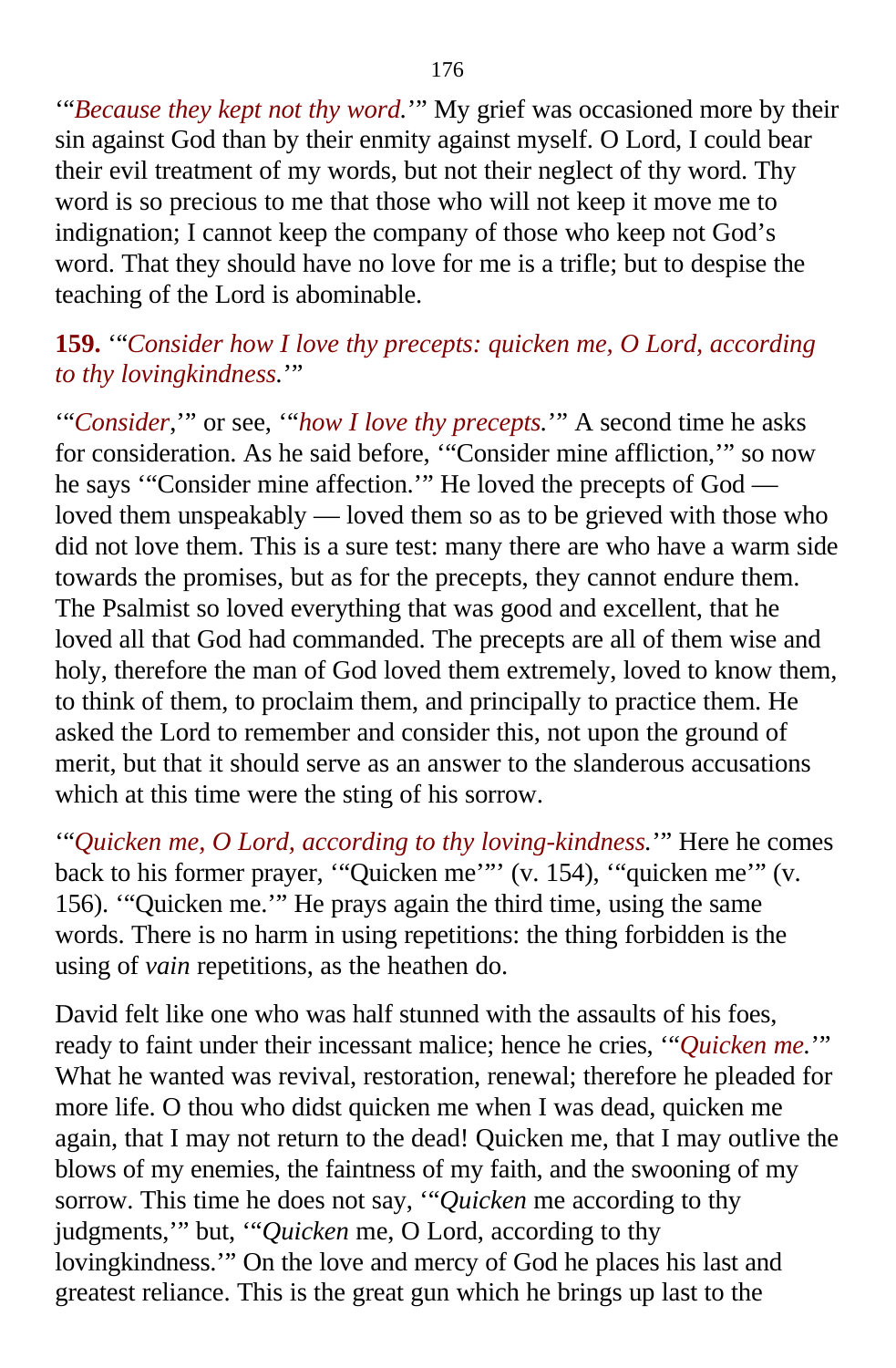'"*Because they kept not thy word.*'" My grief was occasioned more by their sin against God than by their enmity against myself. O Lord, I could bear their evil treatment of my words, but not their neglect of thy word. Thy word is so precious to me that those who will not keep it move me to indignation; I cannot keep the company of those who keep not God's word. That they should have no love for me is a trifle; but to despise the teaching of the Lord is abominable.

**159.** '"*Consider how I love thy precepts: quicken me, O Lord, according to thy lovingkindness.*'"

'"*Consider*,'" or see, '"*how I love thy precepts.*'" A second time he asks for consideration. As he said before, '"Consider mine affliction,'" so now he says '"Consider mine affection.'" He loved the precepts of God — loved them unspeakably — loved them so as to be grieved with those who did not love them. This is a sure test: many there are who have a warm side towards the promises, but as for the precepts, they cannot endure them. The Psalmist so loved everything that was good and excellent, that he loved all that God had commanded. The precepts are all of them wise and holy, therefore the man of God loved them extremely, loved to know them, to think of them, to proclaim them, and principally to practice them. He asked the Lord to remember and consider this, not upon the ground of merit, but that it should serve as an answer to the slanderous accusations which at this time were the sting of his sorrow.

'"*Quicken me, O Lord, according to thy loving-kindness.*'" Here he comes back to his former prayer, '"Quicken me"' (v. 154), '"quicken me'" (v. 156). '"Quicken me.'" He prays again the third time, using the same words. There is no harm in using repetitions: the thing forbidden is the using of *vain* repetitions, as the heathen do.

David felt like one who was half stunned with the assaults of his foes, ready to faint under their incessant malice; hence he cries, '"*Quicken me.*'" What he wanted was revival, restoration, renewal; therefore he pleaded for more life. O thou who didst quicken me when I was dead, quicken me again, that I may not return to the dead! Quicken me, that I may outlive the blows of my enemies, the faintness of my faith, and the swooning of my sorrow. This time he does not say, '"*Quicken* me according to thy judgments,'" but, '"*Quicken* me, O Lord, according to thy lovingkindness.'" On the love and mercy of God he places his last and greatest reliance. This is the great gun which he brings up last to the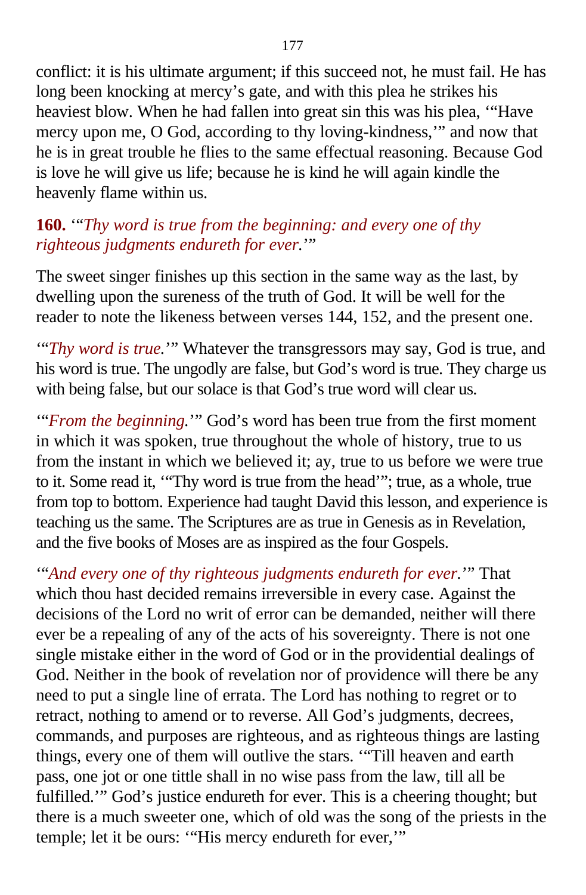conflict: it is his ultimate argument; if this succeed not, he must fail. He has long been knocking at mercy's gate, and with this plea he strikes his heaviest blow. When he had fallen into great sin this was his plea, '"Have mercy upon me, O God, according to thy loving-kindness,'" and now that he is in great trouble he flies to the same effectual reasoning. Because God is love he will give us life; because he is kind he will again kindle the heavenly flame within us.

**160.** '"*Thy word is true from the beginning: and every one of thy righteous judgments endureth for ever.*'"

The sweet singer finishes up this section in the same way as the last, by dwelling upon the sureness of the truth of God. It will be well for the reader to note the likeness between verses 144, 152, and the present one.

'"*Thy word is true.*'" Whatever the transgressors may say, God is true, and his word is true. The ungodly are false, but God's word is true. They charge us with being false, but our solace is that God's true word will clear us.

'"*From the beginning.*'" God's word has been true from the first moment in which it was spoken, true throughout the whole of history, true to us from the instant in which we believed it; ay, true to us before we were true to it. Some read it, '"Thy word is true from the head'"; true, as a whole, true from top to bottom. Experience had taught David this lesson, and experience is teaching us the same. The Scriptures are as true in Genesis as in Revelation, and the five books of Moses are as inspired as the four Gospels.

'"*And every one of thy righteous judgments endureth for ever.*'" That which thou hast decided remains irreversible in every case. Against the decisions of the Lord no writ of error can be demanded, neither will there ever be a repealing of any of the acts of his sovereignty. There is not one single mistake either in the word of God or in the providential dealings of God. Neither in the book of revelation nor of providence will there be any need to put a single line of errata. The Lord has nothing to regret or to retract, nothing to amend or to reverse. All God's judgments, decrees, commands, and purposes are righteous, and as righteous things are lasting things, every one of them will outlive the stars. '"Till heaven and earth pass, one jot or one tittle shall in no wise pass from the law, till all be fulfilled.'" God's justice endureth for ever. This is a cheering thought; but there is a much sweeter one, which of old was the song of the priests in the temple; let it be ours: '"His mercy endureth for ever,'"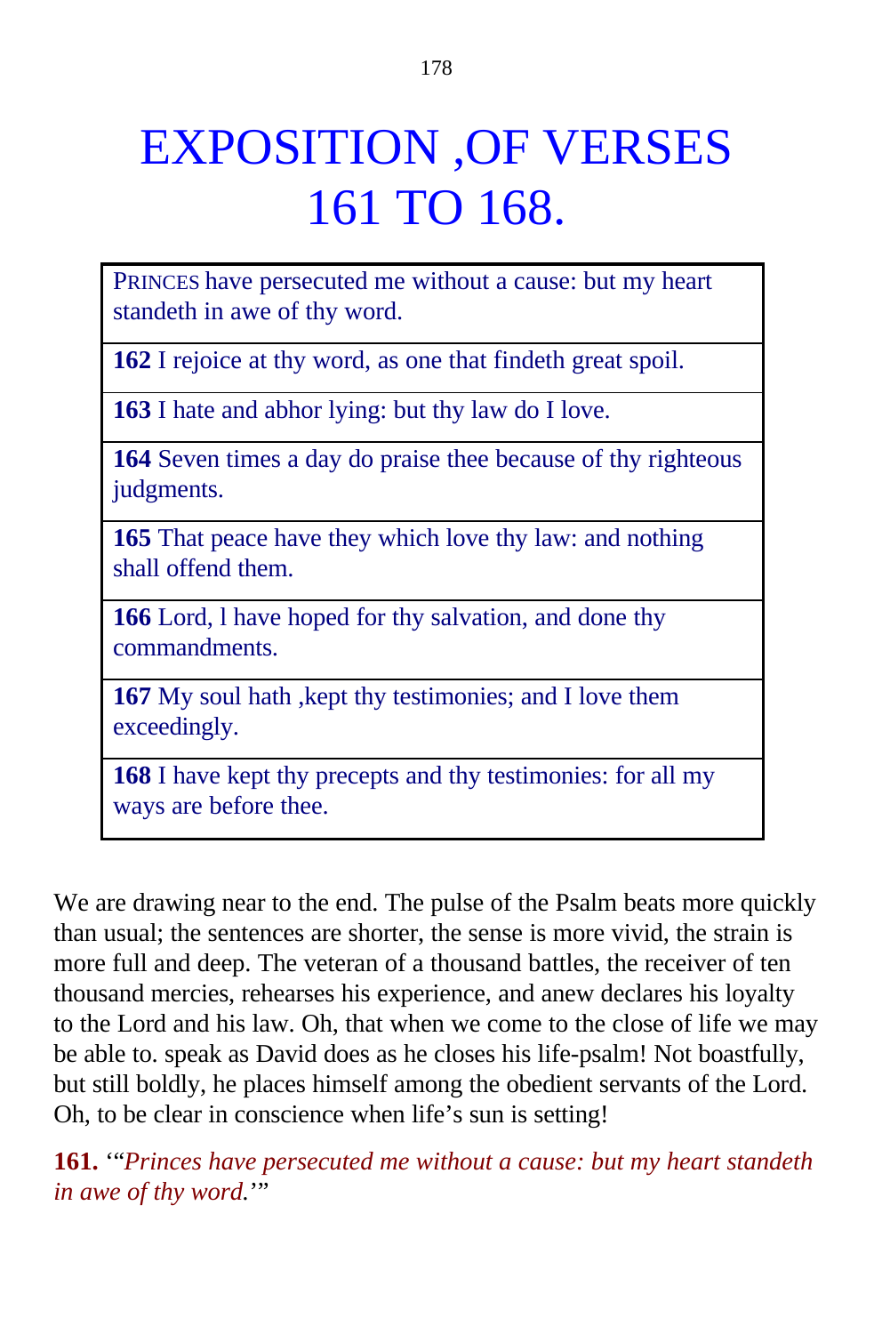# EXPOSITION ,OF VERSES 161 TO 168.

| |
|---|
| PRINCES have persecuted me without a cause: but my heart standeth in awe of thy word. |
| **162** I rejoice at thy word, as one that findeth great spoil. |
| **163** I hate and abhor lying: but thy law do I love. |
| **164** Seven times a day do praise thee because of thy righteous judgments. |
| **165** That peace have they which love thy law: and nothing shall offend them. |
| **166** Lord, l have hoped for thy salvation, and done thy commandments. |
| **167** My soul hath ,kept thy testimonies; and I love them exceedingly. |
| **168** I have kept thy precepts and thy testimonies: for all my ways are before thee. |

We are drawing near to the end. The pulse of the Psalm beats more quickly than usual; the sentences are shorter, the sense is more vivid, the strain is more full and deep. The veteran of a thousand battles, the receiver of ten thousand mercies, rehearses his experience, and anew declares his loyalty to the Lord and his law. Oh, that when we come to the close of life we may be able to. speak as David does as he closes his life-psalm! Not boastfully, but still boldly, he places himself among the obedient servants of the Lord. Oh, to be clear in conscience when life's sun is setting!

**161.** '"*Princes have persecuted me without a cause: but my heart standeth in awe of thy word.*'"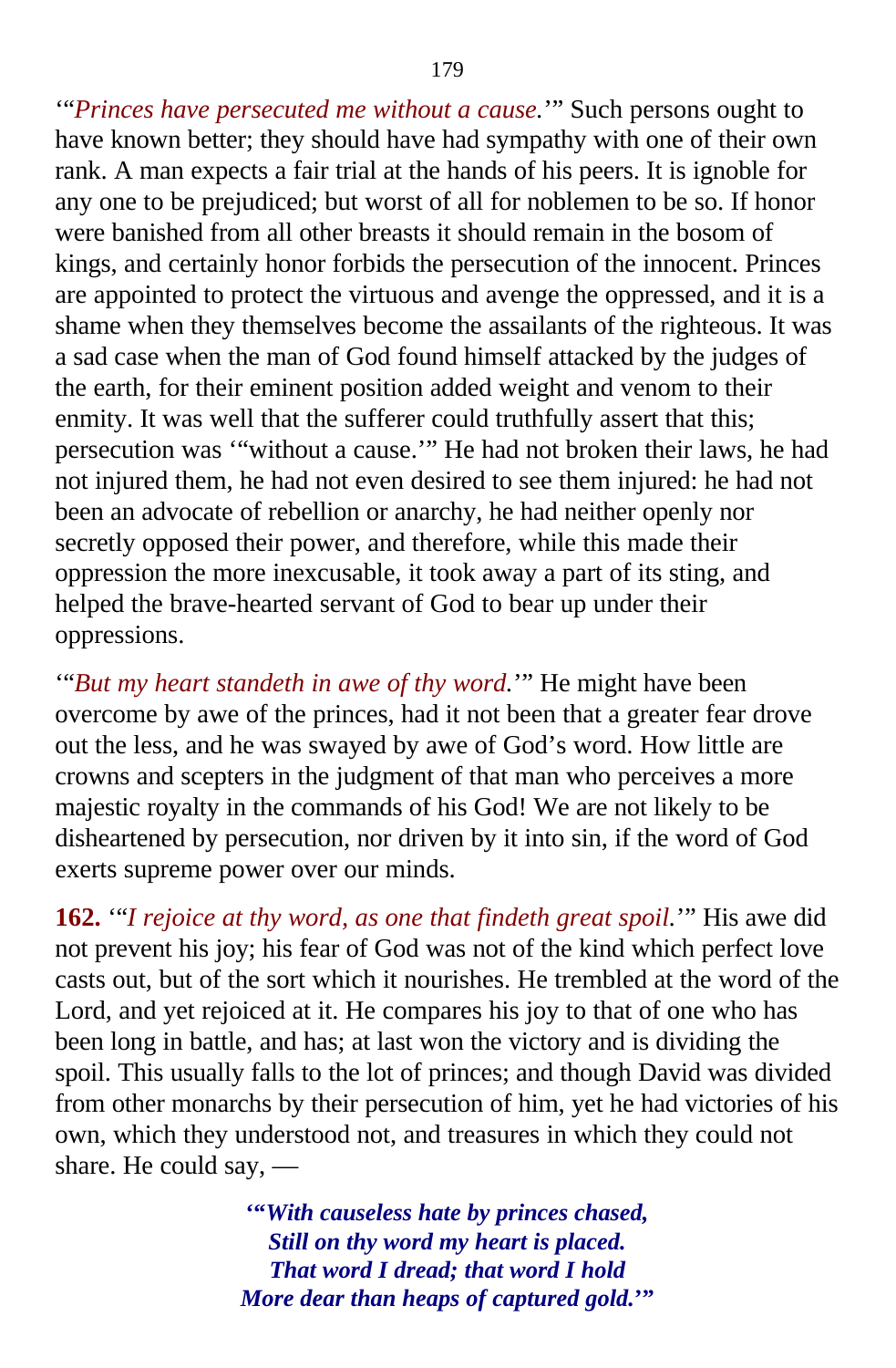'"*Princes have persecuted me without a cause.*'" Such persons ought to have known better; they should have had sympathy with one of their own rank. A man expects a fair trial at the hands of his peers. It is ignoble for any one to be prejudiced; but worst of all for noblemen to be so. If honor were banished from all other breasts it should remain in the bosom of kings, and certainly honor forbids the persecution of the innocent. Princes are appointed to protect the virtuous and avenge the oppressed, and it is a shame when they themselves become the assailants of the righteous. It was a sad case when the man of God found himself attacked by the judges of the earth, for their eminent position added weight and venom to their enmity. It was well that the sufferer could truthfully assert that this; persecution was '"without a cause.'" He had not broken their laws, he had not injured them, he had not even desired to see them injured: he had not been an advocate of rebellion or anarchy, he had neither openly nor secretly opposed their power, and therefore, while this made their oppression the more inexcusable, it took away a part of its sting, and helped the brave-hearted servant of God to bear up under their oppressions.

'"*But my heart standeth in awe of thy word.*'" He might have been overcome by awe of the princes, had it not been that a greater fear drove out the less, and he was swayed by awe of God's word. How little are crowns and scepters in the judgment of that man who perceives a more majestic royalty in the commands of his God! We are not likely to be disheartened by persecution, nor driven by it into sin, if the word of God exerts supreme power over our minds.

**162.** '"*I rejoice at thy word, as one that findeth great spoil.*'" His awe did not prevent his joy; his fear of God was not of the kind which perfect love casts out, but of the sort which it nourishes. He trembled at the word of the Lord, and yet rejoiced at it. He compares his joy to that of one who has been long in battle, and has; at last won the victory and is dividing the spoil. This usually falls to the lot of princes; and though David was divided from other monarchs by their persecution of him, yet he had victories of his own, which they understood not, and treasures in which they could not share. He could say, —

> ***'"With causeless hate by princes chased,***
> ***Still on thy word my heart is placed.***
> ***That word I dread; that word I hold***
> ***More dear than heaps of captured gold.'"***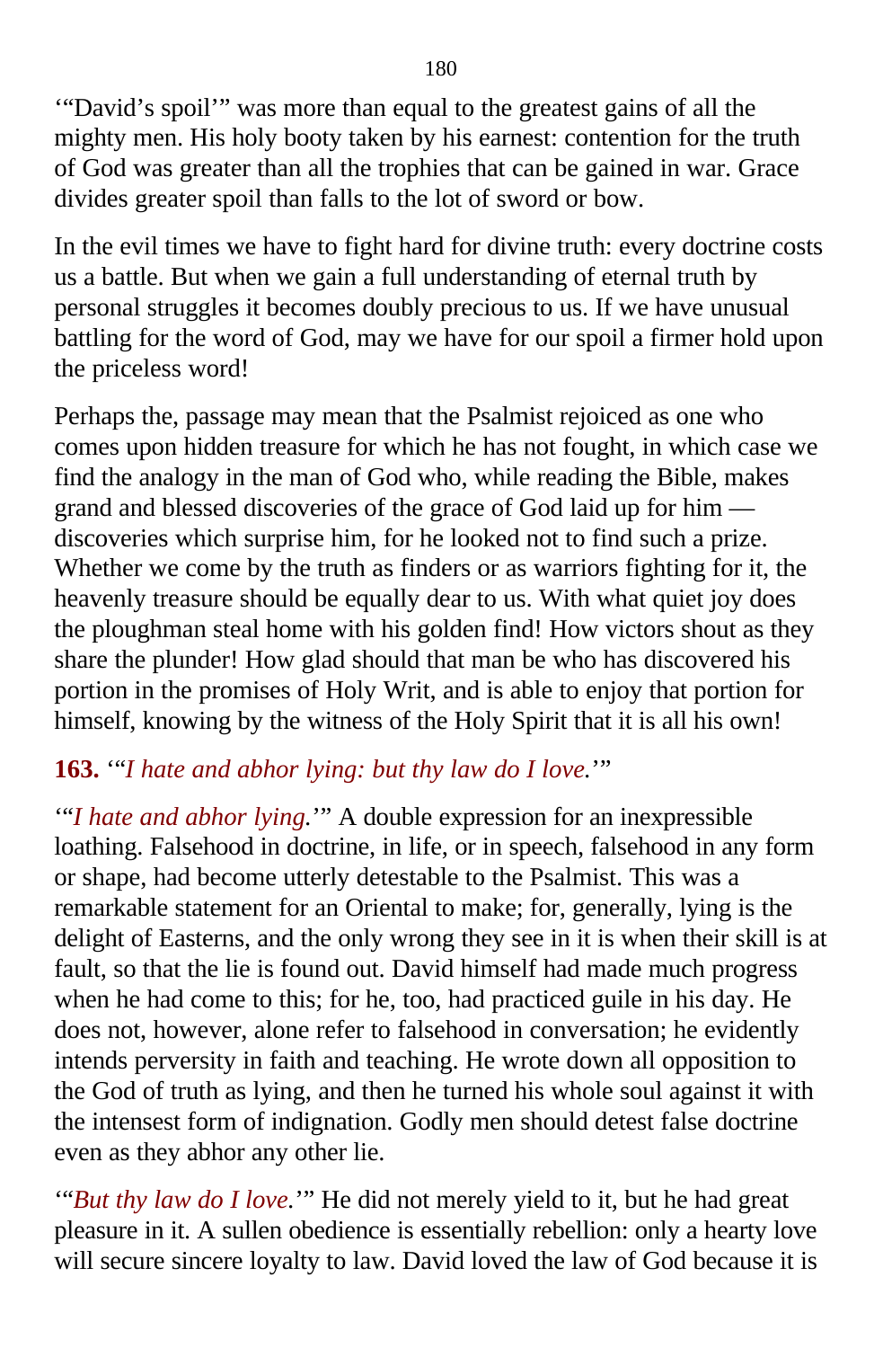'"David's spoil'" was more than equal to the greatest gains of all the mighty men. His holy booty taken by his earnest: contention for the truth of God was greater than all the trophies that can be gained in war. Grace divides greater spoil than falls to the lot of sword or bow.

In the evil times we have to fight hard for divine truth: every doctrine costs us a battle. But when we gain a full understanding of eternal truth by personal struggles it becomes doubly precious to us. If we have unusual battling for the word of God, may we have for our spoil a firmer hold upon the priceless word!

Perhaps the, passage may mean that the Psalmist rejoiced as one who comes upon hidden treasure for which he has not fought, in which case we find the analogy in the man of God who, while reading the Bible, makes grand and blessed discoveries of the grace of God laid up for him — discoveries which surprise him, for he looked not to find such a prize. Whether we come by the truth as finders or as warriors fighting for it, the heavenly treasure should be equally dear to us. With what quiet joy does the ploughman steal home with his golden find! How victors shout as they share the plunder! How glad should that man be who has discovered his portion in the promises of Holy Writ, and is able to enjoy that portion for himself, knowing by the witness of the Holy Spirit that it is all his own!

**163.** '"*I hate and abhor lying: but thy law do I love.*'"

'"*I hate and abhor lying.*'" A double expression for an inexpressible loathing. Falsehood in doctrine, in life, or in speech, falsehood in any form or shape, had become utterly detestable to the Psalmist. This was a remarkable statement for an Oriental to make; for, generally, lying is the delight of Easterns, and the only wrong they see in it is when their skill is at fault, so that the lie is found out. David himself had made much progress when he had come to this; for he, too, had practiced guile in his day. He does not, however, alone refer to falsehood in conversation; he evidently intends perversity in faith and teaching. He wrote down all opposition to the God of truth as lying, and then he turned his whole soul against it with the intensest form of indignation. Godly men should detest false doctrine even as they abhor any other lie.

'"*But thy law do I love.*'" He did not merely yield to it, but he had great pleasure in it. A sullen obedience is essentially rebellion: only a hearty love will secure sincere loyalty to law. David loved the law of God because it is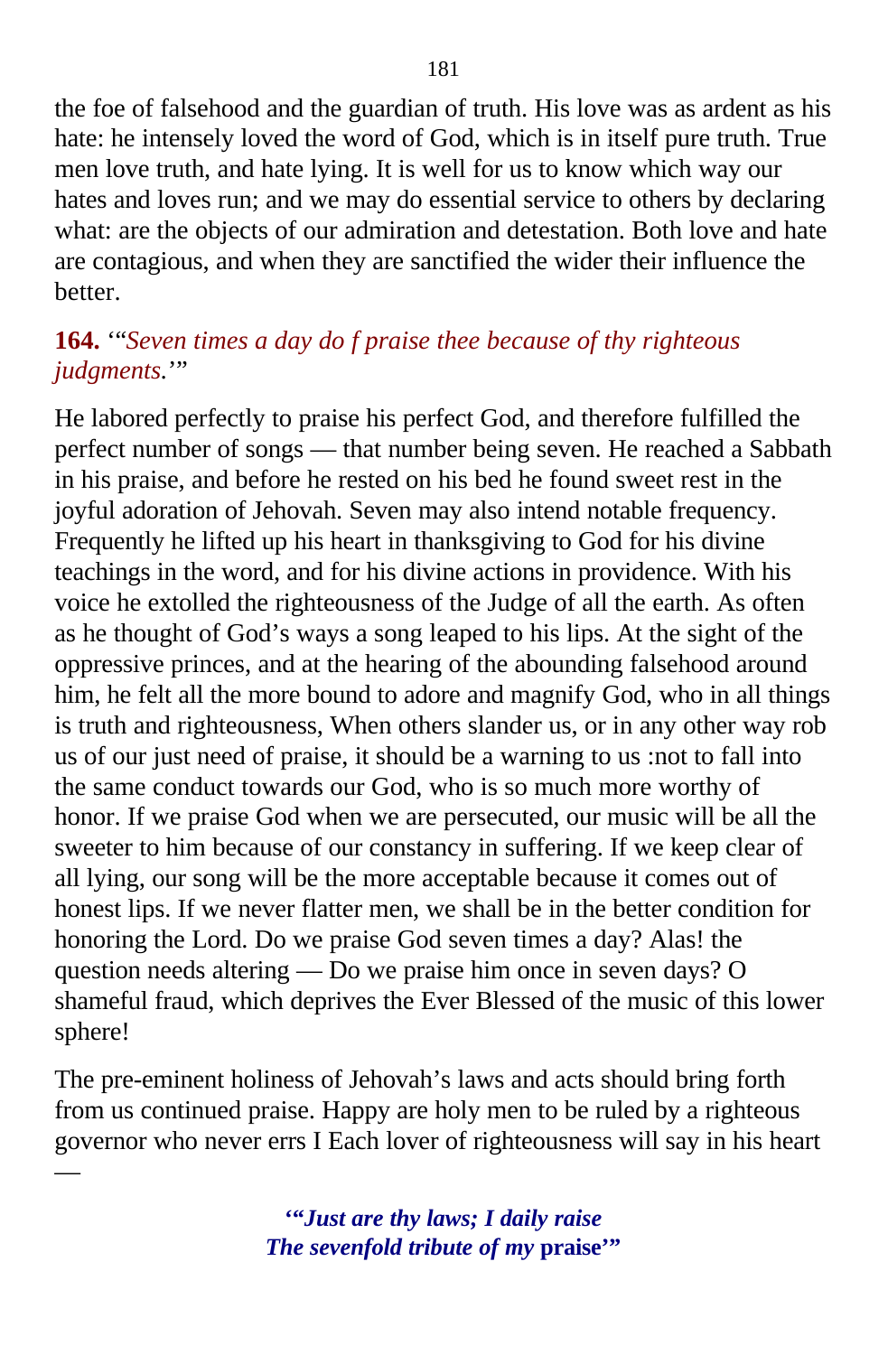the foe of falsehood and the guardian of truth. His love was as ardent as his hate: he intensely loved the word of God, which is in itself pure truth. True men love truth, and hate lying. It is well for us to know which way our hates and loves run; and we may do essential service to others by declaring what: are the objects of our admiration and detestation. Both love and hate are contagious, and when they are sanctified the wider their influence the better.

**164.** '"*Seven times a day do f praise thee because of thy righteous judgments.*'"

He labored perfectly to praise his perfect God, and therefore fulfilled the perfect number of songs — that number being seven. He reached a Sabbath in his praise, and before he rested on his bed he found sweet rest in the joyful adoration of Jehovah. Seven may also intend notable frequency. Frequently he lifted up his heart in thanksgiving to God for his divine teachings in the word, and for his divine actions in providence. With his voice he extolled the righteousness of the Judge of all the earth. As often as he thought of God's ways a song leaped to his lips. At the sight of the oppressive princes, and at the hearing of the abounding falsehood around him, he felt all the more bound to adore and magnify God, who in all things is truth and righteousness, When others slander us, or in any other way rob us of our just need of praise, it should be a warning to us :not to fall into the same conduct towards our God, who is so much more worthy of honor. If we praise God when we are persecuted, our music will be all the sweeter to him because of our constancy in suffering. If we keep clear of all lying, our song will be the more acceptable because it comes out of honest lips. If we never flatter men, we shall be in the better condition for honoring the Lord. Do we praise God seven times a day? Alas! the question needs altering — Do we praise him once in seven days? O shameful fraud, which deprives the Ever Blessed of the music of this lower sphere!

The pre-eminent holiness of Jehovah's laws and acts should bring forth from us continued praise. Happy are holy men to be ruled by a righteous governor who never errs I Each lover of righteousness will say in his heart —

> ***'"Just are thy laws; I daily raise***
> ***The sevenfold tribute of my* praise'"**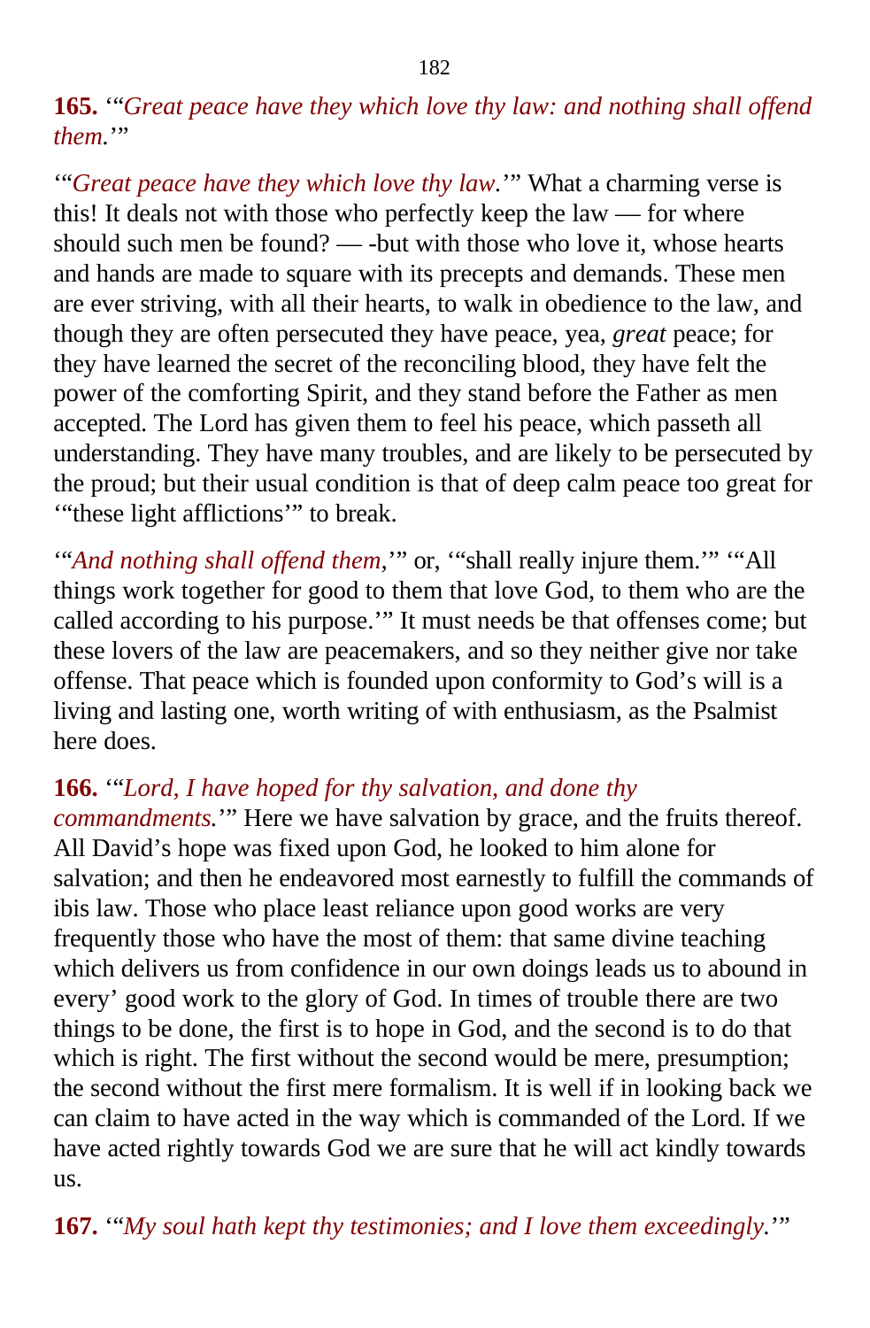**165.** '"*Great peace have they which love thy law: and nothing shall offend them.*'"

'"*Great peace have they which love thy law.*'" What a charming verse is this! It deals not with those who perfectly keep the law — for where should such men be found? — -but with those who love it, whose hearts and hands are made to square with its precepts and demands. These men are ever striving, with all their hearts, to walk in obedience to the law, and though they are often persecuted they have peace, yea, *great* peace; for they have learned the secret of the reconciling blood, they have felt the power of the comforting Spirit, and they stand before the Father as men accepted. The Lord has given them to feel his peace, which passeth all understanding. They have many troubles, and are likely to be persecuted by the proud; but their usual condition is that of deep calm peace too great for '"these light afflictions'" to break.

'"*And nothing shall offend them,*'" or, '"shall really injure them.'" '"All things work together for good to them that love God, to them who are the called according to his purpose.'" It must needs be that offenses come; but these lovers of the law are peacemakers, and so they neither give nor take offense. That peace which is founded upon conformity to God's will is a living and lasting one, worth writing of with enthusiasm, as the Psalmist here does.

**166.** '"*Lord, I have hoped for thy salvation, and done thy commandments.*'" Here we have salvation by grace, and the fruits thereof. All David's hope was fixed upon God, he looked to him alone for salvation; and then he endeavored most earnestly to fulfill the commands of ibis law. Those who place least reliance upon good works are very frequently those who have the most of them: that same divine teaching which delivers us from confidence in our own doings leads us to abound in every' good work to the glory of God. In times of trouble there are two things to be done, the first is to hope in God, and the second is to do that which is right. The first without the second would be mere, presumption; the second without the first mere formalism. It is well if in looking back we can claim to have acted in the way which is commanded of the Lord. If we have acted rightly towards God we are sure that he will act kindly towards us.

**167.** '"*My soul hath kept thy testimonies; and I love them exceedingly.*'"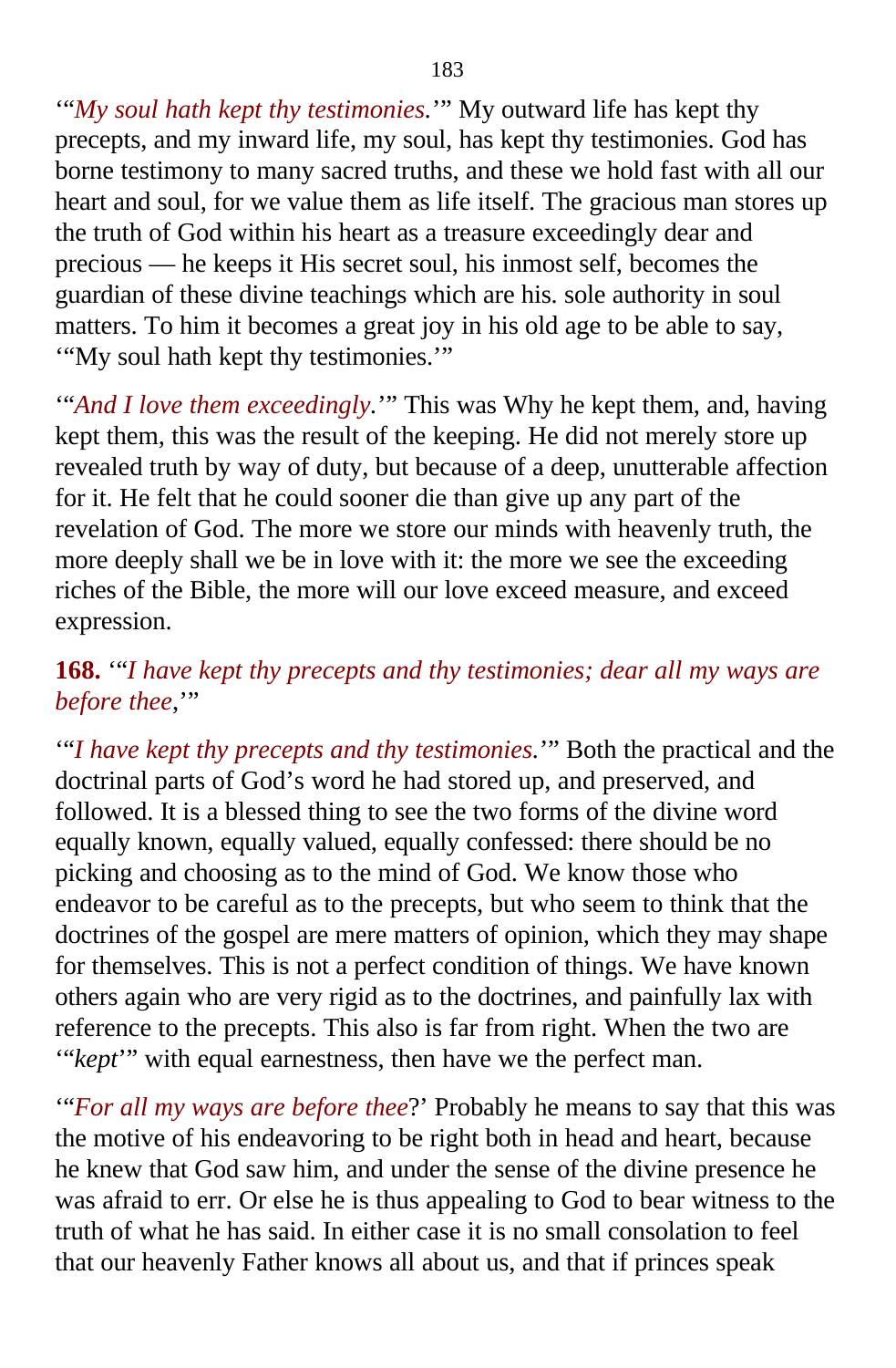'"*My soul hath kept thy testimonies.*'" My outward life has kept thy precepts, and my inward life, my soul, has kept thy testimonies. God has borne testimony to many sacred truths, and these we hold fast with all our heart and soul, for we value them as life itself. The gracious man stores up the truth of God within his heart as a treasure exceedingly dear and precious — he keeps it His secret soul, his inmost self, becomes the guardian of these divine teachings which are his. sole authority in soul matters. To him it becomes a great joy in his old age to be able to say, '"My soul hath kept thy testimonies.'"

'"*And I love them exceedingly.*'" This was Why he kept them, and, having kept them, this was the result of the keeping. He did not merely store up revealed truth by way of duty, but because of a deep, unutterable affection for it. He felt that he could sooner die than give up any part of the revelation of God. The more we store our minds with heavenly truth, the more deeply shall we be in love with it: the more we see the exceeding riches of the Bible, the more will our love exceed measure, and exceed expression.

**168.** '"*I have kept thy precepts and thy testimonies; dear all my ways are before thee,*'"

'"*I have kept thy precepts and thy testimonies.*'" Both the practical and the doctrinal parts of God's word he had stored up, and preserved, and followed. It is a blessed thing to see the two forms of the divine word equally known, equally valued, equally confessed: there should be no picking and choosing as to the mind of God. We know those who endeavor to be careful as to the precepts, but who seem to think that the doctrines of the gospel are mere matters of opinion, which they may shape for themselves. This is not a perfect condition of things. We have known others again who are very rigid as to the doctrines, and painfully lax with reference to the precepts. This also is far from right. When the two are '"*kept*'" with equal earnestness, then have we the perfect man.

'"*For all my ways are before thee*?' Probably he means to say that this was the motive of his endeavoring to be right both in head and heart, because he knew that God saw him, and under the sense of the divine presence he was afraid to err. Or else he is thus appealing to God to bear witness to the truth of what he has said. In either case it is no small consolation to feel that our heavenly Father knows all about us, and that if princes speak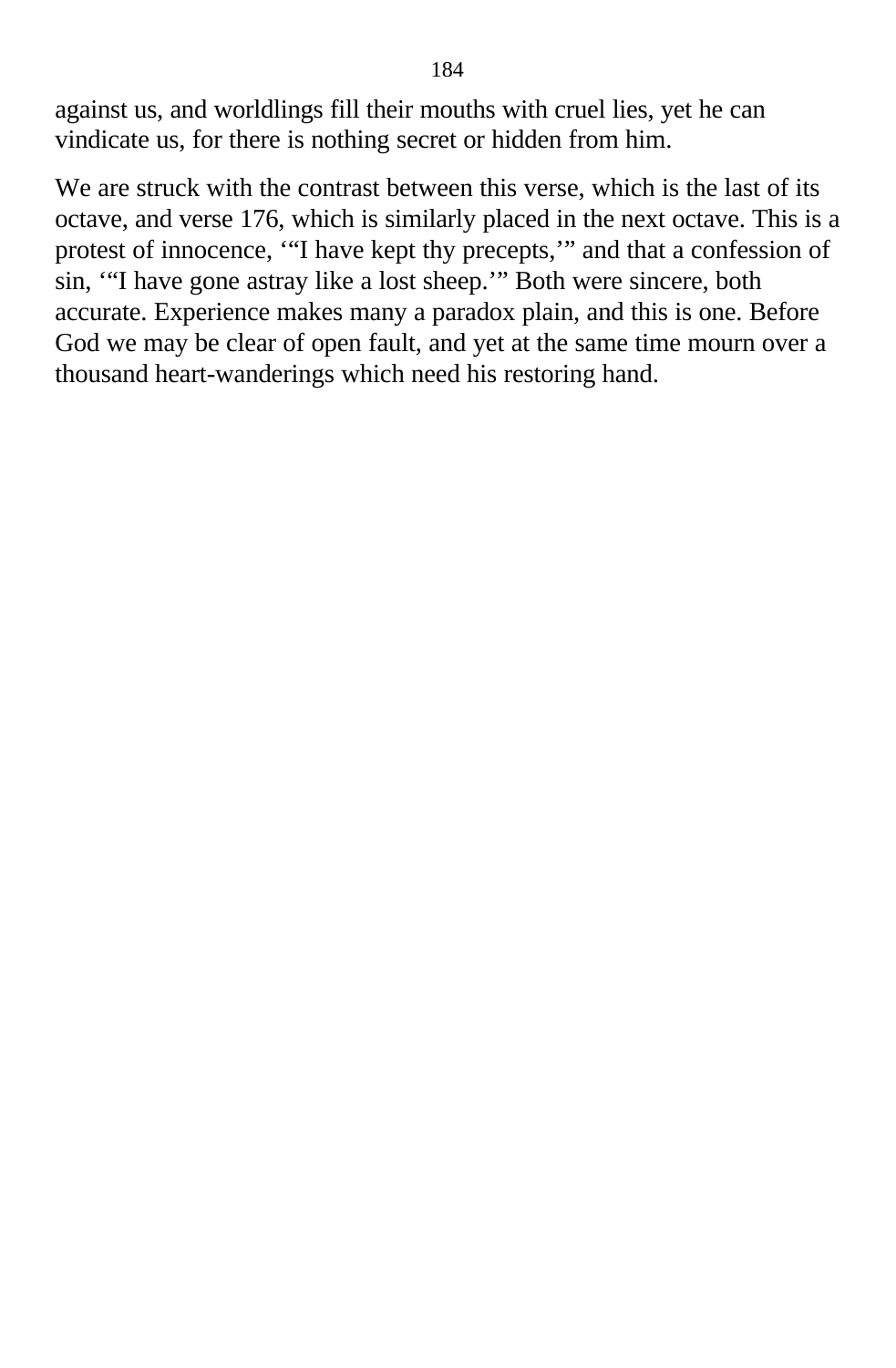against us, and worldlings fill their mouths with cruel lies, yet he can vindicate us, for there is nothing secret or hidden from him.

We are struck with the contrast between this verse, which is the last of its octave, and verse 176, which is similarly placed in the next octave. This is a protest of innocence, '"I have kept thy precepts,'" and that a confession of sin, '"I have gone astray like a lost sheep.'" Both were sincere, both accurate. Experience makes many a paradox plain, and this is one. Before God we may be clear of open fault, and yet at the same time mourn over a thousand heart-wanderings which need his restoring hand.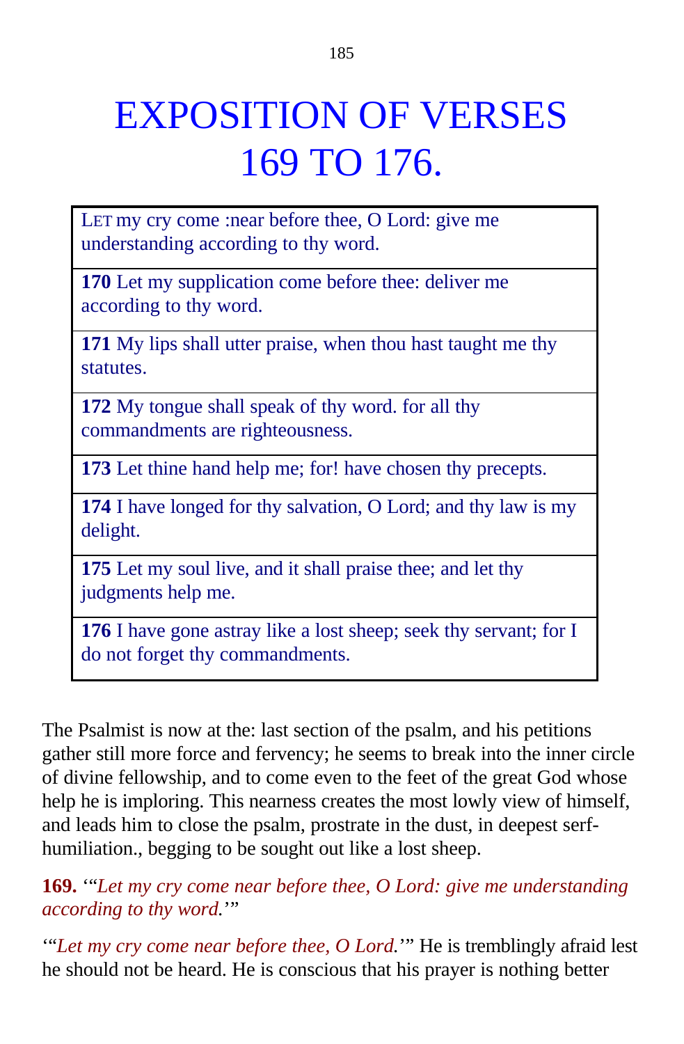# EXPOSITION OF VERSES 169 TO 176.

| |
|---|
| LET my cry come :near before thee, O Lord: give me understanding according to thy word. |
| **170** Let my supplication come before thee: deliver me according to thy word. |
| **171** My lips shall utter praise, when thou hast taught me thy statutes. |
| **172** My tongue shall speak of thy word. for all thy commandments are righteousness. |
| **173** Let thine hand help me; for! have chosen thy precepts. |
| **174** I have longed for thy salvation, O Lord; and thy law is my delight. |
| **175** Let my soul live, and it shall praise thee; and let thy judgments help me. |
| **176** I have gone astray like a lost sheep; seek thy servant; for I do not forget thy commandments. |

The Psalmist is now at the: last section of the psalm, and his petitions gather still more force and fervency; he seems to break into the inner circle of divine fellowship, and to come even to the feet of the great God whose help he is imploring. This nearness creates the most lowly view of himself, and leads him to close the psalm, prostrate in the dust, in deepest serf-humiliation., begging to be sought out like a lost sheep.

**169.** '"*Let my cry come near before thee, O Lord: give me understanding according to thy word.*'"

'"*Let my cry come near before thee, O Lord.*'" He is tremblingly afraid lest he should not be heard. He is conscious that his prayer is nothing better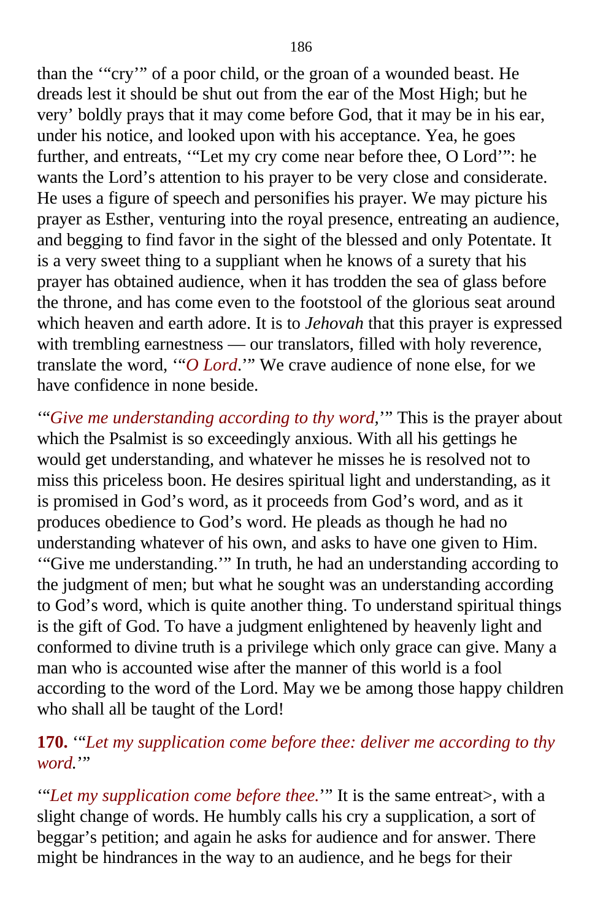than the '"cry'" of a poor child, or the groan of a wounded beast. He dreads lest it should be shut out from the ear of the Most High; but he very' boldly prays that it may come before God, that it may be in his ear, under his notice, and looked upon with his acceptance. Yea, he goes further, and entreats, '"Let my cry come near before thee, O Lord'": he wants the Lord's attention to his prayer to be very close and considerate. He uses a figure of speech and personifies his prayer. We may picture his prayer as Esther, venturing into the royal presence, entreating an audience, and begging to find favor in the sight of the blessed and only Potentate. It is a very sweet thing to a suppliant when he knows of a surety that his prayer has obtained audience, when it has trodden the sea of glass before the throne, and has come even to the footstool of the glorious seat around which heaven and earth adore. It is to *Jehovah* that this prayer is expressed with trembling earnestness — our translators, filled with holy reverence, translate the word, '"*O Lord*.'" We crave audience of none else, for we have confidence in none beside.

'"*Give me understanding according to thy word*,'" This is the prayer about which the Psalmist is so exceedingly anxious. With all his gettings he would get understanding, and whatever he misses he is resolved not to miss this priceless boon. He desires spiritual light and understanding, as it is promised in God's word, as it proceeds from God's word, and as it produces obedience to God's word. He pleads as though he had no understanding whatever of his own, and asks to have one given to Him. '"Give me understanding.'" In truth, he had an understanding according to the judgment of men; but what he sought was an understanding according to God's word, which is quite another thing. To understand spiritual things is the gift of God. To have a judgment enlightened by heavenly light and conformed to divine truth is a privilege which only grace can give. Many a man who is accounted wise after the manner of this world is a fool according to the word of the Lord. May we be among those happy children who shall all be taught of the Lord!

**170.** '"*Let my supplication come before thee: deliver me according to thy word.*'"

'"*Let my supplication come before thee.*'" It is the same entreat>, with a slight change of words. He humbly calls his cry a supplication, a sort of beggar's petition; and again he asks for audience and for answer. There might be hindrances in the way to an audience, and he begs for their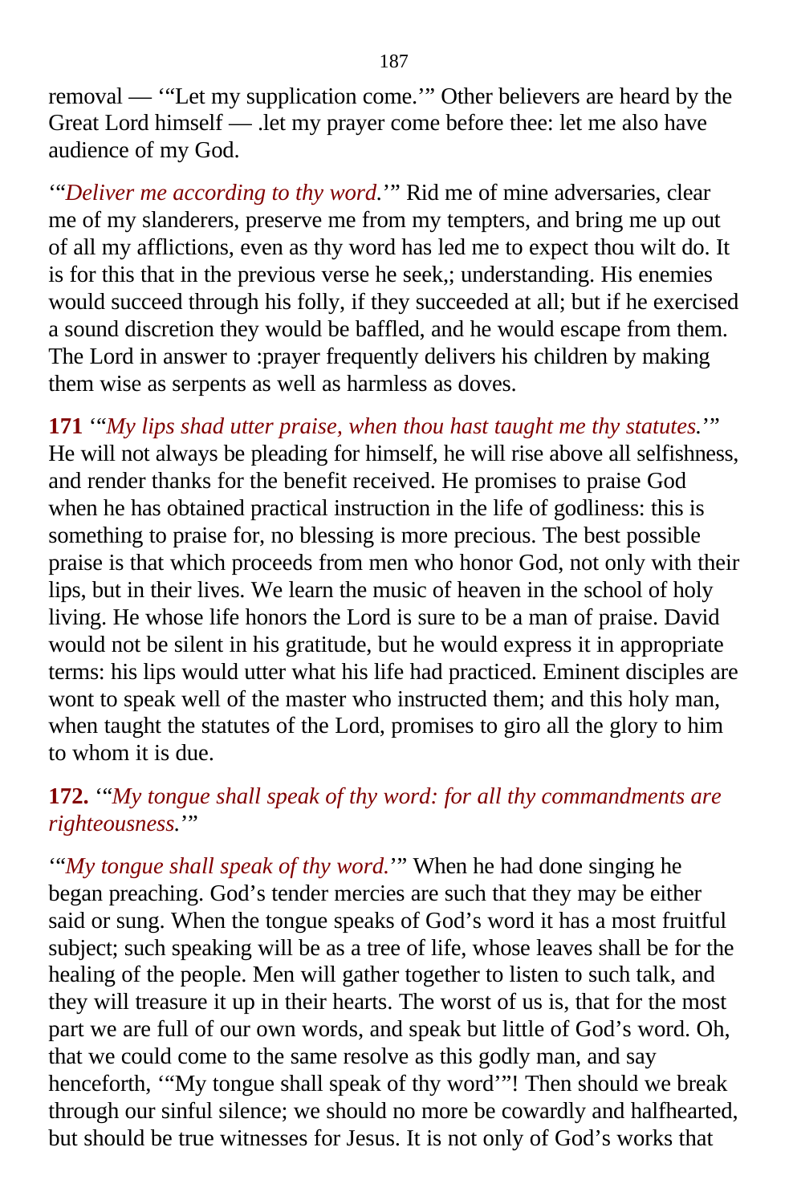removal — '"Let my supplication come.'" Other believers are heard by the Great Lord himself — .let my prayer come before thee: let me also have audience of my God.

'"*Deliver me according to thy word.*'" Rid me of mine adversaries, clear me of my slanderers, preserve me from my tempters, and bring me up out of all my afflictions, even as thy word has led me to expect thou wilt do. It is for this that in the previous verse he seek,; understanding. His enemies would succeed through his folly, if they succeeded at all; but if he exercised a sound discretion they would be baffled, and he would escape from them. The Lord in answer to :prayer frequently delivers his children by making them wise as serpents as well as harmless as doves.

**171** '"*My lips shad utter praise, when thou hast taught me thy statutes.*'" He will not always be pleading for himself, he will rise above all selfishness, and render thanks for the benefit received. He promises to praise God when he has obtained practical instruction in the life of godliness: this is something to praise for, no blessing is more precious. The best possible praise is that which proceeds from men who honor God, not only with their lips, but in their lives. We learn the music of heaven in the school of holy living. He whose life honors the Lord is sure to be a man of praise. David would not be silent in his gratitude, but he would express it in appropriate terms: his lips would utter what his life had practiced. Eminent disciples are wont to speak well of the master who instructed them; and this holy man, when taught the statutes of the Lord, promises to giro all the glory to him to whom it is due.

### **172.** '"*My tongue shall speak of thy word: for all thy commandments are righteousness.*'"

'"*My tongue shall speak of thy word.*'" When he had done singing he began preaching. God's tender mercies are such that they may be either said or sung. When the tongue speaks of God's word it has a most fruitful subject; such speaking will be as a tree of life, whose leaves shall be for the healing of the people. Men will gather together to listen to such talk, and they will treasure it up in their hearts. The worst of us is, that for the most part we are full of our own words, and speak but little of God's word. Oh, that we could come to the same resolve as this godly man, and say henceforth, '"My tongue shall speak of thy word'"! Then should we break through our sinful silence; we should no more be cowardly and halfhearted, but should be true witnesses for Jesus. It is not only of God's works that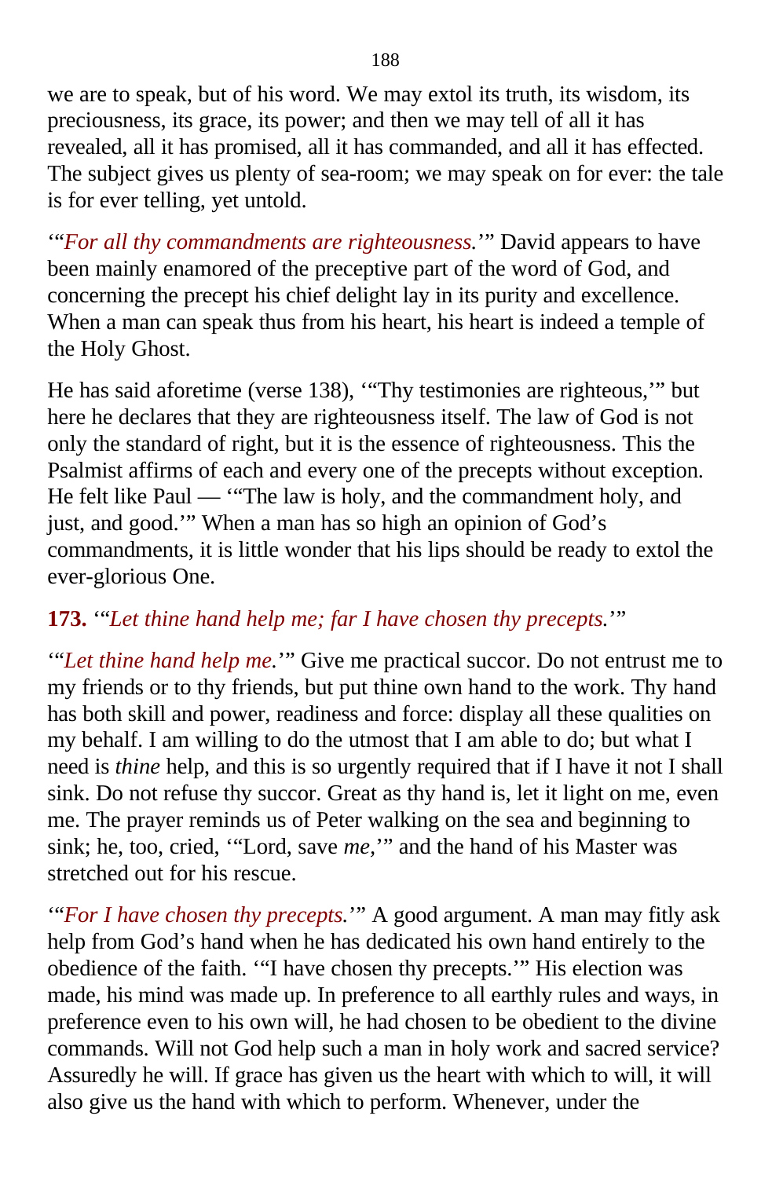we are to speak, but of his word. We may extol its truth, its wisdom, its preciousness, its grace, its power; and then we may tell of all it has revealed, all it has promised, all it has commanded, and all it has effected. The subject gives us plenty of sea-room; we may speak on for ever: the tale is for ever telling, yet untold.

'"*For all thy commandments are righteousness.*'" David appears to have been mainly enamored of the preceptive part of the word of God, and concerning the precept his chief delight lay in its purity and excellence. When a man can speak thus from his heart, his heart is indeed a temple of the Holy Ghost.

He has said aforetime (verse 138), '"Thy testimonies are righteous,'" but here he declares that they are righteousness itself. The law of God is not only the standard of right, but it is the essence of righteousness. This the Psalmist affirms of each and every one of the precepts without exception. He felt like Paul — '"The law is holy, and the commandment holy, and just, and good.'" When a man has so high an opinion of God's commandments, it is little wonder that his lips should be ready to extol the ever-glorious One.

**173.** '"*Let thine hand help me; far I have chosen thy precepts.*'"

'"*Let thine hand help me.*'" Give me practical succor. Do not entrust me to my friends or to thy friends, but put thine own hand to the work. Thy hand has both skill and power, readiness and force: display all these qualities on my behalf. I am willing to do the utmost that I am able to do; but what I need is *thine* help, and this is so urgently required that if I have it not I shall sink. Do not refuse thy succor. Great as thy hand is, let it light on me, even me. The prayer reminds us of Peter walking on the sea and beginning to sink; he, too, cried, '"Lord, save *me,*'" and the hand of his Master was stretched out for his rescue.

'"*For I have chosen thy precepts.*'" A good argument. A man may fitly ask help from God's hand when he has dedicated his own hand entirely to the obedience of the faith. '"I have chosen thy precepts.'" His election was made, his mind was made up. In preference to all earthly rules and ways, in preference even to his own will, he had chosen to be obedient to the divine commands. Will not God help such a man in holy work and sacred service? Assuredly he will. If grace has given us the heart with which to will, it will also give us the hand with which to perform. Whenever, under the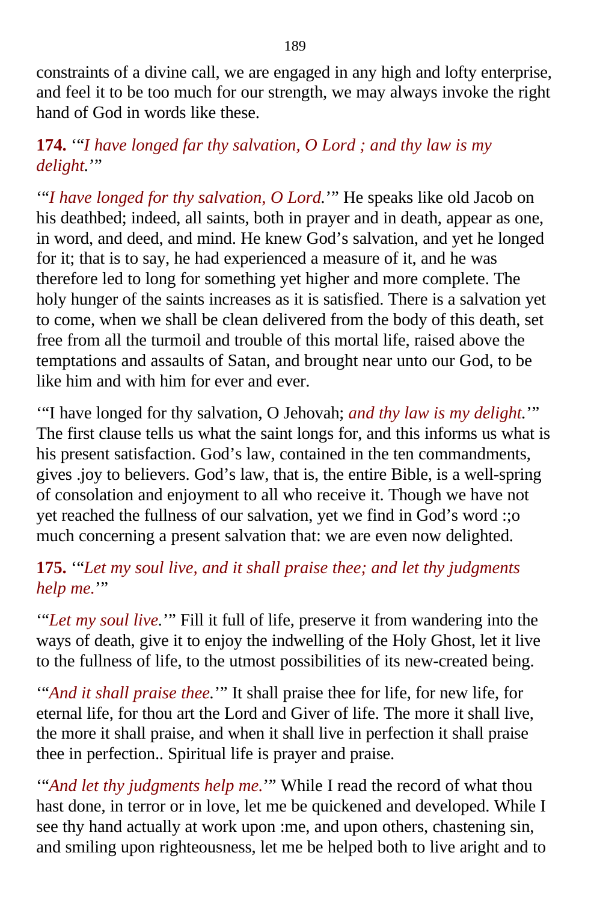constraints of a divine call, we are engaged in any high and lofty enterprise, and feel it to be too much for our strength, we may always invoke the right hand of God in words like these.

**174.** '"*I have longed far thy salvation, O Lord ; and thy law is my delight.*'"

'"*I have longed for thy salvation, O Lord.*'" He speaks like old Jacob on his deathbed; indeed, all saints, both in prayer and in death, appear as one, in word, and deed, and mind. He knew God's salvation, and yet he longed for it; that is to say, he had experienced a measure of it, and he was therefore led to long for something yet higher and more complete. The holy hunger of the saints increases as it is satisfied. There is a salvation yet to come, when we shall be clean delivered from the body of this death, set free from all the turmoil and trouble of this mortal life, raised above the temptations and assaults of Satan, and brought near unto our God, to be like him and with him for ever and ever.

'"I have longed for thy salvation, O Jehovah; *and thy law is my delight.*'" The first clause tells us what the saint longs for, and this informs us what is his present satisfaction. God's law, contained in the ten commandments, gives .joy to believers. God's law, that is, the entire Bible, is a well-spring of consolation and enjoyment to all who receive it. Though we have not yet reached the fullness of our salvation, yet we find in God's word :;o much concerning a present salvation that: we are even now delighted.

**175.** '"*Let my soul live, and it shall praise thee; and let thy judgments help me.*'"

'"*Let my soul live.*'" Fill it full of life, preserve it from wandering into the ways of death, give it to enjoy the indwelling of the Holy Ghost, let it live to the fullness of life, to the utmost possibilities of its new-created being.

'"*And it shall praise thee.*'" It shall praise thee for life, for new life, for eternal life, for thou art the Lord and Giver of life. The more it shall live, the more it shall praise, and when it shall live in perfection it shall praise thee in perfection.. Spiritual life is prayer and praise.

'"*And let thy judgments help me.*'" While I read the record of what thou hast done, in terror or in love, let me be quickened and developed. While I see thy hand actually at work upon :me, and upon others, chastening sin, and smiling upon righteousness, let me be helped both to live aright and to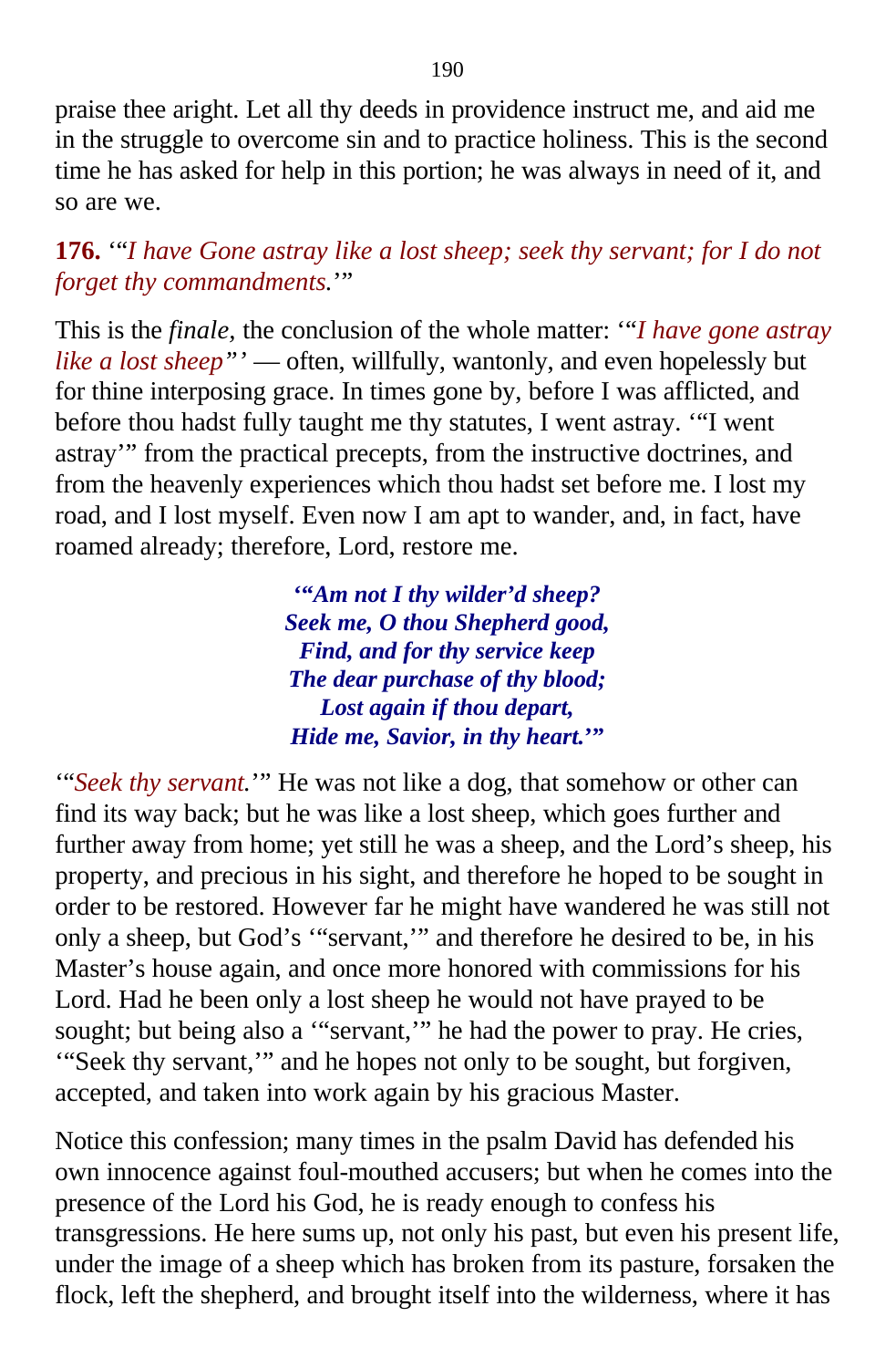praise thee aright. Let all thy deeds in providence instruct me, and aid me in the struggle to overcome sin and to practice holiness. This is the second time he has asked for help in this portion; he was always in need of it, and so are we.

**176.** '"*I have Gone astray like a lost sheep; seek thy servant; for I do not forget thy commandments.*'"

This is the *finale,* the conclusion of the whole matter: '"*I have gone astray like a lost sheep*"' — often, willfully, wantonly, and even hopelessly but for thine interposing grace. In times gone by, before I was afflicted, and before thou hadst fully taught me thy statutes, I went astray. '"I went astray'" from the practical precepts, from the instructive doctrines, and from the heavenly experiences which thou hadst set before me. I lost my road, and I lost myself. Even now I am apt to wander, and, in fact, have roamed already; therefore, Lord, restore me.

> ***'"Am not I thy wilder'd sheep?***
> ***Seek me, O thou Shepherd good,***
> ***Find, and for thy service keep***
> ***The dear purchase of thy blood;***
> ***Lost again if thou depart,***
> ***Hide me, Savior, in thy heart.'"***

'"*Seek thy servant.*'" He was not like a dog, that somehow or other can find its way back; but he was like a lost sheep, which goes further and further away from home; yet still he was a sheep, and the Lord's sheep, his property, and precious in his sight, and therefore he hoped to be sought in order to be restored. However far he might have wandered he was still not only a sheep, but God's '"servant,'" and therefore he desired to be, in his Master's house again, and once more honored with commissions for his Lord. Had he been only a lost sheep he would not have prayed to be sought; but being also a '"servant,'" he had the power to pray. He cries, '"Seek thy servant,'" and he hopes not only to be sought, but forgiven, accepted, and taken into work again by his gracious Master.

Notice this confession; many times in the psalm David has defended his own innocence against foul-mouthed accusers; but when he comes into the presence of the Lord his God, he is ready enough to confess his transgressions. He here sums up, not only his past, but even his present life, under the image of a sheep which has broken from its pasture, forsaken the flock, left the shepherd, and brought itself into the wilderness, where it has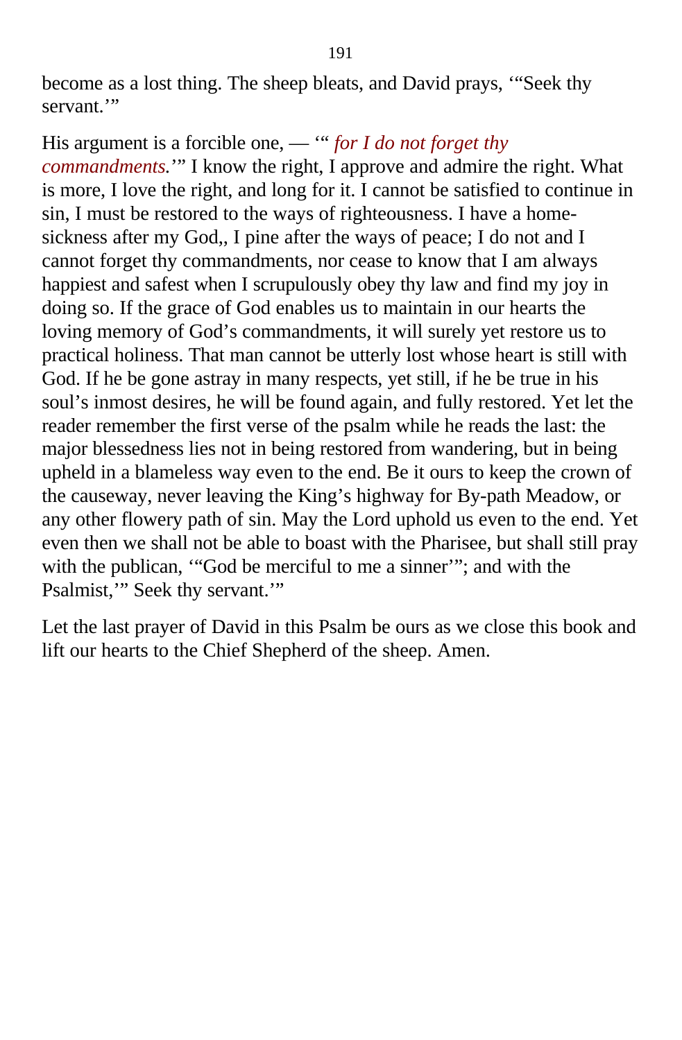become as a lost thing. The sheep bleats, and David prays, '"Seek thy servant.'"

His argument is a forcible one, — '" *for I do not forget thy commandments.*'" I know the right, I approve and admire the right. What is more, I love the right, and long for it. I cannot be satisfied to continue in sin, I must be restored to the ways of righteousness. I have a home-sickness after my God,, I pine after the ways of peace; I do not and I cannot forget thy commandments, nor cease to know that I am always happiest and safest when I scrupulously obey thy law and find my joy in doing so. If the grace of God enables us to maintain in our hearts the loving memory of God's commandments, it will surely yet restore us to practical holiness. That man cannot be utterly lost whose heart is still with God. If he be gone astray in many respects, yet still, if he be true in his soul's inmost desires, he will be found again, and fully restored. Yet let the reader remember the first verse of the psalm while he reads the last: the major blessedness lies not in being restored from wandering, but in being upheld in a blameless way even to the end. Be it ours to keep the crown of the causeway, never leaving the King's highway for By-path Meadow, or any other flowery path of sin. May the Lord uphold us even to the end. Yet even then we shall not be able to boast with the Pharisee, but shall still pray with the publican, '"God be merciful to me a sinner'"; and with the Psalmist,'" Seek thy servant.'"

Let the last prayer of David in this Psalm be ours as we close this book and lift our hearts to the Chief Shepherd of the sheep. Amen.